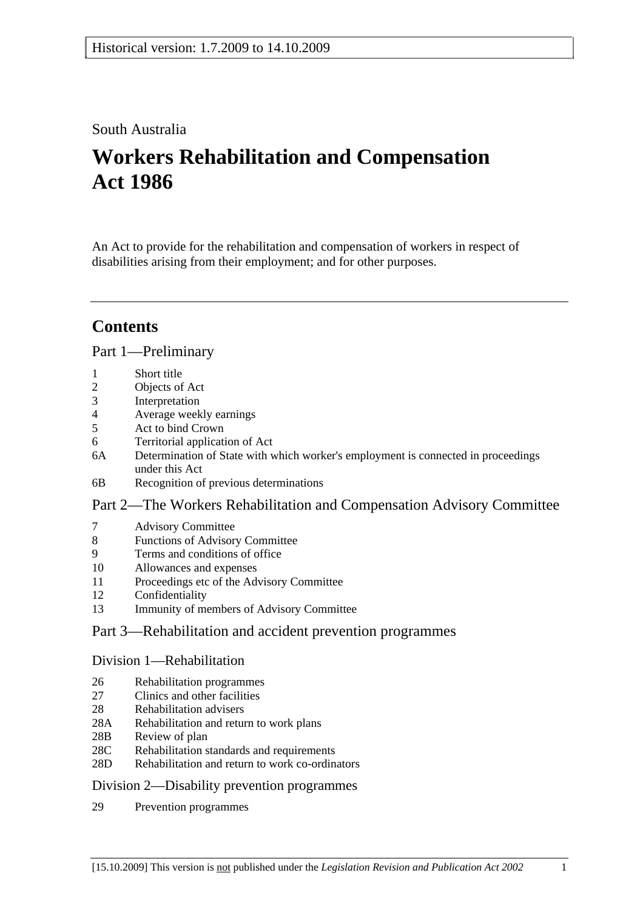Historical version: 1.7.2009 to 14.10.2009

South Australia

# Workers Rehabilitation and Compensation Act 1986

An Act to provide for the rehabilitation and compensation of workers in respect of disabilities arising from their employment; and for other purposes.

---

## Contents

### Part 1—Preliminary

1 Short title
2 Objects of Act
3 Interpretation
4 Average weekly earnings
5 Act to bind Crown
6 Territorial application of Act
6A Determination of State with which worker's employment is connected in proceedings under this Act
6B Recognition of previous determinations

### Part 2—The Workers Rehabilitation and Compensation Advisory Committee

7 Advisory Committee
8 Functions of Advisory Committee
9 Terms and conditions of office
10 Allowances and expenses
11 Proceedings etc of the Advisory Committee
12 Confidentiality
13 Immunity of members of Advisory Committee

### Part 3—Rehabilitation and accident prevention programmes

#### Division 1—Rehabilitation

26 Rehabilitation programmes
27 Clinics and other facilities
28 Rehabilitation advisers
28A Rehabilitation and return to work plans
28B Review of plan
28C Rehabilitation standards and requirements
28D Rehabilitation and return to work co-ordinators

#### Division 2—Disability prevention programmes

29 Prevention programmes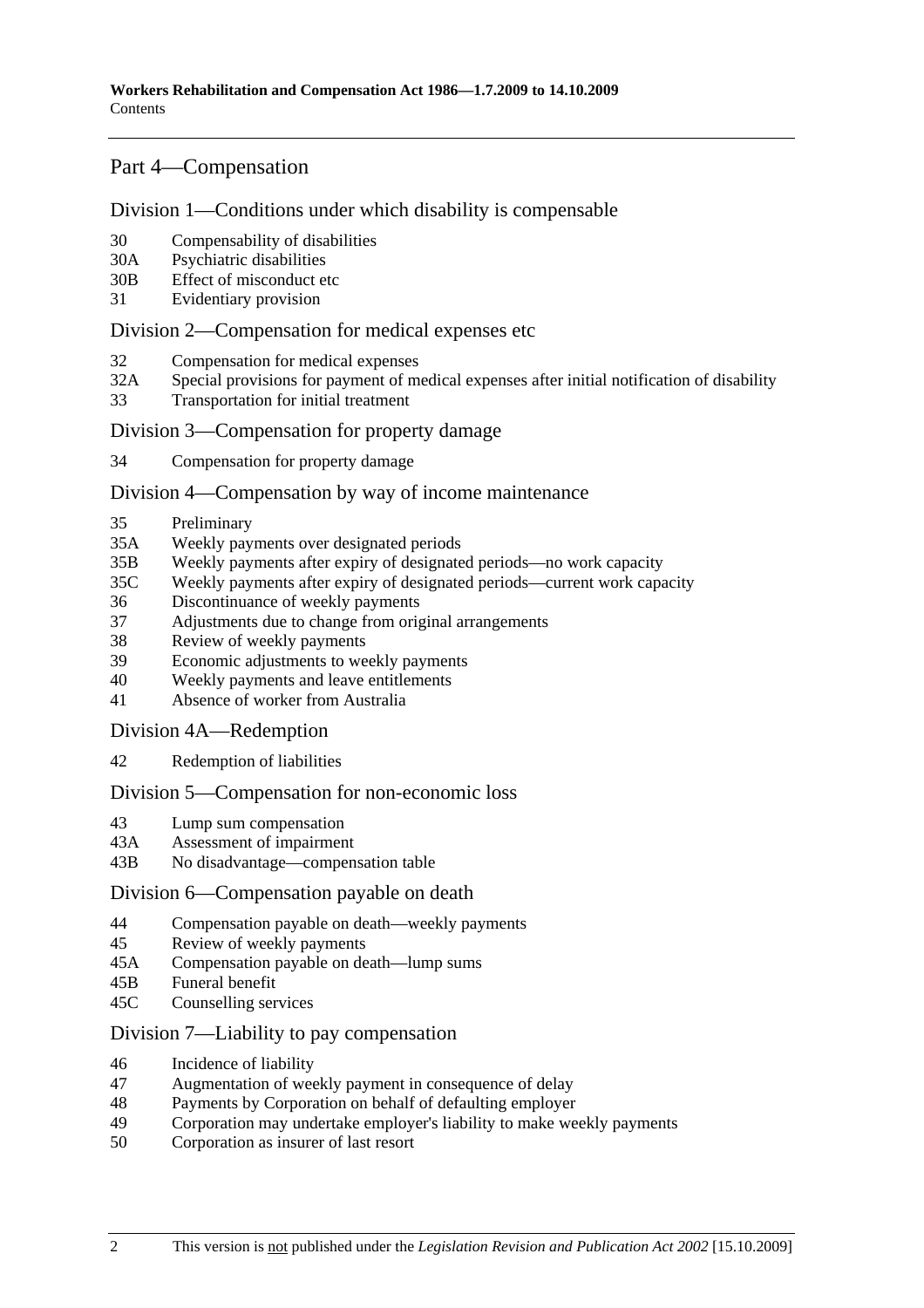## Part 4—Compensation

### Division 1—Conditions under which disability is compensable

30 Compensability of disabilities
30A Psychiatric disabilities
30B Effect of misconduct etc
31 Evidentiary provision

### Division 2—Compensation for medical expenses etc

32 Compensation for medical expenses
32A Special provisions for payment of medical expenses after initial notification of disability
33 Transportation for initial treatment

### Division 3—Compensation for property damage

34 Compensation for property damage

### Division 4—Compensation by way of income maintenance

35 Preliminary
35A Weekly payments over designated periods
35B Weekly payments after expiry of designated periods—no work capacity
35C Weekly payments after expiry of designated periods—current work capacity
36 Discontinuance of weekly payments
37 Adjustments due to change from original arrangements
38 Review of weekly payments
39 Economic adjustments to weekly payments
40 Weekly payments and leave entitlements
41 Absence of worker from Australia

### Division 4A—Redemption

42 Redemption of liabilities

### Division 5—Compensation for non-economic loss

43 Lump sum compensation
43A Assessment of impairment
43B No disadvantage—compensation table

### Division 6—Compensation payable on death

44 Compensation payable on death—weekly payments
45 Review of weekly payments
45A Compensation payable on death—lump sums
45B Funeral benefit
45C Counselling services

### Division 7—Liability to pay compensation

46 Incidence of liability
47 Augmentation of weekly payment in consequence of delay
48 Payments by Corporation on behalf of defaulting employer
49 Corporation may undertake employer's liability to make weekly payments
50 Corporation as insurer of last resort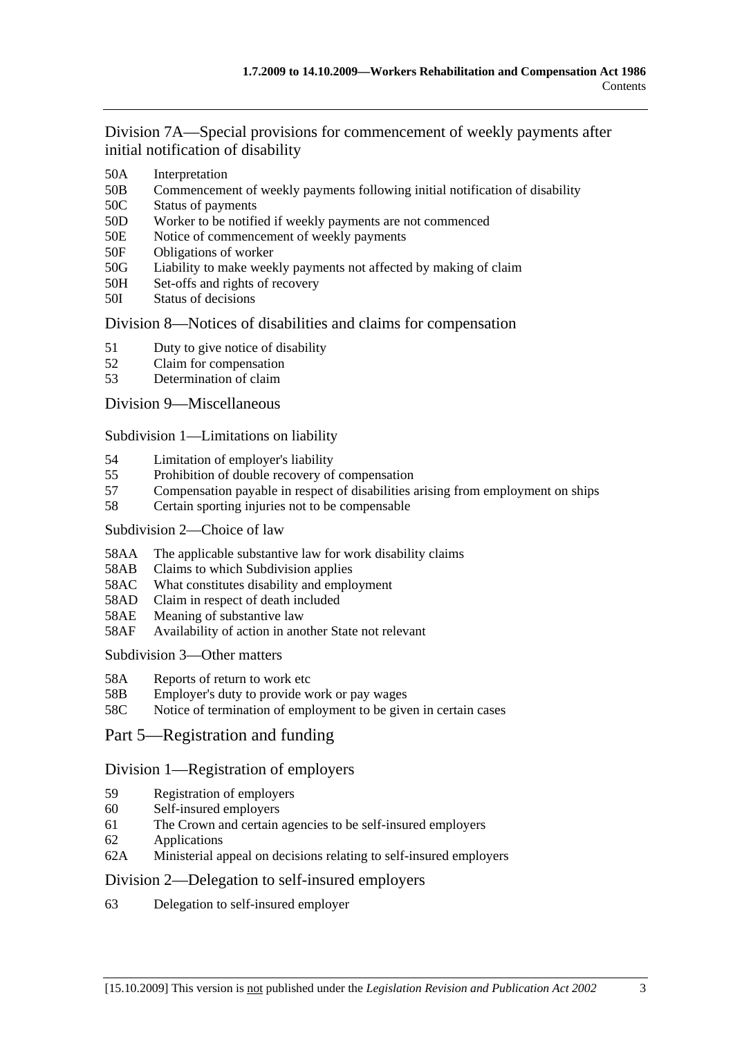## Division 7A—Special provisions for commencement of weekly payments after initial notification of disability

- 50A Interpretation
- 50B Commencement of weekly payments following initial notification of disability
- 50C Status of payments
- 50D Worker to be notified if weekly payments are not commenced
- 50E Notice of commencement of weekly payments
- 50F Obligations of worker
- 50G Liability to make weekly payments not affected by making of claim
- 50H Set-offs and rights of recovery
- 50I Status of decisions

## Division 8—Notices of disabilities and claims for compensation

- 51 Duty to give notice of disability
- 52 Claim for compensation
- 53 Determination of claim

## Division 9—Miscellaneous

### Subdivision 1—Limitations on liability

- 54 Limitation of employer's liability
- 55 Prohibition of double recovery of compensation
- 57 Compensation payable in respect of disabilities arising from employment on ships
- 58 Certain sporting injuries not to be compensable

### Subdivision 2—Choice of law

- 58AA The applicable substantive law for work disability claims
- 58AB Claims to which Subdivision applies
- 58AC What constitutes disability and employment
- 58AD Claim in respect of death included
- 58AE Meaning of substantive law
- 58AF Availability of action in another State not relevant

### Subdivision 3—Other matters

- 58A Reports of return to work etc
- 58B Employer's duty to provide work or pay wages
- 58C Notice of termination of employment to be given in certain cases

# Part 5—Registration and funding

## Division 1—Registration of employers

- 59 Registration of employers
- 60 Self-insured employers
- 61 The Crown and certain agencies to be self-insured employers
- 62 Applications
- 62A Ministerial appeal on decisions relating to self-insured employers

## Division 2—Delegation to self-insured employers

- 63 Delegation to self-insured employer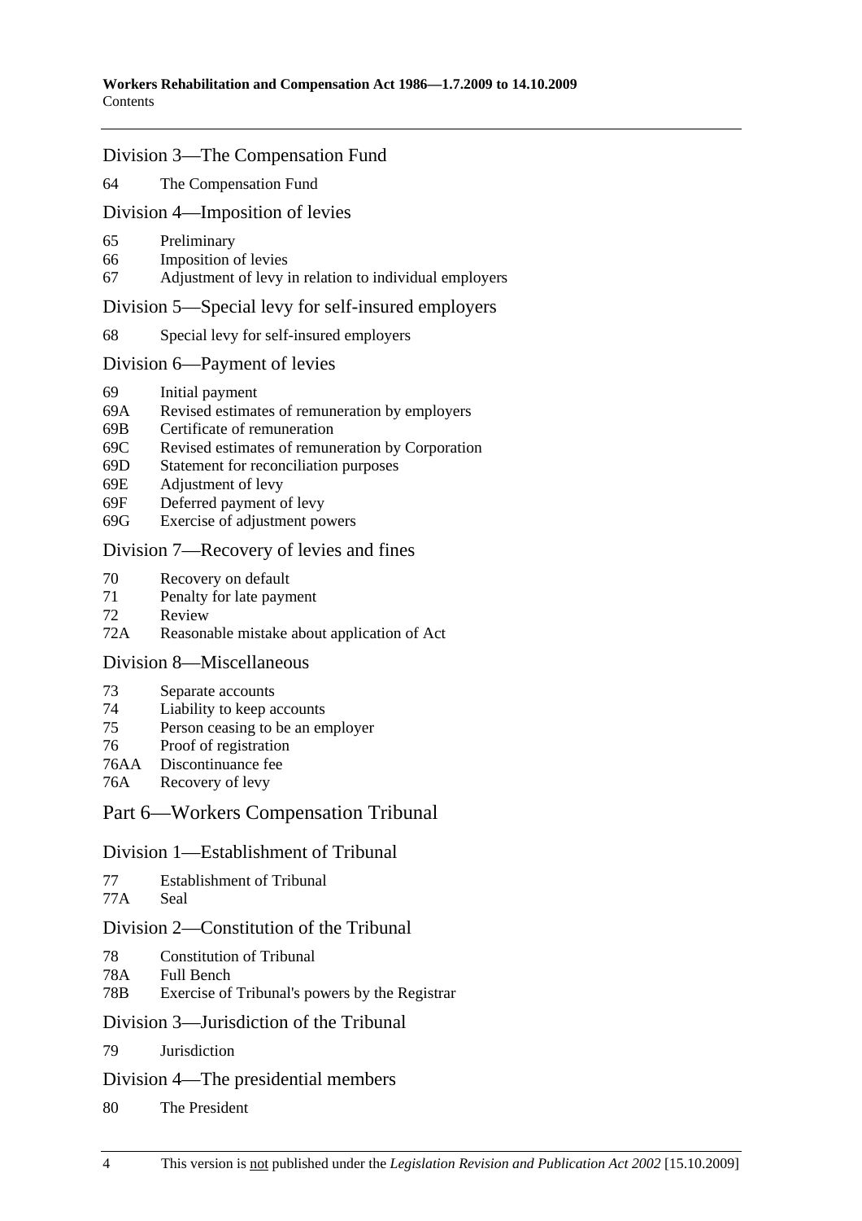## Division 3—The Compensation Fund

64 The Compensation Fund

## Division 4—Imposition of levies

65 Preliminary
66 Imposition of levies
67 Adjustment of levy in relation to individual employers

## Division 5—Special levy for self-insured employers

68 Special levy for self-insured employers

## Division 6—Payment of levies

69 Initial payment
69A Revised estimates of remuneration by employers
69B Certificate of remuneration
69C Revised estimates of remuneration by Corporation
69D Statement for reconciliation purposes
69E Adjustment of levy
69F Deferred payment of levy
69G Exercise of adjustment powers

## Division 7—Recovery of levies and fines

70 Recovery on default
71 Penalty for late payment
72 Review
72A Reasonable mistake about application of Act

## Division 8—Miscellaneous

73 Separate accounts
74 Liability to keep accounts
75 Person ceasing to be an employer
76 Proof of registration
76AA Discontinuance fee
76A Recovery of levy

# Part 6—Workers Compensation Tribunal

## Division 1—Establishment of Tribunal

77 Establishment of Tribunal
77A Seal

## Division 2—Constitution of the Tribunal

78 Constitution of Tribunal
78A Full Bench
78B Exercise of Tribunal's powers by the Registrar

## Division 3—Jurisdiction of the Tribunal

79 Jurisdiction

## Division 4—The presidential members

80 The President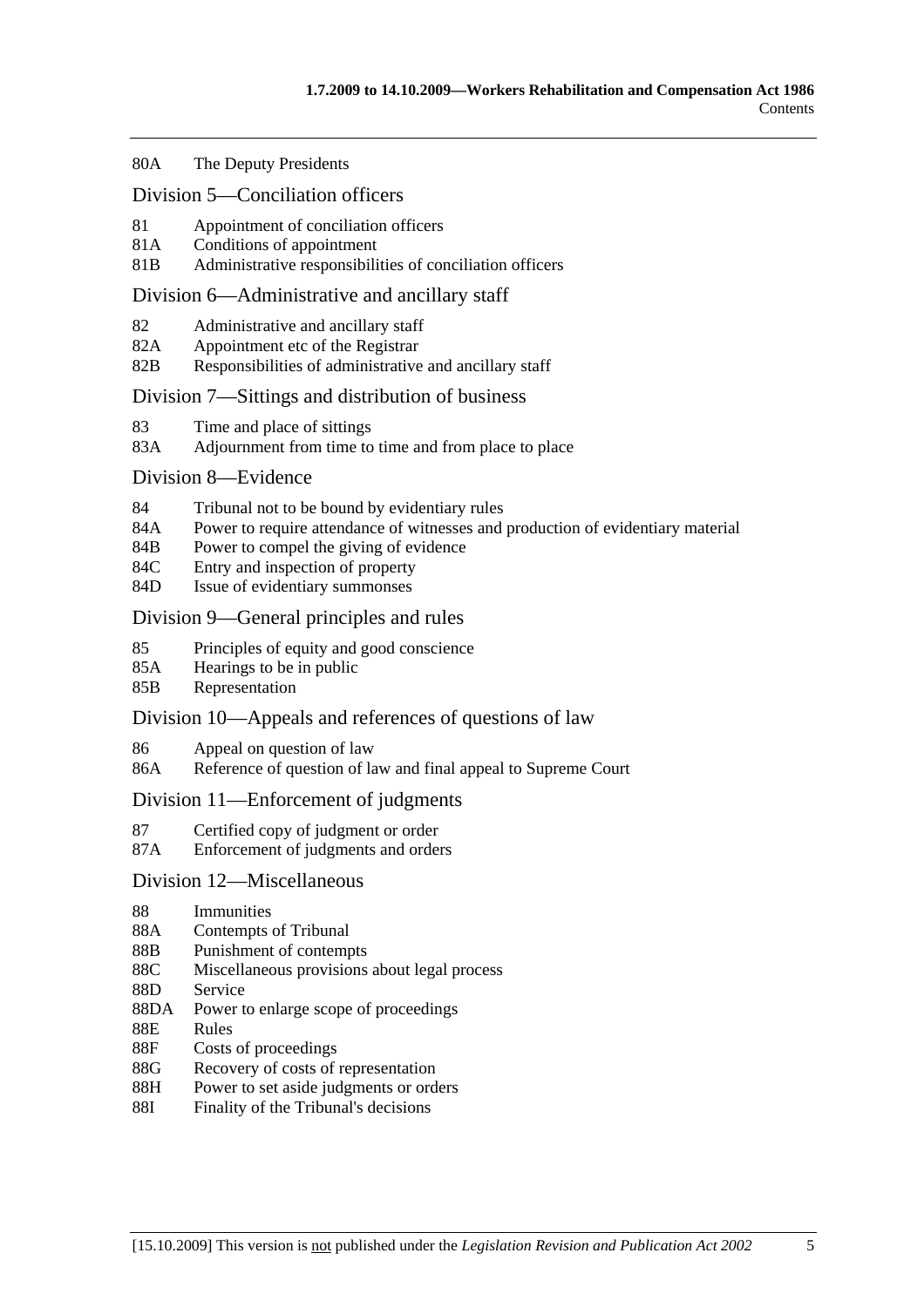80A The Deputy Presidents

## Division 5—Conciliation officers

81 Appointment of conciliation officers
81A Conditions of appointment
81B Administrative responsibilities of conciliation officers

## Division 6—Administrative and ancillary staff

82 Administrative and ancillary staff
82A Appointment etc of the Registrar
82B Responsibilities of administrative and ancillary staff

## Division 7—Sittings and distribution of business

83 Time and place of sittings
83A Adjournment from time to time and from place to place

## Division 8—Evidence

84 Tribunal not to be bound by evidentiary rules
84A Power to require attendance of witnesses and production of evidentiary material
84B Power to compel the giving of evidence
84C Entry and inspection of property
84D Issue of evidentiary summonses

## Division 9—General principles and rules

85 Principles of equity and good conscience
85A Hearings to be in public
85B Representation

## Division 10—Appeals and references of questions of law

86 Appeal on question of law
86A Reference of question of law and final appeal to Supreme Court

## Division 11—Enforcement of judgments

87 Certified copy of judgment or order
87A Enforcement of judgments and orders

## Division 12—Miscellaneous

88 Immunities
88A Contempts of Tribunal
88B Punishment of contempts
88C Miscellaneous provisions about legal process
88D Service
88DA Power to enlarge scope of proceedings
88E Rules
88F Costs of proceedings
88G Recovery of costs of representation
88H Power to set aside judgments or orders
88I Finality of the Tribunal's decisions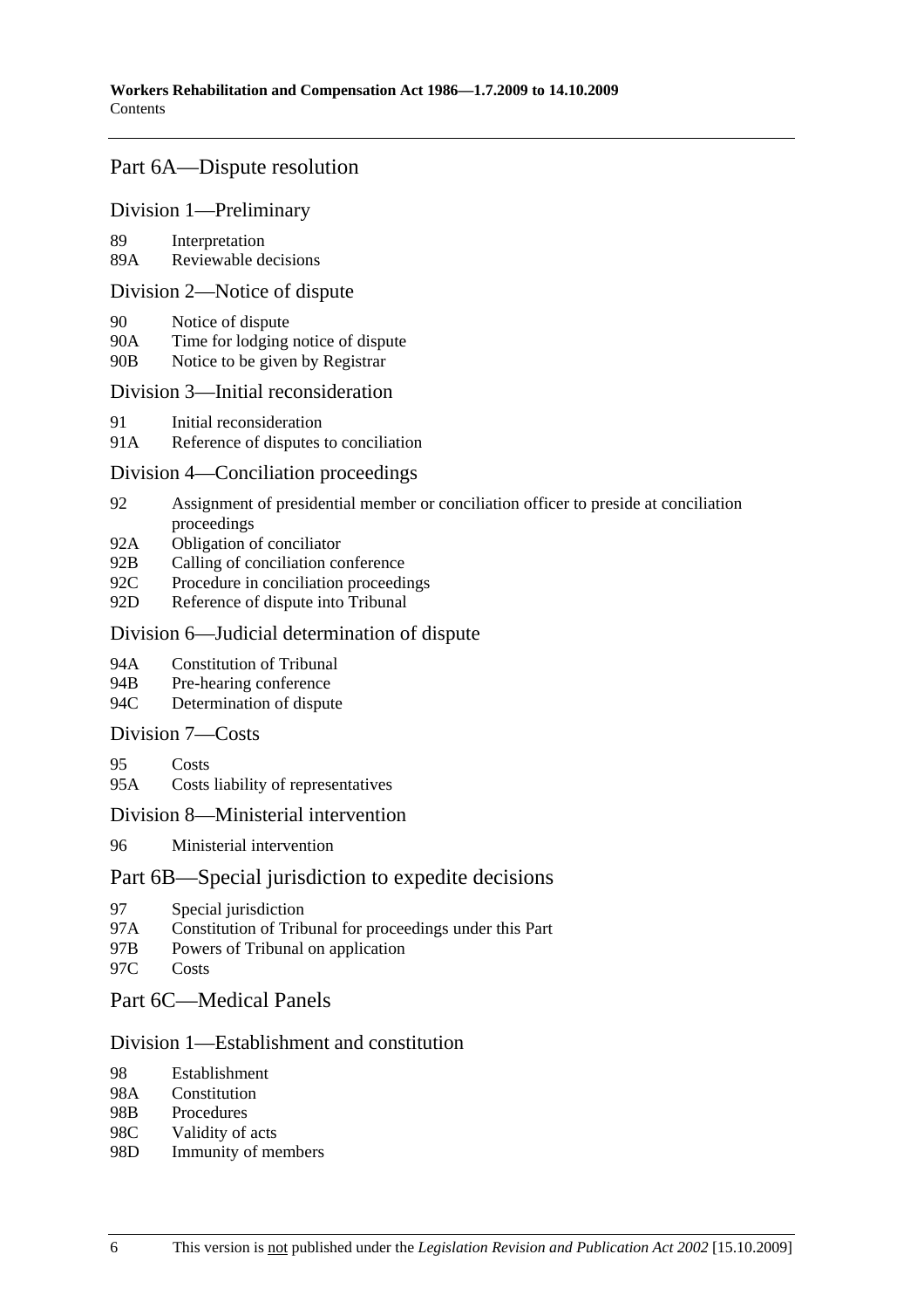## Part 6A—Dispute resolution

### Division 1—Preliminary

89 Interpretation
89A Reviewable decisions

### Division 2—Notice of dispute

90 Notice of dispute
90A Time for lodging notice of dispute
90B Notice to be given by Registrar

### Division 3—Initial reconsideration

91 Initial reconsideration
91A Reference of disputes to conciliation

### Division 4—Conciliation proceedings

92 Assignment of presidential member or conciliation officer to preside at conciliation proceedings
92A Obligation of conciliator
92B Calling of conciliation conference
92C Procedure in conciliation proceedings
92D Reference of dispute into Tribunal

### Division 6—Judicial determination of dispute

94A Constitution of Tribunal
94B Pre-hearing conference
94C Determination of dispute

### Division 7—Costs

95 Costs
95A Costs liability of representatives

### Division 8—Ministerial intervention

96 Ministerial intervention

## Part 6B—Special jurisdiction to expedite decisions

97 Special jurisdiction
97A Constitution of Tribunal for proceedings under this Part
97B Powers of Tribunal on application
97C Costs

## Part 6C—Medical Panels

### Division 1—Establishment and constitution

98 Establishment
98A Constitution
98B Procedures
98C Validity of acts
98D Immunity of members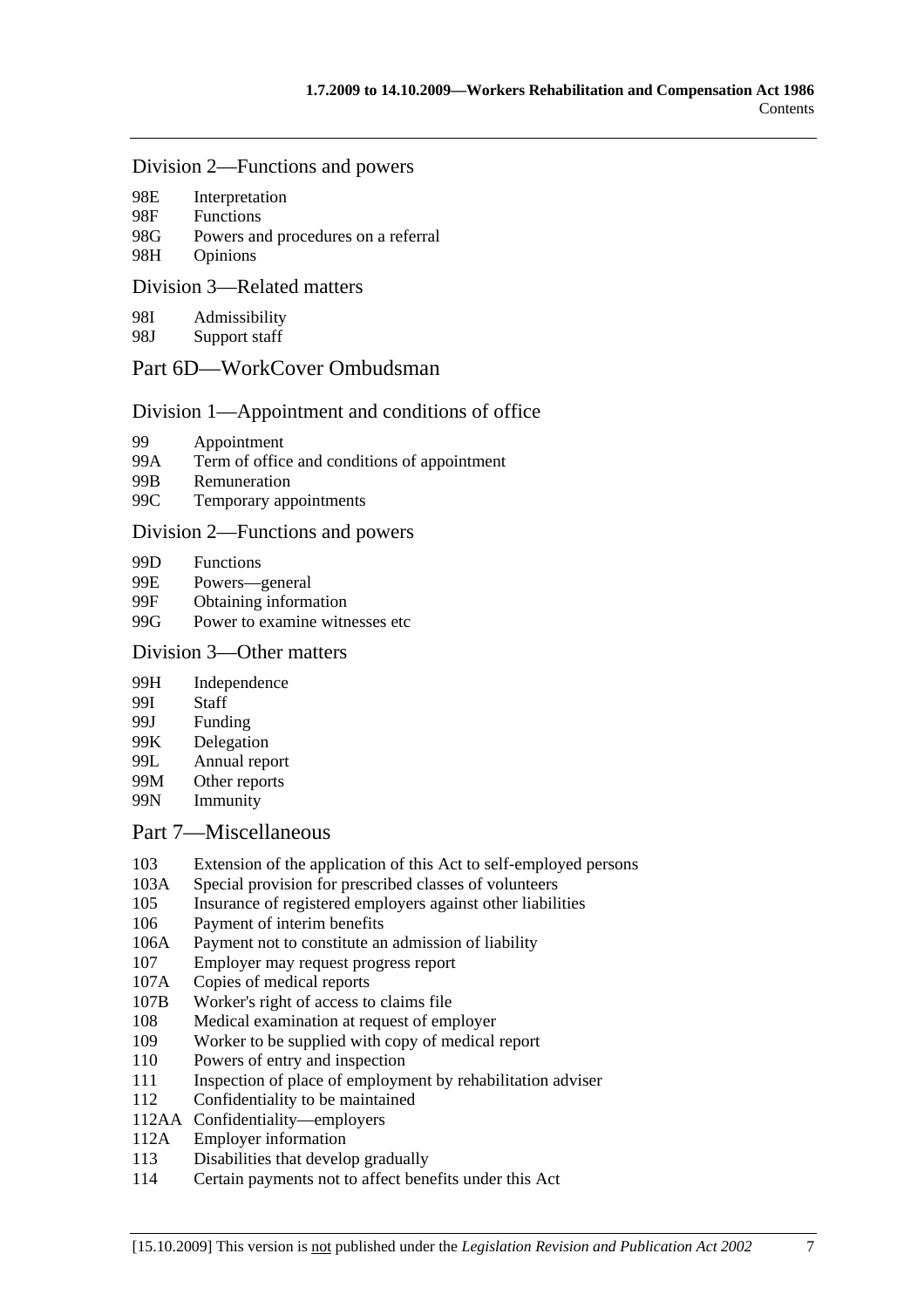### Division 2—Functions and powers

98E Interpretation
98F Functions
98G Powers and procedures on a referral
98H Opinions

### Division 3—Related matters

98I Admissibility
98J Support staff

## Part 6D—WorkCover Ombudsman

### Division 1—Appointment and conditions of office

99 Appointment
99A Term of office and conditions of appointment
99B Remuneration
99C Temporary appointments

### Division 2—Functions and powers

99D Functions
99E Powers—general
99F Obtaining information
99G Power to examine witnesses etc

### Division 3—Other matters

99H Independence
99I Staff
99J Funding
99K Delegation
99L Annual report
99M Other reports
99N Immunity

## Part 7—Miscellaneous

103 Extension of the application of this Act to self-employed persons
103A Special provision for prescribed classes of volunteers
105 Insurance of registered employers against other liabilities
106 Payment of interim benefits
106A Payment not to constitute an admission of liability
107 Employer may request progress report
107A Copies of medical reports
107B Worker's right of access to claims file
108 Medical examination at request of employer
109 Worker to be supplied with copy of medical report
110 Powers of entry and inspection
111 Inspection of place of employment by rehabilitation adviser
112 Confidentiality to be maintained
112AA Confidentiality—employers
112A Employer information
113 Disabilities that develop gradually
114 Certain payments not to affect benefits under this Act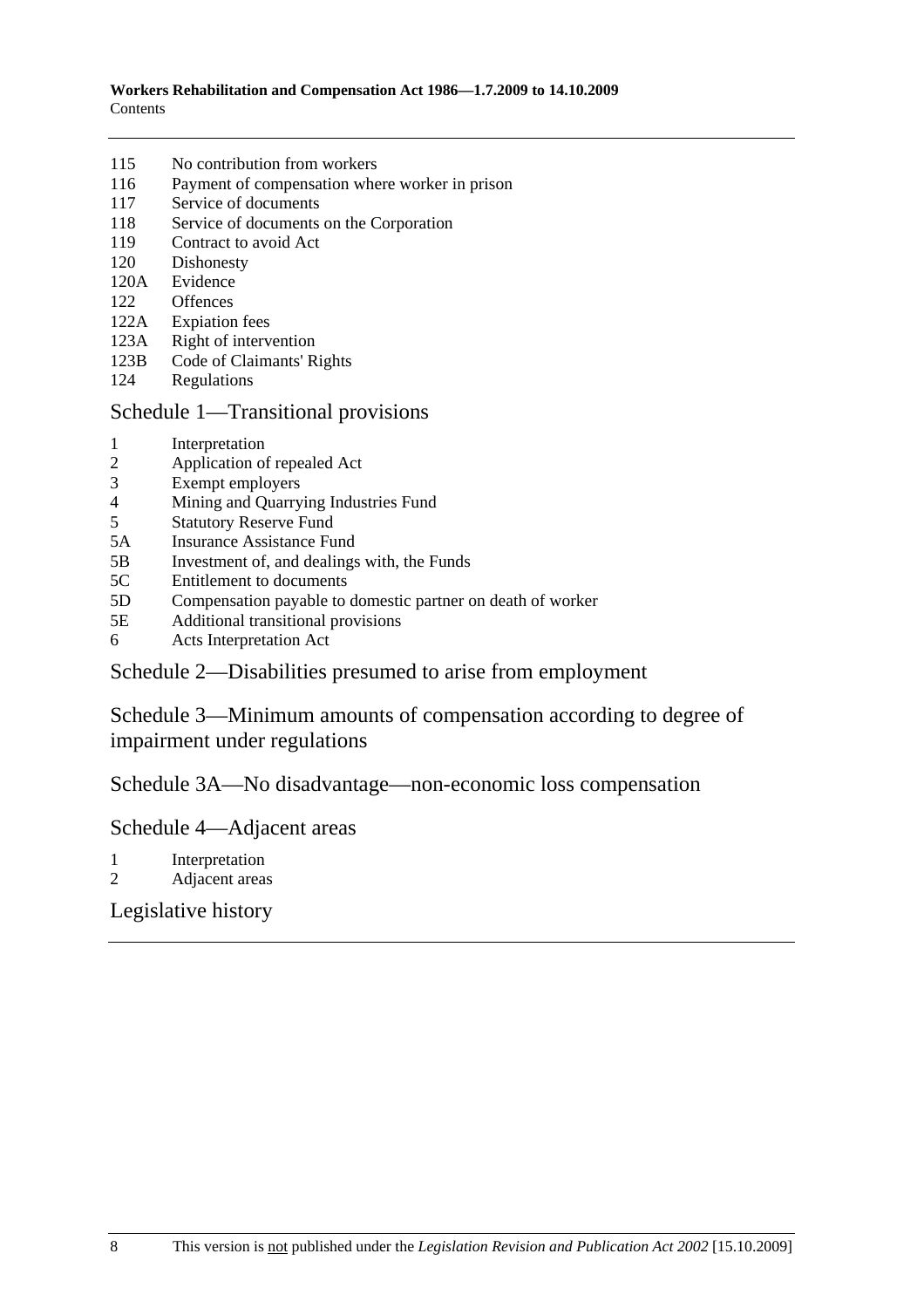115 No contribution from workers
116 Payment of compensation where worker in prison
117 Service of documents
118 Service of documents on the Corporation
119 Contract to avoid Act
120 Dishonesty
120A Evidence
122 Offences
122A Expiation fees
123A Right of intervention
123B Code of Claimants' Rights
124 Regulations

## Schedule 1—Transitional provisions

1 Interpretation
2 Application of repealed Act
3 Exempt employers
4 Mining and Quarrying Industries Fund
5 Statutory Reserve Fund
5A Insurance Assistance Fund
5B Investment of, and dealings with, the Funds
5C Entitlement to documents
5D Compensation payable to domestic partner on death of worker
5E Additional transitional provisions
6 Acts Interpretation Act

## Schedule 2—Disabilities presumed to arise from employment

## Schedule 3—Minimum amounts of compensation according to degree of impairment under regulations

## Schedule 3A—No disadvantage—non-economic loss compensation

## Schedule 4—Adjacent areas

1 Interpretation
2 Adjacent areas

## Legislative history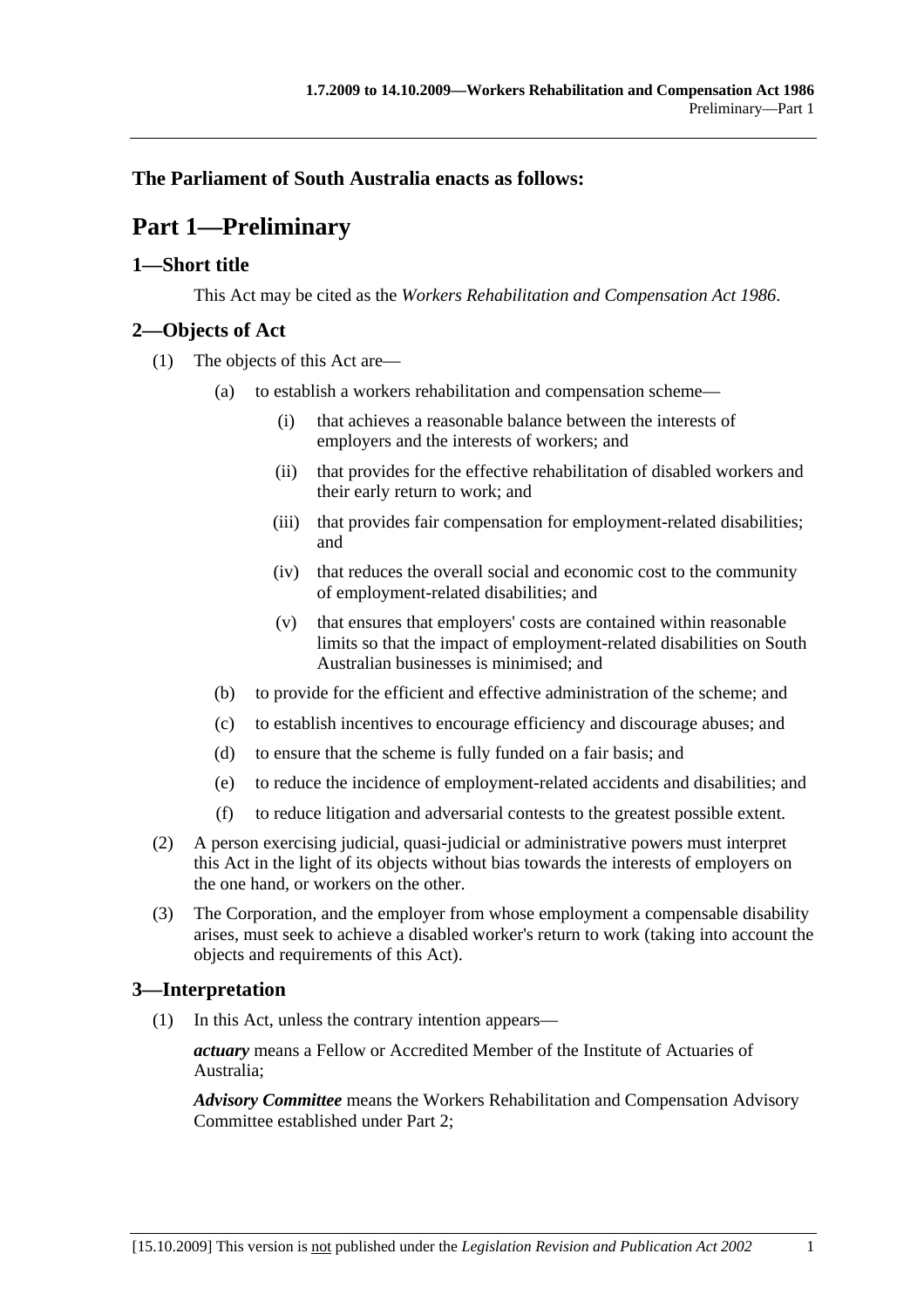**The Parliament of South Australia enacts as follows:**

# Part 1—Preliminary

## 1—Short title

This Act may be cited as the *Workers Rehabilitation and Compensation Act 1986*.

## 2—Objects of Act

(1) The objects of this Act are—

(a) to establish a workers rehabilitation and compensation scheme—

(i) that achieves a reasonable balance between the interests of employers and the interests of workers; and

(ii) that provides for the effective rehabilitation of disabled workers and their early return to work; and

(iii) that provides fair compensation for employment-related disabilities; and

(iv) that reduces the overall social and economic cost to the community of employment-related disabilities; and

(v) that ensures that employers' costs are contained within reasonable limits so that the impact of employment-related disabilities on South Australian businesses is minimised; and

(b) to provide for the efficient and effective administration of the scheme; and

(c) to establish incentives to encourage efficiency and discourage abuses; and

(d) to ensure that the scheme is fully funded on a fair basis; and

(e) to reduce the incidence of employment-related accidents and disabilities; and

(f) to reduce litigation and adversarial contests to the greatest possible extent.

(2) A person exercising judicial, quasi-judicial or administrative powers must interpret this Act in the light of its objects without bias towards the interests of employers on the one hand, or workers on the other.

(3) The Corporation, and the employer from whose employment a compensable disability arises, must seek to achieve a disabled worker's return to work (taking into account the objects and requirements of this Act).

## 3—Interpretation

(1) In this Act, unless the contrary intention appears—

***actuary*** means a Fellow or Accredited Member of the Institute of Actuaries of Australia;

***Advisory Committee*** means the Workers Rehabilitation and Compensation Advisory Committee established under Part 2;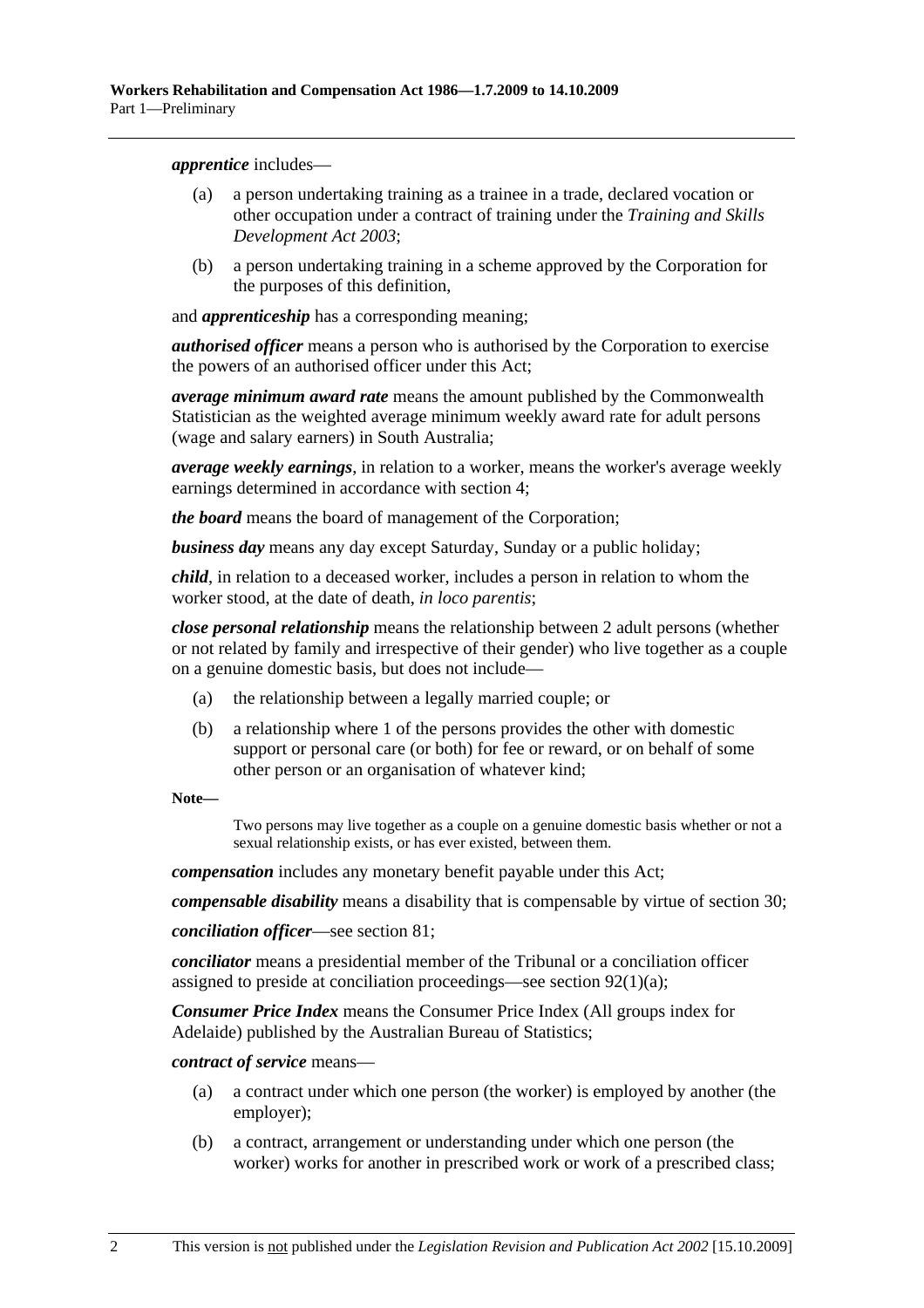***apprentice*** includes—

(a) a person undertaking training as a trainee in a trade, declared vocation or other occupation under a contract of training under the *Training and Skills Development Act 2003*;

(b) a person undertaking training in a scheme approved by the Corporation for the purposes of this definition,

and ***apprenticeship*** has a corresponding meaning;

***authorised officer*** means a person who is authorised by the Corporation to exercise the powers of an authorised officer under this Act;

***average minimum award rate*** means the amount published by the Commonwealth Statistician as the weighted average minimum weekly award rate for adult persons (wage and salary earners) in South Australia;

***average weekly earnings***, in relation to a worker, means the worker's average weekly earnings determined in accordance with section 4;

***the board*** means the board of management of the Corporation;

***business day*** means any day except Saturday, Sunday or a public holiday;

***child***, in relation to a deceased worker, includes a person in relation to whom the worker stood, at the date of death, *in loco parentis*;

***close personal relationship*** means the relationship between 2 adult persons (whether or not related by family and irrespective of their gender) who live together as a couple on a genuine domestic basis, but does not include—

(a) the relationship between a legally married couple; or

(b) a relationship where 1 of the persons provides the other with domestic support or personal care (or both) for fee or reward, or on behalf of some other person or an organisation of whatever kind;

**Note—**

Two persons may live together as a couple on a genuine domestic basis whether or not a sexual relationship exists, or has ever existed, between them.

***compensation*** includes any monetary benefit payable under this Act;

***compensable disability*** means a disability that is compensable by virtue of section 30;

***conciliation officer***—see section 81;

***conciliator*** means a presidential member of the Tribunal or a conciliation officer assigned to preside at conciliation proceedings—see section 92(1)(a);

***Consumer Price Index*** means the Consumer Price Index (All groups index for Adelaide) published by the Australian Bureau of Statistics;

***contract of service*** means—

(a) a contract under which one person (the worker) is employed by another (the employer);

(b) a contract, arrangement or understanding under which one person (the worker) works for another in prescribed work or work of a prescribed class;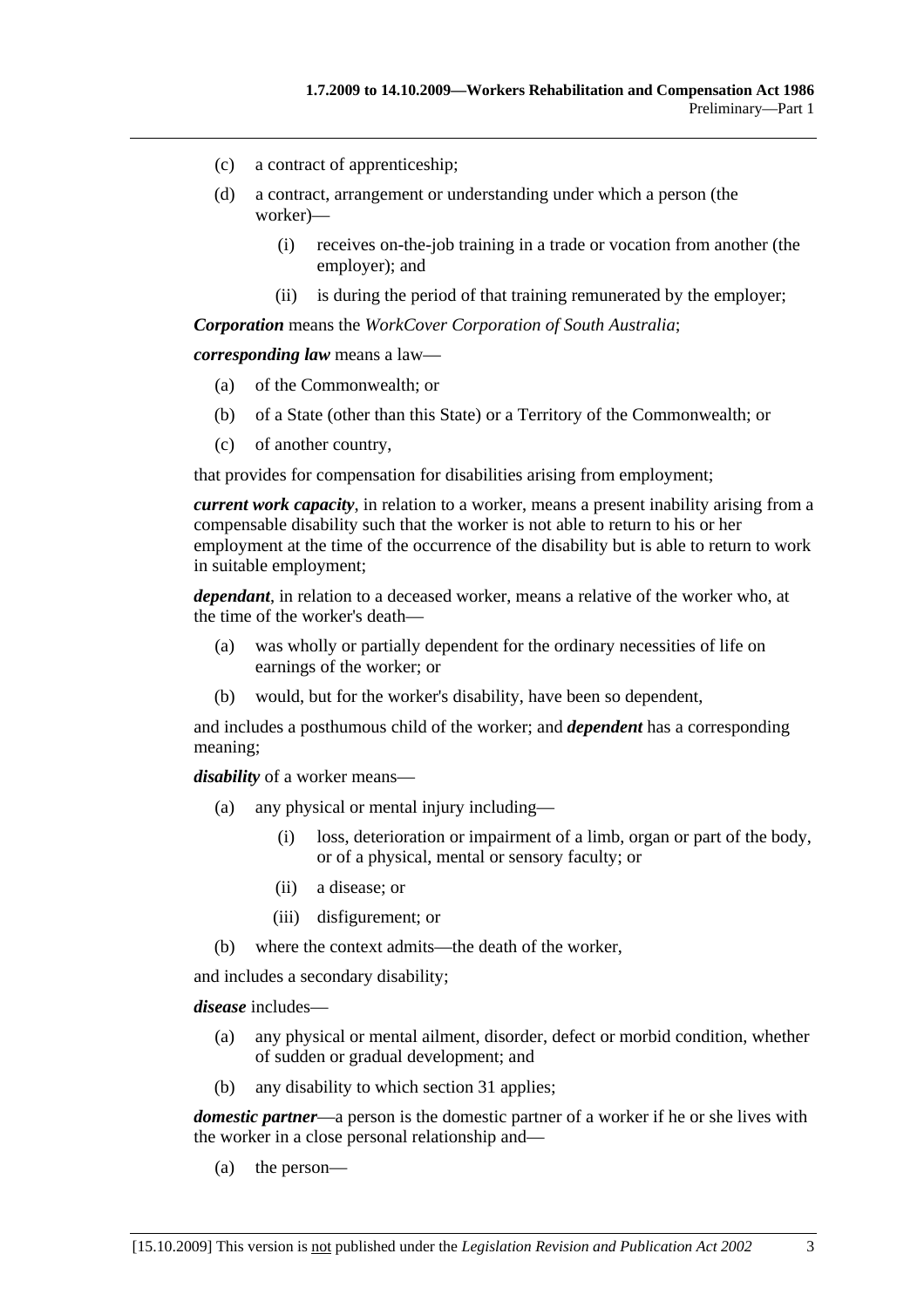(c) a contract of apprenticeship;

(d) a contract, arrangement or understanding under which a person (the worker)—

    (i) receives on-the-job training in a trade or vocation from another (the employer); and

    (ii) is during the period of that training remunerated by the employer;

***Corporation*** means the *WorkCover Corporation of South Australia*;

***corresponding law*** means a law—

(a) of the Commonwealth; or

(b) of a State (other than this State) or a Territory of the Commonwealth; or

(c) of another country,

that provides for compensation for disabilities arising from employment;

***current work capacity***, in relation to a worker, means a present inability arising from a compensable disability such that the worker is not able to return to his or her employment at the time of the occurrence of the disability but is able to return to work in suitable employment;

***dependant***, in relation to a deceased worker, means a relative of the worker who, at the time of the worker's death—

(a) was wholly or partially dependent for the ordinary necessities of life on earnings of the worker; or

(b) would, but for the worker's disability, have been so dependent,

and includes a posthumous child of the worker; and ***dependent*** has a corresponding meaning;

***disability*** of a worker means—

(a) any physical or mental injury including—

    (i) loss, deterioration or impairment of a limb, organ or part of the body, or of a physical, mental or sensory faculty; or

    (ii) a disease; or

    (iii) disfigurement; or

(b) where the context admits—the death of the worker,

and includes a secondary disability;

***disease*** includes—

(a) any physical or mental ailment, disorder, defect or morbid condition, whether of sudden or gradual development; and

(b) any disability to which section 31 applies;

***domestic partner***—a person is the domestic partner of a worker if he or she lives with the worker in a close personal relationship and—

(a) the person—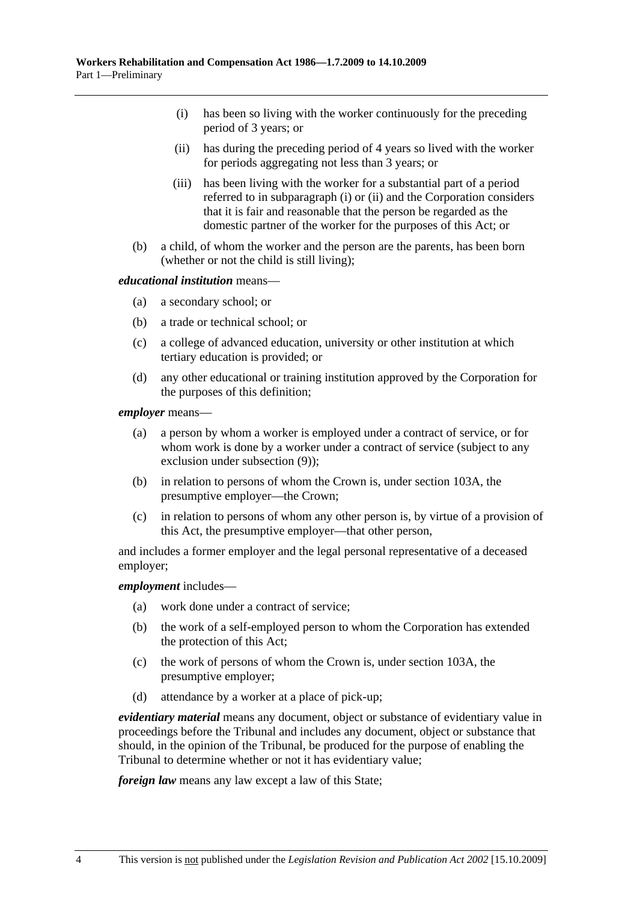(i) has been so living with the worker continuously for the preceding period of 3 years; or

(ii) has during the preceding period of 4 years so lived with the worker for periods aggregating not less than 3 years; or

(iii) has been living with the worker for a substantial part of a period referred to in subparagraph (i) or (ii) and the Corporation considers that it is fair and reasonable that the person be regarded as the domestic partner of the worker for the purposes of this Act; or

(b) a child, of whom the worker and the person are the parents, has been born (whether or not the child is still living);

***educational institution*** means—

(a) a secondary school; or

(b) a trade or technical school; or

(c) a college of advanced education, university or other institution at which tertiary education is provided; or

(d) any other educational or training institution approved by the Corporation for the purposes of this definition;

***employer*** means—

(a) a person by whom a worker is employed under a contract of service, or for whom work is done by a worker under a contract of service (subject to any exclusion under subsection (9));

(b) in relation to persons of whom the Crown is, under section 103A, the presumptive employer—the Crown;

(c) in relation to persons of whom any other person is, by virtue of a provision of this Act, the presumptive employer—that other person,

and includes a former employer and the legal personal representative of a deceased employer;

***employment*** includes—

(a) work done under a contract of service;

(b) the work of a self-employed person to whom the Corporation has extended the protection of this Act;

(c) the work of persons of whom the Crown is, under section 103A, the presumptive employer;

(d) attendance by a worker at a place of pick-up;

***evidentiary material*** means any document, object or substance of evidentiary value in proceedings before the Tribunal and includes any document, object or substance that should, in the opinion of the Tribunal, be produced for the purpose of enabling the Tribunal to determine whether or not it has evidentiary value;

***foreign law*** means any law except a law of this State;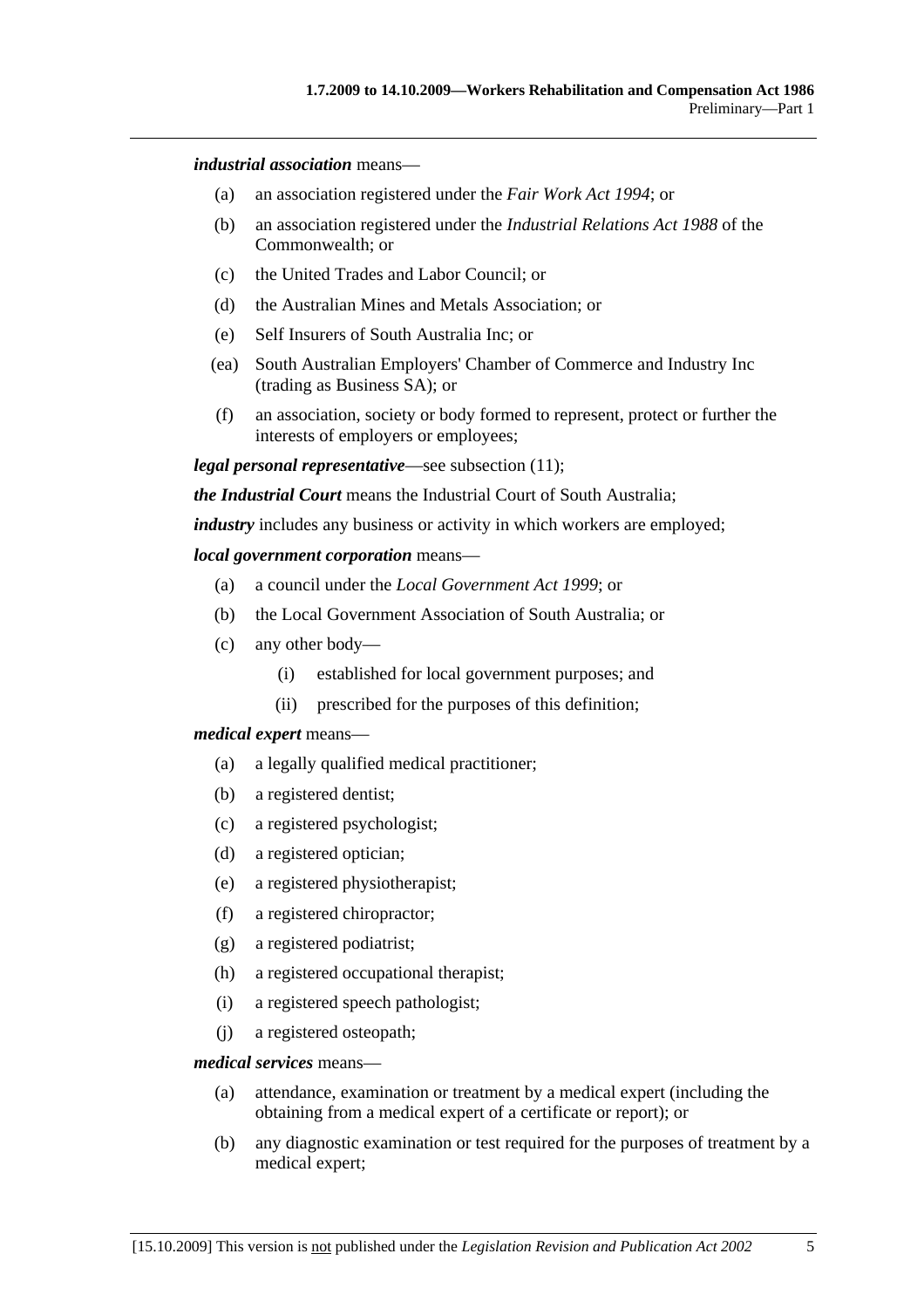***industrial association*** means—

(a) an association registered under the *Fair Work Act 1994*; or

(b) an association registered under the *Industrial Relations Act 1988* of the Commonwealth; or

(c) the United Trades and Labor Council; or

(d) the Australian Mines and Metals Association; or

(e) Self Insurers of South Australia Inc; or

(ea) South Australian Employers' Chamber of Commerce and Industry Inc (trading as Business SA); or

(f) an association, society or body formed to represent, protect or further the interests of employers or employees;

***legal personal representative***—see subsection (11);

***the Industrial Court*** means the Industrial Court of South Australia;

***industry*** includes any business or activity in which workers are employed;

***local government corporation*** means—

(a) a council under the *Local Government Act 1999*; or

(b) the Local Government Association of South Australia; or

(c) any other body—

(i) established for local government purposes; and

(ii) prescribed for the purposes of this definition;

***medical expert*** means—

(a) a legally qualified medical practitioner;

(b) a registered dentist;

(c) a registered psychologist;

(d) a registered optician;

(e) a registered physiotherapist;

(f) a registered chiropractor;

(g) a registered podiatrist;

(h) a registered occupational therapist;

(i) a registered speech pathologist;

(j) a registered osteopath;

***medical services*** means—

(a) attendance, examination or treatment by a medical expert (including the obtaining from a medical expert of a certificate or report); or

(b) any diagnostic examination or test required for the purposes of treatment by a medical expert;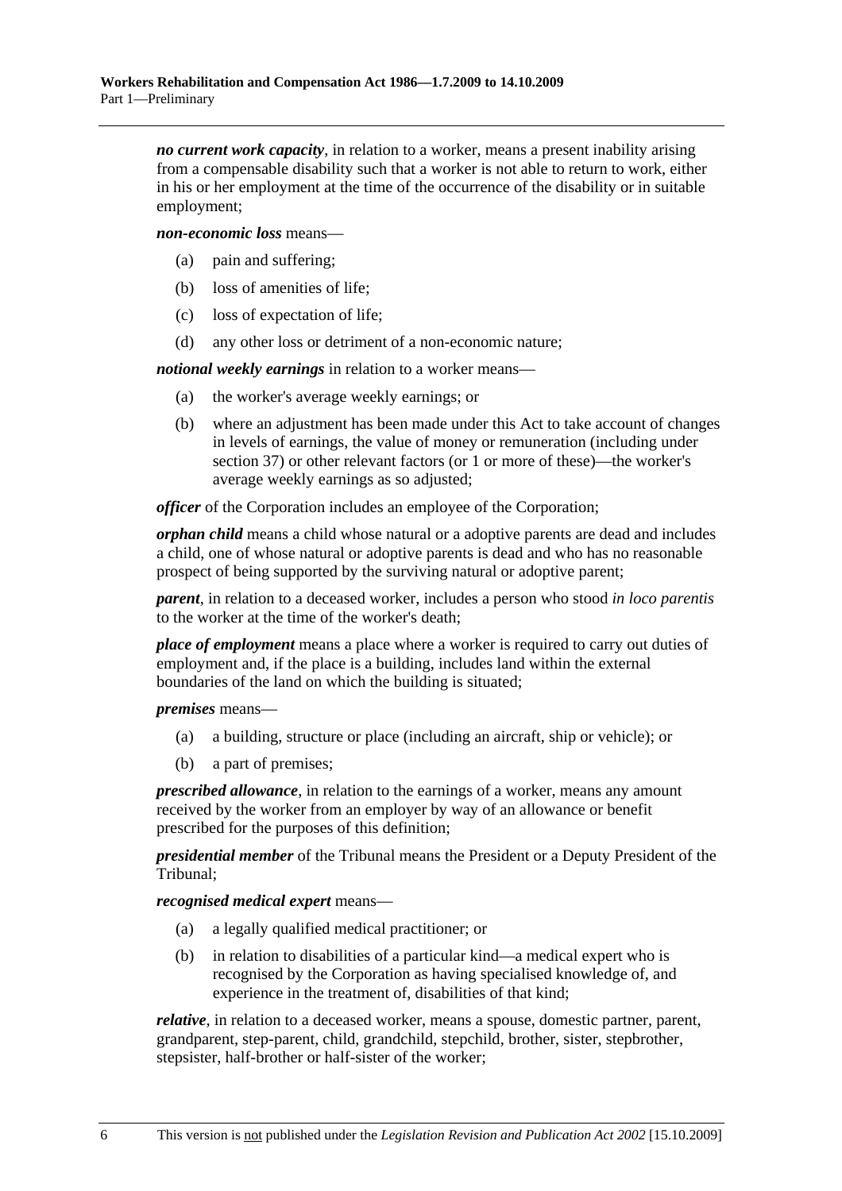***no current work capacity***, in relation to a worker, means a present inability arising from a compensable disability such that a worker is not able to return to work, either in his or her employment at the time of the occurrence of the disability or in suitable employment;

***non-economic loss*** means—

- (a) pain and suffering;
- (b) loss of amenities of life;
- (c) loss of expectation of life;
- (d) any other loss or detriment of a non-economic nature;

***notional weekly earnings*** in relation to a worker means—

- (a) the worker's average weekly earnings; or
- (b) where an adjustment has been made under this Act to take account of changes in levels of earnings, the value of money or remuneration (including under section 37) or other relevant factors (or 1 or more of these)—the worker's average weekly earnings as so adjusted;

***officer*** of the Corporation includes an employee of the Corporation;

***orphan child*** means a child whose natural or a adoptive parents are dead and includes a child, one of whose natural or adoptive parents is dead and who has no reasonable prospect of being supported by the surviving natural or adoptive parent;

***parent***, in relation to a deceased worker, includes a person who stood *in loco parentis* to the worker at the time of the worker's death;

***place of employment*** means a place where a worker is required to carry out duties of employment and, if the place is a building, includes land within the external boundaries of the land on which the building is situated;

***premises*** means—

- (a) a building, structure or place (including an aircraft, ship or vehicle); or
- (b) a part of premises;

***prescribed allowance***, in relation to the earnings of a worker, means any amount received by the worker from an employer by way of an allowance or benefit prescribed for the purposes of this definition;

***presidential member*** of the Tribunal means the President or a Deputy President of the Tribunal;

***recognised medical expert*** means—

- (a) a legally qualified medical practitioner; or
- (b) in relation to disabilities of a particular kind—a medical expert who is recognised by the Corporation as having specialised knowledge of, and experience in the treatment of, disabilities of that kind;

***relative***, in relation to a deceased worker, means a spouse, domestic partner, parent, grandparent, step-parent, child, grandchild, stepchild, brother, sister, stepbrother, stepsister, half-brother or half-sister of the worker;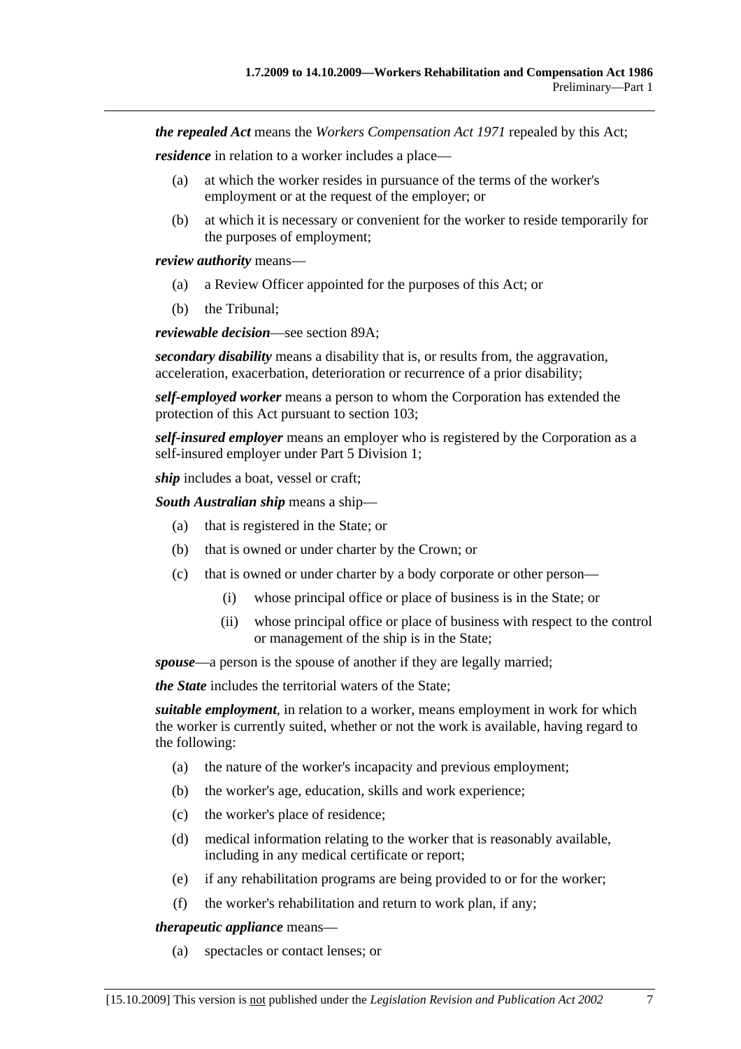***the repealed Act*** means the *Workers Compensation Act 1971* repealed by this Act;

***residence*** in relation to a worker includes a place—

- (a) at which the worker resides in pursuance of the terms of the worker's employment or at the request of the employer; or
- (b) at which it is necessary or convenient for the worker to reside temporarily for the purposes of employment;

***review authority*** means—

- (a) a Review Officer appointed for the purposes of this Act; or
- (b) the Tribunal;

***reviewable decision***—see section 89A;

***secondary disability*** means a disability that is, or results from, the aggravation, acceleration, exacerbation, deterioration or recurrence of a prior disability;

***self-employed worker*** means a person to whom the Corporation has extended the protection of this Act pursuant to section 103;

***self-insured employer*** means an employer who is registered by the Corporation as a self-insured employer under Part 5 Division 1;

***ship*** includes a boat, vessel or craft;

***South Australian ship*** means a ship—

- (a) that is registered in the State; or
- (b) that is owned or under charter by the Crown; or
- (c) that is owned or under charter by a body corporate or other person—
  - (i) whose principal office or place of business is in the State; or
  - (ii) whose principal office or place of business with respect to the control or management of the ship is in the State;

***spouse***—a person is the spouse of another if they are legally married;

***the State*** includes the territorial waters of the State;

***suitable employment***, in relation to a worker, means employment in work for which the worker is currently suited, whether or not the work is available, having regard to the following:

- (a) the nature of the worker's incapacity and previous employment;
- (b) the worker's age, education, skills and work experience;
- (c) the worker's place of residence;
- (d) medical information relating to the worker that is reasonably available, including in any medical certificate or report;
- (e) if any rehabilitation programs are being provided to or for the worker;
- (f) the worker's rehabilitation and return to work plan, if any;

***therapeutic appliance*** means—

- (a) spectacles or contact lenses; or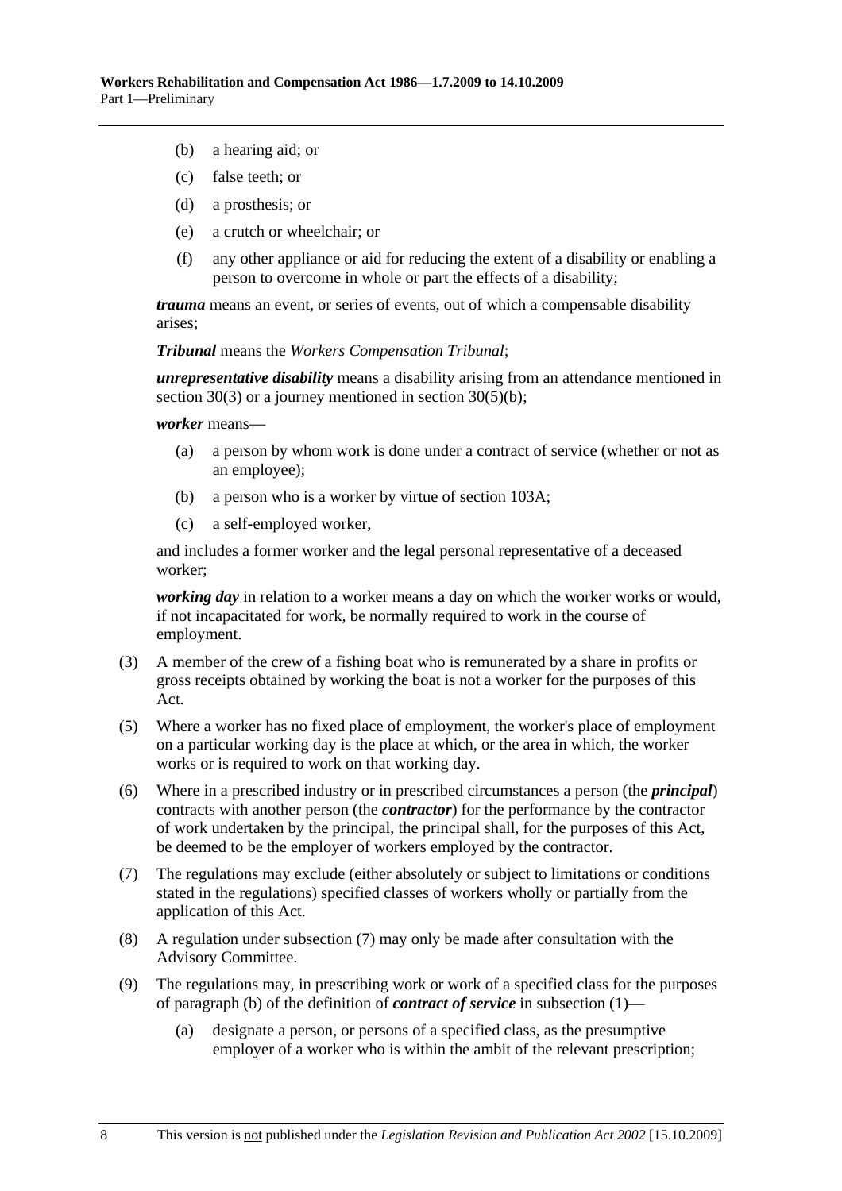(b) a hearing aid; or

(c) false teeth; or

(d) a prosthesis; or

(e) a crutch or wheelchair; or

(f) any other appliance or aid for reducing the extent of a disability or enabling a person to overcome in whole or part the effects of a disability;

***trauma*** means an event, or series of events, out of which a compensable disability arises;

***Tribunal*** means the *Workers Compensation Tribunal*;

***unrepresentative disability*** means a disability arising from an attendance mentioned in section 30(3) or a journey mentioned in section 30(5)(b);

***worker*** means—

(a) a person by whom work is done under a contract of service (whether or not as an employee);

(b) a person who is a worker by virtue of section 103A;

(c) a self-employed worker,

and includes a former worker and the legal personal representative of a deceased worker;

***working day*** in relation to a worker means a day on which the worker works or would, if not incapacitated for work, be normally required to work in the course of employment.

(3) A member of the crew of a fishing boat who is remunerated by a share in profits or gross receipts obtained by working the boat is not a worker for the purposes of this Act.

(5) Where a worker has no fixed place of employment, the worker's place of employment on a particular working day is the place at which, or the area in which, the worker works or is required to work on that working day.

(6) Where in a prescribed industry or in prescribed circumstances a person (the ***principal***) contracts with another person (the ***contractor***) for the performance by the contractor of work undertaken by the principal, the principal shall, for the purposes of this Act, be deemed to be the employer of workers employed by the contractor.

(7) The regulations may exclude (either absolutely or subject to limitations or conditions stated in the regulations) specified classes of workers wholly or partially from the application of this Act.

(8) A regulation under subsection (7) may only be made after consultation with the Advisory Committee.

(9) The regulations may, in prescribing work or work of a specified class for the purposes of paragraph (b) of the definition of ***contract of service*** in subsection (1)—

(a) designate a person, or persons of a specified class, as the presumptive employer of a worker who is within the ambit of the relevant prescription;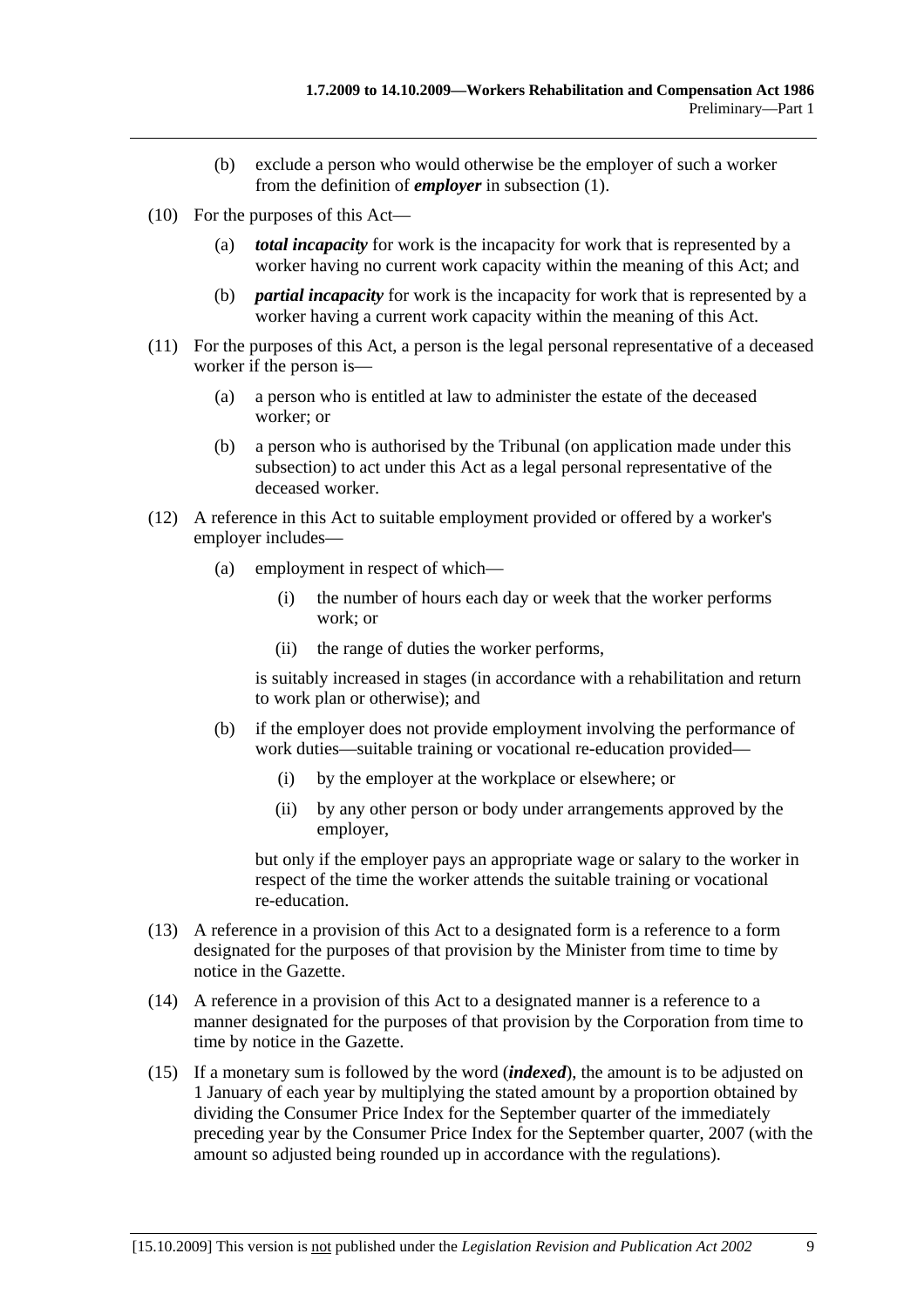(b) exclude a person who would otherwise be the employer of such a worker from the definition of ***employer*** in subsection (1).

(10) For the purposes of this Act—

(a) ***total incapacity*** for work is the incapacity for work that is represented by a worker having no current work capacity within the meaning of this Act; and

(b) ***partial incapacity*** for work is the incapacity for work that is represented by a worker having a current work capacity within the meaning of this Act.

(11) For the purposes of this Act, a person is the legal personal representative of a deceased worker if the person is—

(a) a person who is entitled at law to administer the estate of the deceased worker; or

(b) a person who is authorised by the Tribunal (on application made under this subsection) to act under this Act as a legal personal representative of the deceased worker.

(12) A reference in this Act to suitable employment provided or offered by a worker's employer includes—

(a) employment in respect of which—

(i) the number of hours each day or week that the worker performs work; or

(ii) the range of duties the worker performs,

is suitably increased in stages (in accordance with a rehabilitation and return to work plan or otherwise); and

(b) if the employer does not provide employment involving the performance of work duties—suitable training or vocational re-education provided—

(i) by the employer at the workplace or elsewhere; or

(ii) by any other person or body under arrangements approved by the employer,

but only if the employer pays an appropriate wage or salary to the worker in respect of the time the worker attends the suitable training or vocational re-education.

(13) A reference in a provision of this Act to a designated form is a reference to a form designated for the purposes of that provision by the Minister from time to time by notice in the Gazette.

(14) A reference in a provision of this Act to a designated manner is a reference to a manner designated for the purposes of that provision by the Corporation from time to time by notice in the Gazette.

(15) If a monetary sum is followed by the word (***indexed***), the amount is to be adjusted on 1 January of each year by multiplying the stated amount by a proportion obtained by dividing the Consumer Price Index for the September quarter of the immediately preceding year by the Consumer Price Index for the September quarter, 2007 (with the amount so adjusted being rounded up in accordance with the regulations).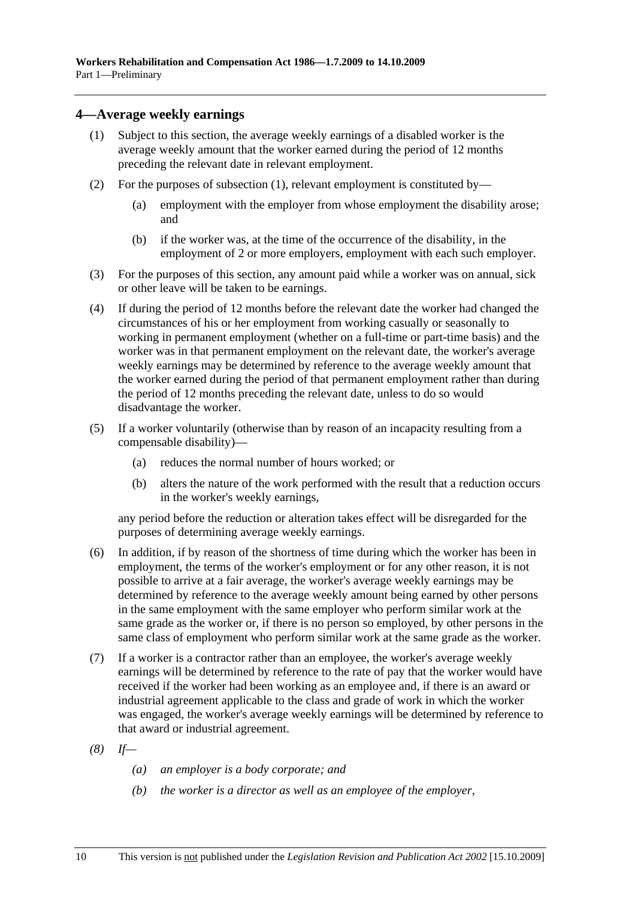## 4—Average weekly earnings

(1) Subject to this section, the average weekly earnings of a disabled worker is the average weekly amount that the worker earned during the period of 12 months preceding the relevant date in relevant employment.

(2) For the purposes of subsection (1), relevant employment is constituted by—

(a) employment with the employer from whose employment the disability arose; and

(b) if the worker was, at the time of the occurrence of the disability, in the employment of 2 or more employers, employment with each such employer.

(3) For the purposes of this section, any amount paid while a worker was on annual, sick or other leave will be taken to be earnings.

(4) If during the period of 12 months before the relevant date the worker had changed the circumstances of his or her employment from working casually or seasonally to working in permanent employment (whether on a full-time or part-time basis) and the worker was in that permanent employment on the relevant date, the worker's average weekly earnings may be determined by reference to the average weekly amount that the worker earned during the period of that permanent employment rather than during the period of 12 months preceding the relevant date, unless to do so would disadvantage the worker.

(5) If a worker voluntarily (otherwise than by reason of an incapacity resulting from a compensable disability)—

(a) reduces the normal number of hours worked; or

(b) alters the nature of the work performed with the result that a reduction occurs in the worker's weekly earnings,

any period before the reduction or alteration takes effect will be disregarded for the purposes of determining average weekly earnings.

(6) In addition, if by reason of the shortness of time during which the worker has been in employment, the terms of the worker's employment or for any other reason, it is not possible to arrive at a fair average, the worker's average weekly earnings may be determined by reference to the average weekly amount being earned by other persons in the same employment with the same employer who perform similar work at the same grade as the worker or, if there is no person so employed, by other persons in the same class of employment who perform similar work at the same grade as the worker.

(7) If a worker is a contractor rather than an employee, the worker's average weekly earnings will be determined by reference to the rate of pay that the worker would have received if the worker had been working as an employee and, if there is an award or industrial agreement applicable to the class and grade of work in which the worker was engaged, the worker's average weekly earnings will be determined by reference to that award or industrial agreement.

*(8) If—*

*(a) an employer is a body corporate; and*

*(b) the worker is a director as well as an employee of the employer,*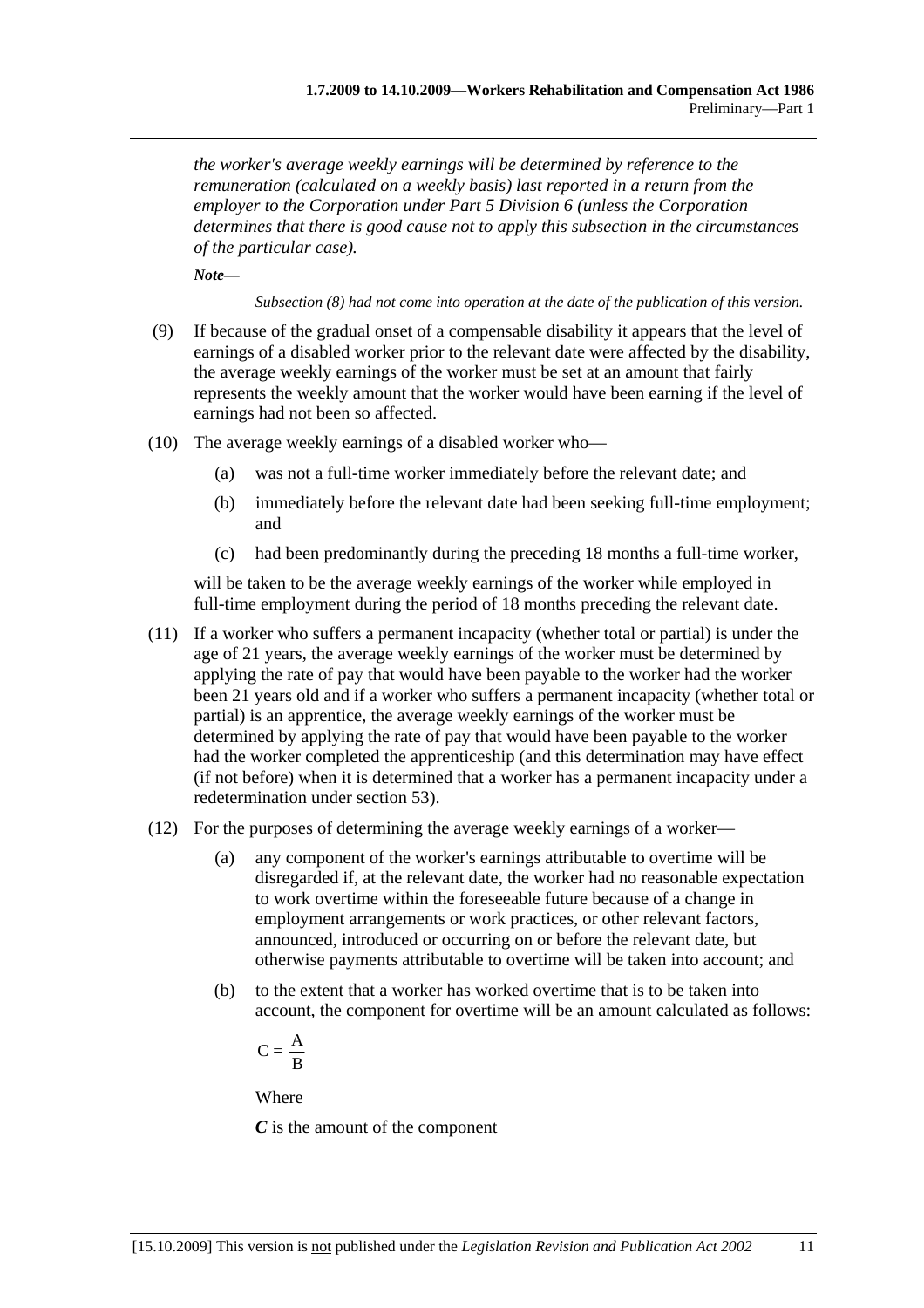*the worker's average weekly earnings will be determined by reference to the remuneration (calculated on a weekly basis) last reported in a return from the employer to the Corporation under Part 5 Division 6 (unless the Corporation determines that there is good cause not to apply this subsection in the circumstances of the particular case).*

***Note—***

*Subsection (8) had not come into operation at the date of the publication of this version.*

(9) If because of the gradual onset of a compensable disability it appears that the level of earnings of a disabled worker prior to the relevant date were affected by the disability, the average weekly earnings of the worker must be set at an amount that fairly represents the weekly amount that the worker would have been earning if the level of earnings had not been so affected.

(10) The average weekly earnings of a disabled worker who—

- (a) was not a full-time worker immediately before the relevant date; and
- (b) immediately before the relevant date had been seeking full-time employment; and
- (c) had been predominantly during the preceding 18 months a full-time worker,

will be taken to be the average weekly earnings of the worker while employed in full-time employment during the period of 18 months preceding the relevant date.

(11) If a worker who suffers a permanent incapacity (whether total or partial) is under the age of 21 years, the average weekly earnings of the worker must be determined by applying the rate of pay that would have been payable to the worker had the worker been 21 years old and if a worker who suffers a permanent incapacity (whether total or partial) is an apprentice, the average weekly earnings of the worker must be determined by applying the rate of pay that would have been payable to the worker had the worker completed the apprenticeship (and this determination may have effect (if not before) when it is determined that a worker has a permanent incapacity under a redetermination under section 53).

(12) For the purposes of determining the average weekly earnings of a worker—

- (a) any component of the worker's earnings attributable to overtime will be disregarded if, at the relevant date, the worker had no reasonable expectation to work overtime within the foreseeable future because of a change in employment arrangements or work practices, or other relevant factors, announced, introduced or occurring on or before the relevant date, but otherwise payments attributable to overtime will be taken into account; and
- (b) to the extent that a worker has worked overtime that is to be taken into account, the component for overtime will be an amount calculated as follows:

$$C = \frac{A}{B}$$

Where

***C*** is the amount of the component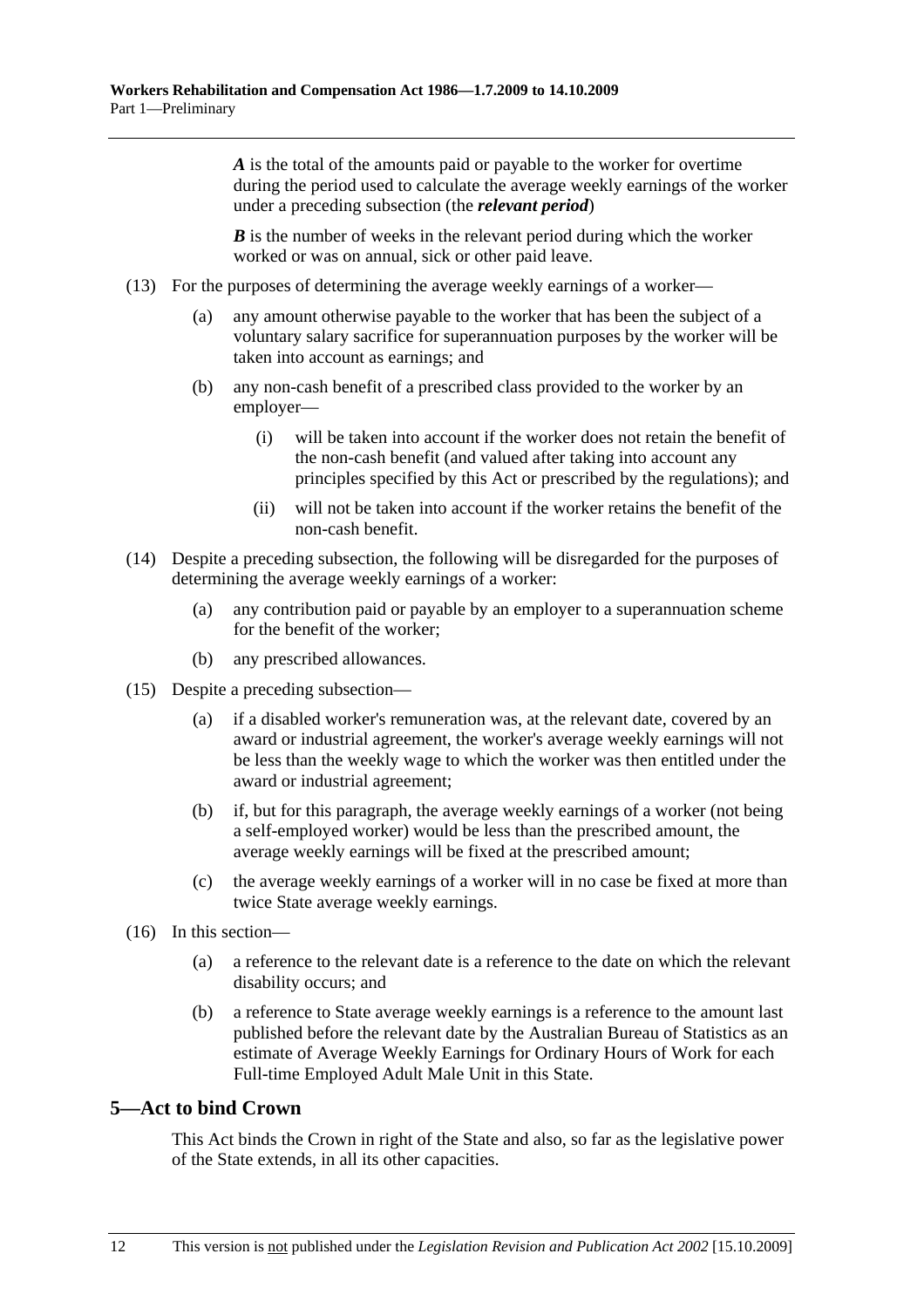***A*** is the total of the amounts paid or payable to the worker for overtime during the period used to calculate the average weekly earnings of the worker under a preceding subsection (the ***relevant period***)

***B*** is the number of weeks in the relevant period during which the worker worked or was on annual, sick or other paid leave.

(13) For the purposes of determining the average weekly earnings of a worker—

(a) any amount otherwise payable to the worker that has been the subject of a voluntary salary sacrifice for superannuation purposes by the worker will be taken into account as earnings; and

(b) any non-cash benefit of a prescribed class provided to the worker by an employer—

(i) will be taken into account if the worker does not retain the benefit of the non-cash benefit (and valued after taking into account any principles specified by this Act or prescribed by the regulations); and

(ii) will not be taken into account if the worker retains the benefit of the non-cash benefit.

(14) Despite a preceding subsection, the following will be disregarded for the purposes of determining the average weekly earnings of a worker:

(a) any contribution paid or payable by an employer to a superannuation scheme for the benefit of the worker;

(b) any prescribed allowances.

(15) Despite a preceding subsection—

(a) if a disabled worker's remuneration was, at the relevant date, covered by an award or industrial agreement, the worker's average weekly earnings will not be less than the weekly wage to which the worker was then entitled under the award or industrial agreement;

(b) if, but for this paragraph, the average weekly earnings of a worker (not being a self-employed worker) would be less than the prescribed amount, the average weekly earnings will be fixed at the prescribed amount;

(c) the average weekly earnings of a worker will in no case be fixed at more than twice State average weekly earnings.

(16) In this section—

(a) a reference to the relevant date is a reference to the date on which the relevant disability occurs; and

(b) a reference to State average weekly earnings is a reference to the amount last published before the relevant date by the Australian Bureau of Statistics as an estimate of Average Weekly Earnings for Ordinary Hours of Work for each Full-time Employed Adult Male Unit in this State.

## 5—Act to bind Crown

This Act binds the Crown in right of the State and also, so far as the legislative power of the State extends, in all its other capacities.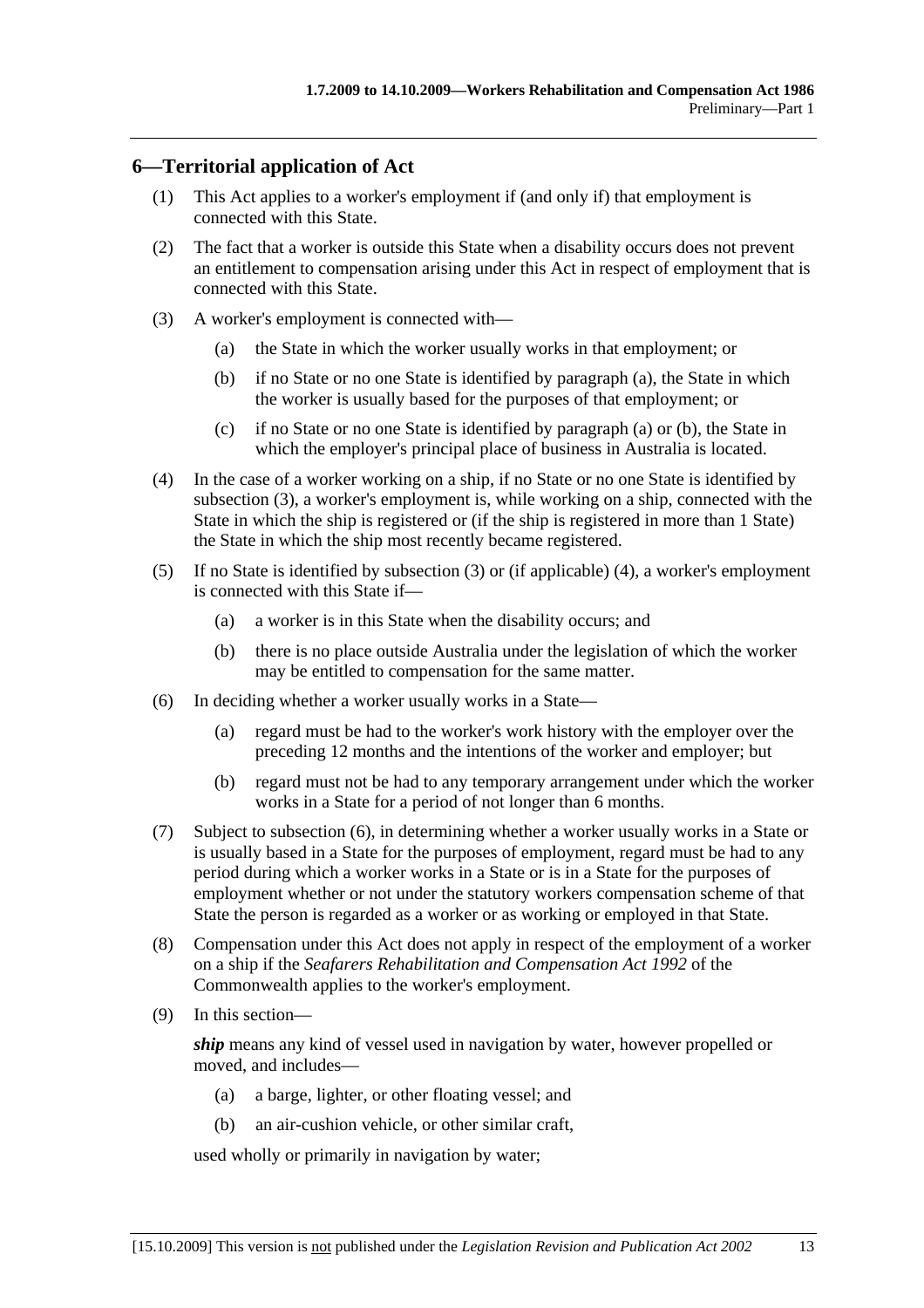## 6—Territorial application of Act

(1) This Act applies to a worker's employment if (and only if) that employment is connected with this State.

(2) The fact that a worker is outside this State when a disability occurs does not prevent an entitlement to compensation arising under this Act in respect of employment that is connected with this State.

(3) A worker's employment is connected with—

- (a) the State in which the worker usually works in that employment; or
- (b) if no State or no one State is identified by paragraph (a), the State in which the worker is usually based for the purposes of that employment; or
- (c) if no State or no one State is identified by paragraph (a) or (b), the State in which the employer's principal place of business in Australia is located.

(4) In the case of a worker working on a ship, if no State or no one State is identified by subsection (3), a worker's employment is, while working on a ship, connected with the State in which the ship is registered or (if the ship is registered in more than 1 State) the State in which the ship most recently became registered.

(5) If no State is identified by subsection (3) or (if applicable) (4), a worker's employment is connected with this State if—

- (a) a worker is in this State when the disability occurs; and
- (b) there is no place outside Australia under the legislation of which the worker may be entitled to compensation for the same matter.

(6) In deciding whether a worker usually works in a State—

- (a) regard must be had to the worker's work history with the employer over the preceding 12 months and the intentions of the worker and employer; but
- (b) regard must not be had to any temporary arrangement under which the worker works in a State for a period of not longer than 6 months.

(7) Subject to subsection (6), in determining whether a worker usually works in a State or is usually based in a State for the purposes of employment, regard must be had to any period during which a worker works in a State or is in a State for the purposes of employment whether or not under the statutory workers compensation scheme of that State the person is regarded as a worker or as working or employed in that State.

(8) Compensation under this Act does not apply in respect of the employment of a worker on a ship if the *Seafarers Rehabilitation and Compensation Act 1992* of the Commonwealth applies to the worker's employment.

(9) In this section—

***ship*** means any kind of vessel used in navigation by water, however propelled or moved, and includes—

- (a) a barge, lighter, or other floating vessel; and
- (b) an air-cushion vehicle, or other similar craft,

used wholly or primarily in navigation by water;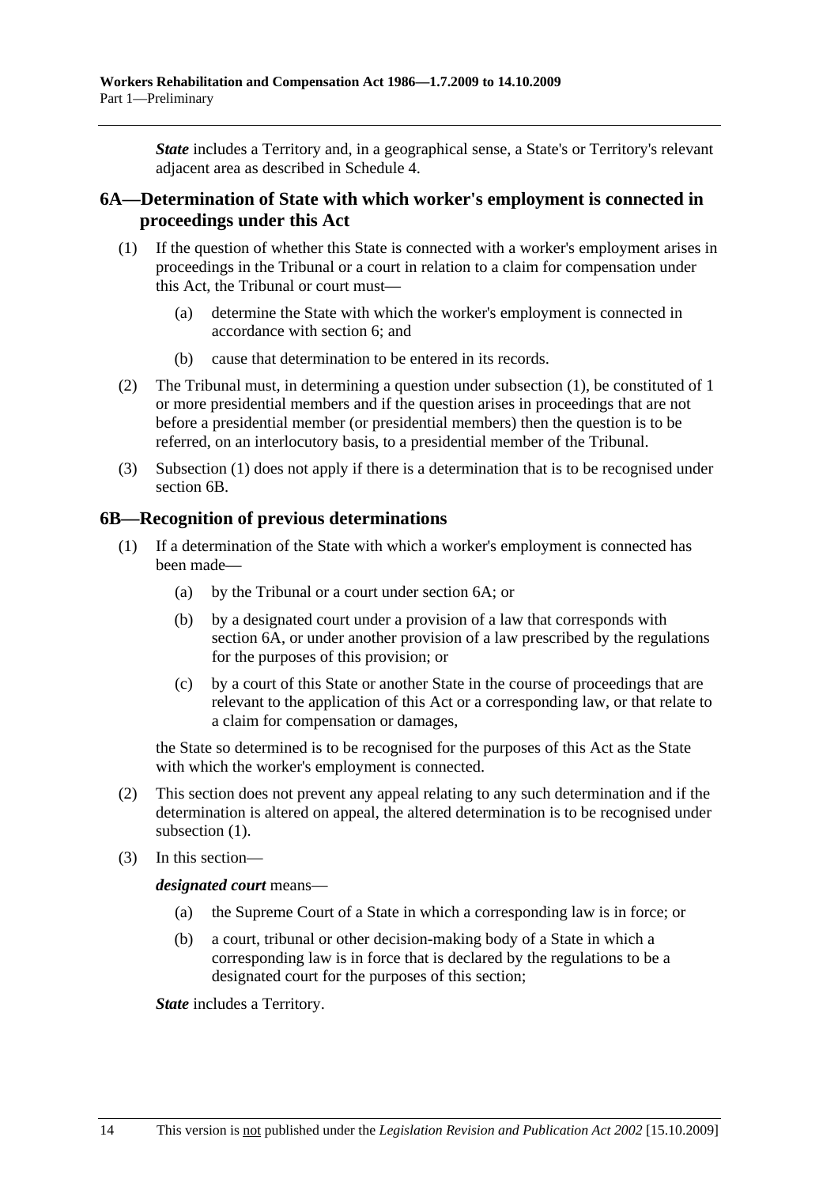***State*** includes a Territory and, in a geographical sense, a State's or Territory's relevant adjacent area as described in Schedule 4.

## 6A—Determination of State with which worker's employment is connected in proceedings under this Act

(1) If the question of whether this State is connected with a worker's employment arises in proceedings in the Tribunal or a court in relation to a claim for compensation under this Act, the Tribunal or court must—

- (a) determine the State with which the worker's employment is connected in accordance with section 6; and
- (b) cause that determination to be entered in its records.

(2) The Tribunal must, in determining a question under subsection (1), be constituted of 1 or more presidential members and if the question arises in proceedings that are not before a presidential member (or presidential members) then the question is to be referred, on an interlocutory basis, to a presidential member of the Tribunal.

(3) Subsection (1) does not apply if there is a determination that is to be recognised under section 6B.

## 6B—Recognition of previous determinations

(1) If a determination of the State with which a worker's employment is connected has been made—

- (a) by the Tribunal or a court under section 6A; or
- (b) by a designated court under a provision of a law that corresponds with section 6A, or under another provision of a law prescribed by the regulations for the purposes of this provision; or
- (c) by a court of this State or another State in the course of proceedings that are relevant to the application of this Act or a corresponding law, or that relate to a claim for compensation or damages,

the State so determined is to be recognised for the purposes of this Act as the State with which the worker's employment is connected.

(2) This section does not prevent any appeal relating to any such determination and if the determination is altered on appeal, the altered determination is to be recognised under subsection (1).

(3) In this section—

***designated court*** means—

- (a) the Supreme Court of a State in which a corresponding law is in force; or
- (b) a court, tribunal or other decision-making body of a State in which a corresponding law is in force that is declared by the regulations to be a designated court for the purposes of this section;

***State*** includes a Territory.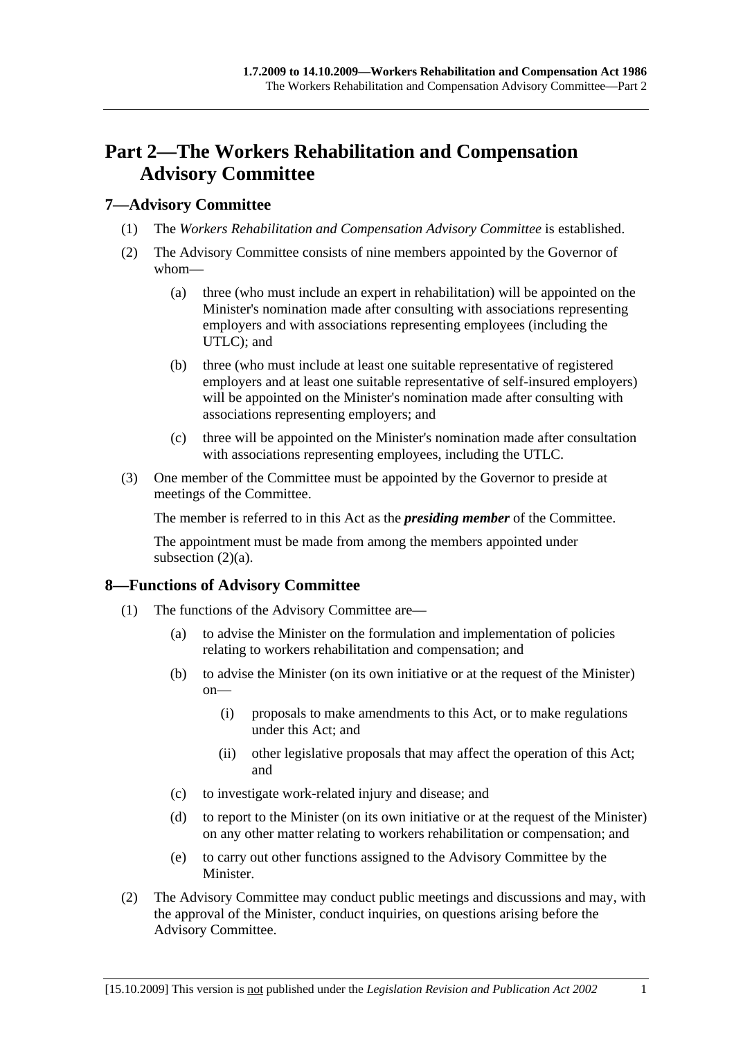# Part 2—The Workers Rehabilitation and Compensation Advisory Committee

## 7—Advisory Committee

(1) The *Workers Rehabilitation and Compensation Advisory Committee* is established.

(2) The Advisory Committee consists of nine members appointed by the Governor of whom—

- (a) three (who must include an expert in rehabilitation) will be appointed on the Minister's nomination made after consulting with associations representing employers and with associations representing employees (including the UTLC); and
- (b) three (who must include at least one suitable representative of registered employers and at least one suitable representative of self-insured employers) will be appointed on the Minister's nomination made after consulting with associations representing employers; and
- (c) three will be appointed on the Minister's nomination made after consultation with associations representing employees, including the UTLC.

(3) One member of the Committee must be appointed by the Governor to preside at meetings of the Committee.

The member is referred to in this Act as the ***presiding member*** of the Committee.

The appointment must be made from among the members appointed under subsection (2)(a).

## 8—Functions of Advisory Committee

(1) The functions of the Advisory Committee are—

- (a) to advise the Minister on the formulation and implementation of policies relating to workers rehabilitation and compensation; and
- (b) to advise the Minister (on its own initiative or at the request of the Minister) on—
  - (i) proposals to make amendments to this Act, or to make regulations under this Act; and
  - (ii) other legislative proposals that may affect the operation of this Act; and
- (c) to investigate work-related injury and disease; and
- (d) to report to the Minister (on its own initiative or at the request of the Minister) on any other matter relating to workers rehabilitation or compensation; and
- (e) to carry out other functions assigned to the Advisory Committee by the Minister.

(2) The Advisory Committee may conduct public meetings and discussions and may, with the approval of the Minister, conduct inquiries, on questions arising before the Advisory Committee.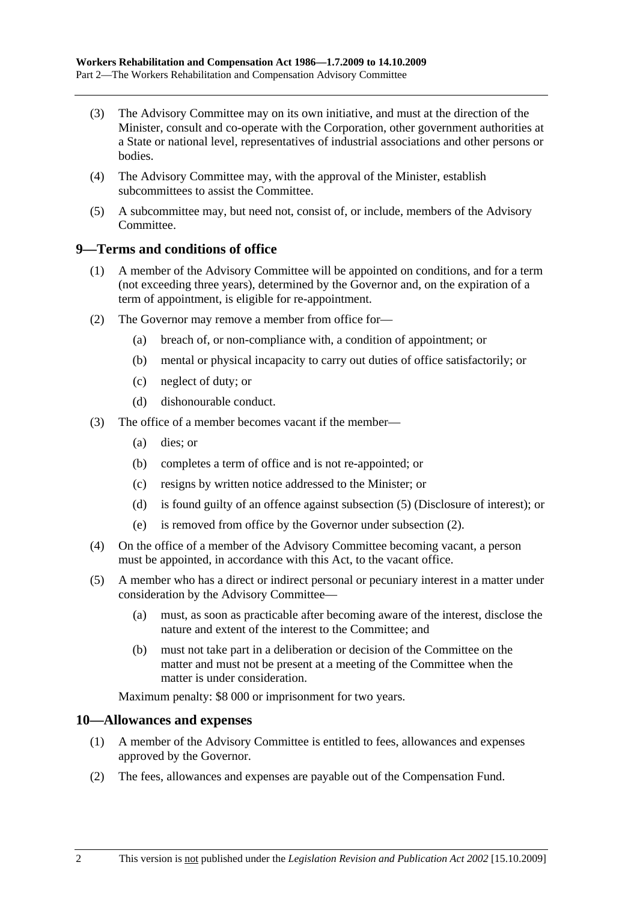(3) The Advisory Committee may on its own initiative, and must at the direction of the Minister, consult and co-operate with the Corporation, other government authorities at a State or national level, representatives of industrial associations and other persons or bodies.

(4) The Advisory Committee may, with the approval of the Minister, establish subcommittees to assist the Committee.

(5) A subcommittee may, but need not, consist of, or include, members of the Advisory Committee.

## 9—Terms and conditions of office

(1) A member of the Advisory Committee will be appointed on conditions, and for a term (not exceeding three years), determined by the Governor and, on the expiration of a term of appointment, is eligible for re-appointment.

(2) The Governor may remove a member from office for—

- (a) breach of, or non-compliance with, a condition of appointment; or
- (b) mental or physical incapacity to carry out duties of office satisfactorily; or
- (c) neglect of duty; or
- (d) dishonourable conduct.

(3) The office of a member becomes vacant if the member—

- (a) dies; or
- (b) completes a term of office and is not re-appointed; or
- (c) resigns by written notice addressed to the Minister; or
- (d) is found guilty of an offence against subsection (5) (Disclosure of interest); or
- (e) is removed from office by the Governor under subsection (2).

(4) On the office of a member of the Advisory Committee becoming vacant, a person must be appointed, in accordance with this Act, to the vacant office.

(5) A member who has a direct or indirect personal or pecuniary interest in a matter under consideration by the Advisory Committee—

- (a) must, as soon as practicable after becoming aware of the interest, disclose the nature and extent of the interest to the Committee; and
- (b) must not take part in a deliberation or decision of the Committee on the matter and must not be present at a meeting of the Committee when the matter is under consideration.

Maximum penalty: $8 000 or imprisonment for two years.

## 10—Allowances and expenses

(1) A member of the Advisory Committee is entitled to fees, allowances and expenses approved by the Governor.

(2) The fees, allowances and expenses are payable out of the Compensation Fund.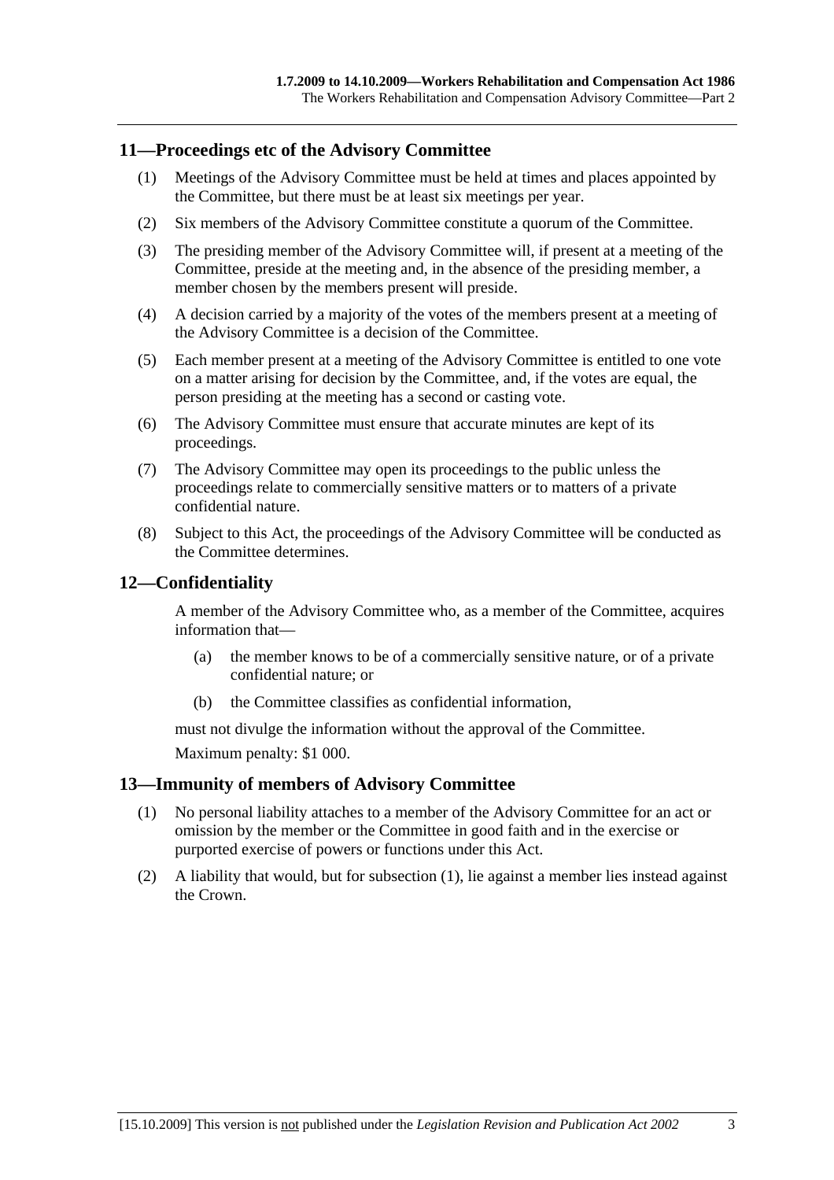## 11—Proceedings etc of the Advisory Committee

(1) Meetings of the Advisory Committee must be held at times and places appointed by the Committee, but there must be at least six meetings per year.

(2) Six members of the Advisory Committee constitute a quorum of the Committee.

(3) The presiding member of the Advisory Committee will, if present at a meeting of the Committee, preside at the meeting and, in the absence of the presiding member, a member chosen by the members present will preside.

(4) A decision carried by a majority of the votes of the members present at a meeting of the Advisory Committee is a decision of the Committee.

(5) Each member present at a meeting of the Advisory Committee is entitled to one vote on a matter arising for decision by the Committee, and, if the votes are equal, the person presiding at the meeting has a second or casting vote.

(6) The Advisory Committee must ensure that accurate minutes are kept of its proceedings.

(7) The Advisory Committee may open its proceedings to the public unless the proceedings relate to commercially sensitive matters or to matters of a private confidential nature.

(8) Subject to this Act, the proceedings of the Advisory Committee will be conducted as the Committee determines.

## 12—Confidentiality

A member of the Advisory Committee who, as a member of the Committee, acquires information that—

(a) the member knows to be of a commercially sensitive nature, or of a private confidential nature; or

(b) the Committee classifies as confidential information,

must not divulge the information without the approval of the Committee.

Maximum penalty: $1 000.

## 13—Immunity of members of Advisory Committee

(1) No personal liability attaches to a member of the Advisory Committee for an act or omission by the member or the Committee in good faith and in the exercise or purported exercise of powers or functions under this Act.

(2) A liability that would, but for subsection (1), lie against a member lies instead against the Crown.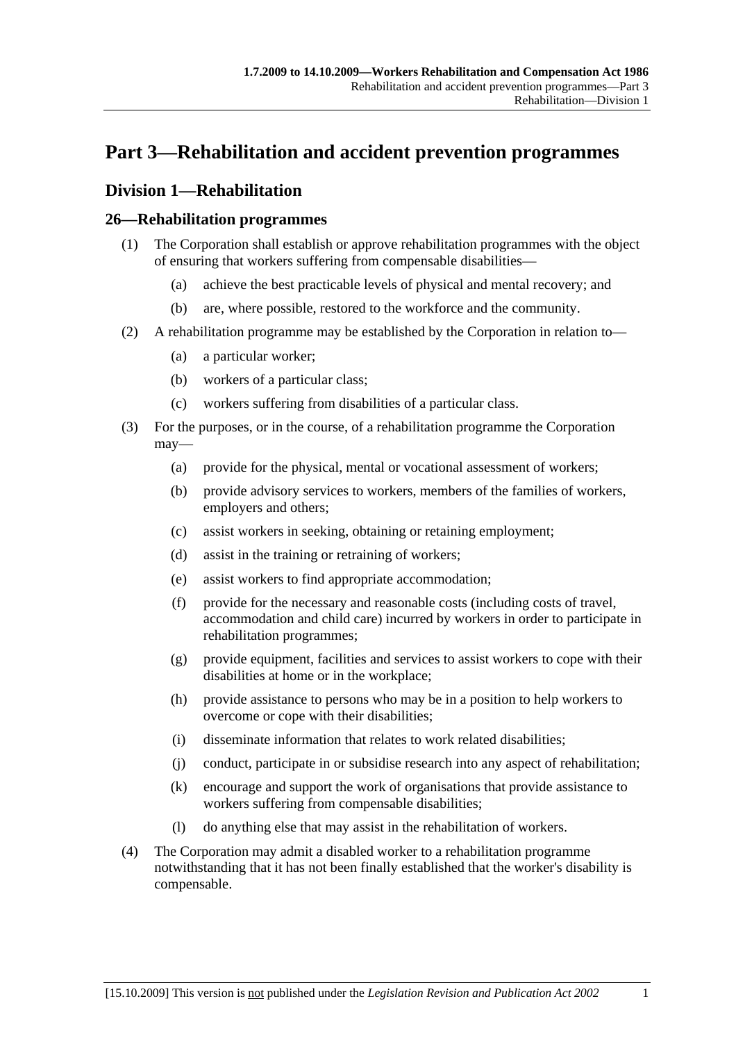# Part 3—Rehabilitation and accident prevention programmes

## Division 1—Rehabilitation

### 26—Rehabilitation programmes

(1) The Corporation shall establish or approve rehabilitation programmes with the object of ensuring that workers suffering from compensable disabilities—

(a) achieve the best practicable levels of physical and mental recovery; and

(b) are, where possible, restored to the workforce and the community.

(2) A rehabilitation programme may be established by the Corporation in relation to—

(a) a particular worker;

(b) workers of a particular class;

(c) workers suffering from disabilities of a particular class.

(3) For the purposes, or in the course, of a rehabilitation programme the Corporation may—

(a) provide for the physical, mental or vocational assessment of workers;

(b) provide advisory services to workers, members of the families of workers, employers and others;

(c) assist workers in seeking, obtaining or retaining employment;

(d) assist in the training or retraining of workers;

(e) assist workers to find appropriate accommodation;

(f) provide for the necessary and reasonable costs (including costs of travel, accommodation and child care) incurred by workers in order to participate in rehabilitation programmes;

(g) provide equipment, facilities and services to assist workers to cope with their disabilities at home or in the workplace;

(h) provide assistance to persons who may be in a position to help workers to overcome or cope with their disabilities;

(i) disseminate information that relates to work related disabilities;

(j) conduct, participate in or subsidise research into any aspect of rehabilitation;

(k) encourage and support the work of organisations that provide assistance to workers suffering from compensable disabilities;

(l) do anything else that may assist in the rehabilitation of workers.

(4) The Corporation may admit a disabled worker to a rehabilitation programme notwithstanding that it has not been finally established that the worker's disability is compensable.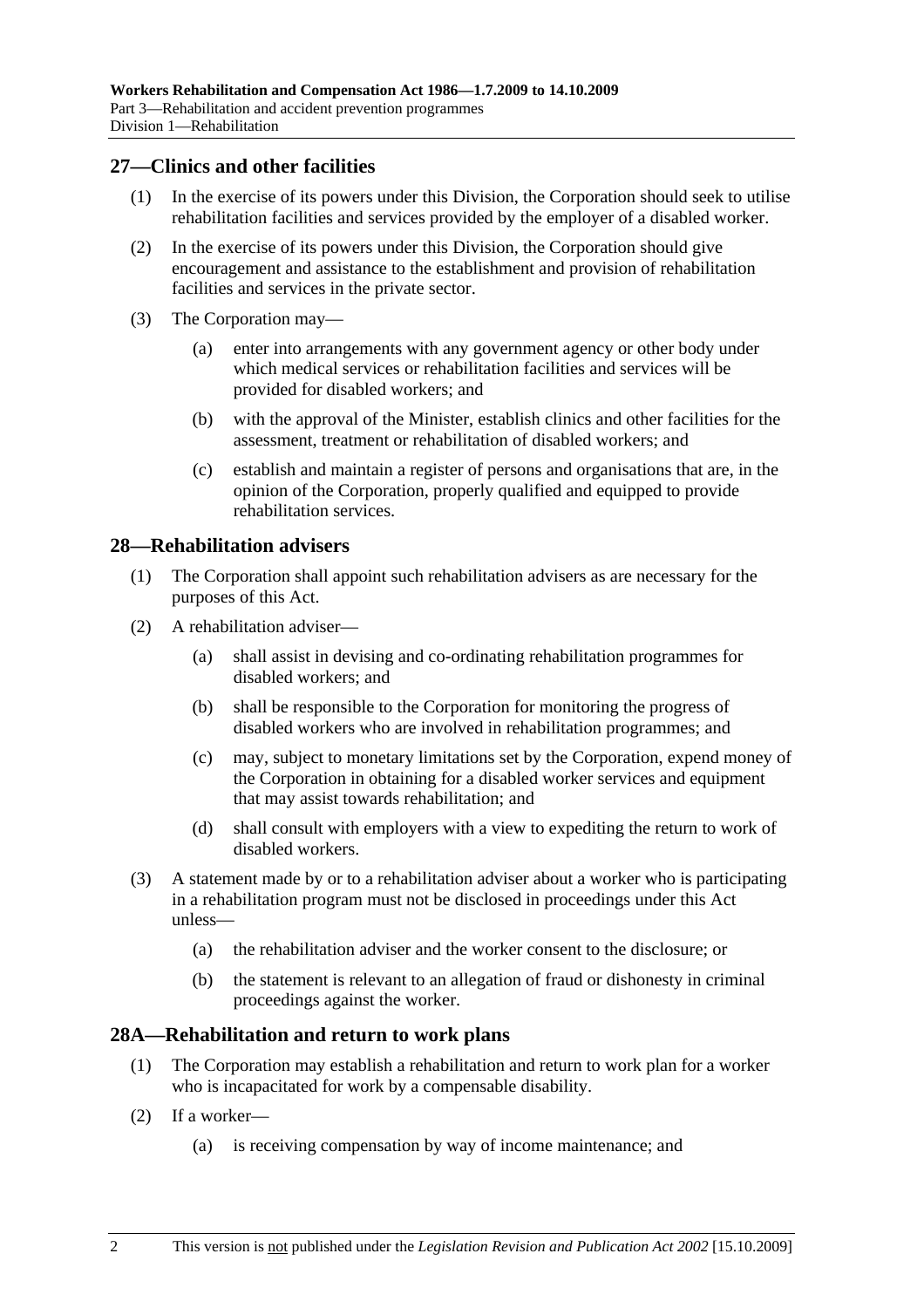## 27—Clinics and other facilities

(1) In the exercise of its powers under this Division, the Corporation should seek to utilise rehabilitation facilities and services provided by the employer of a disabled worker.

(2) In the exercise of its powers under this Division, the Corporation should give encouragement and assistance to the establishment and provision of rehabilitation facilities and services in the private sector.

(3) The Corporation may—

(a) enter into arrangements with any government agency or other body under which medical services or rehabilitation facilities and services will be provided for disabled workers; and

(b) with the approval of the Minister, establish clinics and other facilities for the assessment, treatment or rehabilitation of disabled workers; and

(c) establish and maintain a register of persons and organisations that are, in the opinion of the Corporation, properly qualified and equipped to provide rehabilitation services.

## 28—Rehabilitation advisers

(1) The Corporation shall appoint such rehabilitation advisers as are necessary for the purposes of this Act.

(2) A rehabilitation adviser—

(a) shall assist in devising and co-ordinating rehabilitation programmes for disabled workers; and

(b) shall be responsible to the Corporation for monitoring the progress of disabled workers who are involved in rehabilitation programmes; and

(c) may, subject to monetary limitations set by the Corporation, expend money of the Corporation in obtaining for a disabled worker services and equipment that may assist towards rehabilitation; and

(d) shall consult with employers with a view to expediting the return to work of disabled workers.

(3) A statement made by or to a rehabilitation adviser about a worker who is participating in a rehabilitation program must not be disclosed in proceedings under this Act unless—

(a) the rehabilitation adviser and the worker consent to the disclosure; or

(b) the statement is relevant to an allegation of fraud or dishonesty in criminal proceedings against the worker.

## 28A—Rehabilitation and return to work plans

(1) The Corporation may establish a rehabilitation and return to work plan for a worker who is incapacitated for work by a compensable disability.

(2) If a worker—

(a) is receiving compensation by way of income maintenance; and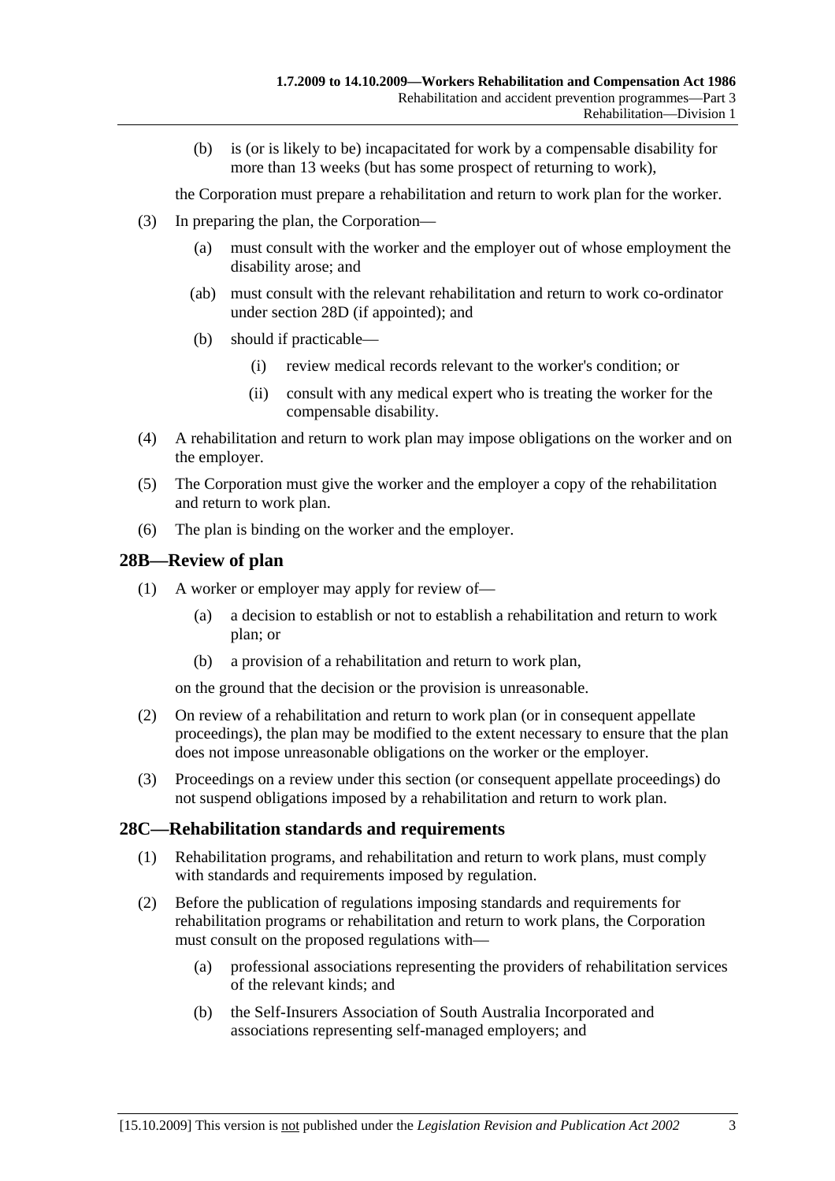(b) is (or is likely to be) incapacitated for work by a compensable disability for more than 13 weeks (but has some prospect of returning to work),

the Corporation must prepare a rehabilitation and return to work plan for the worker.

(3) In preparing the plan, the Corporation—

(a) must consult with the worker and the employer out of whose employment the disability arose; and

(ab) must consult with the relevant rehabilitation and return to work co-ordinator under section 28D (if appointed); and

(b) should if practicable—

(i) review medical records relevant to the worker's condition; or

(ii) consult with any medical expert who is treating the worker for the compensable disability.

(4) A rehabilitation and return to work plan may impose obligations on the worker and on the employer.

(5) The Corporation must give the worker and the employer a copy of the rehabilitation and return to work plan.

(6) The plan is binding on the worker and the employer.

## 28B—Review of plan

(1) A worker or employer may apply for review of—

(a) a decision to establish or not to establish a rehabilitation and return to work plan; or

(b) a provision of a rehabilitation and return to work plan,

on the ground that the decision or the provision is unreasonable.

(2) On review of a rehabilitation and return to work plan (or in consequent appellate proceedings), the plan may be modified to the extent necessary to ensure that the plan does not impose unreasonable obligations on the worker or the employer.

(3) Proceedings on a review under this section (or consequent appellate proceedings) do not suspend obligations imposed by a rehabilitation and return to work plan.

## 28C—Rehabilitation standards and requirements

(1) Rehabilitation programs, and rehabilitation and return to work plans, must comply with standards and requirements imposed by regulation.

(2) Before the publication of regulations imposing standards and requirements for rehabilitation programs or rehabilitation and return to work plans, the Corporation must consult on the proposed regulations with—

(a) professional associations representing the providers of rehabilitation services of the relevant kinds; and

(b) the Self-Insurers Association of South Australia Incorporated and associations representing self-managed employers; and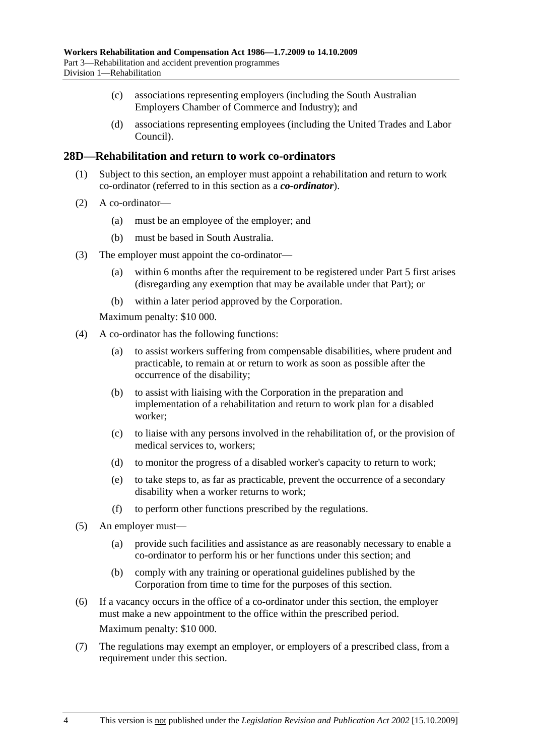(c) associations representing employers (including the South Australian Employers Chamber of Commerce and Industry); and

(d) associations representing employees (including the United Trades and Labor Council).

## 28D—Rehabilitation and return to work co-ordinators

(1) Subject to this section, an employer must appoint a rehabilitation and return to work co-ordinator (referred to in this section as a ***co-ordinator***).

(2) A co-ordinator—

(a) must be an employee of the employer; and

(b) must be based in South Australia.

(3) The employer must appoint the co-ordinator—

(a) within 6 months after the requirement to be registered under Part 5 first arises (disregarding any exemption that may be available under that Part); or

(b) within a later period approved by the Corporation.

Maximum penalty: $10 000.

(4) A co-ordinator has the following functions:

(a) to assist workers suffering from compensable disabilities, where prudent and practicable, to remain at or return to work as soon as possible after the occurrence of the disability;

(b) to assist with liaising with the Corporation in the preparation and implementation of a rehabilitation and return to work plan for a disabled worker;

(c) to liaise with any persons involved in the rehabilitation of, or the provision of medical services to, workers;

(d) to monitor the progress of a disabled worker's capacity to return to work;

(e) to take steps to, as far as practicable, prevent the occurrence of a secondary disability when a worker returns to work;

(f) to perform other functions prescribed by the regulations.

(5) An employer must—

(a) provide such facilities and assistance as are reasonably necessary to enable a co-ordinator to perform his or her functions under this section; and

(b) comply with any training or operational guidelines published by the Corporation from time to time for the purposes of this section.

(6) If a vacancy occurs in the office of a co-ordinator under this section, the employer must make a new appointment to the office within the prescribed period.

Maximum penalty: $10 000.

(7) The regulations may exempt an employer, or employers of a prescribed class, from a requirement under this section.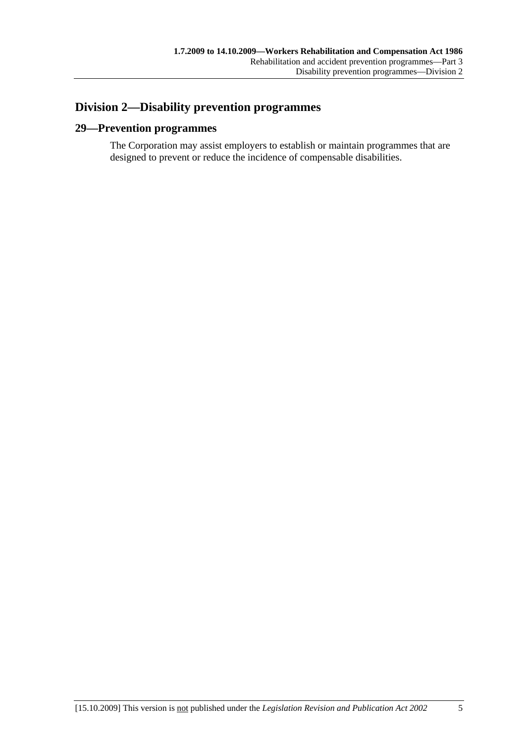## Division 2—Disability prevention programmes

### 29—Prevention programmes

The Corporation may assist employers to establish or maintain programmes that are designed to prevent or reduce the incidence of compensable disabilities.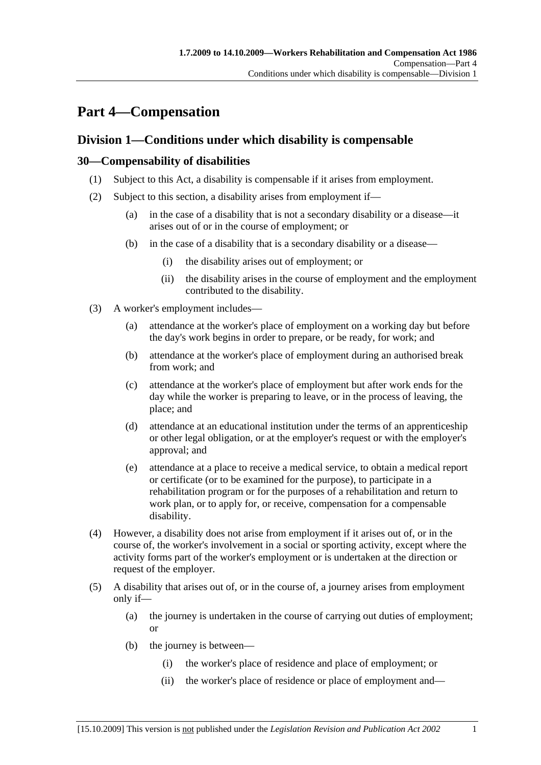# Part 4—Compensation

## Division 1—Conditions under which disability is compensable

### 30—Compensability of disabilities

(1) Subject to this Act, a disability is compensable if it arises from employment.

(2) Subject to this section, a disability arises from employment if—

- (a) in the case of a disability that is not a secondary disability or a disease—it arises out of or in the course of employment; or
- (b) in the case of a disability that is a secondary disability or a disease—
  - (i) the disability arises out of employment; or
  - (ii) the disability arises in the course of employment and the employment contributed to the disability.

(3) A worker's employment includes—

- (a) attendance at the worker's place of employment on a working day but before the day's work begins in order to prepare, or be ready, for work; and
- (b) attendance at the worker's place of employment during an authorised break from work; and
- (c) attendance at the worker's place of employment but after work ends for the day while the worker is preparing to leave, or in the process of leaving, the place; and
- (d) attendance at an educational institution under the terms of an apprenticeship or other legal obligation, or at the employer's request or with the employer's approval; and
- (e) attendance at a place to receive a medical service, to obtain a medical report or certificate (or to be examined for the purpose), to participate in a rehabilitation program or for the purposes of a rehabilitation and return to work plan, or to apply for, or receive, compensation for a compensable disability.

(4) However, a disability does not arise from employment if it arises out of, or in the course of, the worker's involvement in a social or sporting activity, except where the activity forms part of the worker's employment or is undertaken at the direction or request of the employer.

(5) A disability that arises out of, or in the course of, a journey arises from employment only if—

- (a) the journey is undertaken in the course of carrying out duties of employment; or
- (b) the journey is between—
  - (i) the worker's place of residence and place of employment; or
  - (ii) the worker's place of residence or place of employment and—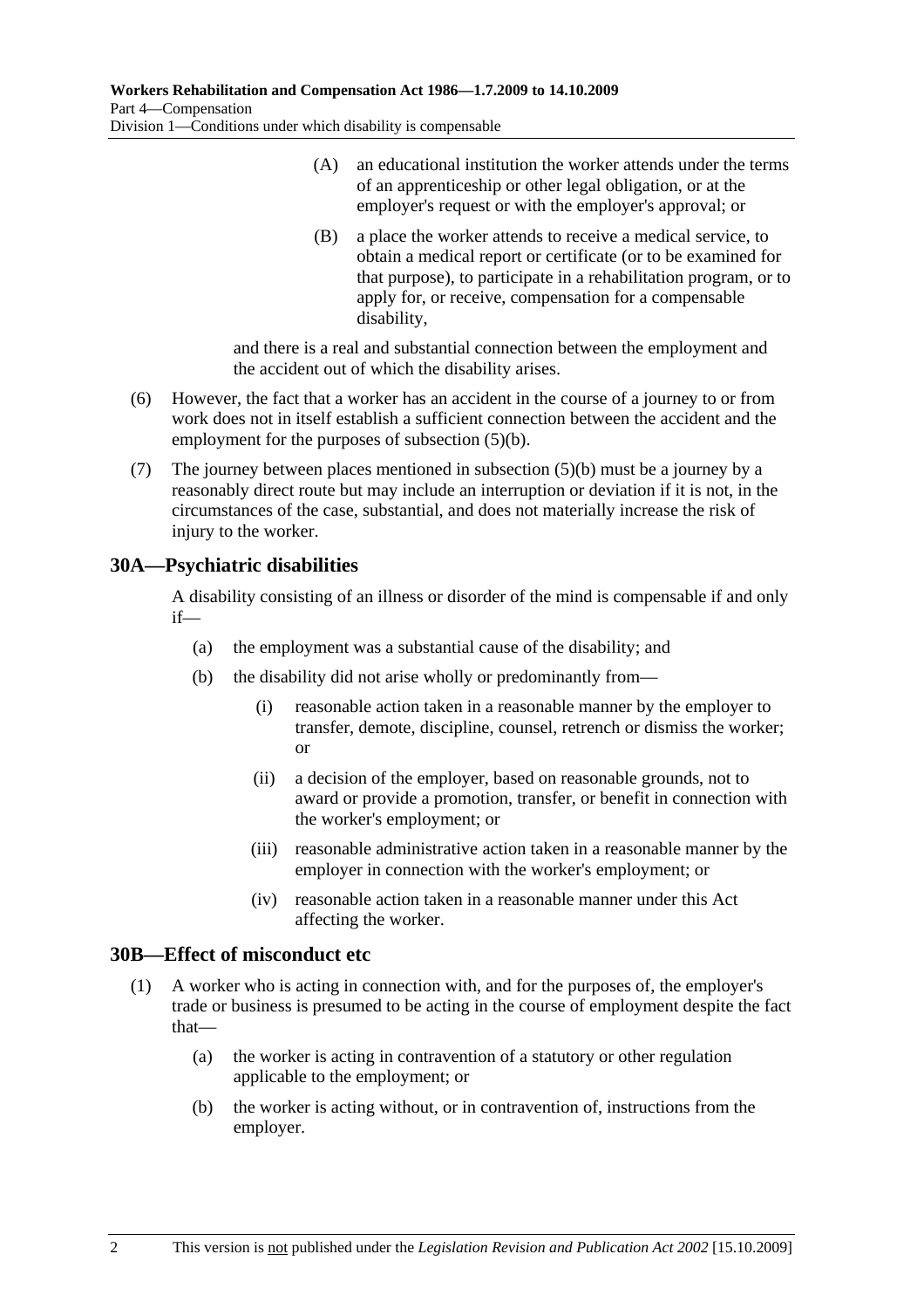(A) an educational institution the worker attends under the terms of an apprenticeship or other legal obligation, or at the employer's request or with the employer's approval; or

(B) a place the worker attends to receive a medical service, to obtain a medical report or certificate (or to be examined for that purpose), to participate in a rehabilitation program, or to apply for, or receive, compensation for a compensable disability,

and there is a real and substantial connection between the employment and the accident out of which the disability arises.

(6) However, the fact that a worker has an accident in the course of a journey to or from work does not in itself establish a sufficient connection between the accident and the employment for the purposes of subsection (5)(b).

(7) The journey between places mentioned in subsection (5)(b) must be a journey by a reasonably direct route but may include an interruption or deviation if it is not, in the circumstances of the case, substantial, and does not materially increase the risk of injury to the worker.

## 30A—Psychiatric disabilities

A disability consisting of an illness or disorder of the mind is compensable if and only if—

(a) the employment was a substantial cause of the disability; and

(b) the disability did not arise wholly or predominantly from—

(i) reasonable action taken in a reasonable manner by the employer to transfer, demote, discipline, counsel, retrench or dismiss the worker; or

(ii) a decision of the employer, based on reasonable grounds, not to award or provide a promotion, transfer, or benefit in connection with the worker's employment; or

(iii) reasonable administrative action taken in a reasonable manner by the employer in connection with the worker's employment; or

(iv) reasonable action taken in a reasonable manner under this Act affecting the worker.

## 30B—Effect of misconduct etc

(1) A worker who is acting in connection with, and for the purposes of, the employer's trade or business is presumed to be acting in the course of employment despite the fact that—

(a) the worker is acting in contravention of a statutory or other regulation applicable to the employment; or

(b) the worker is acting without, or in contravention of, instructions from the employer.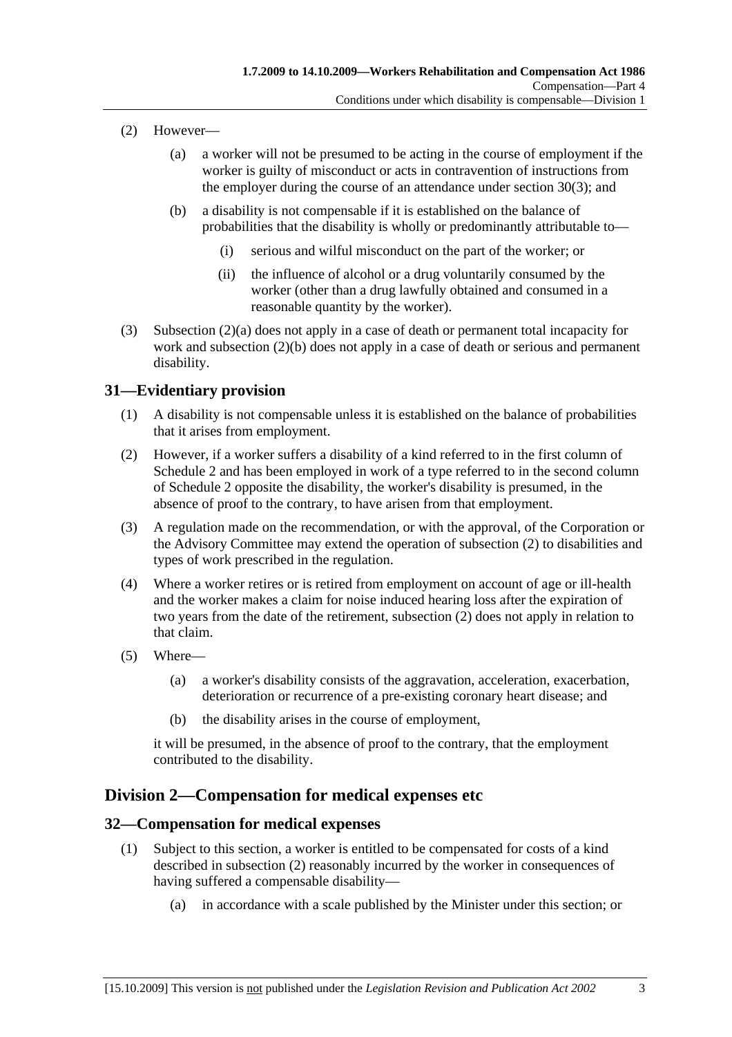(2) However—

(a) a worker will not be presumed to be acting in the course of employment if the worker is guilty of misconduct or acts in contravention of instructions from the employer during the course of an attendance under section 30(3); and

(b) a disability is not compensable if it is established on the balance of probabilities that the disability is wholly or predominantly attributable to—

(i) serious and wilful misconduct on the part of the worker; or

(ii) the influence of alcohol or a drug voluntarily consumed by the worker (other than a drug lawfully obtained and consumed in a reasonable quantity by the worker).

(3) Subsection (2)(a) does not apply in a case of death or permanent total incapacity for work and subsection (2)(b) does not apply in a case of death or serious and permanent disability.

## 31—Evidentiary provision

(1) A disability is not compensable unless it is established on the balance of probabilities that it arises from employment.

(2) However, if a worker suffers a disability of a kind referred to in the first column of Schedule 2 and has been employed in work of a type referred to in the second column of Schedule 2 opposite the disability, the worker's disability is presumed, in the absence of proof to the contrary, to have arisen from that employment.

(3) A regulation made on the recommendation, or with the approval, of the Corporation or the Advisory Committee may extend the operation of subsection (2) to disabilities and types of work prescribed in the regulation.

(4) Where a worker retires or is retired from employment on account of age or ill-health and the worker makes a claim for noise induced hearing loss after the expiration of two years from the date of the retirement, subsection (2) does not apply in relation to that claim.

(5) Where—

(a) a worker's disability consists of the aggravation, acceleration, exacerbation, deterioration or recurrence of a pre-existing coronary heart disease; and

(b) the disability arises in the course of employment,

it will be presumed, in the absence of proof to the contrary, that the employment contributed to the disability.

# Division 2—Compensation for medical expenses etc

## 32—Compensation for medical expenses

(1) Subject to this section, a worker is entitled to be compensated for costs of a kind described in subsection (2) reasonably incurred by the worker in consequences of having suffered a compensable disability—

(a) in accordance with a scale published by the Minister under this section; or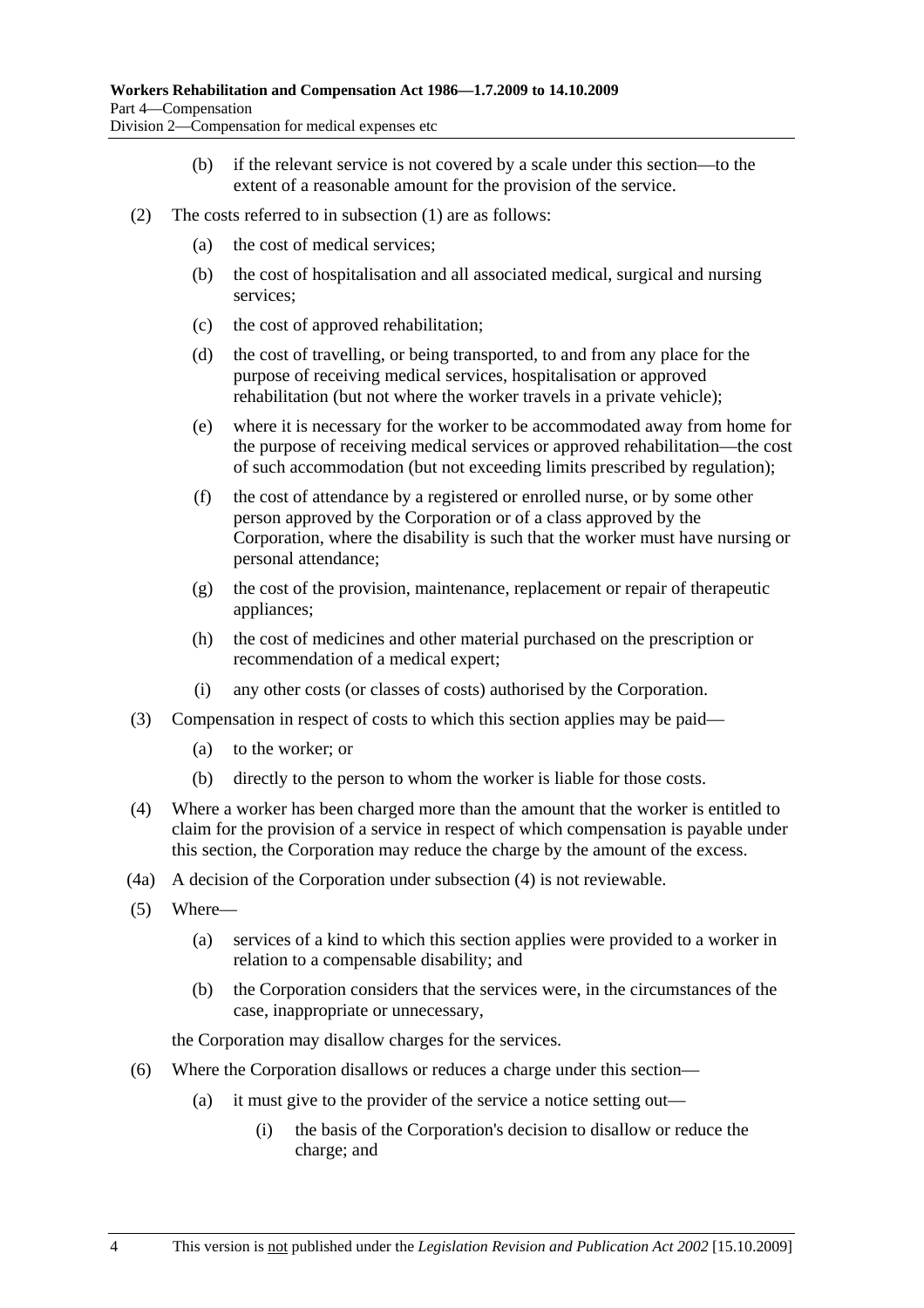(b) if the relevant service is not covered by a scale under this section—to the extent of a reasonable amount for the provision of the service.

(2) The costs referred to in subsection (1) are as follows:

(a) the cost of medical services;

(b) the cost of hospitalisation and all associated medical, surgical and nursing services;

(c) the cost of approved rehabilitation;

(d) the cost of travelling, or being transported, to and from any place for the purpose of receiving medical services, hospitalisation or approved rehabilitation (but not where the worker travels in a private vehicle);

(e) where it is necessary for the worker to be accommodated away from home for the purpose of receiving medical services or approved rehabilitation—the cost of such accommodation (but not exceeding limits prescribed by regulation);

(f) the cost of attendance by a registered or enrolled nurse, or by some other person approved by the Corporation or of a class approved by the Corporation, where the disability is such that the worker must have nursing or personal attendance;

(g) the cost of the provision, maintenance, replacement or repair of therapeutic appliances;

(h) the cost of medicines and other material purchased on the prescription or recommendation of a medical expert;

(i) any other costs (or classes of costs) authorised by the Corporation.

(3) Compensation in respect of costs to which this section applies may be paid—

(a) to the worker; or

(b) directly to the person to whom the worker is liable for those costs.

(4) Where a worker has been charged more than the amount that the worker is entitled to claim for the provision of a service in respect of which compensation is payable under this section, the Corporation may reduce the charge by the amount of the excess.

(4a) A decision of the Corporation under subsection (4) is not reviewable.

(5) Where—

(a) services of a kind to which this section applies were provided to a worker in relation to a compensable disability; and

(b) the Corporation considers that the services were, in the circumstances of the case, inappropriate or unnecessary,

the Corporation may disallow charges for the services.

(6) Where the Corporation disallows or reduces a charge under this section—

(a) it must give to the provider of the service a notice setting out—

(i) the basis of the Corporation's decision to disallow or reduce the charge; and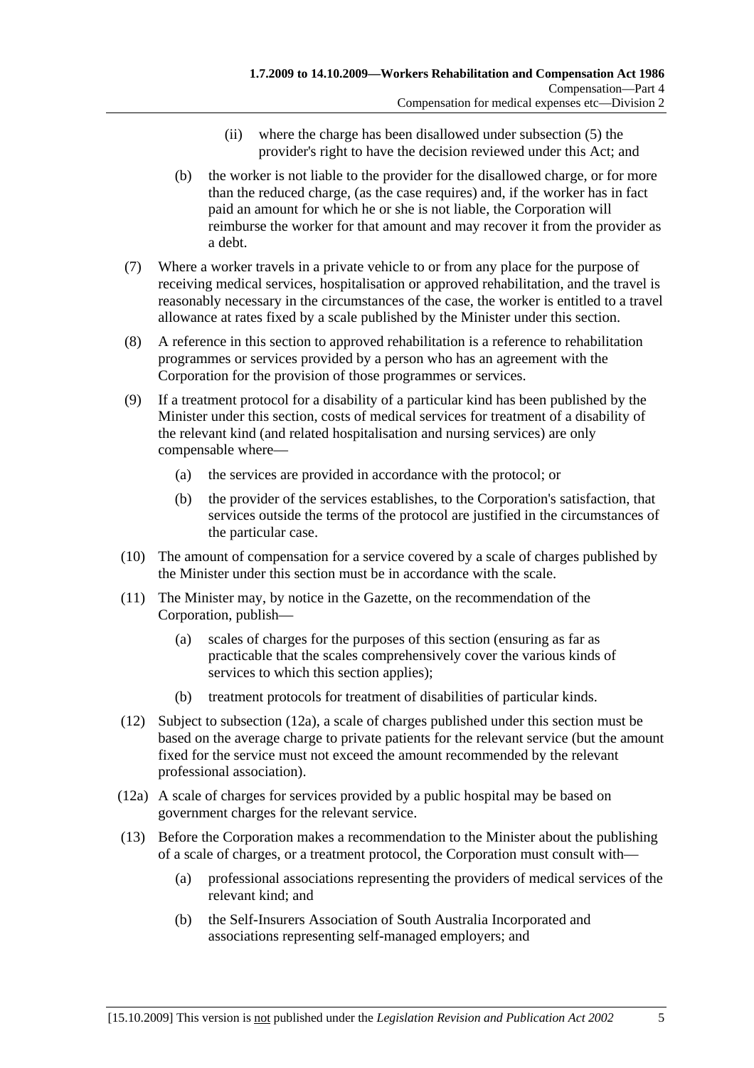(ii) where the charge has been disallowed under subsection (5) the provider's right to have the decision reviewed under this Act; and

(b) the worker is not liable to the provider for the disallowed charge, or for more than the reduced charge, (as the case requires) and, if the worker has in fact paid an amount for which he or she is not liable, the Corporation will reimburse the worker for that amount and may recover it from the provider as a debt.

(7) Where a worker travels in a private vehicle to or from any place for the purpose of receiving medical services, hospitalisation or approved rehabilitation, and the travel is reasonably necessary in the circumstances of the case, the worker is entitled to a travel allowance at rates fixed by a scale published by the Minister under this section.

(8) A reference in this section to approved rehabilitation is a reference to rehabilitation programmes or services provided by a person who has an agreement with the Corporation for the provision of those programmes or services.

(9) If a treatment protocol for a disability of a particular kind has been published by the Minister under this section, costs of medical services for treatment of a disability of the relevant kind (and related hospitalisation and nursing services) are only compensable where—

(a) the services are provided in accordance with the protocol; or

(b) the provider of the services establishes, to the Corporation's satisfaction, that services outside the terms of the protocol are justified in the circumstances of the particular case.

(10) The amount of compensation for a service covered by a scale of charges published by the Minister under this section must be in accordance with the scale.

(11) The Minister may, by notice in the Gazette, on the recommendation of the Corporation, publish—

(a) scales of charges for the purposes of this section (ensuring as far as practicable that the scales comprehensively cover the various kinds of services to which this section applies);

(b) treatment protocols for treatment of disabilities of particular kinds.

(12) Subject to subsection (12a), a scale of charges published under this section must be based on the average charge to private patients for the relevant service (but the amount fixed for the service must not exceed the amount recommended by the relevant professional association).

(12a) A scale of charges for services provided by a public hospital may be based on government charges for the relevant service.

(13) Before the Corporation makes a recommendation to the Minister about the publishing of a scale of charges, or a treatment protocol, the Corporation must consult with—

(a) professional associations representing the providers of medical services of the relevant kind; and

(b) the Self-Insurers Association of South Australia Incorporated and associations representing self-managed employers; and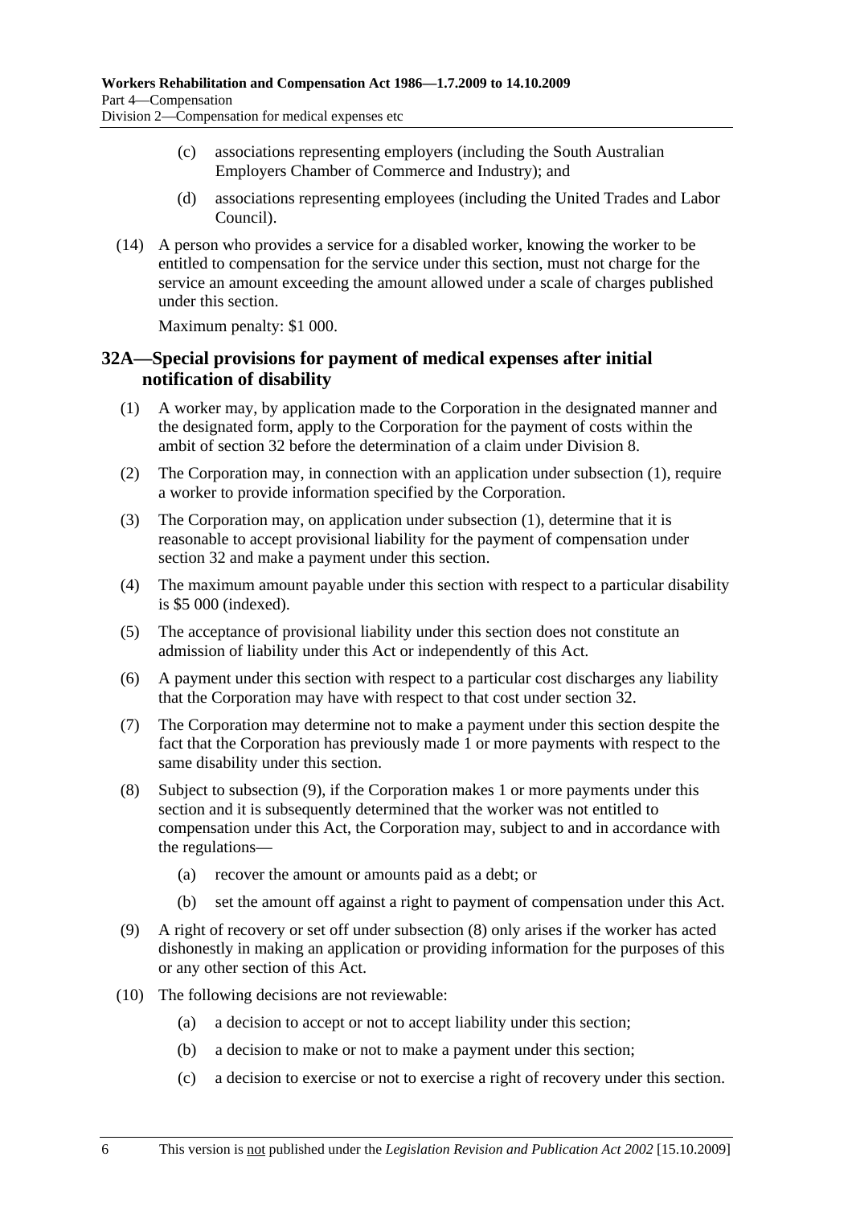(c) associations representing employers (including the South Australian Employers Chamber of Commerce and Industry); and

(d) associations representing employees (including the United Trades and Labor Council).

(14) A person who provides a service for a disabled worker, knowing the worker to be entitled to compensation for the service under this section, must not charge for the service an amount exceeding the amount allowed under a scale of charges published under this section.

Maximum penalty: $1 000.

## 32A—Special provisions for payment of medical expenses after initial notification of disability

(1) A worker may, by application made to the Corporation in the designated manner and the designated form, apply to the Corporation for the payment of costs within the ambit of section 32 before the determination of a claim under Division 8.

(2) The Corporation may, in connection with an application under subsection (1), require a worker to provide information specified by the Corporation.

(3) The Corporation may, on application under subsection (1), determine that it is reasonable to accept provisional liability for the payment of compensation under section 32 and make a payment under this section.

(4) The maximum amount payable under this section with respect to a particular disability is $5 000 (indexed).

(5) The acceptance of provisional liability under this section does not constitute an admission of liability under this Act or independently of this Act.

(6) A payment under this section with respect to a particular cost discharges any liability that the Corporation may have with respect to that cost under section 32.

(7) The Corporation may determine not to make a payment under this section despite the fact that the Corporation has previously made 1 or more payments with respect to the same disability under this section.

(8) Subject to subsection (9), if the Corporation makes 1 or more payments under this section and it is subsequently determined that the worker was not entitled to compensation under this Act, the Corporation may, subject to and in accordance with the regulations—

(a) recover the amount or amounts paid as a debt; or

(b) set the amount off against a right to payment of compensation under this Act.

(9) A right of recovery or set off under subsection (8) only arises if the worker has acted dishonestly in making an application or providing information for the purposes of this or any other section of this Act.

(10) The following decisions are not reviewable:

(a) a decision to accept or not to accept liability under this section;

(b) a decision to make or not to make a payment under this section;

(c) a decision to exercise or not to exercise a right of recovery under this section.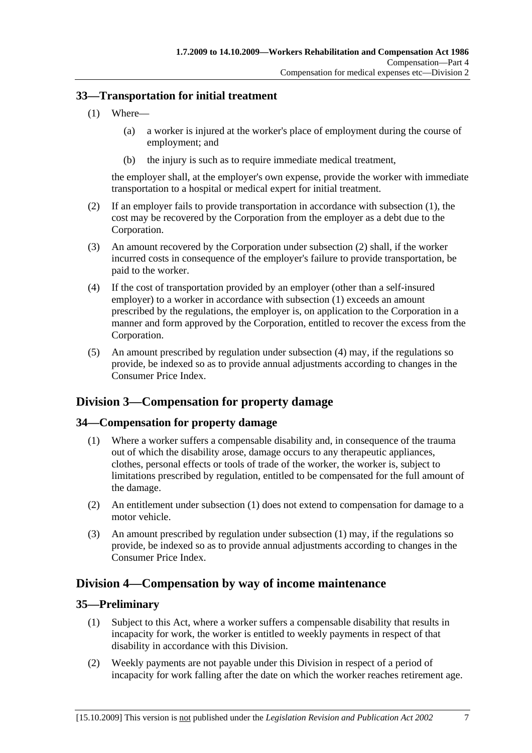### 33—Transportation for initial treatment

(1) Where—

(a) a worker is injured at the worker's place of employment during the course of employment; and

(b) the injury is such as to require immediate medical treatment,

the employer shall, at the employer's own expense, provide the worker with immediate transportation to a hospital or medical expert for initial treatment.

(2) If an employer fails to provide transportation in accordance with subsection (1), the cost may be recovered by the Corporation from the employer as a debt due to the Corporation.

(3) An amount recovered by the Corporation under subsection (2) shall, if the worker incurred costs in consequence of the employer's failure to provide transportation, be paid to the worker.

(4) If the cost of transportation provided by an employer (other than a self-insured employer) to a worker in accordance with subsection (1) exceeds an amount prescribed by the regulations, the employer is, on application to the Corporation in a manner and form approved by the Corporation, entitled to recover the excess from the Corporation.

(5) An amount prescribed by regulation under subsection (4) may, if the regulations so provide, be indexed so as to provide annual adjustments according to changes in the Consumer Price Index.

## Division 3—Compensation for property damage

### 34—Compensation for property damage

(1) Where a worker suffers a compensable disability and, in consequence of the trauma out of which the disability arose, damage occurs to any therapeutic appliances, clothes, personal effects or tools of trade of the worker, the worker is, subject to limitations prescribed by regulation, entitled to be compensated for the full amount of the damage.

(2) An entitlement under subsection (1) does not extend to compensation for damage to a motor vehicle.

(3) An amount prescribed by regulation under subsection (1) may, if the regulations so provide, be indexed so as to provide annual adjustments according to changes in the Consumer Price Index.

## Division 4—Compensation by way of income maintenance

### 35—Preliminary

(1) Subject to this Act, where a worker suffers a compensable disability that results in incapacity for work, the worker is entitled to weekly payments in respect of that disability in accordance with this Division.

(2) Weekly payments are not payable under this Division in respect of a period of incapacity for work falling after the date on which the worker reaches retirement age.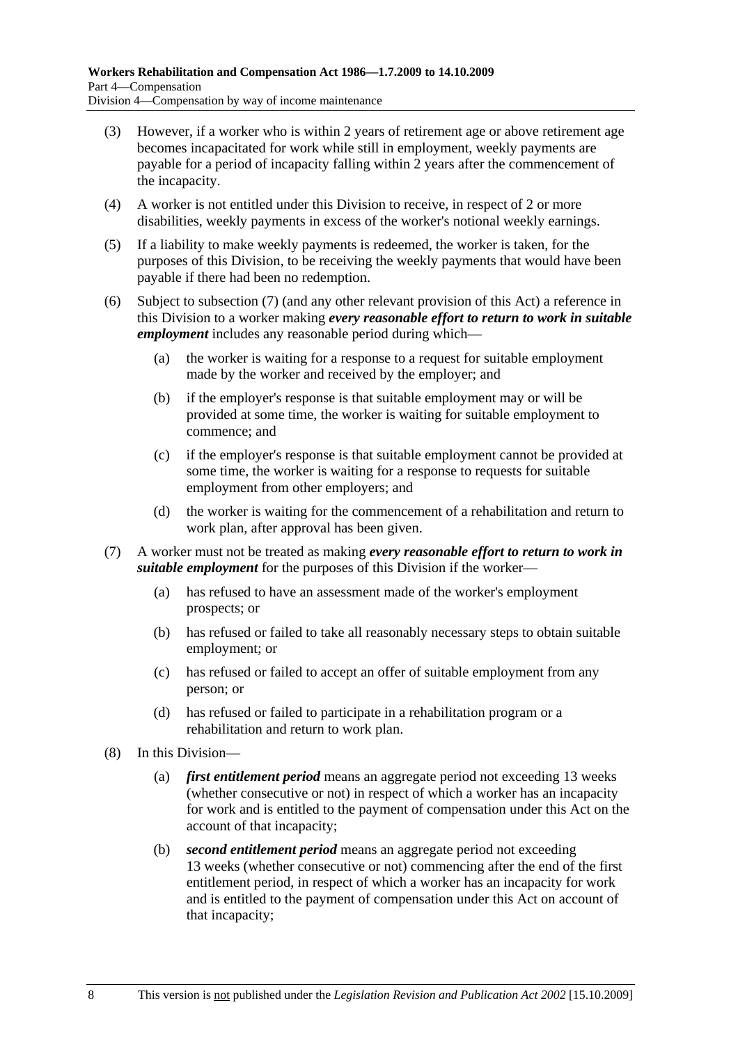(3) However, if a worker who is within 2 years of retirement age or above retirement age becomes incapacitated for work while still in employment, weekly payments are payable for a period of incapacity falling within 2 years after the commencement of the incapacity.

(4) A worker is not entitled under this Division to receive, in respect of 2 or more disabilities, weekly payments in excess of the worker's notional weekly earnings.

(5) If a liability to make weekly payments is redeemed, the worker is taken, for the purposes of this Division, to be receiving the weekly payments that would have been payable if there had been no redemption.

(6) Subject to subsection (7) (and any other relevant provision of this Act) a reference in this Division to a worker making ***every reasonable effort to return to work in suitable employment*** includes any reasonable period during which—

  (a) the worker is waiting for a response to a request for suitable employment made by the worker and received by the employer; and

  (b) if the employer's response is that suitable employment may or will be provided at some time, the worker is waiting for suitable employment to commence; and

  (c) if the employer's response is that suitable employment cannot be provided at some time, the worker is waiting for a response to requests for suitable employment from other employers; and

  (d) the worker is waiting for the commencement of a rehabilitation and return to work plan, after approval has been given.

(7) A worker must not be treated as making ***every reasonable effort to return to work in suitable employment*** for the purposes of this Division if the worker—

  (a) has refused to have an assessment made of the worker's employment prospects; or

  (b) has refused or failed to take all reasonably necessary steps to obtain suitable employment; or

  (c) has refused or failed to accept an offer of suitable employment from any person; or

  (d) has refused or failed to participate in a rehabilitation program or a rehabilitation and return to work plan.

(8) In this Division—

  (a) ***first entitlement period*** means an aggregate period not exceeding 13 weeks (whether consecutive or not) in respect of which a worker has an incapacity for work and is entitled to the payment of compensation under this Act on the account of that incapacity;

  (b) ***second entitlement period*** means an aggregate period not exceeding 13 weeks (whether consecutive or not) commencing after the end of the first entitlement period, in respect of which a worker has an incapacity for work and is entitled to the payment of compensation under this Act on account of that incapacity;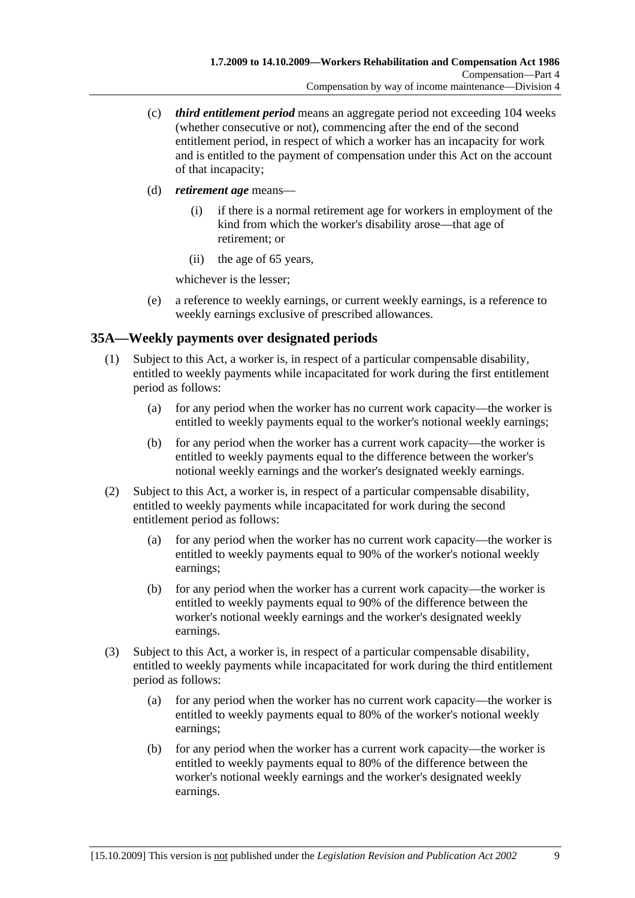(c) ***third entitlement period*** means an aggregate period not exceeding 104 weeks (whether consecutive or not), commencing after the end of the second entitlement period, in respect of which a worker has an incapacity for work and is entitled to the payment of compensation under this Act on the account of that incapacity;

(d) ***retirement age*** means—

(i) if there is a normal retirement age for workers in employment of the kind from which the worker's disability arose—that age of retirement; or

(ii) the age of 65 years,

whichever is the lesser;

(e) a reference to weekly earnings, or current weekly earnings, is a reference to weekly earnings exclusive of prescribed allowances.

## 35A—Weekly payments over designated periods

(1) Subject to this Act, a worker is, in respect of a particular compensable disability, entitled to weekly payments while incapacitated for work during the first entitlement period as follows:

(a) for any period when the worker has no current work capacity—the worker is entitled to weekly payments equal to the worker's notional weekly earnings;

(b) for any period when the worker has a current work capacity—the worker is entitled to weekly payments equal to the difference between the worker's notional weekly earnings and the worker's designated weekly earnings.

(2) Subject to this Act, a worker is, in respect of a particular compensable disability, entitled to weekly payments while incapacitated for work during the second entitlement period as follows:

(a) for any period when the worker has no current work capacity—the worker is entitled to weekly payments equal to 90% of the worker's notional weekly earnings;

(b) for any period when the worker has a current work capacity—the worker is entitled to weekly payments equal to 90% of the difference between the worker's notional weekly earnings and the worker's designated weekly earnings.

(3) Subject to this Act, a worker is, in respect of a particular compensable disability, entitled to weekly payments while incapacitated for work during the third entitlement period as follows:

(a) for any period when the worker has no current work capacity—the worker is entitled to weekly payments equal to 80% of the worker's notional weekly earnings;

(b) for any period when the worker has a current work capacity—the worker is entitled to weekly payments equal to 80% of the difference between the worker's notional weekly earnings and the worker's designated weekly earnings.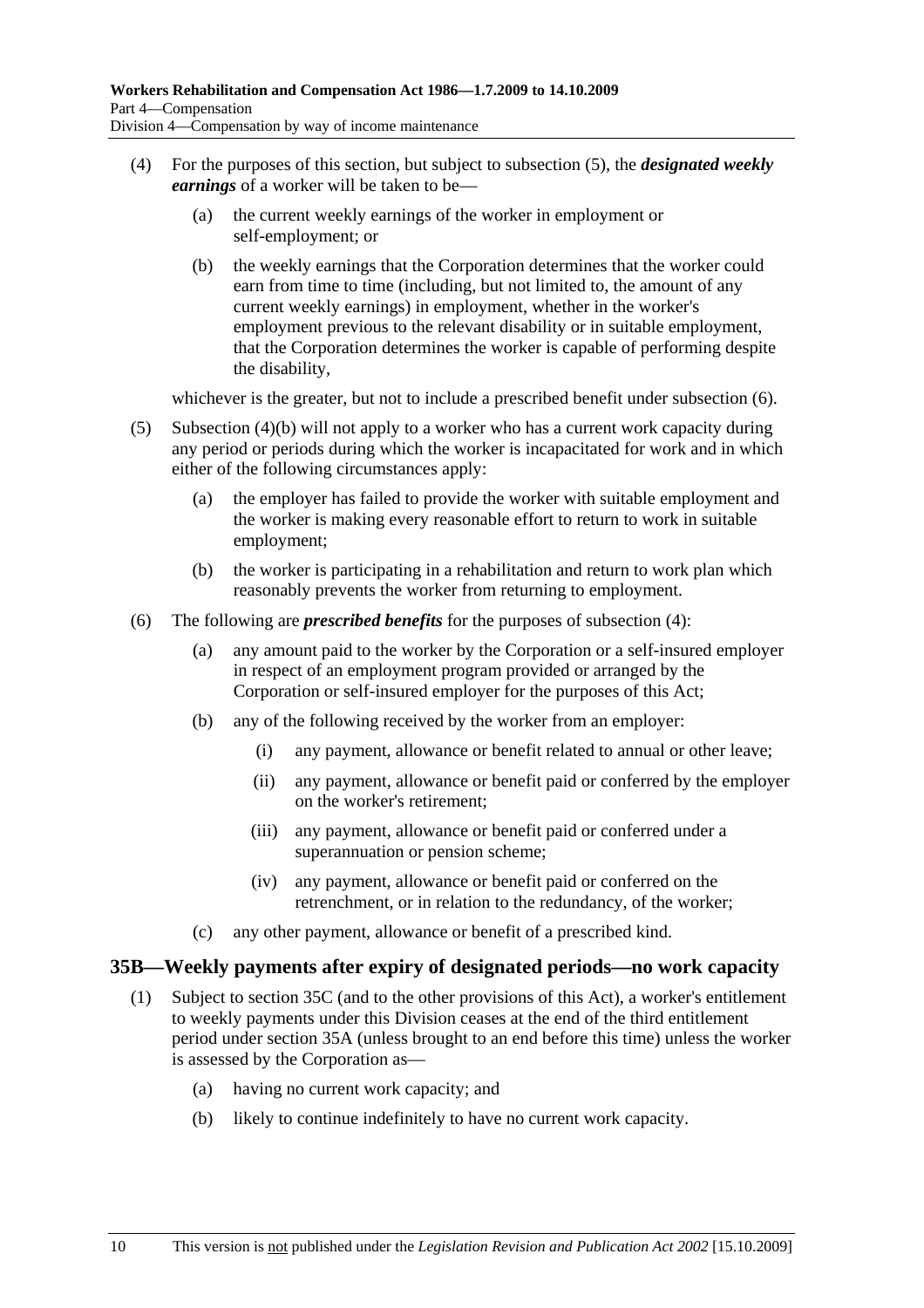(4) For the purposes of this section, but subject to subsection (5), the ***designated weekly earnings*** of a worker will be taken to be—

(a) the current weekly earnings of the worker in employment or self-employment; or

(b) the weekly earnings that the Corporation determines that the worker could earn from time to time (including, but not limited to, the amount of any current weekly earnings) in employment, whether in the worker's employment previous to the relevant disability or in suitable employment, that the Corporation determines the worker is capable of performing despite the disability,

whichever is the greater, but not to include a prescribed benefit under subsection (6).

(5) Subsection (4)(b) will not apply to a worker who has a current work capacity during any period or periods during which the worker is incapacitated for work and in which either of the following circumstances apply:

(a) the employer has failed to provide the worker with suitable employment and the worker is making every reasonable effort to return to work in suitable employment;

(b) the worker is participating in a rehabilitation and return to work plan which reasonably prevents the worker from returning to employment.

(6) The following are ***prescribed benefits*** for the purposes of subsection (4):

(a) any amount paid to the worker by the Corporation or a self-insured employer in respect of an employment program provided or arranged by the Corporation or self-insured employer for the purposes of this Act;

(b) any of the following received by the worker from an employer:

(i) any payment, allowance or benefit related to annual or other leave;

(ii) any payment, allowance or benefit paid or conferred by the employer on the worker's retirement;

(iii) any payment, allowance or benefit paid or conferred under a superannuation or pension scheme;

(iv) any payment, allowance or benefit paid or conferred on the retrenchment, or in relation to the redundancy, of the worker;

(c) any other payment, allowance or benefit of a prescribed kind.

## 35B—Weekly payments after expiry of designated periods—no work capacity

(1) Subject to section 35C (and to the other provisions of this Act), a worker's entitlement to weekly payments under this Division ceases at the end of the third entitlement period under section 35A (unless brought to an end before this time) unless the worker is assessed by the Corporation as—

(a) having no current work capacity; and

(b) likely to continue indefinitely to have no current work capacity.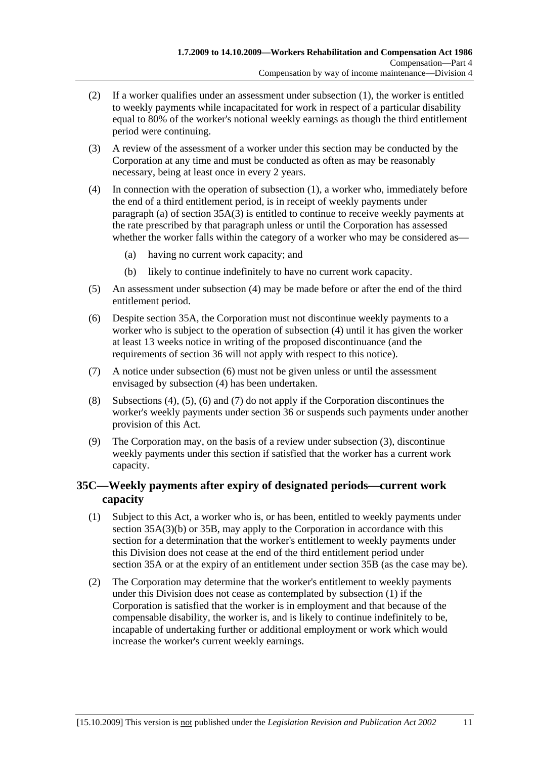(2) If a worker qualifies under an assessment under subsection (1), the worker is entitled to weekly payments while incapacitated for work in respect of a particular disability equal to 80% of the worker's notional weekly earnings as though the third entitlement period were continuing.

(3) A review of the assessment of a worker under this section may be conducted by the Corporation at any time and must be conducted as often as may be reasonably necessary, being at least once in every 2 years.

(4) In connection with the operation of subsection (1), a worker who, immediately before the end of a third entitlement period, is in receipt of weekly payments under paragraph (a) of section 35A(3) is entitled to continue to receive weekly payments at the rate prescribed by that paragraph unless or until the Corporation has assessed whether the worker falls within the category of a worker who may be considered as—

(a) having no current work capacity; and

(b) likely to continue indefinitely to have no current work capacity.

(5) An assessment under subsection (4) may be made before or after the end of the third entitlement period.

(6) Despite section 35A, the Corporation must not discontinue weekly payments to a worker who is subject to the operation of subsection (4) until it has given the worker at least 13 weeks notice in writing of the proposed discontinuance (and the requirements of section 36 will not apply with respect to this notice).

(7) A notice under subsection (6) must not be given unless or until the assessment envisaged by subsection (4) has been undertaken.

(8) Subsections (4), (5), (6) and (7) do not apply if the Corporation discontinues the worker's weekly payments under section 36 or suspends such payments under another provision of this Act.

(9) The Corporation may, on the basis of a review under subsection (3), discontinue weekly payments under this section if satisfied that the worker has a current work capacity.

## 35C—Weekly payments after expiry of designated periods—current work capacity

(1) Subject to this Act, a worker who is, or has been, entitled to weekly payments under section 35A(3)(b) or 35B, may apply to the Corporation in accordance with this section for a determination that the worker's entitlement to weekly payments under this Division does not cease at the end of the third entitlement period under section 35A or at the expiry of an entitlement under section 35B (as the case may be).

(2) The Corporation may determine that the worker's entitlement to weekly payments under this Division does not cease as contemplated by subsection (1) if the Corporation is satisfied that the worker is in employment and that because of the compensable disability, the worker is, and is likely to continue indefinitely to be, incapable of undertaking further or additional employment or work which would increase the worker's current weekly earnings.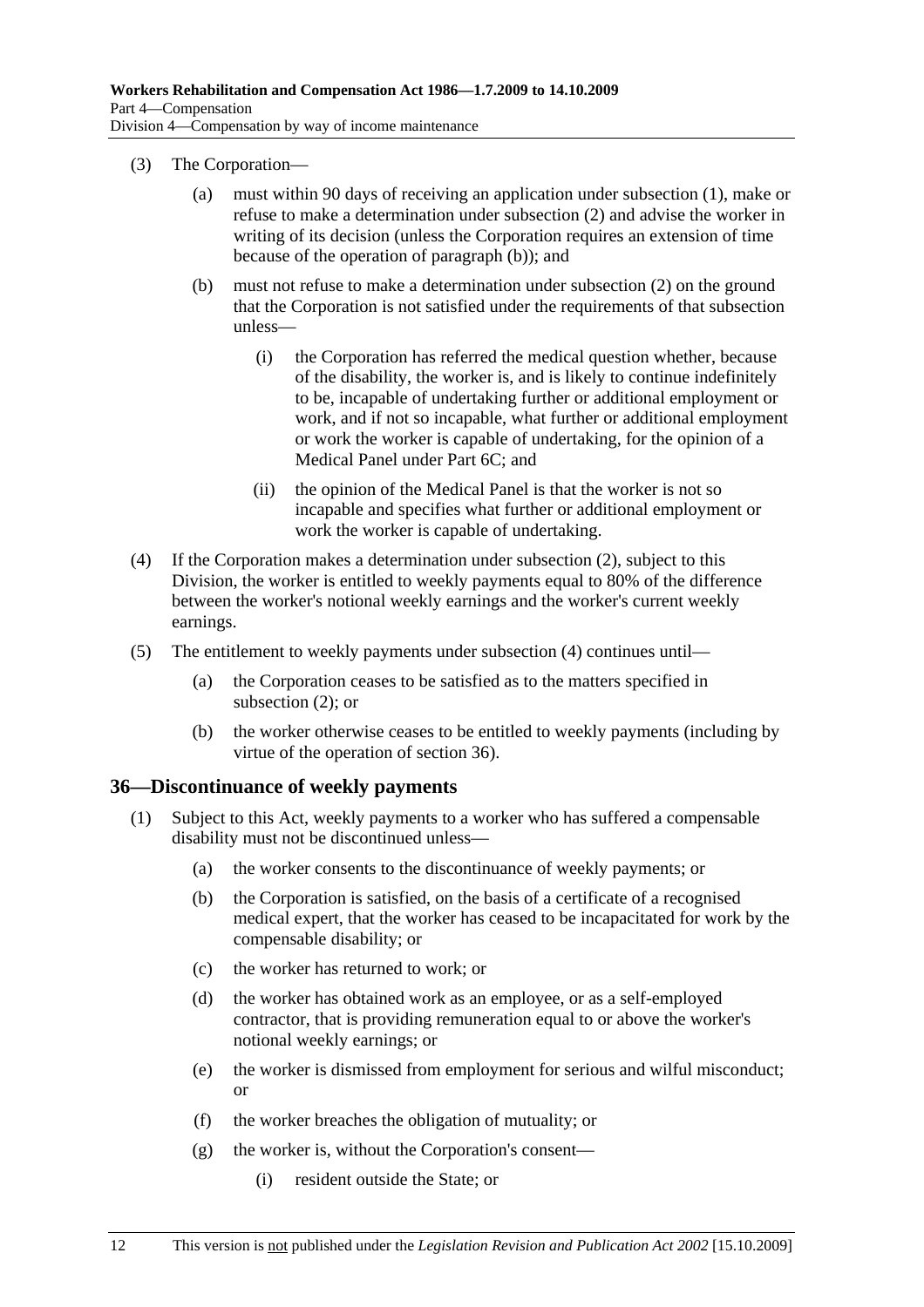(3) The Corporation—

(a) must within 90 days of receiving an application under subsection (1), make or refuse to make a determination under subsection (2) and advise the worker in writing of its decision (unless the Corporation requires an extension of time because of the operation of paragraph (b)); and

(b) must not refuse to make a determination under subsection (2) on the ground that the Corporation is not satisfied under the requirements of that subsection unless—

(i) the Corporation has referred the medical question whether, because of the disability, the worker is, and is likely to continue indefinitely to be, incapable of undertaking further or additional employment or work, and if not so incapable, what further or additional employment or work the worker is capable of undertaking, for the opinion of a Medical Panel under Part 6C; and

(ii) the opinion of the Medical Panel is that the worker is not so incapable and specifies what further or additional employment or work the worker is capable of undertaking.

(4) If the Corporation makes a determination under subsection (2), subject to this Division, the worker is entitled to weekly payments equal to 80% of the difference between the worker's notional weekly earnings and the worker's current weekly earnings.

(5) The entitlement to weekly payments under subsection (4) continues until—

(a) the Corporation ceases to be satisfied as to the matters specified in subsection (2); or

(b) the worker otherwise ceases to be entitled to weekly payments (including by virtue of the operation of section 36).

## 36—Discontinuance of weekly payments

(1) Subject to this Act, weekly payments to a worker who has suffered a compensable disability must not be discontinued unless—

(a) the worker consents to the discontinuance of weekly payments; or

(b) the Corporation is satisfied, on the basis of a certificate of a recognised medical expert, that the worker has ceased to be incapacitated for work by the compensable disability; or

(c) the worker has returned to work; or

(d) the worker has obtained work as an employee, or as a self-employed contractor, that is providing remuneration equal to or above the worker's notional weekly earnings; or

(e) the worker is dismissed from employment for serious and wilful misconduct; or

(f) the worker breaches the obligation of mutuality; or

(g) the worker is, without the Corporation's consent—

(i) resident outside the State; or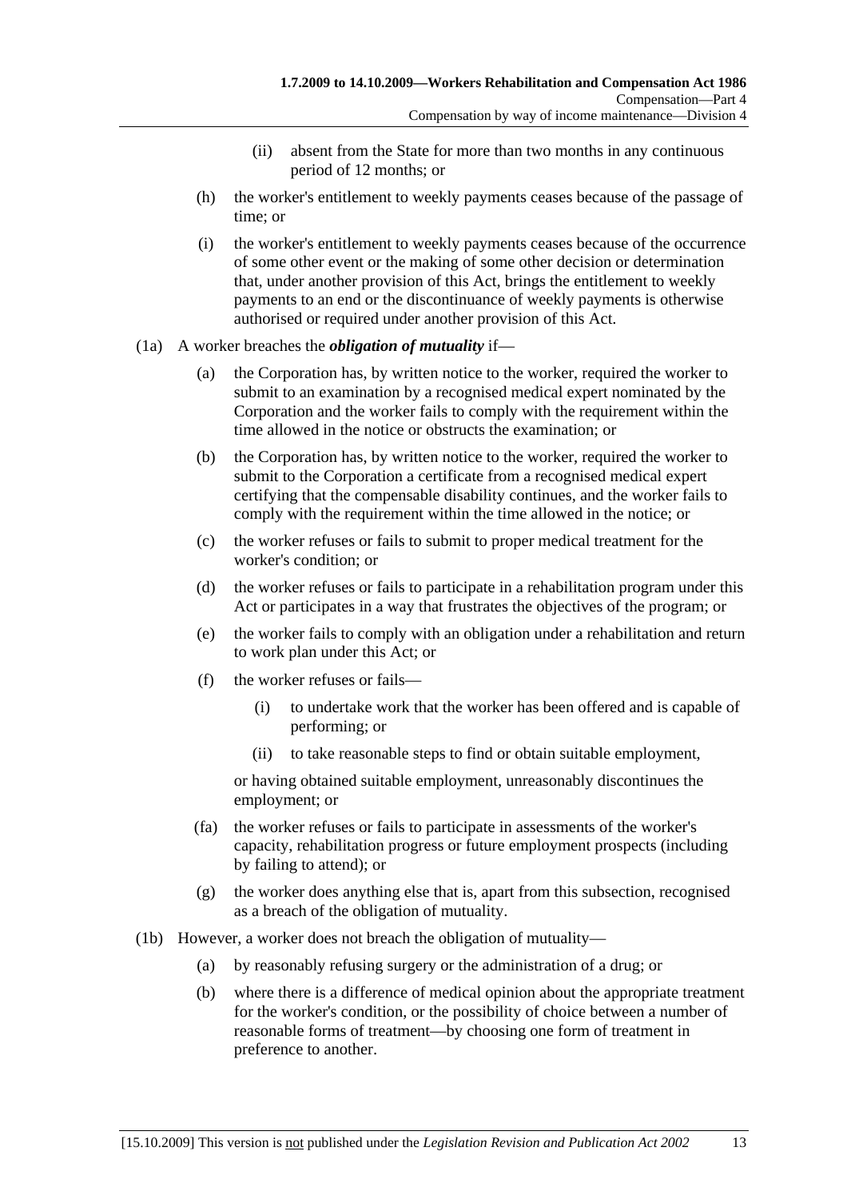(ii) absent from the State for more than two months in any continuous period of 12 months; or

(h) the worker's entitlement to weekly payments ceases because of the passage of time; or

(i) the worker's entitlement to weekly payments ceases because of the occurrence of some other event or the making of some other decision or determination that, under another provision of this Act, brings the entitlement to weekly payments to an end or the discontinuance of weekly payments is otherwise authorised or required under another provision of this Act.

(1a) A worker breaches the ***obligation of mutuality*** if—

(a) the Corporation has, by written notice to the worker, required the worker to submit to an examination by a recognised medical expert nominated by the Corporation and the worker fails to comply with the requirement within the time allowed in the notice or obstructs the examination; or

(b) the Corporation has, by written notice to the worker, required the worker to submit to the Corporation a certificate from a recognised medical expert certifying that the compensable disability continues, and the worker fails to comply with the requirement within the time allowed in the notice; or

(c) the worker refuses or fails to submit to proper medical treatment for the worker's condition; or

(d) the worker refuses or fails to participate in a rehabilitation program under this Act or participates in a way that frustrates the objectives of the program; or

(e) the worker fails to comply with an obligation under a rehabilitation and return to work plan under this Act; or

(f) the worker refuses or fails—

(i) to undertake work that the worker has been offered and is capable of performing; or

(ii) to take reasonable steps to find or obtain suitable employment,

or having obtained suitable employment, unreasonably discontinues the employment; or

(fa) the worker refuses or fails to participate in assessments of the worker's capacity, rehabilitation progress or future employment prospects (including by failing to attend); or

(g) the worker does anything else that is, apart from this subsection, recognised as a breach of the obligation of mutuality.

(1b) However, a worker does not breach the obligation of mutuality—

(a) by reasonably refusing surgery or the administration of a drug; or

(b) where there is a difference of medical opinion about the appropriate treatment for the worker's condition, or the possibility of choice between a number of reasonable forms of treatment—by choosing one form of treatment in preference to another.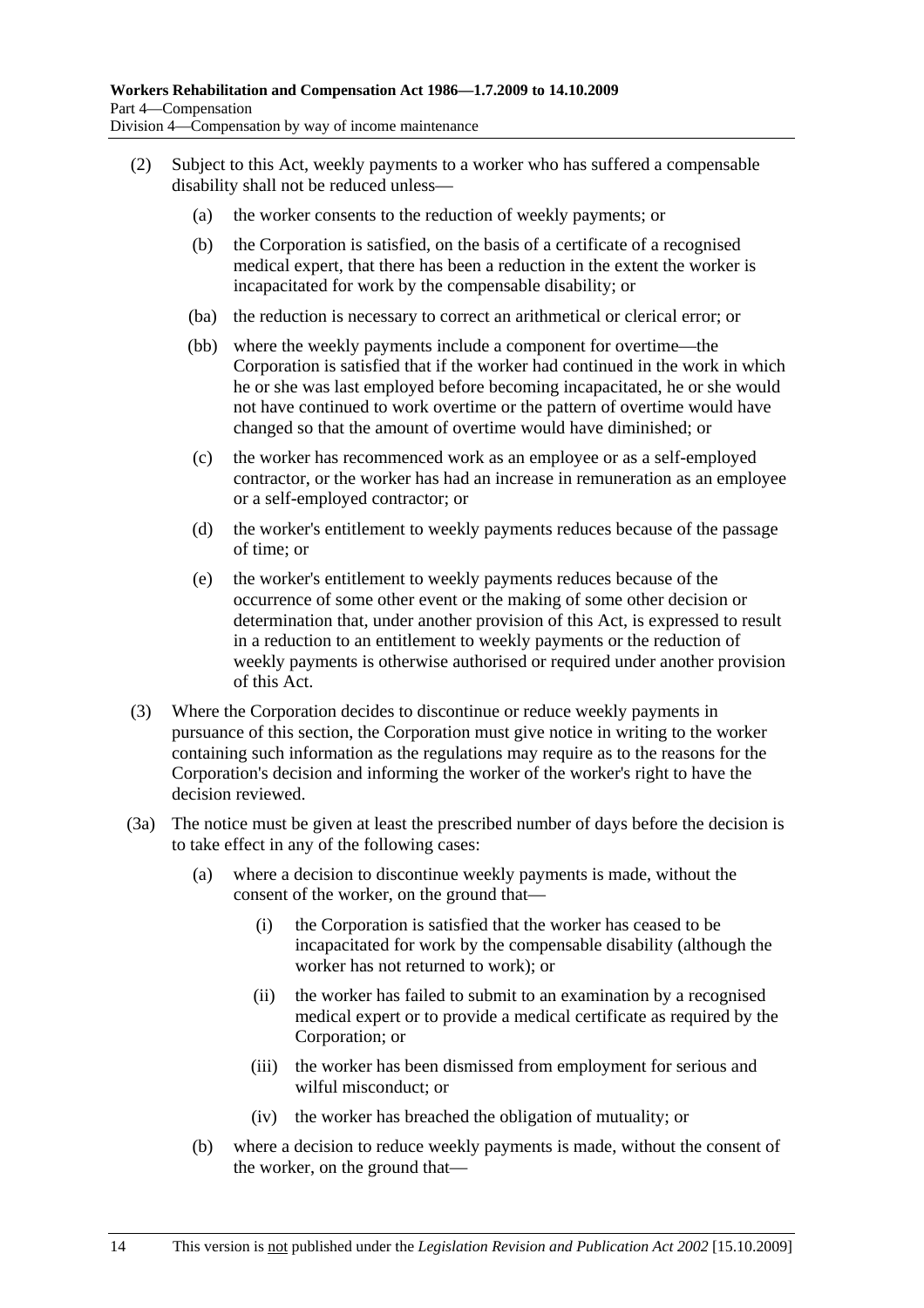(2) Subject to this Act, weekly payments to a worker who has suffered a compensable disability shall not be reduced unless—

(a) the worker consents to the reduction of weekly payments; or

(b) the Corporation is satisfied, on the basis of a certificate of a recognised medical expert, that there has been a reduction in the extent the worker is incapacitated for work by the compensable disability; or

(ba) the reduction is necessary to correct an arithmetical or clerical error; or

(bb) where the weekly payments include a component for overtime—the Corporation is satisfied that if the worker had continued in the work in which he or she was last employed before becoming incapacitated, he or she would not have continued to work overtime or the pattern of overtime would have changed so that the amount of overtime would have diminished; or

(c) the worker has recommenced work as an employee or as a self-employed contractor, or the worker has had an increase in remuneration as an employee or a self-employed contractor; or

(d) the worker's entitlement to weekly payments reduces because of the passage of time; or

(e) the worker's entitlement to weekly payments reduces because of the occurrence of some other event or the making of some other decision or determination that, under another provision of this Act, is expressed to result in a reduction to an entitlement to weekly payments or the reduction of weekly payments is otherwise authorised or required under another provision of this Act.

(3) Where the Corporation decides to discontinue or reduce weekly payments in pursuance of this section, the Corporation must give notice in writing to the worker containing such information as the regulations may require as to the reasons for the Corporation's decision and informing the worker of the worker's right to have the decision reviewed.

(3a) The notice must be given at least the prescribed number of days before the decision is to take effect in any of the following cases:

(a) where a decision to discontinue weekly payments is made, without the consent of the worker, on the ground that—

(i) the Corporation is satisfied that the worker has ceased to be incapacitated for work by the compensable disability (although the worker has not returned to work); or

(ii) the worker has failed to submit to an examination by a recognised medical expert or to provide a medical certificate as required by the Corporation; or

(iii) the worker has been dismissed from employment for serious and wilful misconduct; or

(iv) the worker has breached the obligation of mutuality; or

(b) where a decision to reduce weekly payments is made, without the consent of the worker, on the ground that—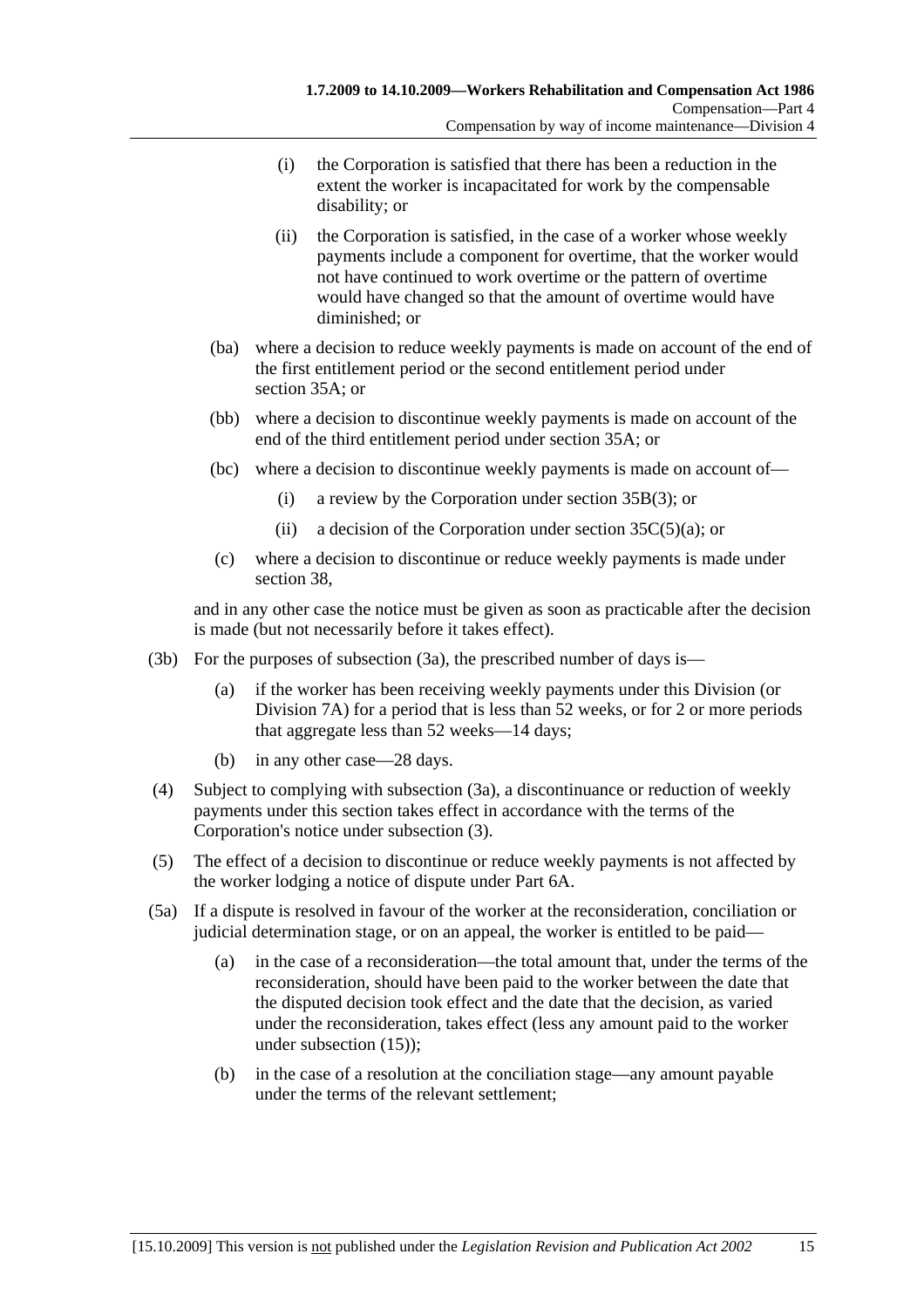(i) the Corporation is satisfied that there has been a reduction in the extent the worker is incapacitated for work by the compensable disability; or

(ii) the Corporation is satisfied, in the case of a worker whose weekly payments include a component for overtime, that the worker would not have continued to work overtime or the pattern of overtime would have changed so that the amount of overtime would have diminished; or

(ba) where a decision to reduce weekly payments is made on account of the end of the first entitlement period or the second entitlement period under section 35A; or

(bb) where a decision to discontinue weekly payments is made on account of the end of the third entitlement period under section 35A; or

(bc) where a decision to discontinue weekly payments is made on account of—

(i) a review by the Corporation under section 35B(3); or

(ii) a decision of the Corporation under section 35C(5)(a); or

(c) where a decision to discontinue or reduce weekly payments is made under section 38,

and in any other case the notice must be given as soon as practicable after the decision is made (but not necessarily before it takes effect).

(3b) For the purposes of subsection (3a), the prescribed number of days is—

(a) if the worker has been receiving weekly payments under this Division (or Division 7A) for a period that is less than 52 weeks, or for 2 or more periods that aggregate less than 52 weeks—14 days;

(b) in any other case—28 days.

(4) Subject to complying with subsection (3a), a discontinuance or reduction of weekly payments under this section takes effect in accordance with the terms of the Corporation's notice under subsection (3).

(5) The effect of a decision to discontinue or reduce weekly payments is not affected by the worker lodging a notice of dispute under Part 6A.

(5a) If a dispute is resolved in favour of the worker at the reconsideration, conciliation or judicial determination stage, or on an appeal, the worker is entitled to be paid—

(a) in the case of a reconsideration—the total amount that, under the terms of the reconsideration, should have been paid to the worker between the date that the disputed decision took effect and the date that the decision, as varied under the reconsideration, takes effect (less any amount paid to the worker under subsection (15));

(b) in the case of a resolution at the conciliation stage—any amount payable under the terms of the relevant settlement;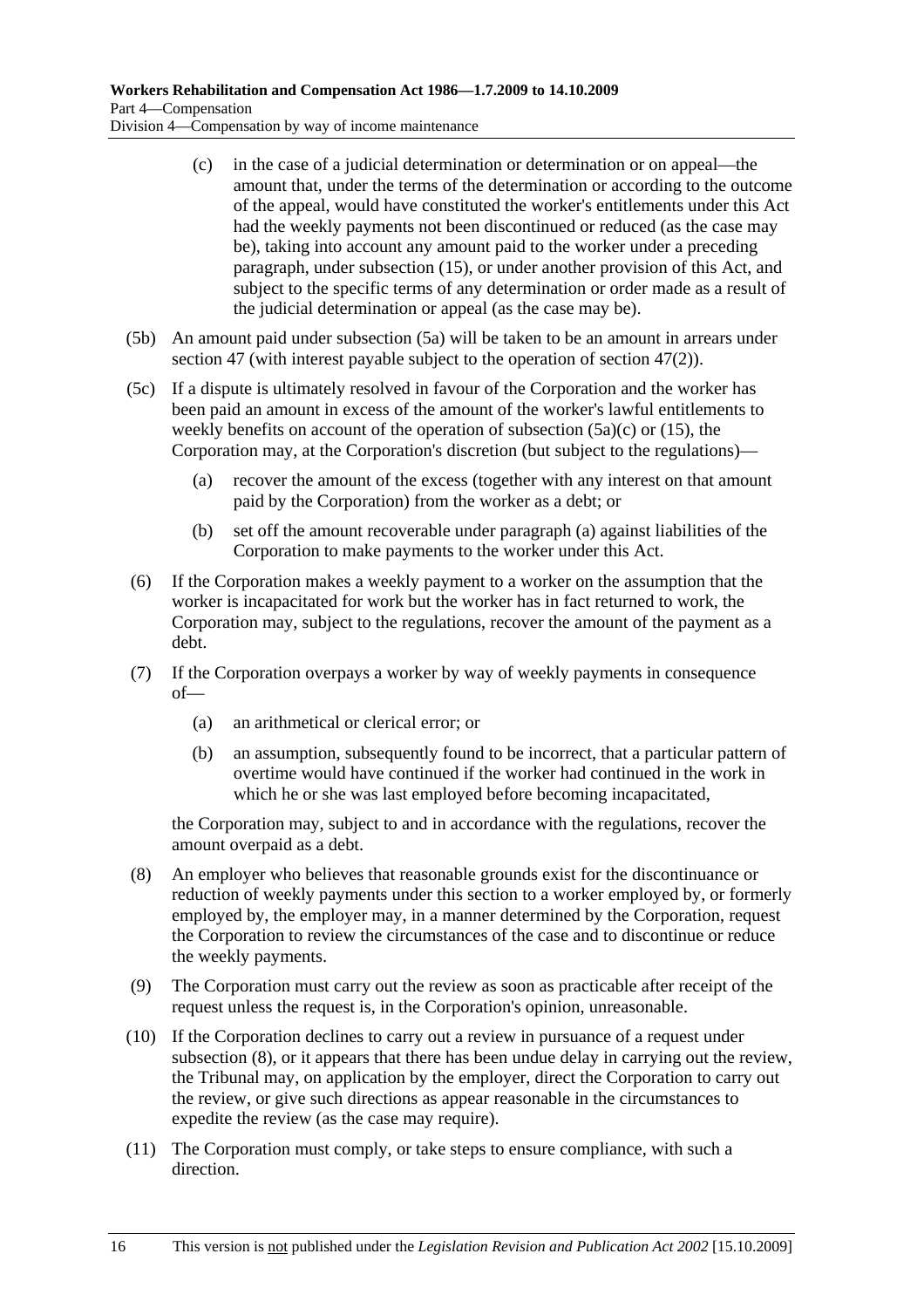(c) in the case of a judicial determination or determination or on appeal—the amount that, under the terms of the determination or according to the outcome of the appeal, would have constituted the worker's entitlements under this Act had the weekly payments not been discontinued or reduced (as the case may be), taking into account any amount paid to the worker under a preceding paragraph, under subsection (15), or under another provision of this Act, and subject to the specific terms of any determination or order made as a result of the judicial determination or appeal (as the case may be).

(5b) An amount paid under subsection (5a) will be taken to be an amount in arrears under section 47 (with interest payable subject to the operation of section 47(2)).

(5c) If a dispute is ultimately resolved in favour of the Corporation and the worker has been paid an amount in excess of the amount of the worker's lawful entitlements to weekly benefits on account of the operation of subsection (5a)(c) or (15), the Corporation may, at the Corporation's discretion (but subject to the regulations)—

(a) recover the amount of the excess (together with any interest on that amount paid by the Corporation) from the worker as a debt; or

(b) set off the amount recoverable under paragraph (a) against liabilities of the Corporation to make payments to the worker under this Act.

(6) If the Corporation makes a weekly payment to a worker on the assumption that the worker is incapacitated for work but the worker has in fact returned to work, the Corporation may, subject to the regulations, recover the amount of the payment as a debt.

(7) If the Corporation overpays a worker by way of weekly payments in consequence of—

(a) an arithmetical or clerical error; or

(b) an assumption, subsequently found to be incorrect, that a particular pattern of overtime would have continued if the worker had continued in the work in which he or she was last employed before becoming incapacitated,

the Corporation may, subject to and in accordance with the regulations, recover the amount overpaid as a debt.

(8) An employer who believes that reasonable grounds exist for the discontinuance or reduction of weekly payments under this section to a worker employed by, or formerly employed by, the employer may, in a manner determined by the Corporation, request the Corporation to review the circumstances of the case and to discontinue or reduce the weekly payments.

(9) The Corporation must carry out the review as soon as practicable after receipt of the request unless the request is, in the Corporation's opinion, unreasonable.

(10) If the Corporation declines to carry out a review in pursuance of a request under subsection (8), or it appears that there has been undue delay in carrying out the review, the Tribunal may, on application by the employer, direct the Corporation to carry out the review, or give such directions as appear reasonable in the circumstances to expedite the review (as the case may require).

(11) The Corporation must comply, or take steps to ensure compliance, with such a direction.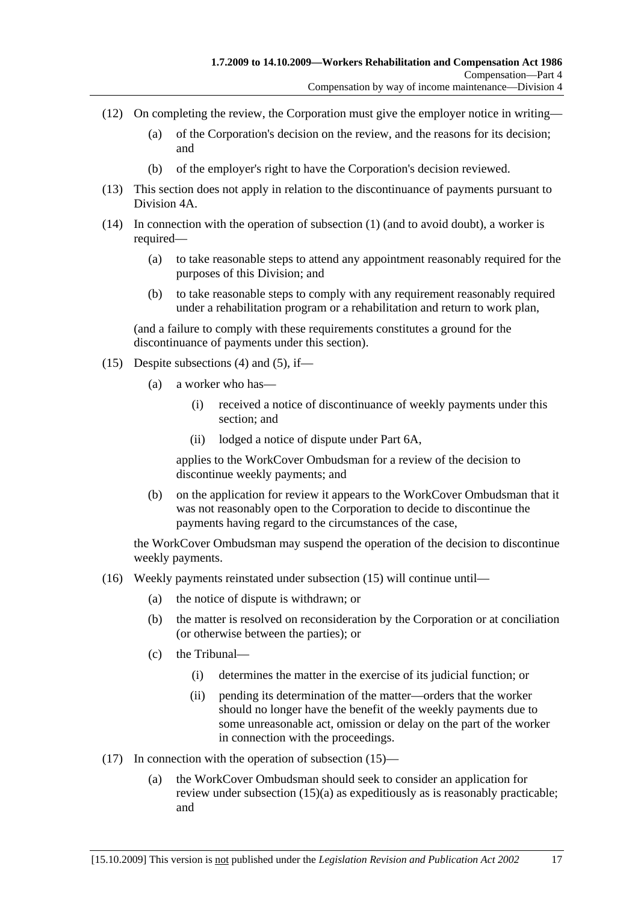(12) On completing the review, the Corporation must give the employer notice in writing—

 (a) of the Corporation's decision on the review, and the reasons for its decision; and

 (b) of the employer's right to have the Corporation's decision reviewed.

(13) This section does not apply in relation to the discontinuance of payments pursuant to Division 4A.

(14) In connection with the operation of subsection (1) (and to avoid doubt), a worker is required—

 (a) to take reasonable steps to attend any appointment reasonably required for the purposes of this Division; and

 (b) to take reasonable steps to comply with any requirement reasonably required under a rehabilitation program or a rehabilitation and return to work plan,

 (and a failure to comply with these requirements constitutes a ground for the discontinuance of payments under this section).

(15) Despite subsections (4) and (5), if—

 (a) a worker who has—

  (i) received a notice of discontinuance of weekly payments under this section; and

  (ii) lodged a notice of dispute under Part 6A,

 applies to the WorkCover Ombudsman for a review of the decision to discontinue weekly payments; and

 (b) on the application for review it appears to the WorkCover Ombudsman that it was not reasonably open to the Corporation to decide to discontinue the payments having regard to the circumstances of the case,

 the WorkCover Ombudsman may suspend the operation of the decision to discontinue weekly payments.

(16) Weekly payments reinstated under subsection (15) will continue until—

 (a) the notice of dispute is withdrawn; or

 (b) the matter is resolved on reconsideration by the Corporation or at conciliation (or otherwise between the parties); or

 (c) the Tribunal—

  (i) determines the matter in the exercise of its judicial function; or

  (ii) pending its determination of the matter—orders that the worker should no longer have the benefit of the weekly payments due to some unreasonable act, omission or delay on the part of the worker in connection with the proceedings.

(17) In connection with the operation of subsection (15)—

 (a) the WorkCover Ombudsman should seek to consider an application for review under subsection (15)(a) as expeditiously as is reasonably practicable; and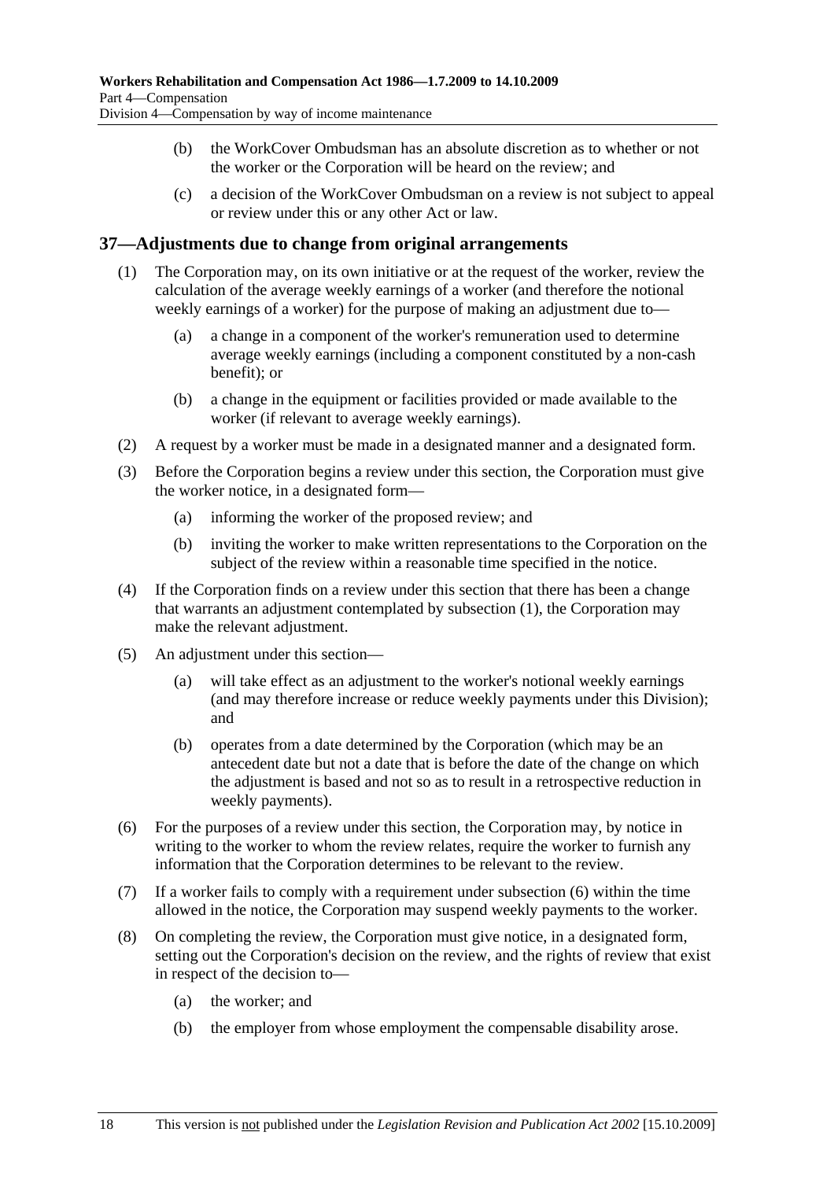(b) the WorkCover Ombudsman has an absolute discretion as to whether or not the worker or the Corporation will be heard on the review; and

(c) a decision of the WorkCover Ombudsman on a review is not subject to appeal or review under this or any other Act or law.

## 37—Adjustments due to change from original arrangements

(1) The Corporation may, on its own initiative or at the request of the worker, review the calculation of the average weekly earnings of a worker (and therefore the notional weekly earnings of a worker) for the purpose of making an adjustment due to—

(a) a change in a component of the worker's remuneration used to determine average weekly earnings (including a component constituted by a non-cash benefit); or

(b) a change in the equipment or facilities provided or made available to the worker (if relevant to average weekly earnings).

(2) A request by a worker must be made in a designated manner and a designated form.

(3) Before the Corporation begins a review under this section, the Corporation must give the worker notice, in a designated form—

(a) informing the worker of the proposed review; and

(b) inviting the worker to make written representations to the Corporation on the subject of the review within a reasonable time specified in the notice.

(4) If the Corporation finds on a review under this section that there has been a change that warrants an adjustment contemplated by subsection (1), the Corporation may make the relevant adjustment.

(5) An adjustment under this section—

(a) will take effect as an adjustment to the worker's notional weekly earnings (and may therefore increase or reduce weekly payments under this Division); and

(b) operates from a date determined by the Corporation (which may be an antecedent date but not a date that is before the date of the change on which the adjustment is based and not so as to result in a retrospective reduction in weekly payments).

(6) For the purposes of a review under this section, the Corporation may, by notice in writing to the worker to whom the review relates, require the worker to furnish any information that the Corporation determines to be relevant to the review.

(7) If a worker fails to comply with a requirement under subsection (6) within the time allowed in the notice, the Corporation may suspend weekly payments to the worker.

(8) On completing the review, the Corporation must give notice, in a designated form, setting out the Corporation's decision on the review, and the rights of review that exist in respect of the decision to—

(a) the worker; and

(b) the employer from whose employment the compensable disability arose.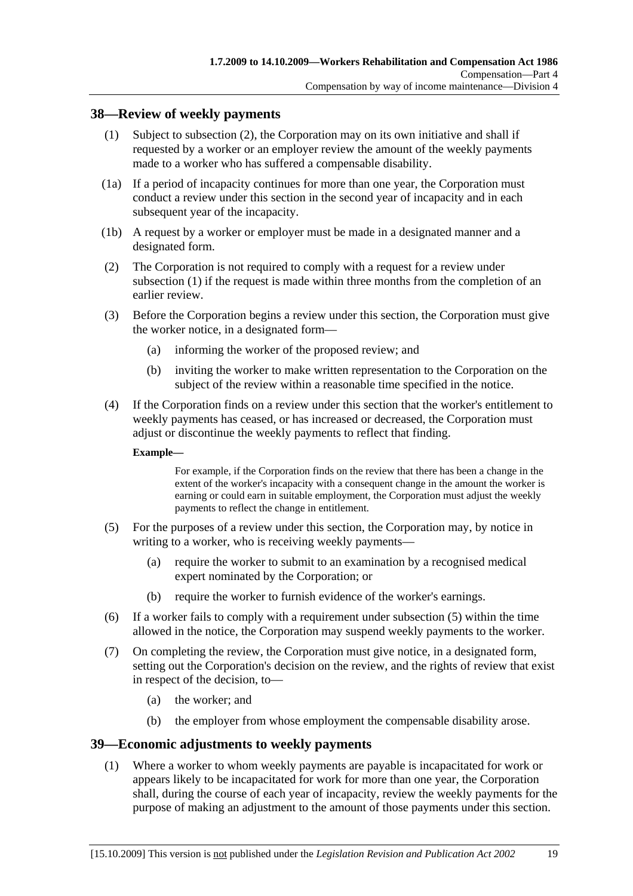## 38—Review of weekly payments

(1) Subject to subsection (2), the Corporation may on its own initiative and shall if requested by a worker or an employer review the amount of the weekly payments made to a worker who has suffered a compensable disability.

(1a) If a period of incapacity continues for more than one year, the Corporation must conduct a review under this section in the second year of incapacity and in each subsequent year of the incapacity.

(1b) A request by a worker or employer must be made in a designated manner and a designated form.

(2) The Corporation is not required to comply with a request for a review under subsection (1) if the request is made within three months from the completion of an earlier review.

(3) Before the Corporation begins a review under this section, the Corporation must give the worker notice, in a designated form—

- (a) informing the worker of the proposed review; and
- (b) inviting the worker to make written representation to the Corporation on the subject of the review within a reasonable time specified in the notice.

(4) If the Corporation finds on a review under this section that the worker's entitlement to weekly payments has ceased, or has increased or decreased, the Corporation must adjust or discontinue the weekly payments to reflect that finding.

**Example—**

For example, if the Corporation finds on the review that there has been a change in the extent of the worker's incapacity with a consequent change in the amount the worker is earning or could earn in suitable employment, the Corporation must adjust the weekly payments to reflect the change in entitlement.

(5) For the purposes of a review under this section, the Corporation may, by notice in writing to a worker, who is receiving weekly payments—

- (a) require the worker to submit to an examination by a recognised medical expert nominated by the Corporation; or
- (b) require the worker to furnish evidence of the worker's earnings.

(6) If a worker fails to comply with a requirement under subsection (5) within the time allowed in the notice, the Corporation may suspend weekly payments to the worker.

(7) On completing the review, the Corporation must give notice, in a designated form, setting out the Corporation's decision on the review, and the rights of review that exist in respect of the decision, to—

- (a) the worker; and
- (b) the employer from whose employment the compensable disability arose.

## 39—Economic adjustments to weekly payments

(1) Where a worker to whom weekly payments are payable is incapacitated for work or appears likely to be incapacitated for work for more than one year, the Corporation shall, during the course of each year of incapacity, review the weekly payments for the purpose of making an adjustment to the amount of those payments under this section.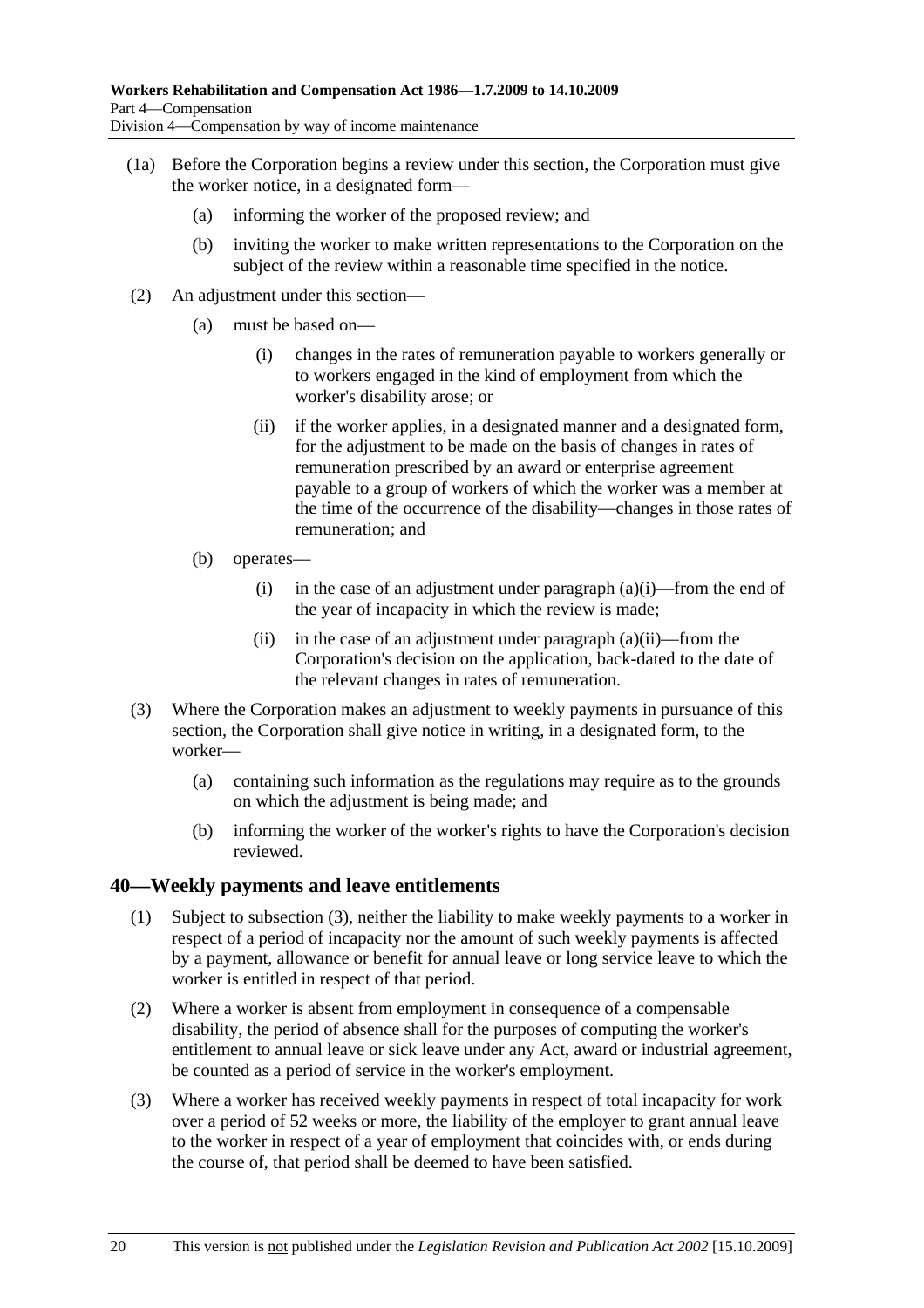(1a) Before the Corporation begins a review under this section, the Corporation must give the worker notice, in a designated form—

(a) informing the worker of the proposed review; and

(b) inviting the worker to make written representations to the Corporation on the subject of the review within a reasonable time specified in the notice.

(2) An adjustment under this section—

(a) must be based on—

(i) changes in the rates of remuneration payable to workers generally or to workers engaged in the kind of employment from which the worker's disability arose; or

(ii) if the worker applies, in a designated manner and a designated form, for the adjustment to be made on the basis of changes in rates of remuneration prescribed by an award or enterprise agreement payable to a group of workers of which the worker was a member at the time of the occurrence of the disability—changes in those rates of remuneration; and

(b) operates—

(i) in the case of an adjustment under paragraph (a)(i)—from the end of the year of incapacity in which the review is made;

(ii) in the case of an adjustment under paragraph (a)(ii)—from the Corporation's decision on the application, back-dated to the date of the relevant changes in rates of remuneration.

(3) Where the Corporation makes an adjustment to weekly payments in pursuance of this section, the Corporation shall give notice in writing, in a designated form, to the worker—

(a) containing such information as the regulations may require as to the grounds on which the adjustment is being made; and

(b) informing the worker of the worker's rights to have the Corporation's decision reviewed.

## 40—Weekly payments and leave entitlements

(1) Subject to subsection (3), neither the liability to make weekly payments to a worker in respect of a period of incapacity nor the amount of such weekly payments is affected by a payment, allowance or benefit for annual leave or long service leave to which the worker is entitled in respect of that period.

(2) Where a worker is absent from employment in consequence of a compensable disability, the period of absence shall for the purposes of computing the worker's entitlement to annual leave or sick leave under any Act, award or industrial agreement, be counted as a period of service in the worker's employment.

(3) Where a worker has received weekly payments in respect of total incapacity for work over a period of 52 weeks or more, the liability of the employer to grant annual leave to the worker in respect of a year of employment that coincides with, or ends during the course of, that period shall be deemed to have been satisfied.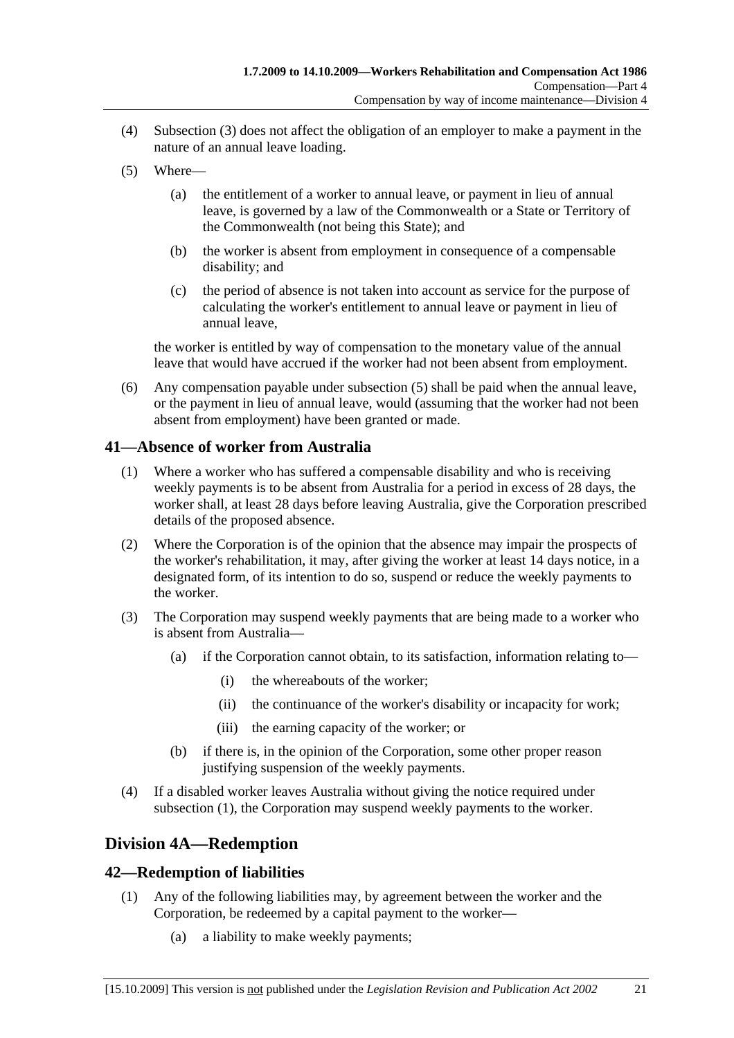(4) Subsection (3) does not affect the obligation of an employer to make a payment in the nature of an annual leave loading.

(5) Where—

(a) the entitlement of a worker to annual leave, or payment in lieu of annual leave, is governed by a law of the Commonwealth or a State or Territory of the Commonwealth (not being this State); and

(b) the worker is absent from employment in consequence of a compensable disability; and

(c) the period of absence is not taken into account as service for the purpose of calculating the worker's entitlement to annual leave or payment in lieu of annual leave,

the worker is entitled by way of compensation to the monetary value of the annual leave that would have accrued if the worker had not been absent from employment.

(6) Any compensation payable under subsection (5) shall be paid when the annual leave, or the payment in lieu of annual leave, would (assuming that the worker had not been absent from employment) have been granted or made.

## 41—Absence of worker from Australia

(1) Where a worker who has suffered a compensable disability and who is receiving weekly payments is to be absent from Australia for a period in excess of 28 days, the worker shall, at least 28 days before leaving Australia, give the Corporation prescribed details of the proposed absence.

(2) Where the Corporation is of the opinion that the absence may impair the prospects of the worker's rehabilitation, it may, after giving the worker at least 14 days notice, in a designated form, of its intention to do so, suspend or reduce the weekly payments to the worker.

(3) The Corporation may suspend weekly payments that are being made to a worker who is absent from Australia—

(a) if the Corporation cannot obtain, to its satisfaction, information relating to—

(i) the whereabouts of the worker;

(ii) the continuance of the worker's disability or incapacity for work;

(iii) the earning capacity of the worker; or

(b) if there is, in the opinion of the Corporation, some other proper reason justifying suspension of the weekly payments.

(4) If a disabled worker leaves Australia without giving the notice required under subsection (1), the Corporation may suspend weekly payments to the worker.

# Division 4A—Redemption

## 42—Redemption of liabilities

(1) Any of the following liabilities may, by agreement between the worker and the Corporation, be redeemed by a capital payment to the worker—

(a) a liability to make weekly payments;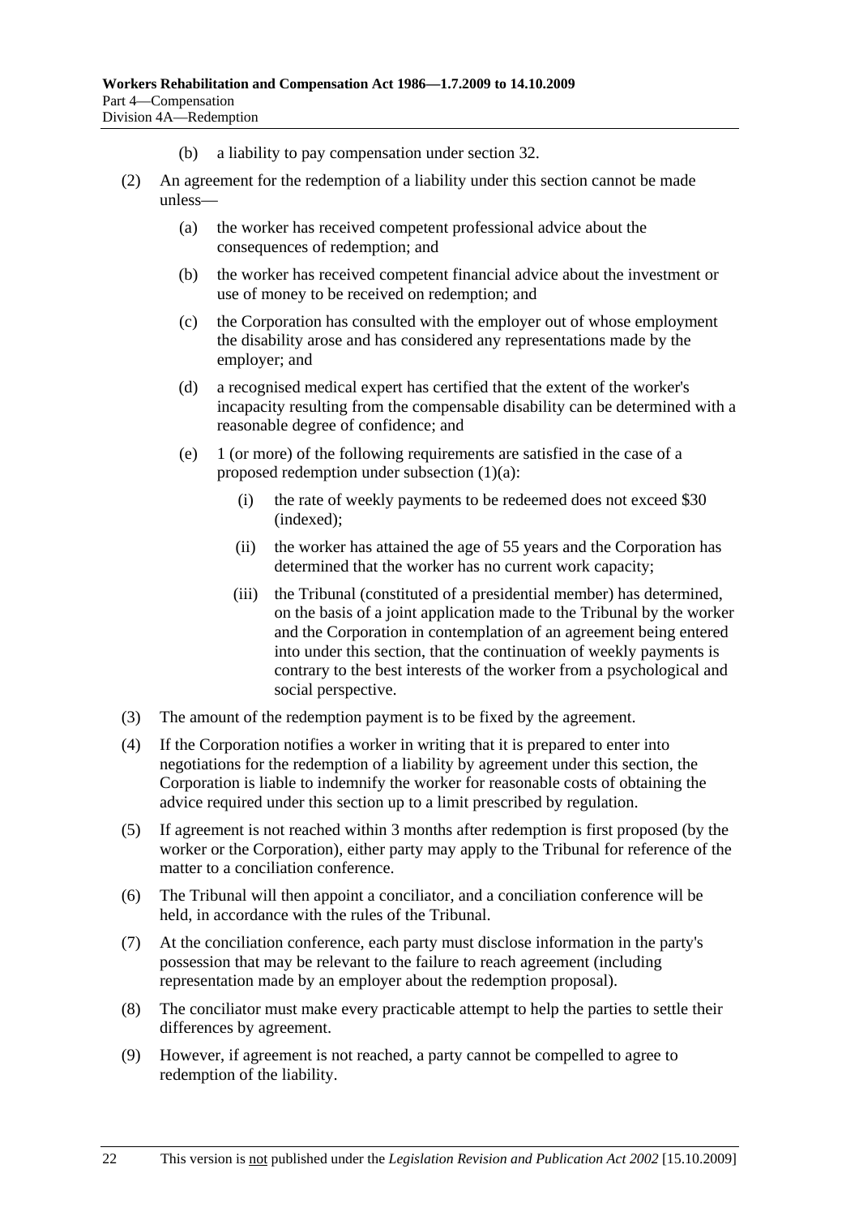(b) a liability to pay compensation under section 32.

(2) An agreement for the redemption of a liability under this section cannot be made unless—

(a) the worker has received competent professional advice about the consequences of redemption; and

(b) the worker has received competent financial advice about the investment or use of money to be received on redemption; and

(c) the Corporation has consulted with the employer out of whose employment the disability arose and has considered any representations made by the employer; and

(d) a recognised medical expert has certified that the extent of the worker's incapacity resulting from the compensable disability can be determined with a reasonable degree of confidence; and

(e) 1 (or more) of the following requirements are satisfied in the case of a proposed redemption under subsection (1)(a):

(i) the rate of weekly payments to be redeemed does not exceed $30 (indexed);

(ii) the worker has attained the age of 55 years and the Corporation has determined that the worker has no current work capacity;

(iii) the Tribunal (constituted of a presidential member) has determined, on the basis of a joint application made to the Tribunal by the worker and the Corporation in contemplation of an agreement being entered into under this section, that the continuation of weekly payments is contrary to the best interests of the worker from a psychological and social perspective.

(3) The amount of the redemption payment is to be fixed by the agreement.

(4) If the Corporation notifies a worker in writing that it is prepared to enter into negotiations for the redemption of a liability by agreement under this section, the Corporation is liable to indemnify the worker for reasonable costs of obtaining the advice required under this section up to a limit prescribed by regulation.

(5) If agreement is not reached within 3 months after redemption is first proposed (by the worker or the Corporation), either party may apply to the Tribunal for reference of the matter to a conciliation conference.

(6) The Tribunal will then appoint a conciliator, and a conciliation conference will be held, in accordance with the rules of the Tribunal.

(7) At the conciliation conference, each party must disclose information in the party's possession that may be relevant to the failure to reach agreement (including representation made by an employer about the redemption proposal).

(8) The conciliator must make every practicable attempt to help the parties to settle their differences by agreement.

(9) However, if agreement is not reached, a party cannot be compelled to agree to redemption of the liability.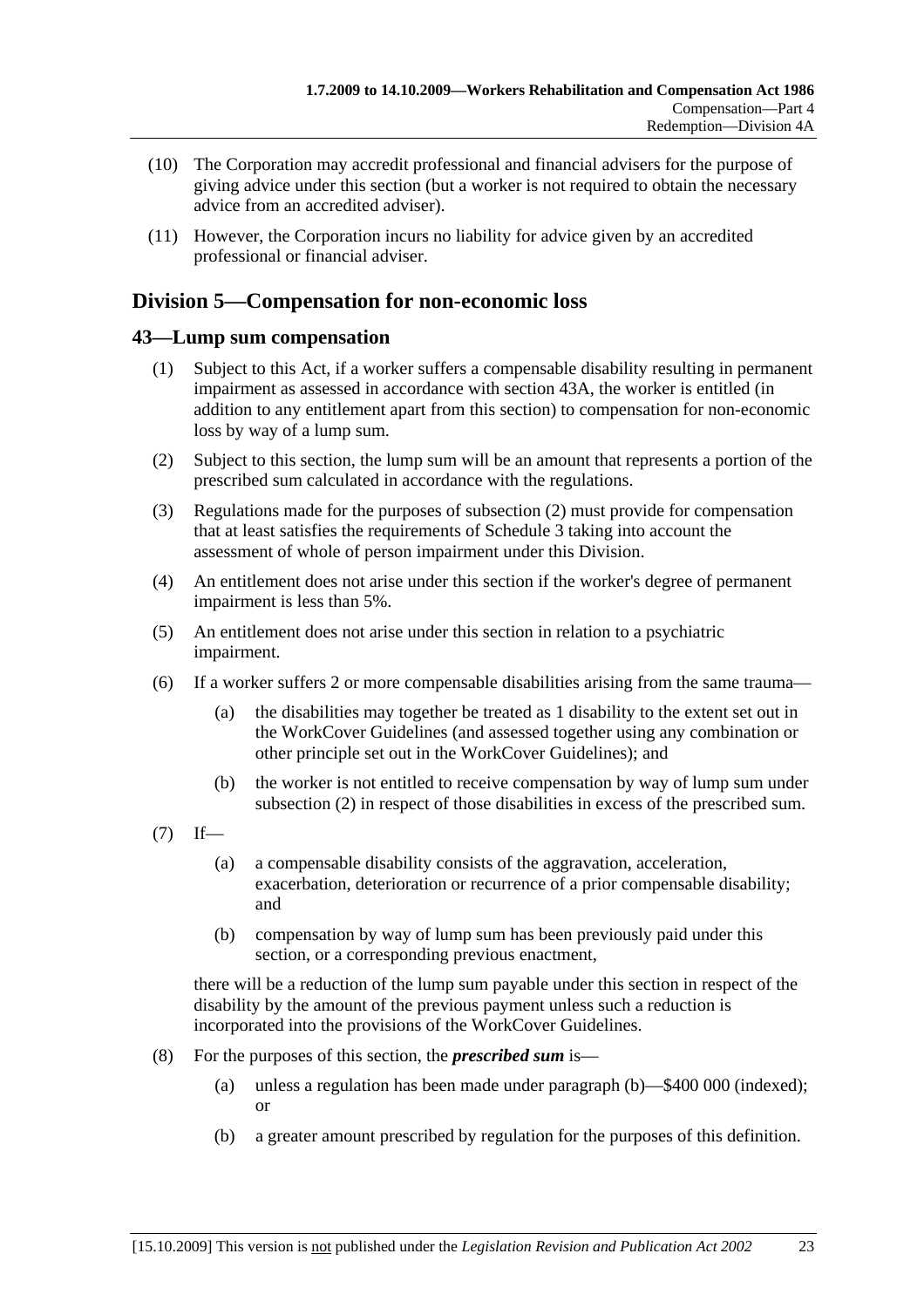(10) The Corporation may accredit professional and financial advisers for the purpose of giving advice under this section (but a worker is not required to obtain the necessary advice from an accredited adviser).

(11) However, the Corporation incurs no liability for advice given by an accredited professional or financial adviser.

## Division 5—Compensation for non-economic loss

### 43—Lump sum compensation

(1) Subject to this Act, if a worker suffers a compensable disability resulting in permanent impairment as assessed in accordance with section 43A, the worker is entitled (in addition to any entitlement apart from this section) to compensation for non-economic loss by way of a lump sum.

(2) Subject to this section, the lump sum will be an amount that represents a portion of the prescribed sum calculated in accordance with the regulations.

(3) Regulations made for the purposes of subsection (2) must provide for compensation that at least satisfies the requirements of Schedule 3 taking into account the assessment of whole of person impairment under this Division.

(4) An entitlement does not arise under this section if the worker's degree of permanent impairment is less than 5%.

(5) An entitlement does not arise under this section in relation to a psychiatric impairment.

(6) If a worker suffers 2 or more compensable disabilities arising from the same trauma—

- (a) the disabilities may together be treated as 1 disability to the extent set out in the WorkCover Guidelines (and assessed together using any combination or other principle set out in the WorkCover Guidelines); and
- (b) the worker is not entitled to receive compensation by way of lump sum under subsection (2) in respect of those disabilities in excess of the prescribed sum.

(7) If—

- (a) a compensable disability consists of the aggravation, acceleration, exacerbation, deterioration or recurrence of a prior compensable disability; and
- (b) compensation by way of lump sum has been previously paid under this section, or a corresponding previous enactment,

there will be a reduction of the lump sum payable under this section in respect of the disability by the amount of the previous payment unless such a reduction is incorporated into the provisions of the WorkCover Guidelines.

(8) For the purposes of this section, the ***prescribed sum*** is—

- (a) unless a regulation has been made under paragraph (b)—$400 000 (indexed); or
- (b) a greater amount prescribed by regulation for the purposes of this definition.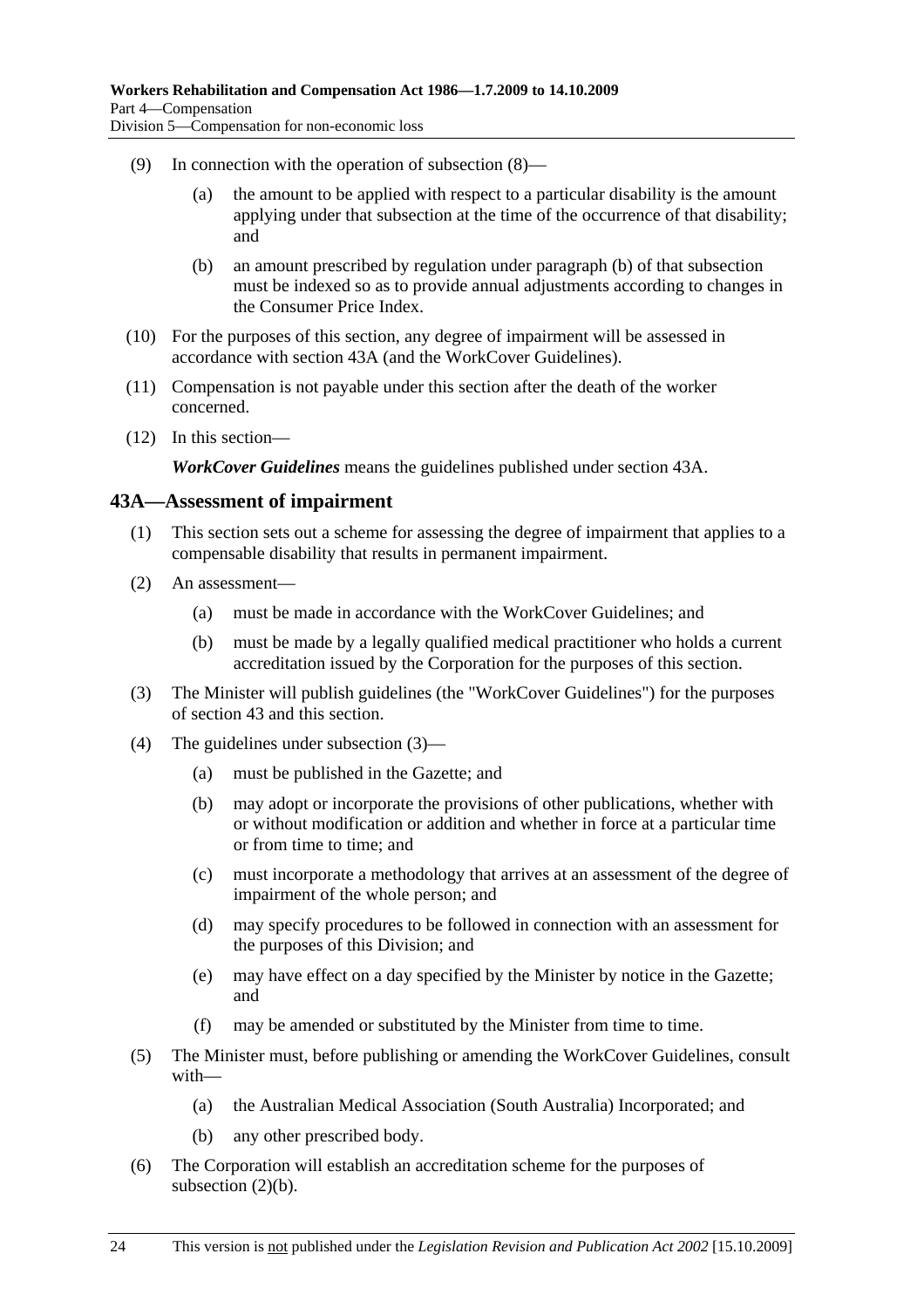(9) In connection with the operation of subsection (8)—

(a) the amount to be applied with respect to a particular disability is the amount applying under that subsection at the time of the occurrence of that disability; and

(b) an amount prescribed by regulation under paragraph (b) of that subsection must be indexed so as to provide annual adjustments according to changes in the Consumer Price Index.

(10) For the purposes of this section, any degree of impairment will be assessed in accordance with section 43A (and the WorkCover Guidelines).

(11) Compensation is not payable under this section after the death of the worker concerned.

(12) In this section—

***WorkCover Guidelines*** means the guidelines published under section 43A.

## 43A—Assessment of impairment

(1) This section sets out a scheme for assessing the degree of impairment that applies to a compensable disability that results in permanent impairment.

(2) An assessment—

(a) must be made in accordance with the WorkCover Guidelines; and

(b) must be made by a legally qualified medical practitioner who holds a current accreditation issued by the Corporation for the purposes of this section.

(3) The Minister will publish guidelines (the "WorkCover Guidelines") for the purposes of section 43 and this section.

(4) The guidelines under subsection (3)—

(a) must be published in the Gazette; and

(b) may adopt or incorporate the provisions of other publications, whether with or without modification or addition and whether in force at a particular time or from time to time; and

(c) must incorporate a methodology that arrives at an assessment of the degree of impairment of the whole person; and

(d) may specify procedures to be followed in connection with an assessment for the purposes of this Division; and

(e) may have effect on a day specified by the Minister by notice in the Gazette; and

(f) may be amended or substituted by the Minister from time to time.

(5) The Minister must, before publishing or amending the WorkCover Guidelines, consult with—

(a) the Australian Medical Association (South Australia) Incorporated; and

(b) any other prescribed body.

(6) The Corporation will establish an accreditation scheme for the purposes of subsection (2)(b).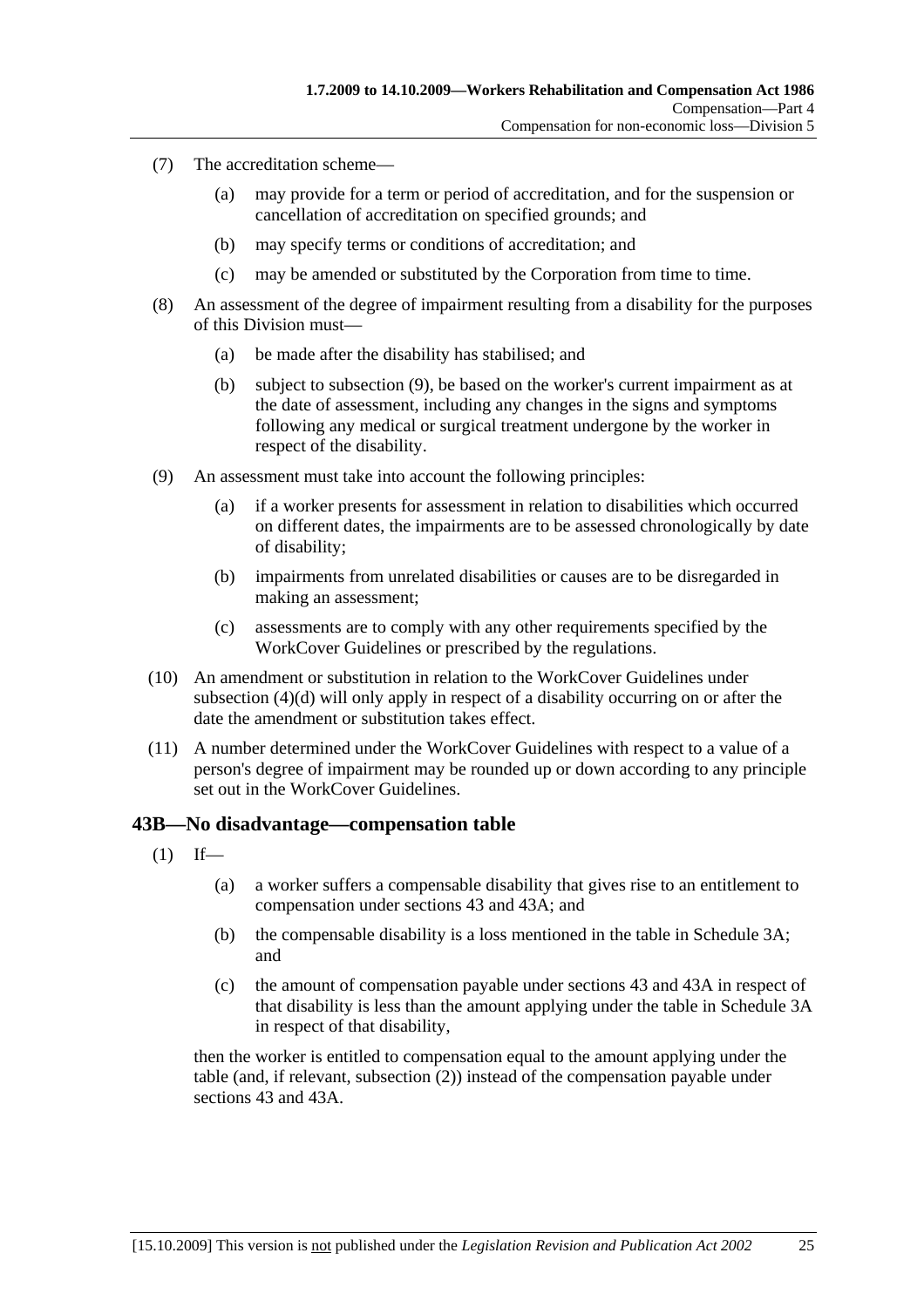(7) The accreditation scheme—

(a) may provide for a term or period of accreditation, and for the suspension or cancellation of accreditation on specified grounds; and

(b) may specify terms or conditions of accreditation; and

(c) may be amended or substituted by the Corporation from time to time.

(8) An assessment of the degree of impairment resulting from a disability for the purposes of this Division must—

(a) be made after the disability has stabilised; and

(b) subject to subsection (9), be based on the worker's current impairment as at the date of assessment, including any changes in the signs and symptoms following any medical or surgical treatment undergone by the worker in respect of the disability.

(9) An assessment must take into account the following principles:

(a) if a worker presents for assessment in relation to disabilities which occurred on different dates, the impairments are to be assessed chronologically by date of disability;

(b) impairments from unrelated disabilities or causes are to be disregarded in making an assessment;

(c) assessments are to comply with any other requirements specified by the WorkCover Guidelines or prescribed by the regulations.

(10) An amendment or substitution in relation to the WorkCover Guidelines under subsection (4)(d) will only apply in respect of a disability occurring on or after the date the amendment or substitution takes effect.

(11) A number determined under the WorkCover Guidelines with respect to a value of a person's degree of impairment may be rounded up or down according to any principle set out in the WorkCover Guidelines.

## 43B—No disadvantage—compensation table

(1) If—

(a) a worker suffers a compensable disability that gives rise to an entitlement to compensation under sections 43 and 43A; and

(b) the compensable disability is a loss mentioned in the table in Schedule 3A; and

(c) the amount of compensation payable under sections 43 and 43A in respect of that disability is less than the amount applying under the table in Schedule 3A in respect of that disability,

then the worker is entitled to compensation equal to the amount applying under the table (and, if relevant, subsection (2)) instead of the compensation payable under sections 43 and 43A.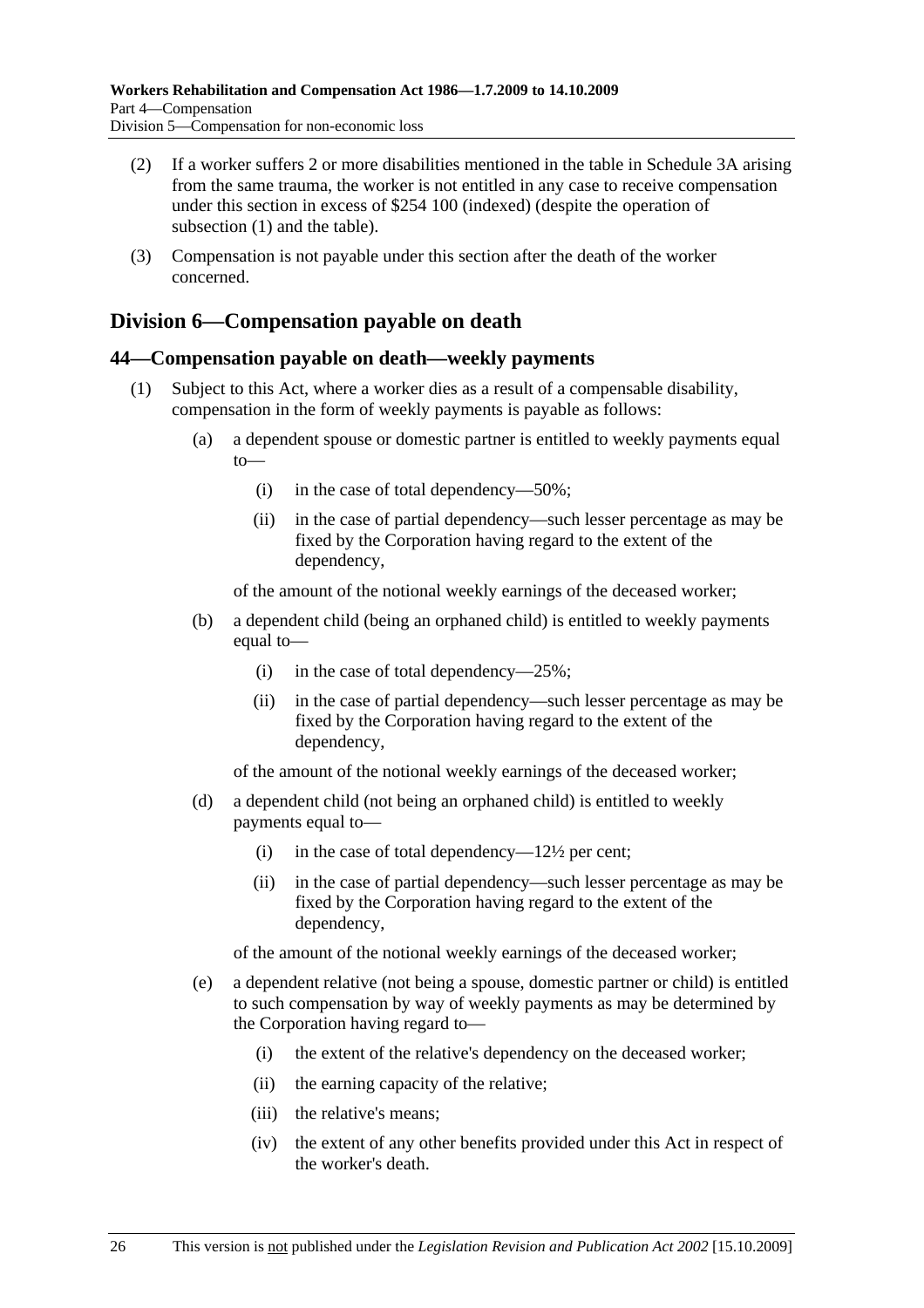(2) If a worker suffers 2 or more disabilities mentioned in the table in Schedule 3A arising from the same trauma, the worker is not entitled in any case to receive compensation under this section in excess of $254 100 (indexed) (despite the operation of subsection (1) and the table).

(3) Compensation is not payable under this section after the death of the worker concerned.

## Division 6—Compensation payable on death

### 44—Compensation payable on death—weekly payments

(1) Subject to this Act, where a worker dies as a result of a compensable disability, compensation in the form of weekly payments is payable as follows:

(a) a dependent spouse or domestic partner is entitled to weekly payments equal to—

(i) in the case of total dependency—50%;

(ii) in the case of partial dependency—such lesser percentage as may be fixed by the Corporation having regard to the extent of the dependency,

of the amount of the notional weekly earnings of the deceased worker;

(b) a dependent child (being an orphaned child) is entitled to weekly payments equal to—

(i) in the case of total dependency—25%;

(ii) in the case of partial dependency—such lesser percentage as may be fixed by the Corporation having regard to the extent of the dependency,

of the amount of the notional weekly earnings of the deceased worker;

(d) a dependent child (not being an orphaned child) is entitled to weekly payments equal to—

(i) in the case of total dependency—12½ per cent;

(ii) in the case of partial dependency—such lesser percentage as may be fixed by the Corporation having regard to the extent of the dependency,

of the amount of the notional weekly earnings of the deceased worker;

(e) a dependent relative (not being a spouse, domestic partner or child) is entitled to such compensation by way of weekly payments as may be determined by the Corporation having regard to—

(i) the extent of the relative's dependency on the deceased worker;

(ii) the earning capacity of the relative;

(iii) the relative's means;

(iv) the extent of any other benefits provided under this Act in respect of the worker's death.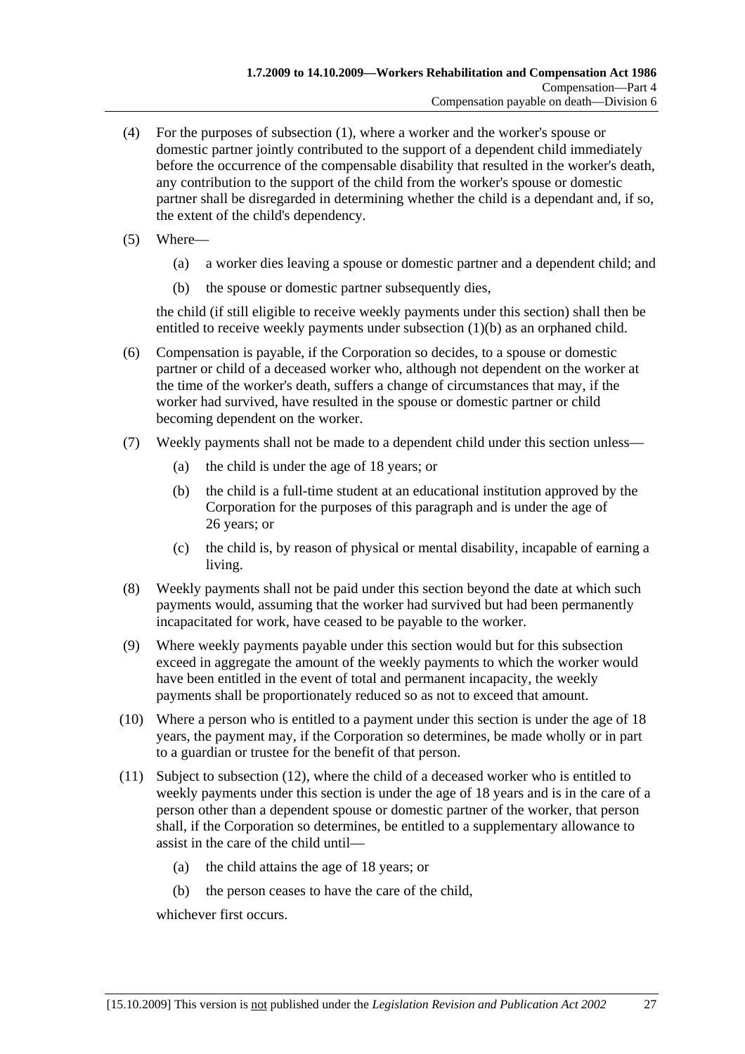(4) For the purposes of subsection (1), where a worker and the worker's spouse or domestic partner jointly contributed to the support of a dependent child immediately before the occurrence of the compensable disability that resulted in the worker's death, any contribution to the support of the child from the worker's spouse or domestic partner shall be disregarded in determining whether the child is a dependant and, if so, the extent of the child's dependency.

(5) Where—

(a) a worker dies leaving a spouse or domestic partner and a dependent child; and

(b) the spouse or domestic partner subsequently dies,

the child (if still eligible to receive weekly payments under this section) shall then be entitled to receive weekly payments under subsection (1)(b) as an orphaned child.

(6) Compensation is payable, if the Corporation so decides, to a spouse or domestic partner or child of a deceased worker who, although not dependent on the worker at the time of the worker's death, suffers a change of circumstances that may, if the worker had survived, have resulted in the spouse or domestic partner or child becoming dependent on the worker.

(7) Weekly payments shall not be made to a dependent child under this section unless—

(a) the child is under the age of 18 years; or

(b) the child is a full-time student at an educational institution approved by the Corporation for the purposes of this paragraph and is under the age of 26 years; or

(c) the child is, by reason of physical or mental disability, incapable of earning a living.

(8) Weekly payments shall not be paid under this section beyond the date at which such payments would, assuming that the worker had survived but had been permanently incapacitated for work, have ceased to be payable to the worker.

(9) Where weekly payments payable under this section would but for this subsection exceed in aggregate the amount of the weekly payments to which the worker would have been entitled in the event of total and permanent incapacity, the weekly payments shall be proportionately reduced so as not to exceed that amount.

(10) Where a person who is entitled to a payment under this section is under the age of 18 years, the payment may, if the Corporation so determines, be made wholly or in part to a guardian or trustee for the benefit of that person.

(11) Subject to subsection (12), where the child of a deceased worker who is entitled to weekly payments under this section is under the age of 18 years and is in the care of a person other than a dependent spouse or domestic partner of the worker, that person shall, if the Corporation so determines, be entitled to a supplementary allowance to assist in the care of the child until—

(a) the child attains the age of 18 years; or

(b) the person ceases to have the care of the child,

whichever first occurs.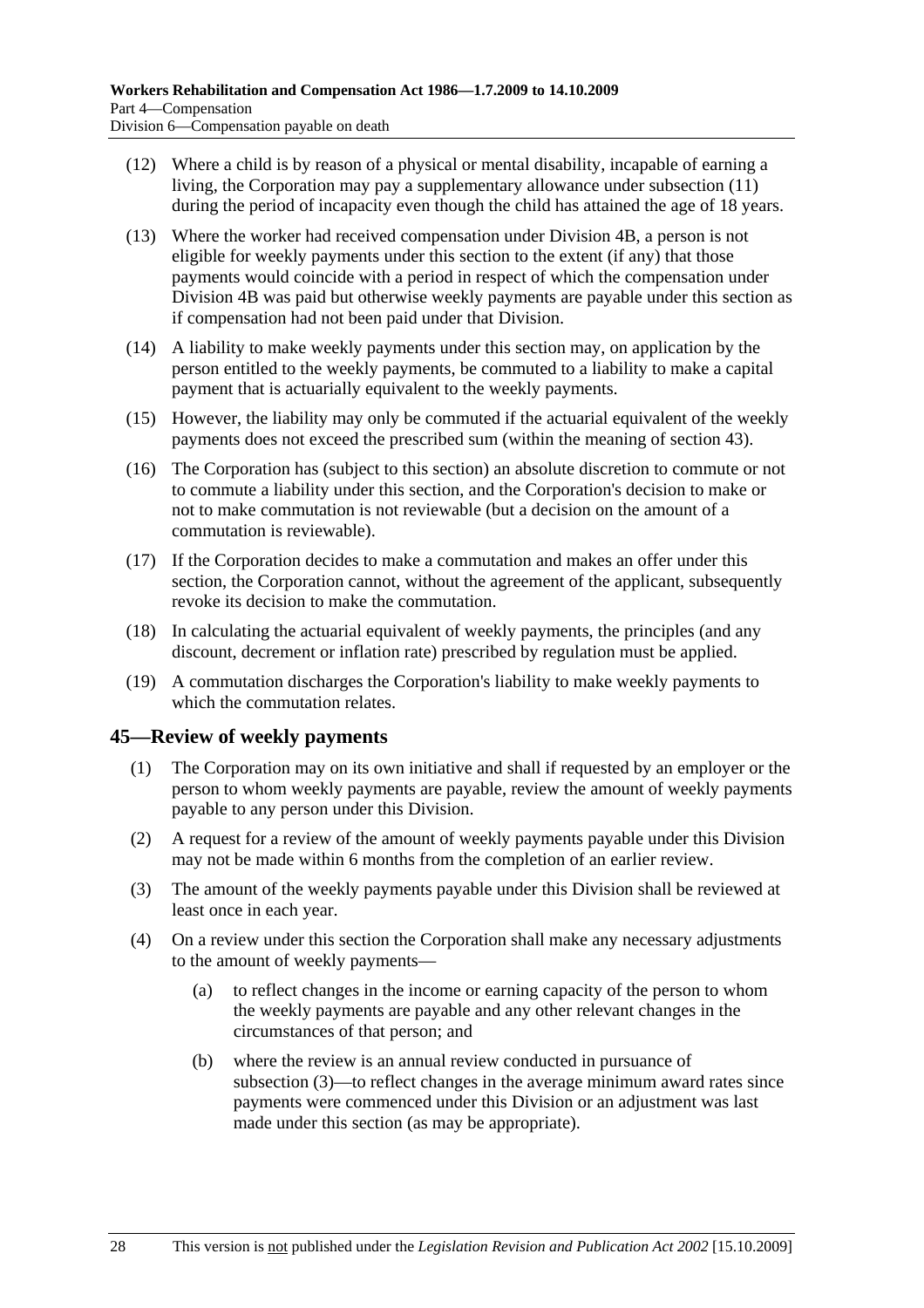(12) Where a child is by reason of a physical or mental disability, incapable of earning a living, the Corporation may pay a supplementary allowance under subsection (11) during the period of incapacity even though the child has attained the age of 18 years.

(13) Where the worker had received compensation under Division 4B, a person is not eligible for weekly payments under this section to the extent (if any) that those payments would coincide with a period in respect of which the compensation under Division 4B was paid but otherwise weekly payments are payable under this section as if compensation had not been paid under that Division.

(14) A liability to make weekly payments under this section may, on application by the person entitled to the weekly payments, be commuted to a liability to make a capital payment that is actuarially equivalent to the weekly payments.

(15) However, the liability may only be commuted if the actuarial equivalent of the weekly payments does not exceed the prescribed sum (within the meaning of section 43).

(16) The Corporation has (subject to this section) an absolute discretion to commute or not to commute a liability under this section, and the Corporation's decision to make or not to make commutation is not reviewable (but a decision on the amount of a commutation is reviewable).

(17) If the Corporation decides to make a commutation and makes an offer under this section, the Corporation cannot, without the agreement of the applicant, subsequently revoke its decision to make the commutation.

(18) In calculating the actuarial equivalent of weekly payments, the principles (and any discount, decrement or inflation rate) prescribed by regulation must be applied.

(19) A commutation discharges the Corporation's liability to make weekly payments to which the commutation relates.

## 45—Review of weekly payments

(1) The Corporation may on its own initiative and shall if requested by an employer or the person to whom weekly payments are payable, review the amount of weekly payments payable to any person under this Division.

(2) A request for a review of the amount of weekly payments payable under this Division may not be made within 6 months from the completion of an earlier review.

(3) The amount of the weekly payments payable under this Division shall be reviewed at least once in each year.

(4) On a review under this section the Corporation shall make any necessary adjustments to the amount of weekly payments—

(a) to reflect changes in the income or earning capacity of the person to whom the weekly payments are payable and any other relevant changes in the circumstances of that person; and

(b) where the review is an annual review conducted in pursuance of subsection (3)—to reflect changes in the average minimum award rates since payments were commenced under this Division or an adjustment was last made under this section (as may be appropriate).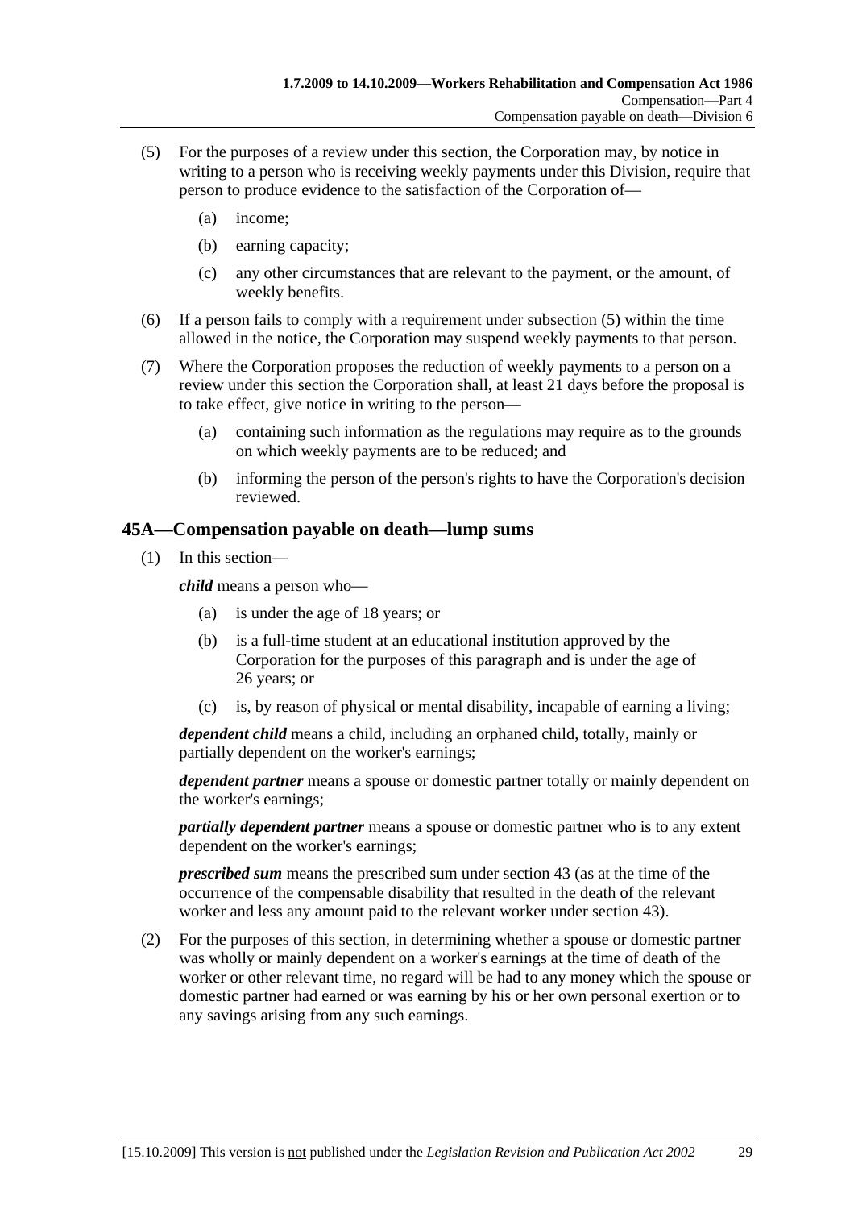(5) For the purposes of a review under this section, the Corporation may, by notice in writing to a person who is receiving weekly payments under this Division, require that person to produce evidence to the satisfaction of the Corporation of—

  (a) income;

  (b) earning capacity;

  (c) any other circumstances that are relevant to the payment, or the amount, of weekly benefits.

(6) If a person fails to comply with a requirement under subsection (5) within the time allowed in the notice, the Corporation may suspend weekly payments to that person.

(7) Where the Corporation proposes the reduction of weekly payments to a person on a review under this section the Corporation shall, at least 21 days before the proposal is to take effect, give notice in writing to the person—

  (a) containing such information as the regulations may require as to the grounds on which weekly payments are to be reduced; and

  (b) informing the person of the person's rights to have the Corporation's decision reviewed.

## 45A—Compensation payable on death—lump sums

(1) In this section—

***child*** means a person who—

  (a) is under the age of 18 years; or

  (b) is a full-time student at an educational institution approved by the Corporation for the purposes of this paragraph and is under the age of 26 years; or

  (c) is, by reason of physical or mental disability, incapable of earning a living;

***dependent child*** means a child, including an orphaned child, totally, mainly or partially dependent on the worker's earnings;

***dependent partner*** means a spouse or domestic partner totally or mainly dependent on the worker's earnings;

***partially dependent partner*** means a spouse or domestic partner who is to any extent dependent on the worker's earnings;

***prescribed sum*** means the prescribed sum under section 43 (as at the time of the occurrence of the compensable disability that resulted in the death of the relevant worker and less any amount paid to the relevant worker under section 43).

(2) For the purposes of this section, in determining whether a spouse or domestic partner was wholly or mainly dependent on a worker's earnings at the time of death of the worker or other relevant time, no regard will be had to any money which the spouse or domestic partner had earned or was earning by his or her own personal exertion or to any savings arising from any such earnings.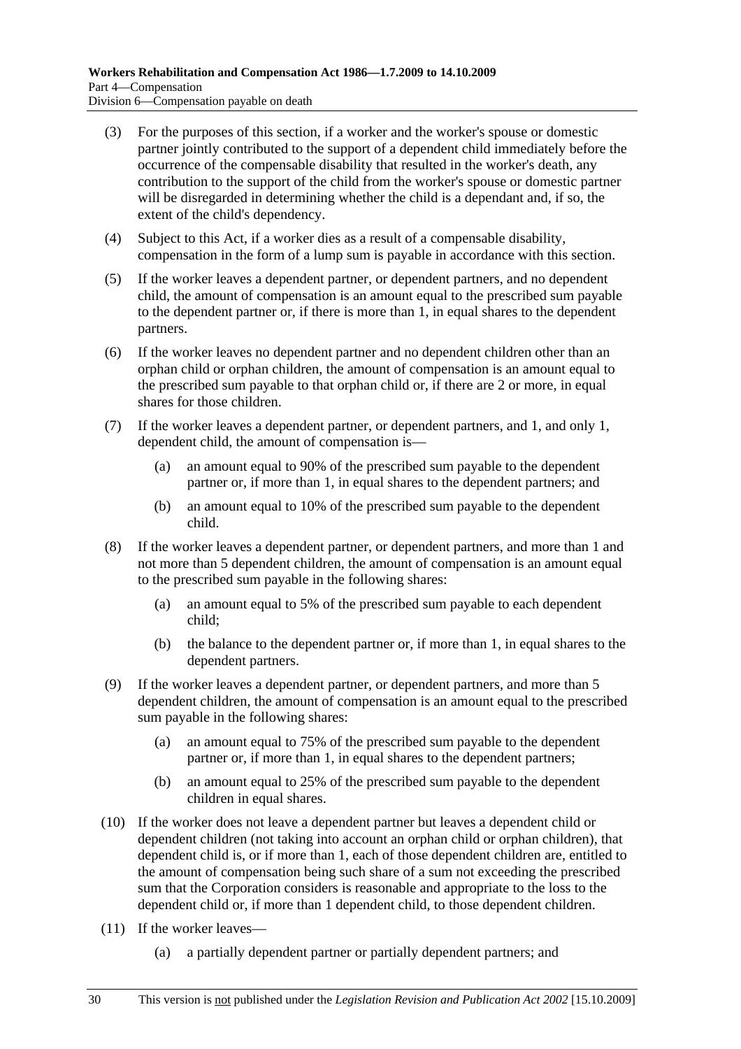(3) For the purposes of this section, if a worker and the worker's spouse or domestic partner jointly contributed to the support of a dependent child immediately before the occurrence of the compensable disability that resulted in the worker's death, any contribution to the support of the child from the worker's spouse or domestic partner will be disregarded in determining whether the child is a dependant and, if so, the extent of the child's dependency.

(4) Subject to this Act, if a worker dies as a result of a compensable disability, compensation in the form of a lump sum is payable in accordance with this section.

(5) If the worker leaves a dependent partner, or dependent partners, and no dependent child, the amount of compensation is an amount equal to the prescribed sum payable to the dependent partner or, if there is more than 1, in equal shares to the dependent partners.

(6) If the worker leaves no dependent partner and no dependent children other than an orphan child or orphan children, the amount of compensation is an amount equal to the prescribed sum payable to that orphan child or, if there are 2 or more, in equal shares for those children.

(7) If the worker leaves a dependent partner, or dependent partners, and 1, and only 1, dependent child, the amount of compensation is—

(a) an amount equal to 90% of the prescribed sum payable to the dependent partner or, if more than 1, in equal shares to the dependent partners; and

(b) an amount equal to 10% of the prescribed sum payable to the dependent child.

(8) If the worker leaves a dependent partner, or dependent partners, and more than 1 and not more than 5 dependent children, the amount of compensation is an amount equal to the prescribed sum payable in the following shares:

(a) an amount equal to 5% of the prescribed sum payable to each dependent child;

(b) the balance to the dependent partner or, if more than 1, in equal shares to the dependent partners.

(9) If the worker leaves a dependent partner, or dependent partners, and more than 5 dependent children, the amount of compensation is an amount equal to the prescribed sum payable in the following shares:

(a) an amount equal to 75% of the prescribed sum payable to the dependent partner or, if more than 1, in equal shares to the dependent partners;

(b) an amount equal to 25% of the prescribed sum payable to the dependent children in equal shares.

(10) If the worker does not leave a dependent partner but leaves a dependent child or dependent children (not taking into account an orphan child or orphan children), that dependent child is, or if more than 1, each of those dependent children are, entitled to the amount of compensation being such share of a sum not exceeding the prescribed sum that the Corporation considers is reasonable and appropriate to the loss to the dependent child or, if more than 1 dependent child, to those dependent children.

(11) If the worker leaves—

(a) a partially dependent partner or partially dependent partners; and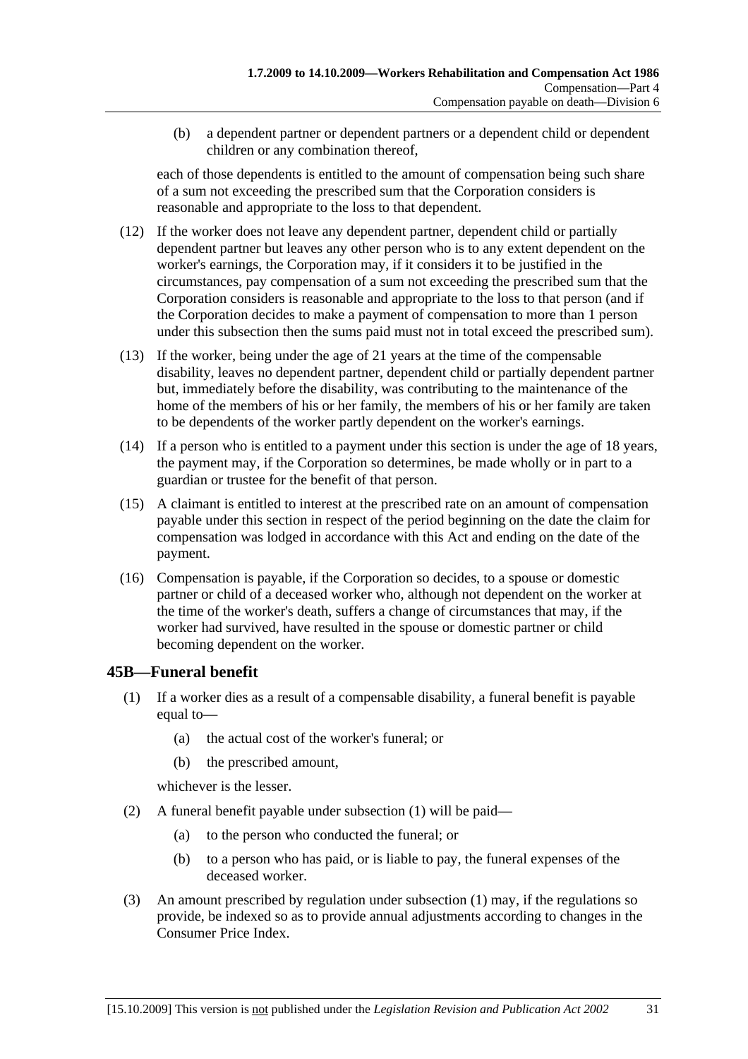(b) a dependent partner or dependent partners or a dependent child or dependent children or any combination thereof,

each of those dependents is entitled to the amount of compensation being such share of a sum not exceeding the prescribed sum that the Corporation considers is reasonable and appropriate to the loss to that dependent.

(12) If the worker does not leave any dependent partner, dependent child or partially dependent partner but leaves any other person who is to any extent dependent on the worker's earnings, the Corporation may, if it considers it to be justified in the circumstances, pay compensation of a sum not exceeding the prescribed sum that the Corporation considers is reasonable and appropriate to the loss to that person (and if the Corporation decides to make a payment of compensation to more than 1 person under this subsection then the sums paid must not in total exceed the prescribed sum).

(13) If the worker, being under the age of 21 years at the time of the compensable disability, leaves no dependent partner, dependent child or partially dependent partner but, immediately before the disability, was contributing to the maintenance of the home of the members of his or her family, the members of his or her family are taken to be dependents of the worker partly dependent on the worker's earnings.

(14) If a person who is entitled to a payment under this section is under the age of 18 years, the payment may, if the Corporation so determines, be made wholly or in part to a guardian or trustee for the benefit of that person.

(15) A claimant is entitled to interest at the prescribed rate on an amount of compensation payable under this section in respect of the period beginning on the date the claim for compensation was lodged in accordance with this Act and ending on the date of the payment.

(16) Compensation is payable, if the Corporation so decides, to a spouse or domestic partner or child of a deceased worker who, although not dependent on the worker at the time of the worker's death, suffers a change of circumstances that may, if the worker had survived, have resulted in the spouse or domestic partner or child becoming dependent on the worker.

## 45B—Funeral benefit

(1) If a worker dies as a result of a compensable disability, a funeral benefit is payable equal to—

(a) the actual cost of the worker's funeral; or

(b) the prescribed amount,

whichever is the lesser.

(2) A funeral benefit payable under subsection (1) will be paid—

(a) to the person who conducted the funeral; or

(b) to a person who has paid, or is liable to pay, the funeral expenses of the deceased worker.

(3) An amount prescribed by regulation under subsection (1) may, if the regulations so provide, be indexed so as to provide annual adjustments according to changes in the Consumer Price Index.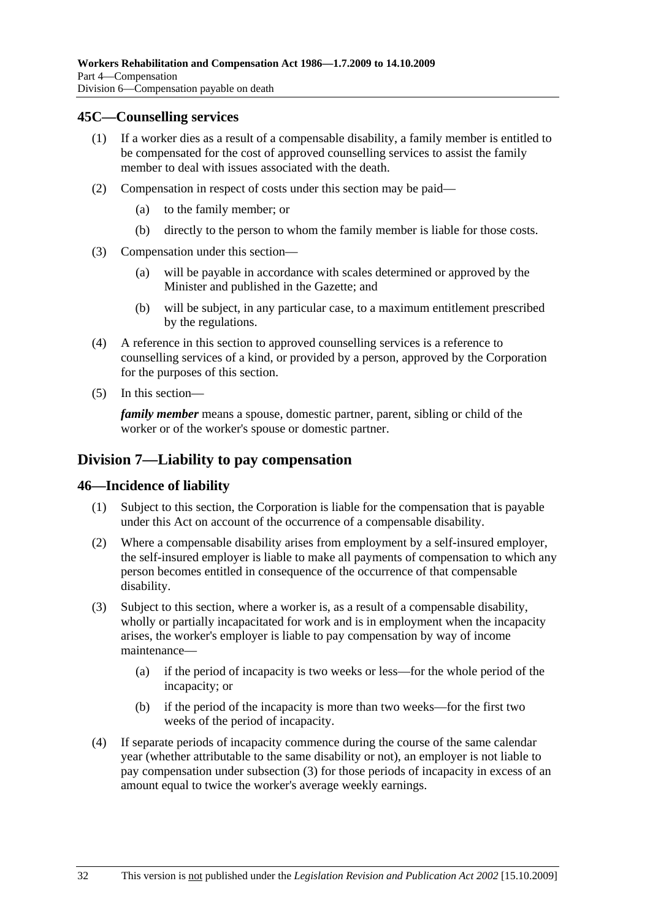## 45C—Counselling services

(1) If a worker dies as a result of a compensable disability, a family member is entitled to be compensated for the cost of approved counselling services to assist the family member to deal with issues associated with the death.

(2) Compensation in respect of costs under this section may be paid—

- (a) to the family member; or
- (b) directly to the person to whom the family member is liable for those costs.

(3) Compensation under this section—

- (a) will be payable in accordance with scales determined or approved by the Minister and published in the Gazette; and
- (b) will be subject, in any particular case, to a maximum entitlement prescribed by the regulations.

(4) A reference in this section to approved counselling services is a reference to counselling services of a kind, or provided by a person, approved by the Corporation for the purposes of this section.

(5) In this section—

***family member*** means a spouse, domestic partner, parent, sibling or child of the worker or of the worker's spouse or domestic partner.

# Division 7—Liability to pay compensation

## 46—Incidence of liability

(1) Subject to this section, the Corporation is liable for the compensation that is payable under this Act on account of the occurrence of a compensable disability.

(2) Where a compensable disability arises from employment by a self-insured employer, the self-insured employer is liable to make all payments of compensation to which any person becomes entitled in consequence of the occurrence of that compensable disability.

(3) Subject to this section, where a worker is, as a result of a compensable disability, wholly or partially incapacitated for work and is in employment when the incapacity arises, the worker's employer is liable to pay compensation by way of income maintenance—

- (a) if the period of incapacity is two weeks or less—for the whole period of the incapacity; or
- (b) if the period of the incapacity is more than two weeks—for the first two weeks of the period of incapacity.

(4) If separate periods of incapacity commence during the course of the same calendar year (whether attributable to the same disability or not), an employer is not liable to pay compensation under subsection (3) for those periods of incapacity in excess of an amount equal to twice the worker's average weekly earnings.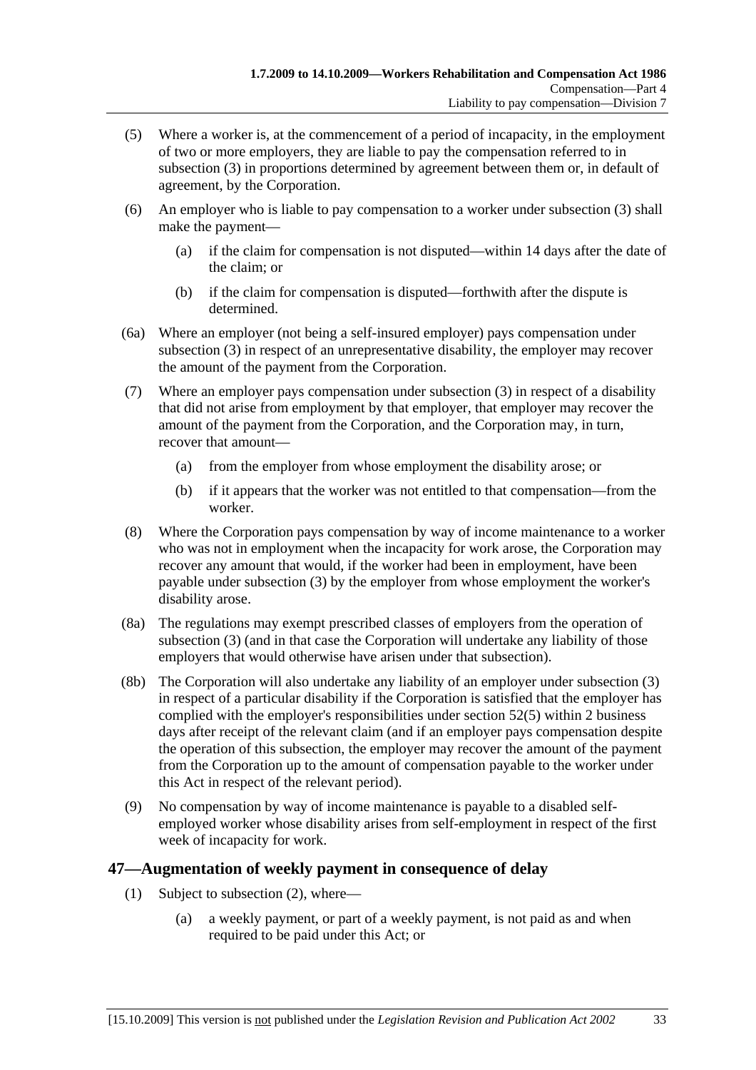(5) Where a worker is, at the commencement of a period of incapacity, in the employment of two or more employers, they are liable to pay the compensation referred to in subsection (3) in proportions determined by agreement between them or, in default of agreement, by the Corporation.

(6) An employer who is liable to pay compensation to a worker under subsection (3) shall make the payment—

  (a) if the claim for compensation is not disputed—within 14 days after the date of the claim; or

  (b) if the claim for compensation is disputed—forthwith after the dispute is determined.

(6a) Where an employer (not being a self-insured employer) pays compensation under subsection (3) in respect of an unrepresentative disability, the employer may recover the amount of the payment from the Corporation.

(7) Where an employer pays compensation under subsection (3) in respect of a disability that did not arise from employment by that employer, that employer may recover the amount of the payment from the Corporation, and the Corporation may, in turn, recover that amount—

  (a) from the employer from whose employment the disability arose; or

  (b) if it appears that the worker was not entitled to that compensation—from the worker.

(8) Where the Corporation pays compensation by way of income maintenance to a worker who was not in employment when the incapacity for work arose, the Corporation may recover any amount that would, if the worker had been in employment, have been payable under subsection (3) by the employer from whose employment the worker's disability arose.

(8a) The regulations may exempt prescribed classes of employers from the operation of subsection (3) (and in that case the Corporation will undertake any liability of those employers that would otherwise have arisen under that subsection).

(8b) The Corporation will also undertake any liability of an employer under subsection (3) in respect of a particular disability if the Corporation is satisfied that the employer has complied with the employer's responsibilities under section 52(5) within 2 business days after receipt of the relevant claim (and if an employer pays compensation despite the operation of this subsection, the employer may recover the amount of the payment from the Corporation up to the amount of compensation payable to the worker under this Act in respect of the relevant period).

(9) No compensation by way of income maintenance is payable to a disabled self-employed worker whose disability arises from self-employment in respect of the first week of incapacity for work.

## 47—Augmentation of weekly payment in consequence of delay

(1) Subject to subsection (2), where—

  (a) a weekly payment, or part of a weekly payment, is not paid as and when required to be paid under this Act; or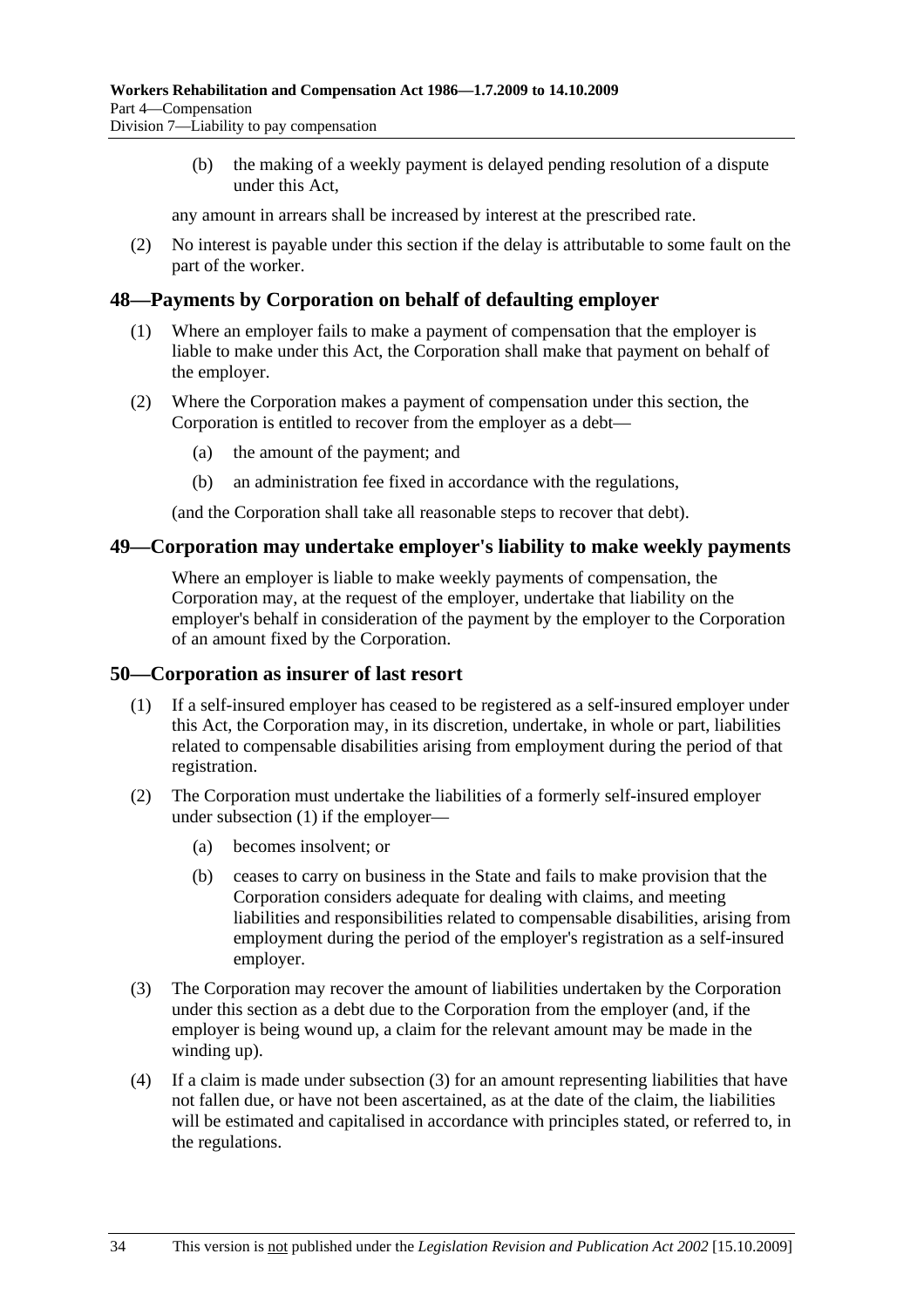(b) the making of a weekly payment is delayed pending resolution of a dispute under this Act,

any amount in arrears shall be increased by interest at the prescribed rate.

(2) No interest is payable under this section if the delay is attributable to some fault on the part of the worker.

## 48—Payments by Corporation on behalf of defaulting employer

(1) Where an employer fails to make a payment of compensation that the employer is liable to make under this Act, the Corporation shall make that payment on behalf of the employer.

(2) Where the Corporation makes a payment of compensation under this section, the Corporation is entitled to recover from the employer as a debt—

(a) the amount of the payment; and

(b) an administration fee fixed in accordance with the regulations,

(and the Corporation shall take all reasonable steps to recover that debt).

## 49—Corporation may undertake employer's liability to make weekly payments

Where an employer is liable to make weekly payments of compensation, the Corporation may, at the request of the employer, undertake that liability on the employer's behalf in consideration of the payment by the employer to the Corporation of an amount fixed by the Corporation.

## 50—Corporation as insurer of last resort

(1) If a self-insured employer has ceased to be registered as a self-insured employer under this Act, the Corporation may, in its discretion, undertake, in whole or part, liabilities related to compensable disabilities arising from employment during the period of that registration.

(2) The Corporation must undertake the liabilities of a formerly self-insured employer under subsection (1) if the employer—

(a) becomes insolvent; or

(b) ceases to carry on business in the State and fails to make provision that the Corporation considers adequate for dealing with claims, and meeting liabilities and responsibilities related to compensable disabilities, arising from employment during the period of the employer's registration as a self-insured employer.

(3) The Corporation may recover the amount of liabilities undertaken by the Corporation under this section as a debt due to the Corporation from the employer (and, if the employer is being wound up, a claim for the relevant amount may be made in the winding up).

(4) If a claim is made under subsection (3) for an amount representing liabilities that have not fallen due, or have not been ascertained, as at the date of the claim, the liabilities will be estimated and capitalised in accordance with principles stated, or referred to, in the regulations.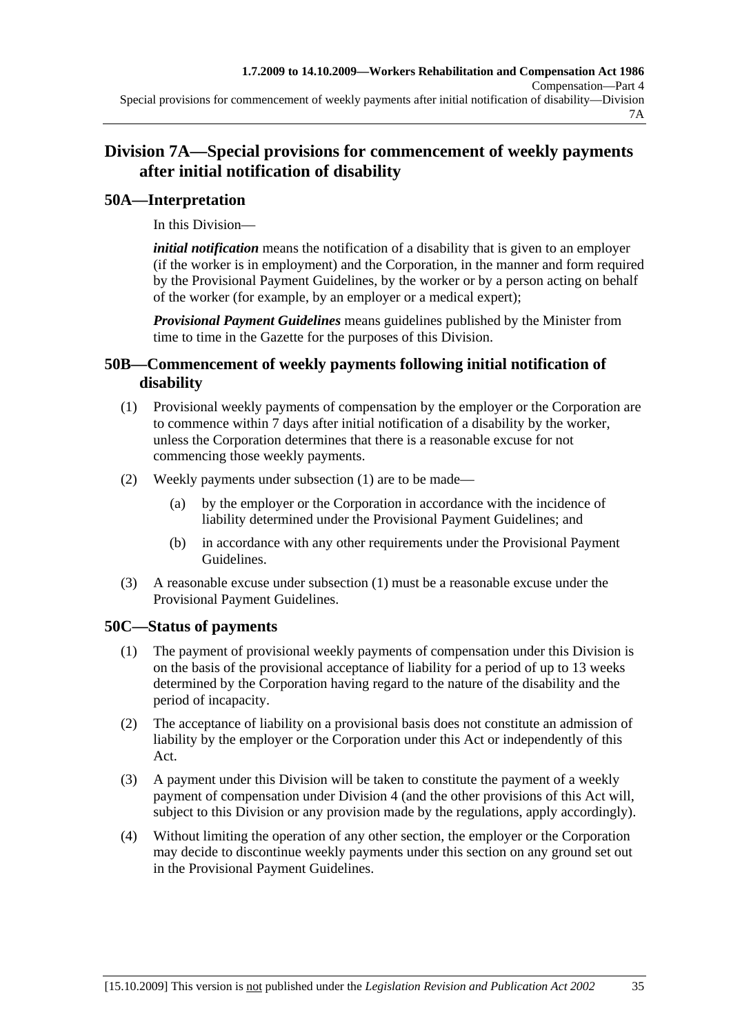## Division 7A—Special provisions for commencement of weekly payments after initial notification of disability

### 50A—Interpretation

In this Division—

***initial notification*** means the notification of a disability that is given to an employer (if the worker is in employment) and the Corporation, in the manner and form required by the Provisional Payment Guidelines, by the worker or by a person acting on behalf of the worker (for example, by an employer or a medical expert);

***Provisional Payment Guidelines*** means guidelines published by the Minister from time to time in the Gazette for the purposes of this Division.

### 50B—Commencement of weekly payments following initial notification of disability

(1) Provisional weekly payments of compensation by the employer or the Corporation are to commence within 7 days after initial notification of a disability by the worker, unless the Corporation determines that there is a reasonable excuse for not commencing those weekly payments.

(2) Weekly payments under subsection (1) are to be made—

- (a) by the employer or the Corporation in accordance with the incidence of liability determined under the Provisional Payment Guidelines; and
- (b) in accordance with any other requirements under the Provisional Payment Guidelines.

(3) A reasonable excuse under subsection (1) must be a reasonable excuse under the Provisional Payment Guidelines.

### 50C—Status of payments

(1) The payment of provisional weekly payments of compensation under this Division is on the basis of the provisional acceptance of liability for a period of up to 13 weeks determined by the Corporation having regard to the nature of the disability and the period of incapacity.

(2) The acceptance of liability on a provisional basis does not constitute an admission of liability by the employer or the Corporation under this Act or independently of this Act.

(3) A payment under this Division will be taken to constitute the payment of a weekly payment of compensation under Division 4 (and the other provisions of this Act will, subject to this Division or any provision made by the regulations, apply accordingly).

(4) Without limiting the operation of any other section, the employer or the Corporation may decide to discontinue weekly payments under this section on any ground set out in the Provisional Payment Guidelines.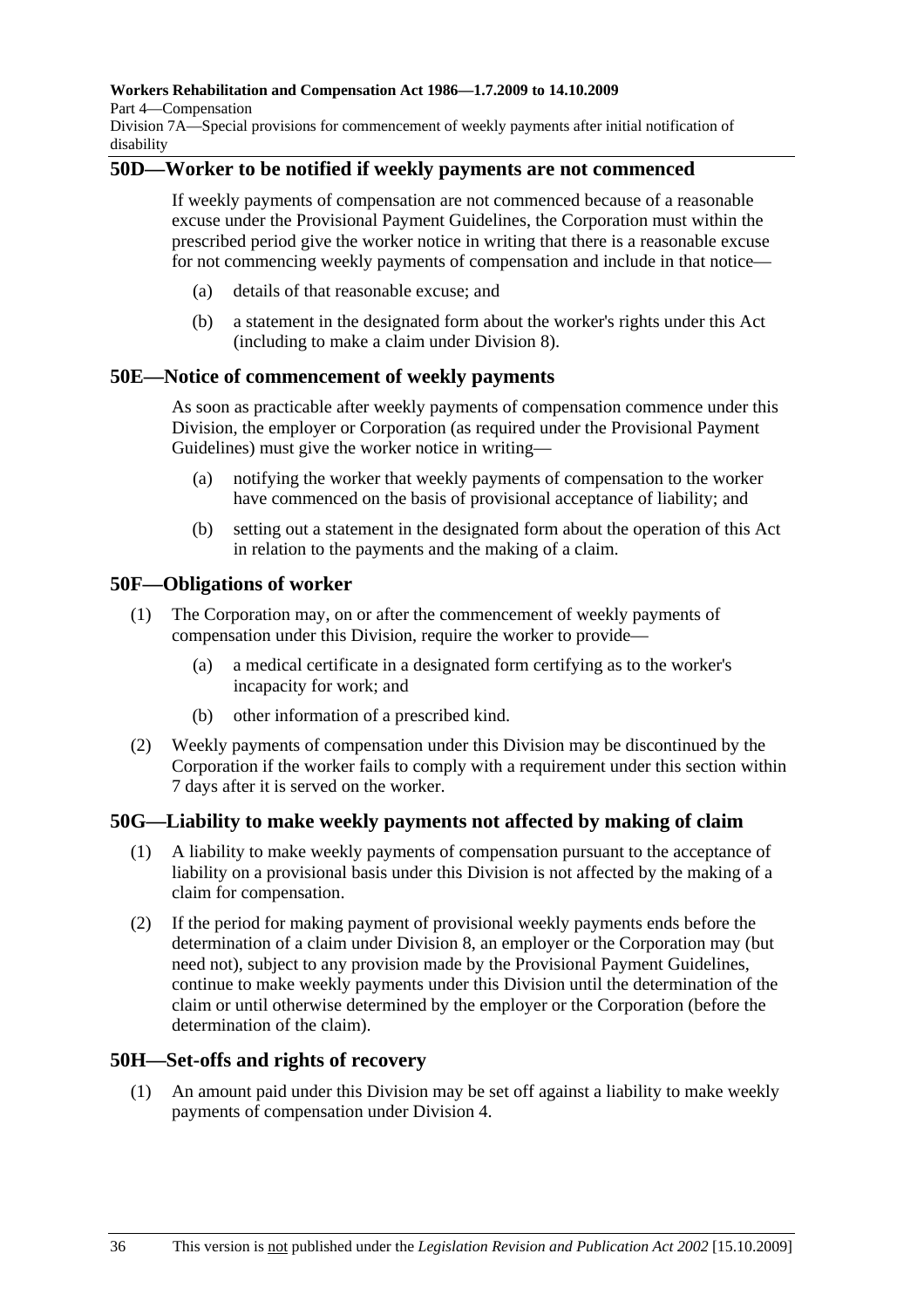## 50D—Worker to be notified if weekly payments are not commenced

If weekly payments of compensation are not commenced because of a reasonable excuse under the Provisional Payment Guidelines, the Corporation must within the prescribed period give the worker notice in writing that there is a reasonable excuse for not commencing weekly payments of compensation and include in that notice—

(a) details of that reasonable excuse; and

(b) a statement in the designated form about the worker's rights under this Act (including to make a claim under Division 8).

## 50E—Notice of commencement of weekly payments

As soon as practicable after weekly payments of compensation commence under this Division, the employer or Corporation (as required under the Provisional Payment Guidelines) must give the worker notice in writing—

(a) notifying the worker that weekly payments of compensation to the worker have commenced on the basis of provisional acceptance of liability; and

(b) setting out a statement in the designated form about the operation of this Act in relation to the payments and the making of a claim.

## 50F—Obligations of worker

(1) The Corporation may, on or after the commencement of weekly payments of compensation under this Division, require the worker to provide—

(a) a medical certificate in a designated form certifying as to the worker's incapacity for work; and

(b) other information of a prescribed kind.

(2) Weekly payments of compensation under this Division may be discontinued by the Corporation if the worker fails to comply with a requirement under this section within 7 days after it is served on the worker.

## 50G—Liability to make weekly payments not affected by making of claim

(1) A liability to make weekly payments of compensation pursuant to the acceptance of liability on a provisional basis under this Division is not affected by the making of a claim for compensation.

(2) If the period for making payment of provisional weekly payments ends before the determination of a claim under Division 8, an employer or the Corporation may (but need not), subject to any provision made by the Provisional Payment Guidelines, continue to make weekly payments under this Division until the determination of the claim or until otherwise determined by the employer or the Corporation (before the determination of the claim).

## 50H—Set-offs and rights of recovery

(1) An amount paid under this Division may be set off against a liability to make weekly payments of compensation under Division 4.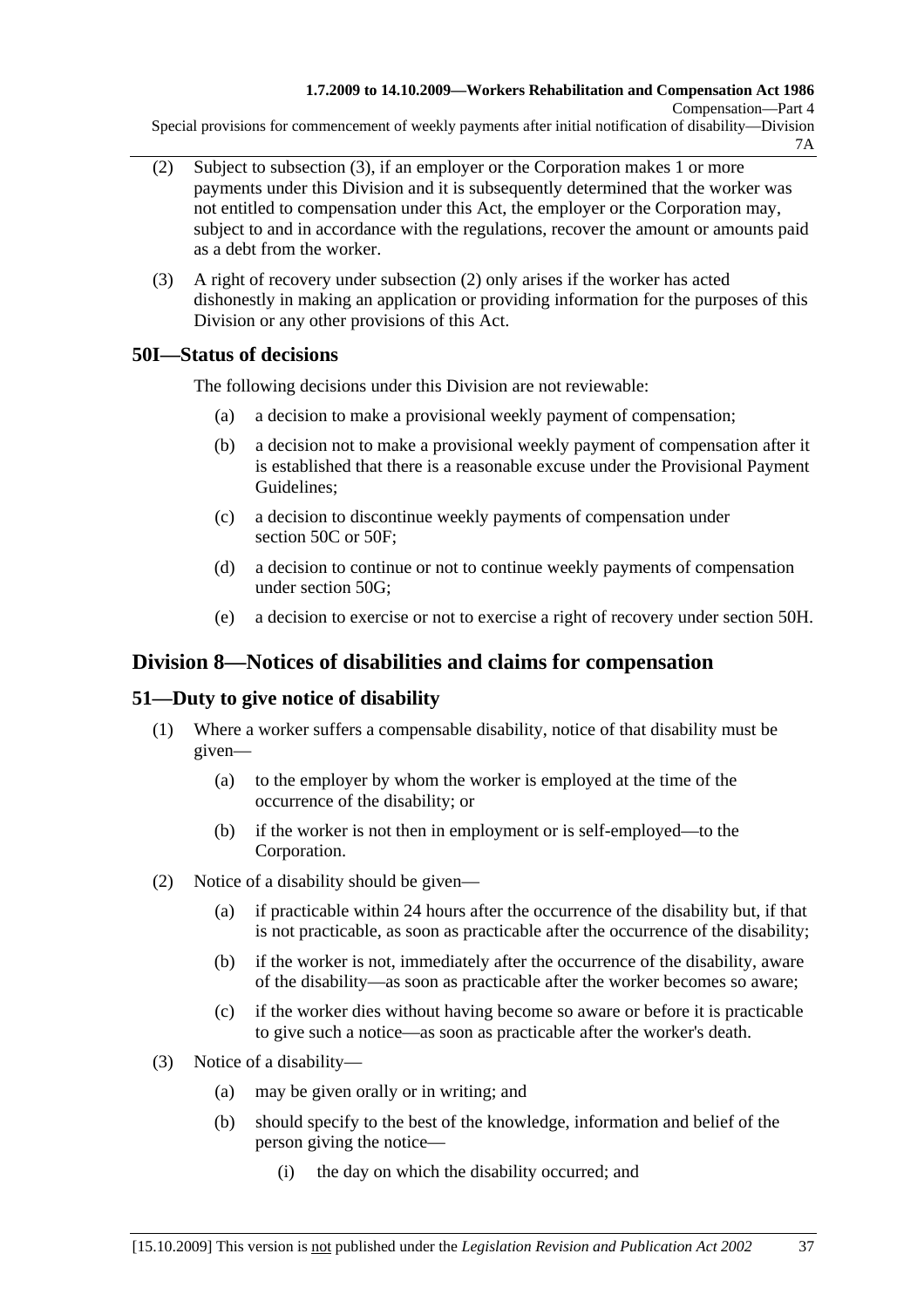(2) Subject to subsection (3), if an employer or the Corporation makes 1 or more payments under this Division and it is subsequently determined that the worker was not entitled to compensation under this Act, the employer or the Corporation may, subject to and in accordance with the regulations, recover the amount or amounts paid as a debt from the worker.

(3) A right of recovery under subsection (2) only arises if the worker has acted dishonestly in making an application or providing information for the purposes of this Division or any other provisions of this Act.

### 50I—Status of decisions

The following decisions under this Division are not reviewable:

(a) a decision to make a provisional weekly payment of compensation;

(b) a decision not to make a provisional weekly payment of compensation after it is established that there is a reasonable excuse under the Provisional Payment Guidelines;

(c) a decision to discontinue weekly payments of compensation under section 50C or 50F;

(d) a decision to continue or not to continue weekly payments of compensation under section 50G;

(e) a decision to exercise or not to exercise a right of recovery under section 50H.

## Division 8—Notices of disabilities and claims for compensation

### 51—Duty to give notice of disability

(1) Where a worker suffers a compensable disability, notice of that disability must be given—

(a) to the employer by whom the worker is employed at the time of the occurrence of the disability; or

(b) if the worker is not then in employment or is self-employed—to the Corporation.

(2) Notice of a disability should be given—

(a) if practicable within 24 hours after the occurrence of the disability but, if that is not practicable, as soon as practicable after the occurrence of the disability;

(b) if the worker is not, immediately after the occurrence of the disability, aware of the disability—as soon as practicable after the worker becomes so aware;

(c) if the worker dies without having become so aware or before it is practicable to give such a notice—as soon as practicable after the worker's death.

(3) Notice of a disability—

(a) may be given orally or in writing; and

(b) should specify to the best of the knowledge, information and belief of the person giving the notice—

(i) the day on which the disability occurred; and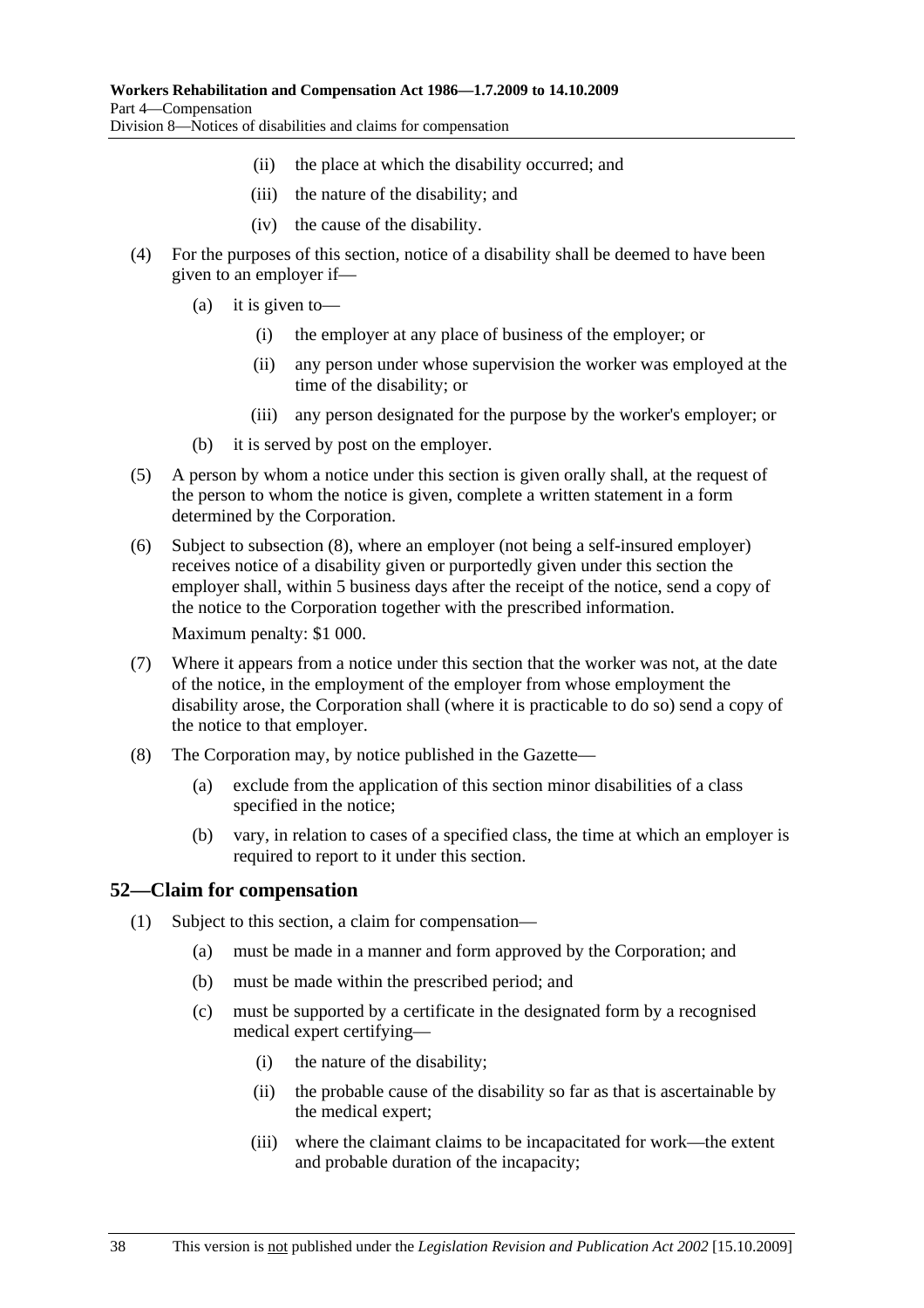(ii) the place at which the disability occurred; and

(iii) the nature of the disability; and

(iv) the cause of the disability.

(4) For the purposes of this section, notice of a disability shall be deemed to have been given to an employer if—

(a) it is given to—

(i) the employer at any place of business of the employer; or

(ii) any person under whose supervision the worker was employed at the time of the disability; or

(iii) any person designated for the purpose by the worker's employer; or

(b) it is served by post on the employer.

(5) A person by whom a notice under this section is given orally shall, at the request of the person to whom the notice is given, complete a written statement in a form determined by the Corporation.

(6) Subject to subsection (8), where an employer (not being a self-insured employer) receives notice of a disability given or purportedly given under this section the employer shall, within 5 business days after the receipt of the notice, send a copy of the notice to the Corporation together with the prescribed information.

Maximum penalty: $1 000.

(7) Where it appears from a notice under this section that the worker was not, at the date of the notice, in the employment of the employer from whose employment the disability arose, the Corporation shall (where it is practicable to do so) send a copy of the notice to that employer.

(8) The Corporation may, by notice published in the Gazette—

(a) exclude from the application of this section minor disabilities of a class specified in the notice;

(b) vary, in relation to cases of a specified class, the time at which an employer is required to report to it under this section.

## 52—Claim for compensation

(1) Subject to this section, a claim for compensation—

(a) must be made in a manner and form approved by the Corporation; and

(b) must be made within the prescribed period; and

(c) must be supported by a certificate in the designated form by a recognised medical expert certifying—

(i) the nature of the disability;

(ii) the probable cause of the disability so far as that is ascertainable by the medical expert;

(iii) where the claimant claims to be incapacitated for work—the extent and probable duration of the incapacity;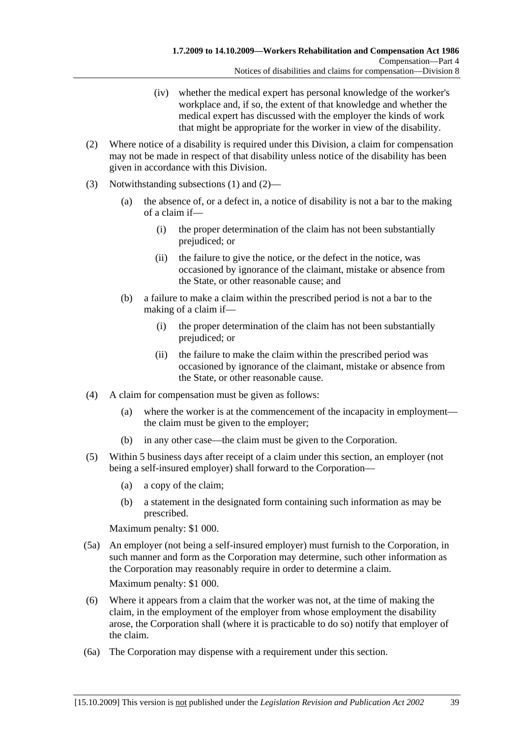(iv) whether the medical expert has personal knowledge of the worker's workplace and, if so, the extent of that knowledge and whether the medical expert has discussed with the employer the kinds of work that might be appropriate for the worker in view of the disability.

(2) Where notice of a disability is required under this Division, a claim for compensation may not be made in respect of that disability unless notice of the disability has been given in accordance with this Division.

(3) Notwithstanding subsections (1) and (2)—

(a) the absence of, or a defect in, a notice of disability is not a bar to the making of a claim if—

(i) the proper determination of the claim has not been substantially prejudiced; or

(ii) the failure to give the notice, or the defect in the notice, was occasioned by ignorance of the claimant, mistake or absence from the State, or other reasonable cause; and

(b) a failure to make a claim within the prescribed period is not a bar to the making of a claim if—

(i) the proper determination of the claim has not been substantially prejudiced; or

(ii) the failure to make the claim within the prescribed period was occasioned by ignorance of the claimant, mistake or absence from the State, or other reasonable cause.

(4) A claim for compensation must be given as follows:

(a) where the worker is at the commencement of the incapacity in employment—the claim must be given to the employer;

(b) in any other case—the claim must be given to the Corporation.

(5) Within 5 business days after receipt of a claim under this section, an employer (not being a self-insured employer) shall forward to the Corporation—

(a) a copy of the claim;

(b) a statement in the designated form containing such information as may be prescribed.

Maximum penalty: $1 000.

(5a) An employer (not being a self-insured employer) must furnish to the Corporation, in such manner and form as the Corporation may determine, such other information as the Corporation may reasonably require in order to determine a claim.

Maximum penalty: $1 000.

(6) Where it appears from a claim that the worker was not, at the time of making the claim, in the employment of the employer from whose employment the disability arose, the Corporation shall (where it is practicable to do so) notify that employer of the claim.

(6a) The Corporation may dispense with a requirement under this section.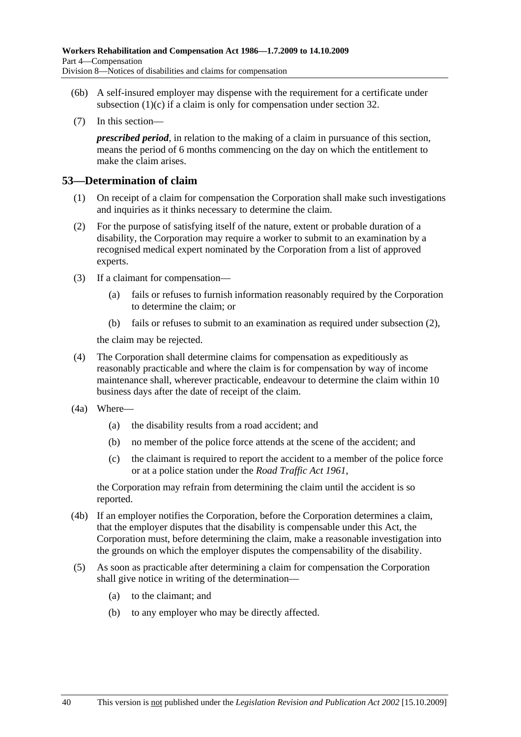(6b) A self-insured employer may dispense with the requirement for a certificate under subsection (1)(c) if a claim is only for compensation under section 32.

(7) In this section—

***prescribed period***, in relation to the making of a claim in pursuance of this section, means the period of 6 months commencing on the day on which the entitlement to make the claim arises.

## 53—Determination of claim

(1) On receipt of a claim for compensation the Corporation shall make such investigations and inquiries as it thinks necessary to determine the claim.

(2) For the purpose of satisfying itself of the nature, extent or probable duration of a disability, the Corporation may require a worker to submit to an examination by a recognised medical expert nominated by the Corporation from a list of approved experts.

(3) If a claimant for compensation—

- (a) fails or refuses to furnish information reasonably required by the Corporation to determine the claim; or
- (b) fails or refuses to submit to an examination as required under subsection (2),

the claim may be rejected.

(4) The Corporation shall determine claims for compensation as expeditiously as reasonably practicable and where the claim is for compensation by way of income maintenance shall, wherever practicable, endeavour to determine the claim within 10 business days after the date of receipt of the claim.

(4a) Where—

- (a) the disability results from a road accident; and
- (b) no member of the police force attends at the scene of the accident; and
- (c) the claimant is required to report the accident to a member of the police force or at a police station under the *Road Traffic Act 1961*,

the Corporation may refrain from determining the claim until the accident is so reported.

(4b) If an employer notifies the Corporation, before the Corporation determines a claim, that the employer disputes that the disability is compensable under this Act, the Corporation must, before determining the claim, make a reasonable investigation into the grounds on which the employer disputes the compensability of the disability.

(5) As soon as practicable after determining a claim for compensation the Corporation shall give notice in writing of the determination—

- (a) to the claimant; and
- (b) to any employer who may be directly affected.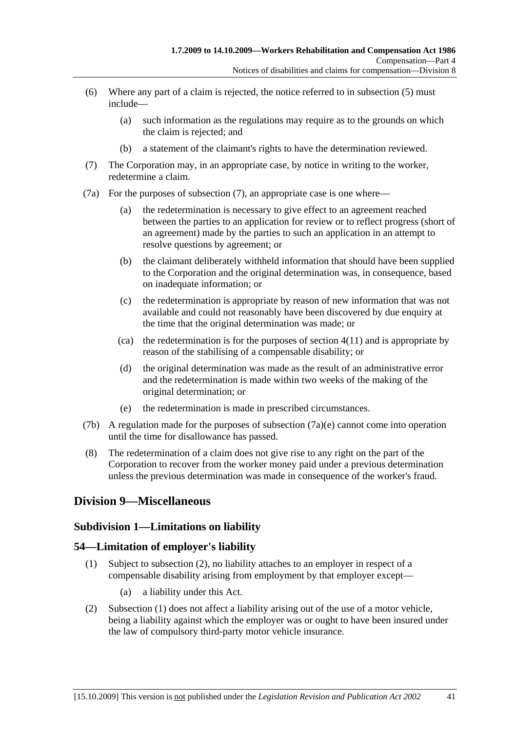(6) Where any part of a claim is rejected, the notice referred to in subsection (5) must include—

(a) such information as the regulations may require as to the grounds on which the claim is rejected; and

(b) a statement of the claimant's rights to have the determination reviewed.

(7) The Corporation may, in an appropriate case, by notice in writing to the worker, redetermine a claim.

(7a) For the purposes of subsection (7), an appropriate case is one where—

(a) the redetermination is necessary to give effect to an agreement reached between the parties to an application for review or to reflect progress (short of an agreement) made by the parties to such an application in an attempt to resolve questions by agreement; or

(b) the claimant deliberately withheld information that should have been supplied to the Corporation and the original determination was, in consequence, based on inadequate information; or

(c) the redetermination is appropriate by reason of new information that was not available and could not reasonably have been discovered by due enquiry at the time that the original determination was made; or

(ca) the redetermination is for the purposes of section 4(11) and is appropriate by reason of the stabilising of a compensable disability; or

(d) the original determination was made as the result of an administrative error and the redetermination is made within two weeks of the making of the original determination; or

(e) the redetermination is made in prescribed circumstances.

(7b) A regulation made for the purposes of subsection (7a)(e) cannot come into operation until the time for disallowance has passed.

(8) The redetermination of a claim does not give rise to any right on the part of the Corporation to recover from the worker money paid under a previous determination unless the previous determination was made in consequence of the worker's fraud.

## Division 9—Miscellaneous

### Subdivision 1—Limitations on liability

### 54—Limitation of employer's liability

(1) Subject to subsection (2), no liability attaches to an employer in respect of a compensable disability arising from employment by that employer except—

(a) a liability under this Act.

(2) Subsection (1) does not affect a liability arising out of the use of a motor vehicle, being a liability against which the employer was or ought to have been insured under the law of compulsory third-party motor vehicle insurance.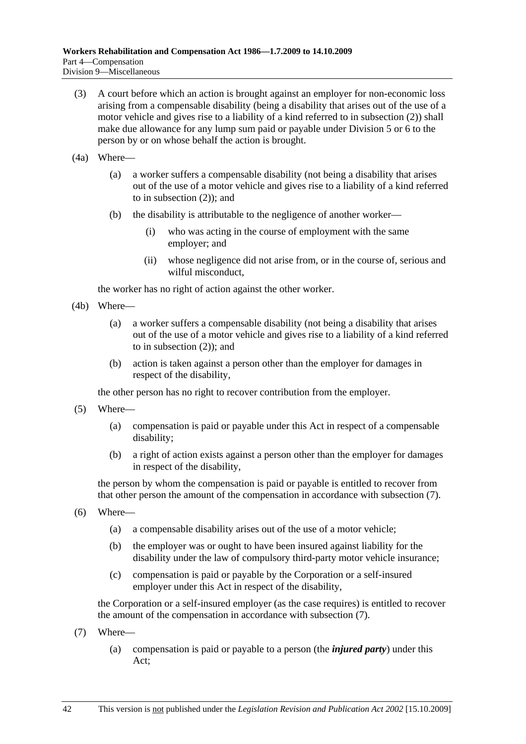(3) A court before which an action is brought against an employer for non-economic loss arising from a compensable disability (being a disability that arises out of the use of a motor vehicle and gives rise to a liability of a kind referred to in subsection (2)) shall make due allowance for any lump sum paid or payable under Division 5 or 6 to the person by or on whose behalf the action is brought.

(4a) Where—

(a) a worker suffers a compensable disability (not being a disability that arises out of the use of a motor vehicle and gives rise to a liability of a kind referred to in subsection (2)); and

(b) the disability is attributable to the negligence of another worker—

(i) who was acting in the course of employment with the same employer; and

(ii) whose negligence did not arise from, or in the course of, serious and wilful misconduct,

the worker has no right of action against the other worker.

(4b) Where—

(a) a worker suffers a compensable disability (not being a disability that arises out of the use of a motor vehicle and gives rise to a liability of a kind referred to in subsection (2)); and

(b) action is taken against a person other than the employer for damages in respect of the disability,

the other person has no right to recover contribution from the employer.

(5) Where—

(a) compensation is paid or payable under this Act in respect of a compensable disability;

(b) a right of action exists against a person other than the employer for damages in respect of the disability,

the person by whom the compensation is paid or payable is entitled to recover from that other person the amount of the compensation in accordance with subsection (7).

(6) Where—

(a) a compensable disability arises out of the use of a motor vehicle;

(b) the employer was or ought to have been insured against liability for the disability under the law of compulsory third-party motor vehicle insurance;

(c) compensation is paid or payable by the Corporation or a self-insured employer under this Act in respect of the disability,

the Corporation or a self-insured employer (as the case requires) is entitled to recover the amount of the compensation in accordance with subsection (7).

(7) Where—

(a) compensation is paid or payable to a person (the ***injured party***) under this Act;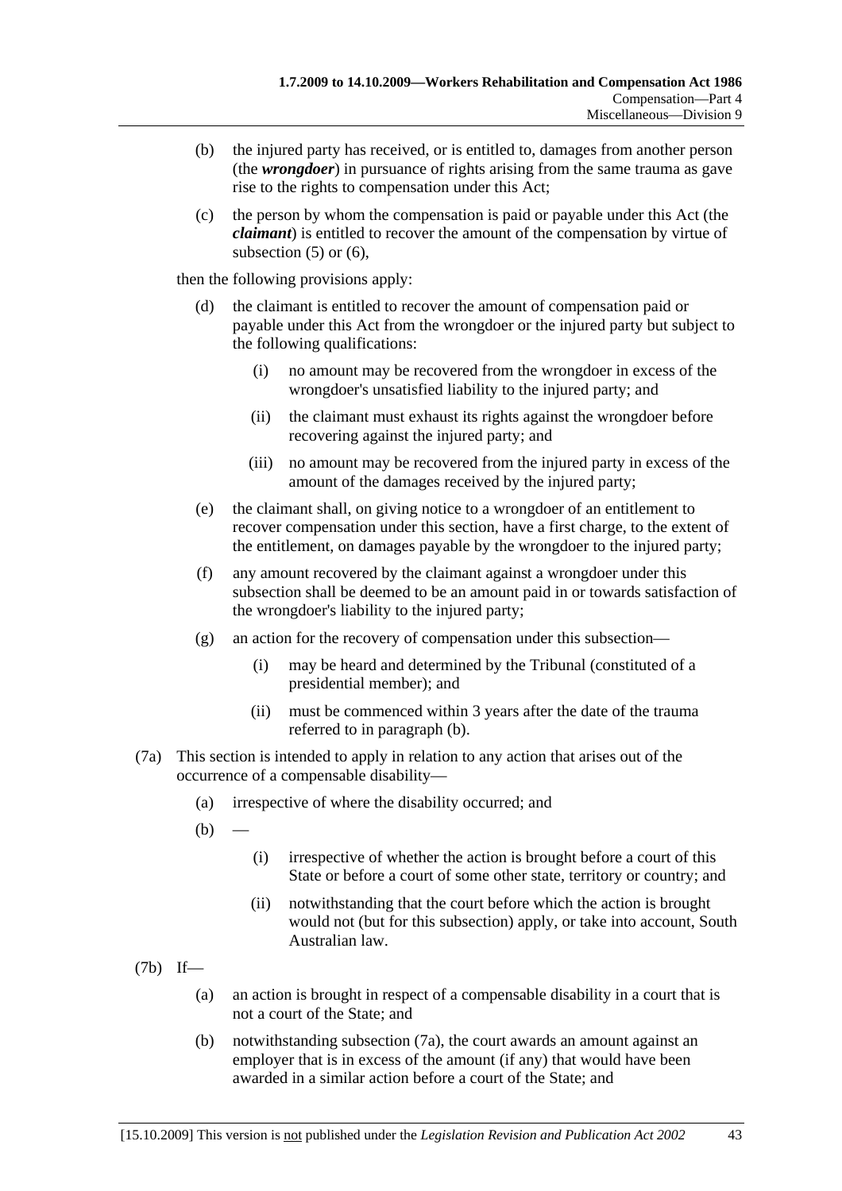(b) the injured party has received, or is entitled to, damages from another person (the ***wrongdoer***) in pursuance of rights arising from the same trauma as gave rise to the rights to compensation under this Act;

(c) the person by whom the compensation is paid or payable under this Act (the ***claimant***) is entitled to recover the amount of the compensation by virtue of subsection (5) or (6),

then the following provisions apply:

(d) the claimant is entitled to recover the amount of compensation paid or payable under this Act from the wrongdoer or the injured party but subject to the following qualifications:

 (i) no amount may be recovered from the wrongdoer in excess of the wrongdoer's unsatisfied liability to the injured party; and

 (ii) the claimant must exhaust its rights against the wrongdoer before recovering against the injured party; and

 (iii) no amount may be recovered from the injured party in excess of the amount of the damages received by the injured party;

(e) the claimant shall, on giving notice to a wrongdoer of an entitlement to recover compensation under this section, have a first charge, to the extent of the entitlement, on damages payable by the wrongdoer to the injured party;

(f) any amount recovered by the claimant against a wrongdoer under this subsection shall be deemed to be an amount paid in or towards satisfaction of the wrongdoer's liability to the injured party;

(g) an action for the recovery of compensation under this subsection—

 (i) may be heard and determined by the Tribunal (constituted of a presidential member); and

 (ii) must be commenced within 3 years after the date of the trauma referred to in paragraph (b).

(7a) This section is intended to apply in relation to any action that arises out of the occurrence of a compensable disability—

(a) irrespective of where the disability occurred; and

(b) —

 (i) irrespective of whether the action is brought before a court of this State or before a court of some other state, territory or country; and

 (ii) notwithstanding that the court before which the action is brought would not (but for this subsection) apply, or take into account, South Australian law.

(7b) If—

(a) an action is brought in respect of a compensable disability in a court that is not a court of the State; and

(b) notwithstanding subsection (7a), the court awards an amount against an employer that is in excess of the amount (if any) that would have been awarded in a similar action before a court of the State; and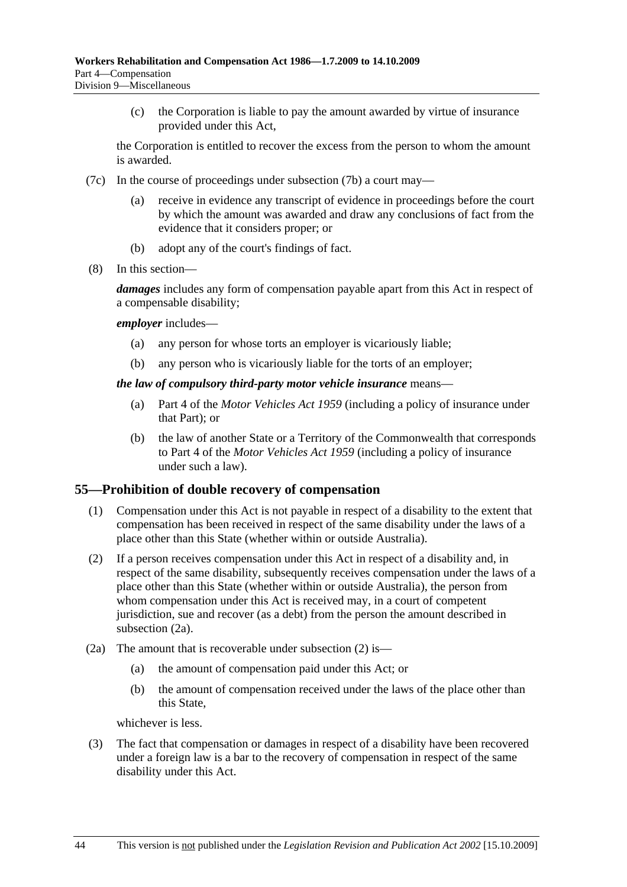(c) the Corporation is liable to pay the amount awarded by virtue of insurance provided under this Act,

the Corporation is entitled to recover the excess from the person to whom the amount is awarded.

(7c) In the course of proceedings under subsection (7b) a court may—

(a) receive in evidence any transcript of evidence in proceedings before the court by which the amount was awarded and draw any conclusions of fact from the evidence that it considers proper; or

(b) adopt any of the court's findings of fact.

(8) In this section—

***damages*** includes any form of compensation payable apart from this Act in respect of a compensable disability;

***employer*** includes—

(a) any person for whose torts an employer is vicariously liable;

(b) any person who is vicariously liable for the torts of an employer;

***the law of compulsory third-party motor vehicle insurance*** means—

(a) Part 4 of the *Motor Vehicles Act 1959* (including a policy of insurance under that Part); or

(b) the law of another State or a Territory of the Commonwealth that corresponds to Part 4 of the *Motor Vehicles Act 1959* (including a policy of insurance under such a law).

## 55—Prohibition of double recovery of compensation

(1) Compensation under this Act is not payable in respect of a disability to the extent that compensation has been received in respect of the same disability under the laws of a place other than this State (whether within or outside Australia).

(2) If a person receives compensation under this Act in respect of a disability and, in respect of the same disability, subsequently receives compensation under the laws of a place other than this State (whether within or outside Australia), the person from whom compensation under this Act is received may, in a court of competent jurisdiction, sue and recover (as a debt) from the person the amount described in subsection (2a).

(2a) The amount that is recoverable under subsection (2) is—

(a) the amount of compensation paid under this Act; or

(b) the amount of compensation received under the laws of the place other than this State,

whichever is less.

(3) The fact that compensation or damages in respect of a disability have been recovered under a foreign law is a bar to the recovery of compensation in respect of the same disability under this Act.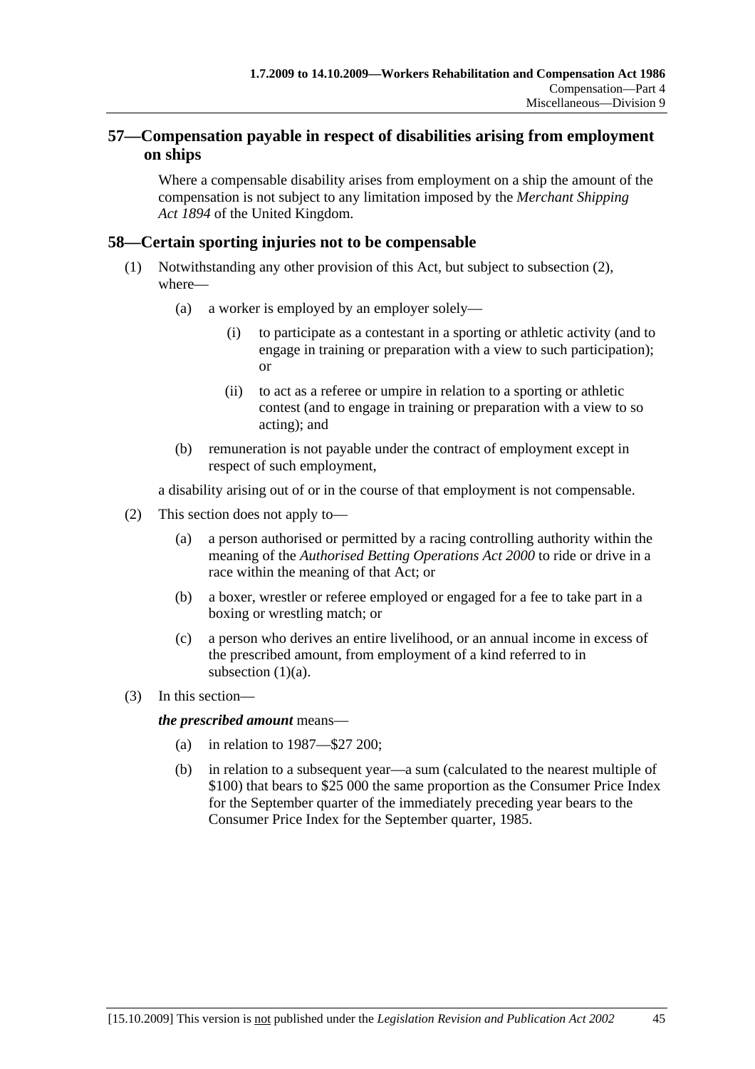## 57—Compensation payable in respect of disabilities arising from employment on ships

Where a compensable disability arises from employment on a ship the amount of the compensation is not subject to any limitation imposed by the *Merchant Shipping Act 1894* of the United Kingdom.

## 58—Certain sporting injuries not to be compensable

(1) Notwithstanding any other provision of this Act, but subject to subsection (2), where—

(a) a worker is employed by an employer solely—

(i) to participate as a contestant in a sporting or athletic activity (and to engage in training or preparation with a view to such participation); or

(ii) to act as a referee or umpire in relation to a sporting or athletic contest (and to engage in training or preparation with a view to so acting); and

(b) remuneration is not payable under the contract of employment except in respect of such employment,

a disability arising out of or in the course of that employment is not compensable.

(2) This section does not apply to—

(a) a person authorised or permitted by a racing controlling authority within the meaning of the *Authorised Betting Operations Act 2000* to ride or drive in a race within the meaning of that Act; or

(b) a boxer, wrestler or referee employed or engaged for a fee to take part in a boxing or wrestling match; or

(c) a person who derives an entire livelihood, or an annual income in excess of the prescribed amount, from employment of a kind referred to in subsection (1)(a).

(3) In this section—

***the prescribed amount*** means—

(a) in relation to 1987—$27 200;

(b) in relation to a subsequent year—a sum (calculated to the nearest multiple of $100) that bears to $25 000 the same proportion as the Consumer Price Index for the September quarter of the immediately preceding year bears to the Consumer Price Index for the September quarter, 1985.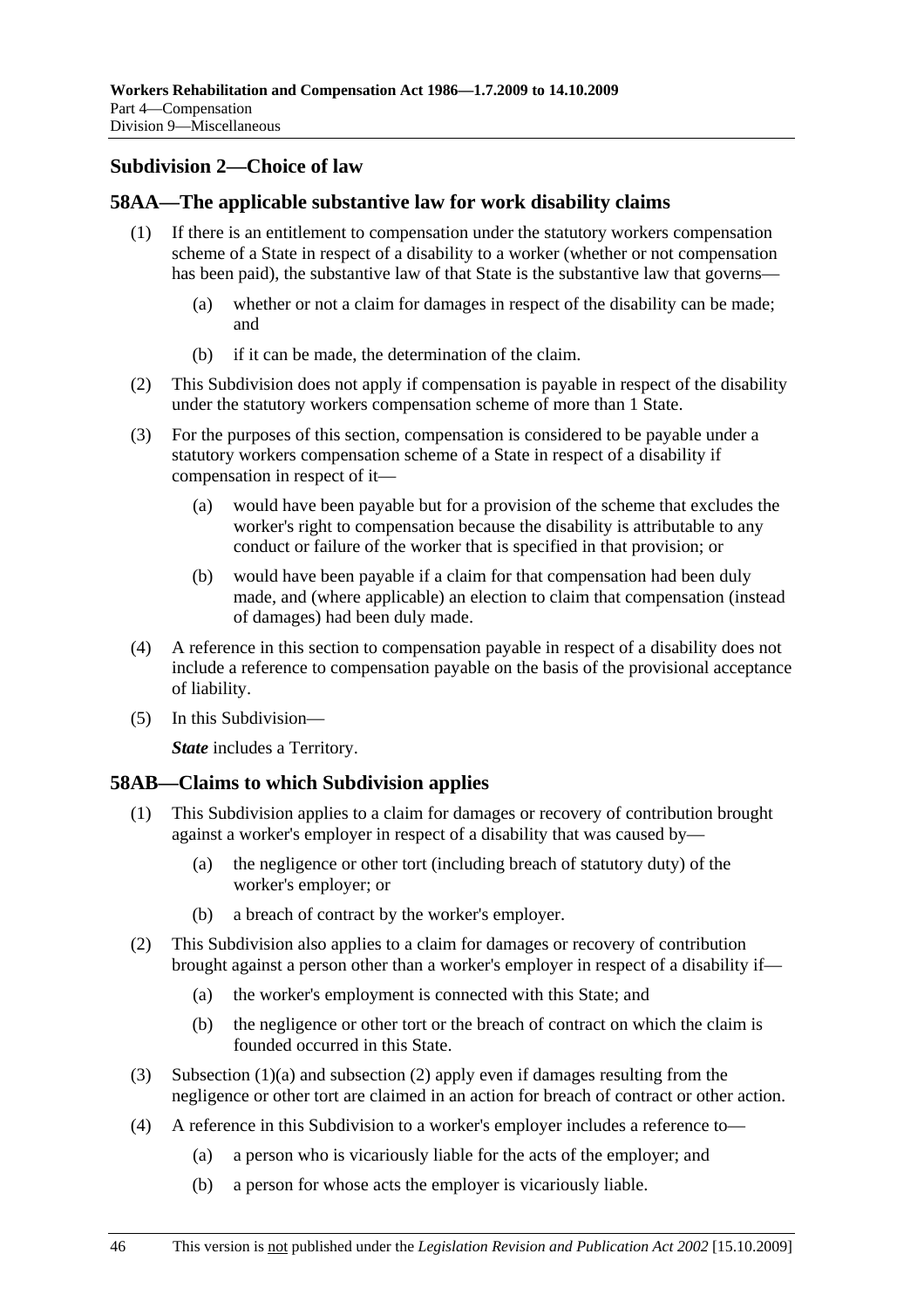## Subdivision 2—Choice of law

### 58AA—The applicable substantive law for work disability claims

(1) If there is an entitlement to compensation under the statutory workers compensation scheme of a State in respect of a disability to a worker (whether or not compensation has been paid), the substantive law of that State is the substantive law that governs—

- (a) whether or not a claim for damages in respect of the disability can be made; and
- (b) if it can be made, the determination of the claim.

(2) This Subdivision does not apply if compensation is payable in respect of the disability under the statutory workers compensation scheme of more than 1 State.

(3) For the purposes of this section, compensation is considered to be payable under a statutory workers compensation scheme of a State in respect of a disability if compensation in respect of it—

- (a) would have been payable but for a provision of the scheme that excludes the worker's right to compensation because the disability is attributable to any conduct or failure of the worker that is specified in that provision; or
- (b) would have been payable if a claim for that compensation had been duly made, and (where applicable) an election to claim that compensation (instead of damages) had been duly made.

(4) A reference in this section to compensation payable in respect of a disability does not include a reference to compensation payable on the basis of the provisional acceptance of liability.

(5) In this Subdivision—

***State*** includes a Territory.

### 58AB—Claims to which Subdivision applies

(1) This Subdivision applies to a claim for damages or recovery of contribution brought against a worker's employer in respect of a disability that was caused by—

- (a) the negligence or other tort (including breach of statutory duty) of the worker's employer; or
- (b) a breach of contract by the worker's employer.

(2) This Subdivision also applies to a claim for damages or recovery of contribution brought against a person other than a worker's employer in respect of a disability if—

- (a) the worker's employment is connected with this State; and
- (b) the negligence or other tort or the breach of contract on which the claim is founded occurred in this State.

(3) Subsection (1)(a) and subsection (2) apply even if damages resulting from the negligence or other tort are claimed in an action for breach of contract or other action.

(4) A reference in this Subdivision to a worker's employer includes a reference to—

- (a) a person who is vicariously liable for the acts of the employer; and
- (b) a person for whose acts the employer is vicariously liable.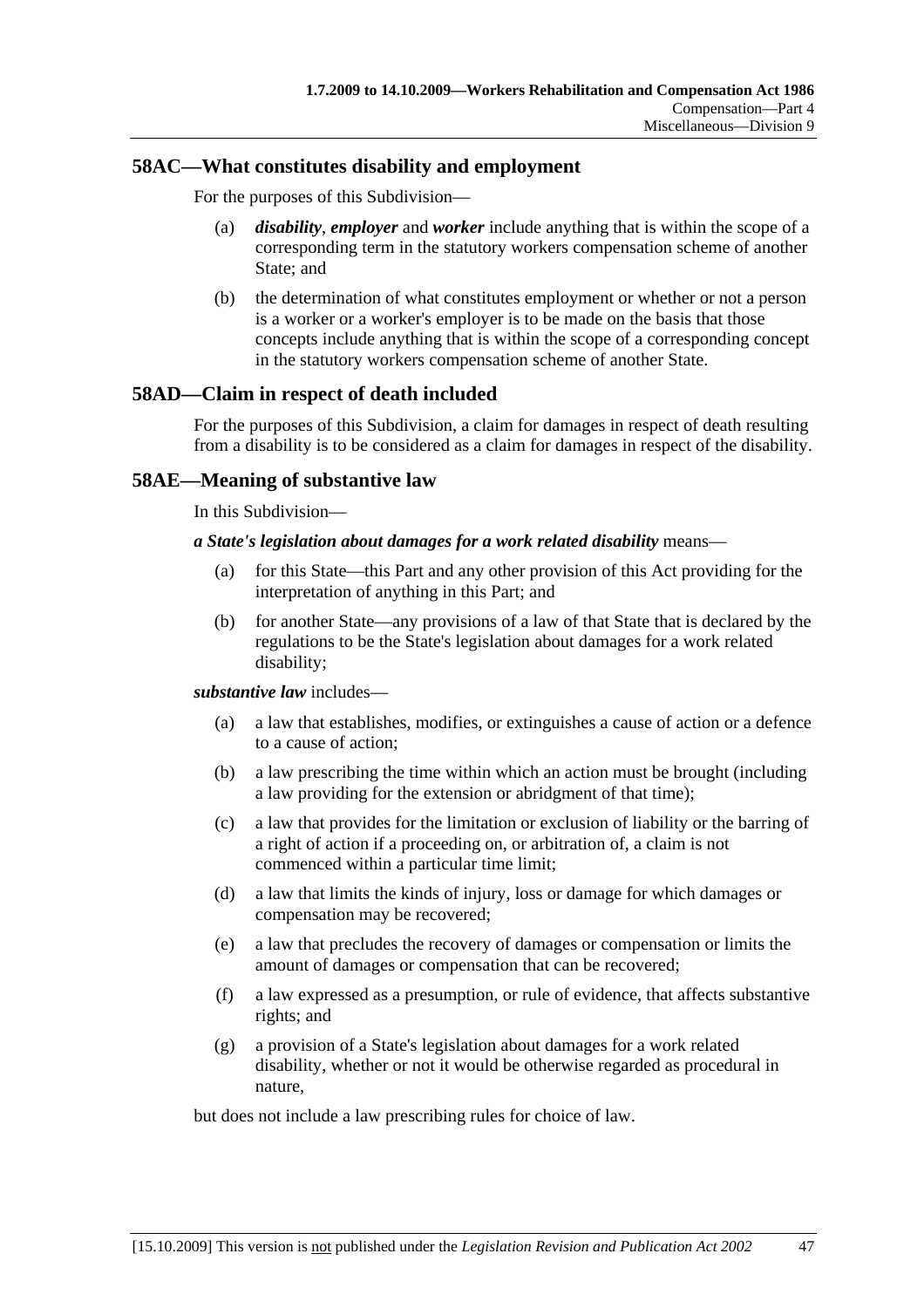## 58AC—What constitutes disability and employment

For the purposes of this Subdivision—

(a) ***disability***, ***employer*** and ***worker*** include anything that is within the scope of a corresponding term in the statutory workers compensation scheme of another State; and

(b) the determination of what constitutes employment or whether or not a person is a worker or a worker's employer is to be made on the basis that those concepts include anything that is within the scope of a corresponding concept in the statutory workers compensation scheme of another State.

## 58AD—Claim in respect of death included

For the purposes of this Subdivision, a claim for damages in respect of death resulting from a disability is to be considered as a claim for damages in respect of the disability.

## 58AE—Meaning of substantive law

In this Subdivision—

***a State's legislation about damages for a work related disability*** means—

(a) for this State—this Part and any other provision of this Act providing for the interpretation of anything in this Part; and

(b) for another State—any provisions of a law of that State that is declared by the regulations to be the State's legislation about damages for a work related disability;

***substantive law*** includes—

(a) a law that establishes, modifies, or extinguishes a cause of action or a defence to a cause of action;

(b) a law prescribing the time within which an action must be brought (including a law providing for the extension or abridgment of that time);

(c) a law that provides for the limitation or exclusion of liability or the barring of a right of action if a proceeding on, or arbitration of, a claim is not commenced within a particular time limit;

(d) a law that limits the kinds of injury, loss or damage for which damages or compensation may be recovered;

(e) a law that precludes the recovery of damages or compensation or limits the amount of damages or compensation that can be recovered;

(f) a law expressed as a presumption, or rule of evidence, that affects substantive rights; and

(g) a provision of a State's legislation about damages for a work related disability, whether or not it would be otherwise regarded as procedural in nature,

but does not include a law prescribing rules for choice of law.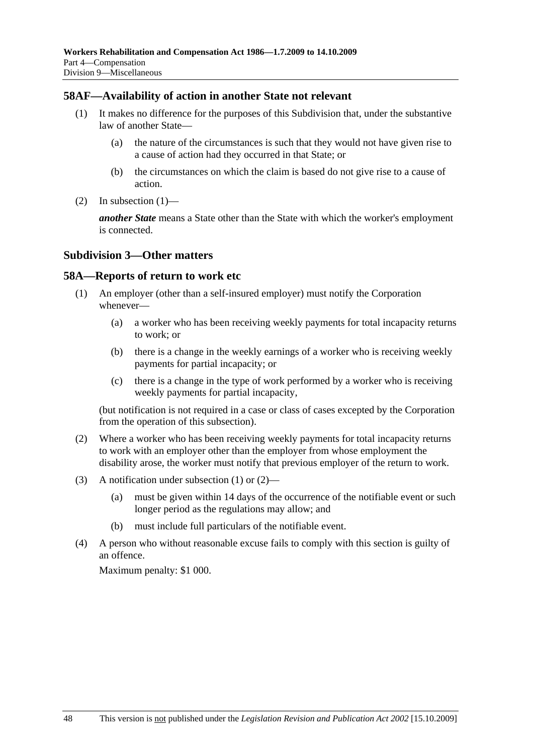## 58AF—Availability of action in another State not relevant

(1) It makes no difference for the purposes of this Subdivision that, under the substantive law of another State—

(a) the nature of the circumstances is such that they would not have given rise to a cause of action had they occurred in that State; or

(b) the circumstances on which the claim is based do not give rise to a cause of action.

(2) In subsection (1)—

***another State*** means a State other than the State with which the worker's employment is connected.

## Subdivision 3—Other matters

## 58A—Reports of return to work etc

(1) An employer (other than a self-insured employer) must notify the Corporation whenever—

(a) a worker who has been receiving weekly payments for total incapacity returns to work; or

(b) there is a change in the weekly earnings of a worker who is receiving weekly payments for partial incapacity; or

(c) there is a change in the type of work performed by a worker who is receiving weekly payments for partial incapacity,

(but notification is not required in a case or class of cases excepted by the Corporation from the operation of this subsection).

(2) Where a worker who has been receiving weekly payments for total incapacity returns to work with an employer other than the employer from whose employment the disability arose, the worker must notify that previous employer of the return to work.

(3) A notification under subsection (1) or (2)—

(a) must be given within 14 days of the occurrence of the notifiable event or such longer period as the regulations may allow; and

(b) must include full particulars of the notifiable event.

(4) A person who without reasonable excuse fails to comply with this section is guilty of an offence.

Maximum penalty: $1 000.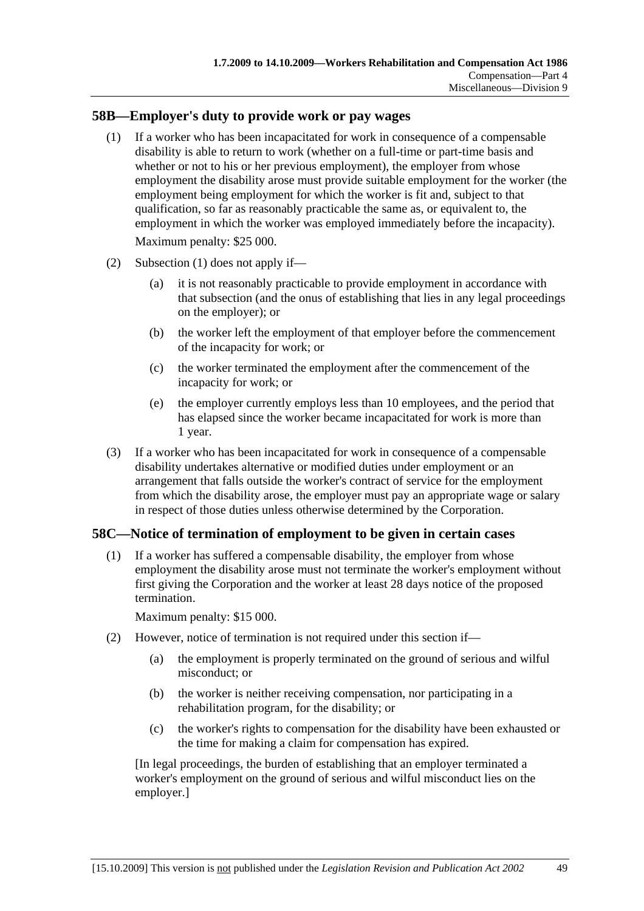## 58B—Employer's duty to provide work or pay wages

(1) If a worker who has been incapacitated for work in consequence of a compensable disability is able to return to work (whether on a full-time or part-time basis and whether or not to his or her previous employment), the employer from whose employment the disability arose must provide suitable employment for the worker (the employment being employment for which the worker is fit and, subject to that qualification, so far as reasonably practicable the same as, or equivalent to, the employment in which the worker was employed immediately before the incapacity).

Maximum penalty: $25 000.

(2) Subsection (1) does not apply if—

  (a) it is not reasonably practicable to provide employment in accordance with that subsection (and the onus of establishing that lies in any legal proceedings on the employer); or

  (b) the worker left the employment of that employer before the commencement of the incapacity for work; or

  (c) the worker terminated the employment after the commencement of the incapacity for work; or

  (e) the employer currently employs less than 10 employees, and the period that has elapsed since the worker became incapacitated for work is more than 1 year.

(3) If a worker who has been incapacitated for work in consequence of a compensable disability undertakes alternative or modified duties under employment or an arrangement that falls outside the worker's contract of service for the employment from which the disability arose, the employer must pay an appropriate wage or salary in respect of those duties unless otherwise determined by the Corporation.

## 58C—Notice of termination of employment to be given in certain cases

(1) If a worker has suffered a compensable disability, the employer from whose employment the disability arose must not terminate the worker's employment without first giving the Corporation and the worker at least 28 days notice of the proposed termination.

Maximum penalty: $15 000.

(2) However, notice of termination is not required under this section if—

  (a) the employment is properly terminated on the ground of serious and wilful misconduct; or

  (b) the worker is neither receiving compensation, nor participating in a rehabilitation program, for the disability; or

  (c) the worker's rights to compensation for the disability have been exhausted or the time for making a claim for compensation has expired.

[In legal proceedings, the burden of establishing that an employer terminated a worker's employment on the ground of serious and wilful misconduct lies on the employer.]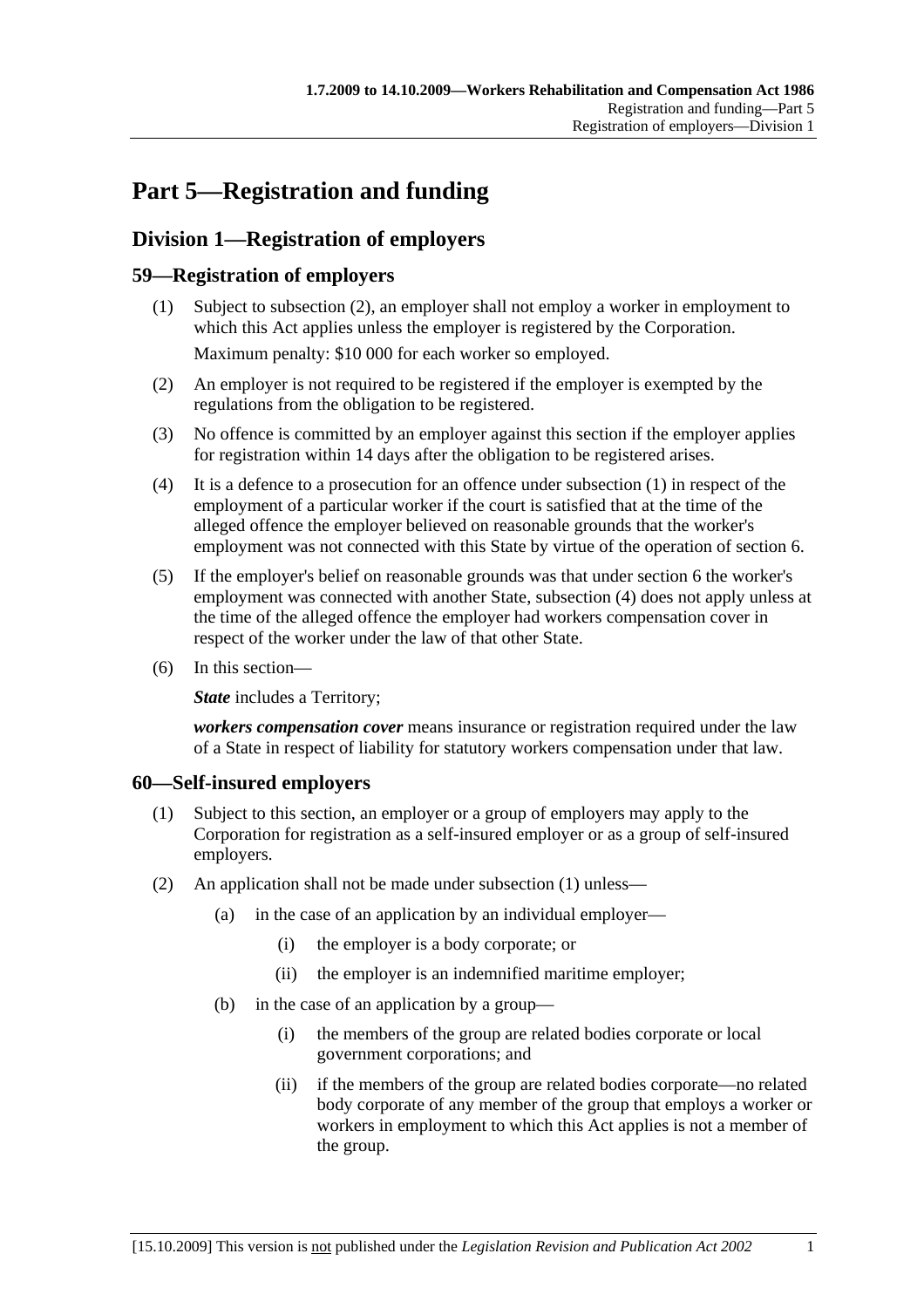# Part 5—Registration and funding

## Division 1—Registration of employers

### 59—Registration of employers

(1) Subject to subsection (2), an employer shall not employ a worker in employment to which this Act applies unless the employer is registered by the Corporation.

Maximum penalty: $10 000 for each worker so employed.

(2) An employer is not required to be registered if the employer is exempted by the regulations from the obligation to be registered.

(3) No offence is committed by an employer against this section if the employer applies for registration within 14 days after the obligation to be registered arises.

(4) It is a defence to a prosecution for an offence under subsection (1) in respect of the employment of a particular worker if the court is satisfied that at the time of the alleged offence the employer believed on reasonable grounds that the worker's employment was not connected with this State by virtue of the operation of section 6.

(5) If the employer's belief on reasonable grounds was that under section 6 the worker's employment was connected with another State, subsection (4) does not apply unless at the time of the alleged offence the employer had workers compensation cover in respect of the worker under the law of that other State.

(6) In this section—

***State*** includes a Territory;

***workers compensation cover*** means insurance or registration required under the law of a State in respect of liability for statutory workers compensation under that law.

### 60—Self-insured employers

(1) Subject to this section, an employer or a group of employers may apply to the Corporation for registration as a self-insured employer or as a group of self-insured employers.

(2) An application shall not be made under subsection (1) unless—

(a) in the case of an application by an individual employer—

(i) the employer is a body corporate; or

(ii) the employer is an indemnified maritime employer;

(b) in the case of an application by a group—

(i) the members of the group are related bodies corporate or local government corporations; and

(ii) if the members of the group are related bodies corporate—no related body corporate of any member of the group that employs a worker or workers in employment to which this Act applies is not a member of the group.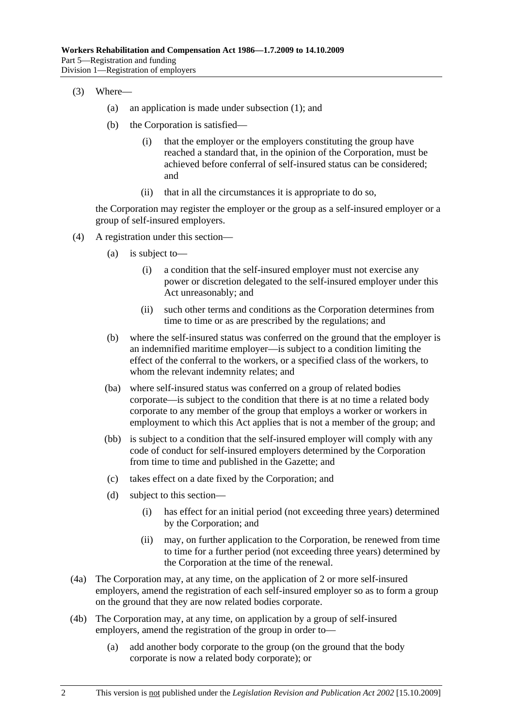(3) Where—

(a) an application is made under subsection (1); and

(b) the Corporation is satisfied—

(i) that the employer or the employers constituting the group have reached a standard that, in the opinion of the Corporation, must be achieved before conferral of self-insured status can be considered; and

(ii) that in all the circumstances it is appropriate to do so,

the Corporation may register the employer or the group as a self-insured employer or a group of self-insured employers.

(4) A registration under this section—

(a) is subject to—

(i) a condition that the self-insured employer must not exercise any power or discretion delegated to the self-insured employer under this Act unreasonably; and

(ii) such other terms and conditions as the Corporation determines from time to time or as are prescribed by the regulations; and

(b) where the self-insured status was conferred on the ground that the employer is an indemnified maritime employer—is subject to a condition limiting the effect of the conferral to the workers, or a specified class of the workers, to whom the relevant indemnity relates; and

(ba) where self-insured status was conferred on a group of related bodies corporate—is subject to the condition that there is at no time a related body corporate to any member of the group that employs a worker or workers in employment to which this Act applies that is not a member of the group; and

(bb) is subject to a condition that the self-insured employer will comply with any code of conduct for self-insured employers determined by the Corporation from time to time and published in the Gazette; and

(c) takes effect on a date fixed by the Corporation; and

(d) subject to this section—

(i) has effect for an initial period (not exceeding three years) determined by the Corporation; and

(ii) may, on further application to the Corporation, be renewed from time to time for a further period (not exceeding three years) determined by the Corporation at the time of the renewal.

(4a) The Corporation may, at any time, on the application of 2 or more self-insured employers, amend the registration of each self-insured employer so as to form a group on the ground that they are now related bodies corporate.

(4b) The Corporation may, at any time, on application by a group of self-insured employers, amend the registration of the group in order to—

(a) add another body corporate to the group (on the ground that the body corporate is now a related body corporate); or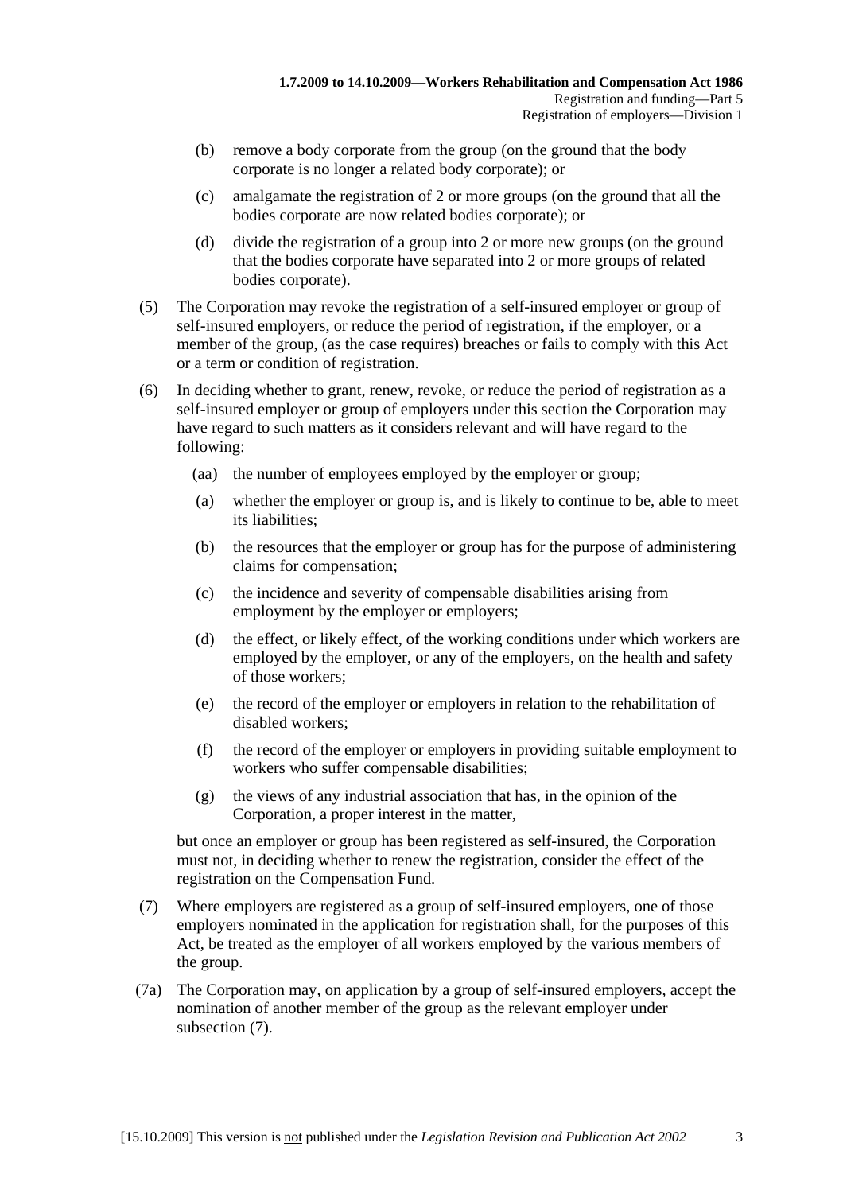(b) remove a body corporate from the group (on the ground that the body corporate is no longer a related body corporate); or

(c) amalgamate the registration of 2 or more groups (on the ground that all the bodies corporate are now related bodies corporate); or

(d) divide the registration of a group into 2 or more new groups (on the ground that the bodies corporate have separated into 2 or more groups of related bodies corporate).

(5) The Corporation may revoke the registration of a self-insured employer or group of self-insured employers, or reduce the period of registration, if the employer, or a member of the group, (as the case requires) breaches or fails to comply with this Act or a term or condition of registration.

(6) In deciding whether to grant, renew, revoke, or reduce the period of registration as a self-insured employer or group of employers under this section the Corporation may have regard to such matters as it considers relevant and will have regard to the following:

(aa) the number of employees employed by the employer or group;

(a) whether the employer or group is, and is likely to continue to be, able to meet its liabilities;

(b) the resources that the employer or group has for the purpose of administering claims for compensation;

(c) the incidence and severity of compensable disabilities arising from employment by the employer or employers;

(d) the effect, or likely effect, of the working conditions under which workers are employed by the employer, or any of the employers, on the health and safety of those workers;

(e) the record of the employer or employers in relation to the rehabilitation of disabled workers;

(f) the record of the employer or employers in providing suitable employment to workers who suffer compensable disabilities;

(g) the views of any industrial association that has, in the opinion of the Corporation, a proper interest in the matter,

but once an employer or group has been registered as self-insured, the Corporation must not, in deciding whether to renew the registration, consider the effect of the registration on the Compensation Fund.

(7) Where employers are registered as a group of self-insured employers, one of those employers nominated in the application for registration shall, for the purposes of this Act, be treated as the employer of all workers employed by the various members of the group.

(7a) The Corporation may, on application by a group of self-insured employers, accept the nomination of another member of the group as the relevant employer under subsection (7).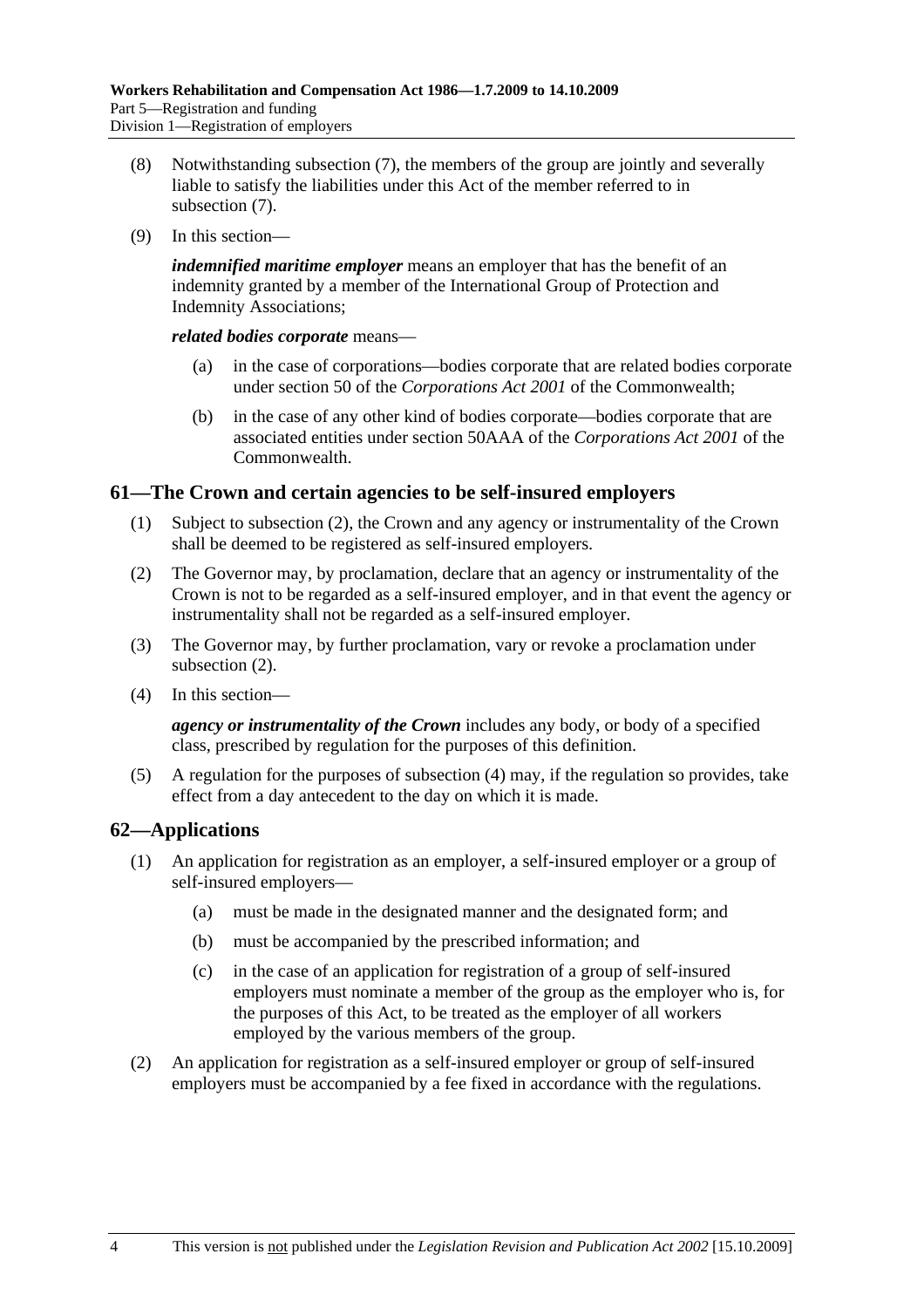(8) Notwithstanding subsection (7), the members of the group are jointly and severally liable to satisfy the liabilities under this Act of the member referred to in subsection (7).

(9) In this section—

***indemnified maritime employer*** means an employer that has the benefit of an indemnity granted by a member of the International Group of Protection and Indemnity Associations;

***related bodies corporate*** means—

(a) in the case of corporations—bodies corporate that are related bodies corporate under section 50 of the *Corporations Act 2001* of the Commonwealth;

(b) in the case of any other kind of bodies corporate—bodies corporate that are associated entities under section 50AAA of the *Corporations Act 2001* of the Commonwealth.

## 61—The Crown and certain agencies to be self-insured employers

(1) Subject to subsection (2), the Crown and any agency or instrumentality of the Crown shall be deemed to be registered as self-insured employers.

(2) The Governor may, by proclamation, declare that an agency or instrumentality of the Crown is not to be regarded as a self-insured employer, and in that event the agency or instrumentality shall not be regarded as a self-insured employer.

(3) The Governor may, by further proclamation, vary or revoke a proclamation under subsection (2).

(4) In this section—

***agency or instrumentality of the Crown*** includes any body, or body of a specified class, prescribed by regulation for the purposes of this definition.

(5) A regulation for the purposes of subsection (4) may, if the regulation so provides, take effect from a day antecedent to the day on which it is made.

## 62—Applications

(1) An application for registration as an employer, a self-insured employer or a group of self-insured employers—

(a) must be made in the designated manner and the designated form; and

(b) must be accompanied by the prescribed information; and

(c) in the case of an application for registration of a group of self-insured employers must nominate a member of the group as the employer who is, for the purposes of this Act, to be treated as the employer of all workers employed by the various members of the group.

(2) An application for registration as a self-insured employer or group of self-insured employers must be accompanied by a fee fixed in accordance with the regulations.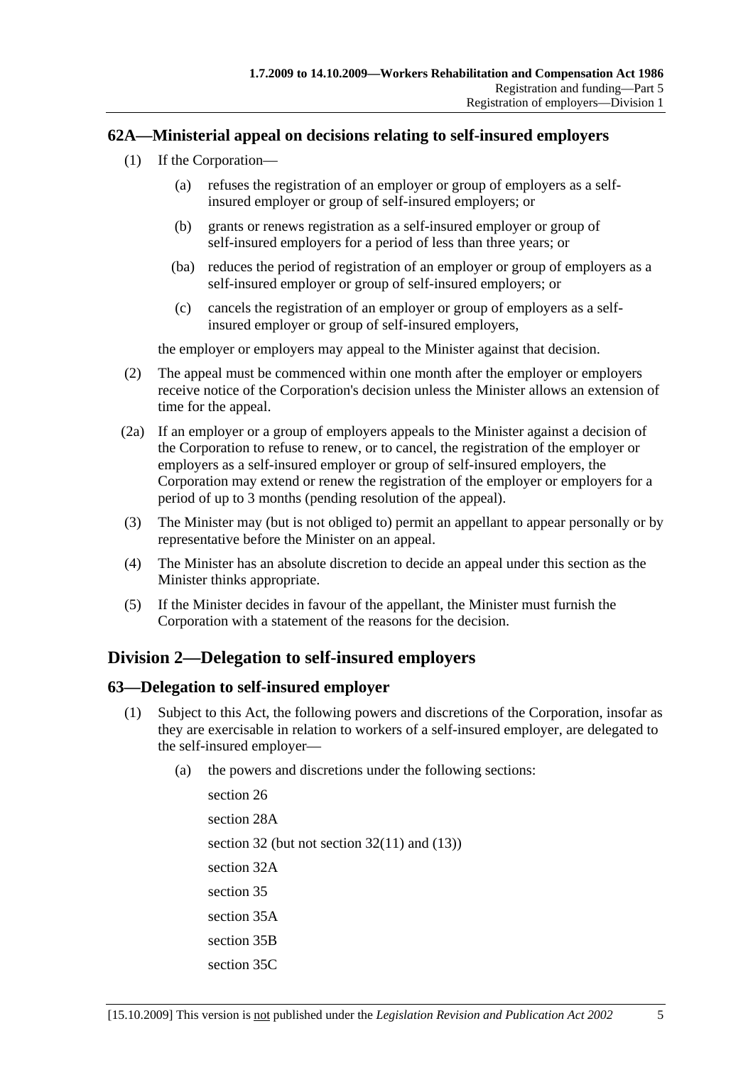## 62A—Ministerial appeal on decisions relating to self-insured employers

(1) If the Corporation—

(a) refuses the registration of an employer or group of employers as a self-insured employer or group of self-insured employers; or

(b) grants or renews registration as a self-insured employer or group of self-insured employers for a period of less than three years; or

(ba) reduces the period of registration of an employer or group of employers as a self-insured employer or group of self-insured employers; or

(c) cancels the registration of an employer or group of employers as a self-insured employer or group of self-insured employers,

the employer or employers may appeal to the Minister against that decision.

(2) The appeal must be commenced within one month after the employer or employers receive notice of the Corporation's decision unless the Minister allows an extension of time for the appeal.

(2a) If an employer or a group of employers appeals to the Minister against a decision of the Corporation to refuse to renew, or to cancel, the registration of the employer or employers as a self-insured employer or group of self-insured employers, the Corporation may extend or renew the registration of the employer or employers for a period of up to 3 months (pending resolution of the appeal).

(3) The Minister may (but is not obliged to) permit an appellant to appear personally or by representative before the Minister on an appeal.

(4) The Minister has an absolute discretion to decide an appeal under this section as the Minister thinks appropriate.

(5) If the Minister decides in favour of the appellant, the Minister must furnish the Corporation with a statement of the reasons for the decision.

# Division 2—Delegation to self-insured employers

## 63—Delegation to self-insured employer

(1) Subject to this Act, the following powers and discretions of the Corporation, insofar as they are exercisable in relation to workers of a self-insured employer, are delegated to the self-insured employer—

(a) the powers and discretions under the following sections:

section 26

section 28A

section 32 (but not section 32(11) and (13))

section 32A

section 35

section 35A

section 35B

section 35C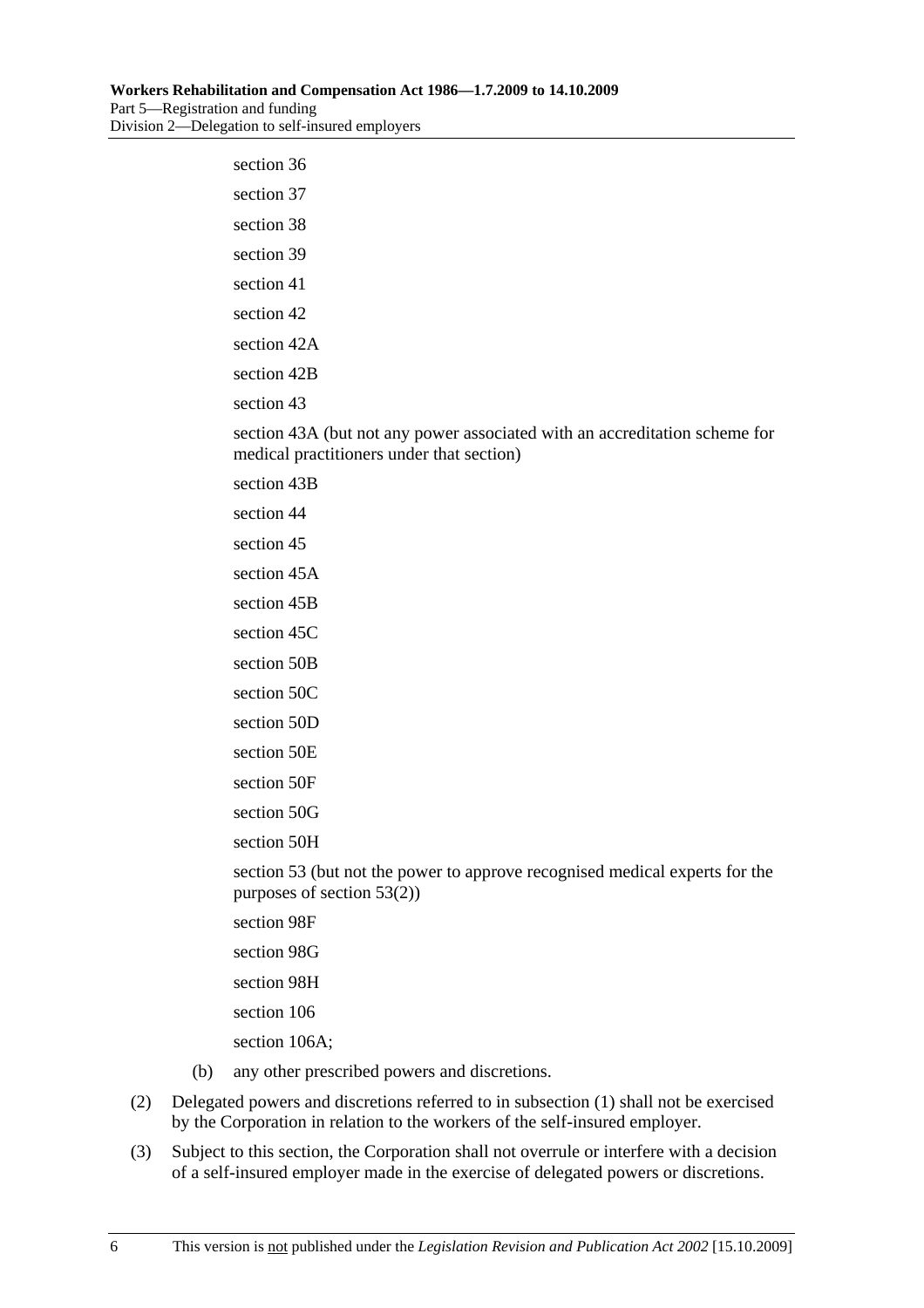section 36

section 37

section 38

section 39

section 41

section 42

section 42A

section 42B

section 43

section 43A (but not any power associated with an accreditation scheme for medical practitioners under that section)

section 43B

section 44

section 45

section 45A

section 45B

section 45C

section 50B

section 50C

section 50D

section 50E

section 50F

section 50G

section 50H

section 53 (but not the power to approve recognised medical experts for the purposes of section 53(2))

section 98F

section 98G

section 98H

section 106

section 106A;

(b) any other prescribed powers and discretions.

(2) Delegated powers and discretions referred to in subsection (1) shall not be exercised by the Corporation in relation to the workers of the self-insured employer.

(3) Subject to this section, the Corporation shall not overrule or interfere with a decision of a self-insured employer made in the exercise of delegated powers or discretions.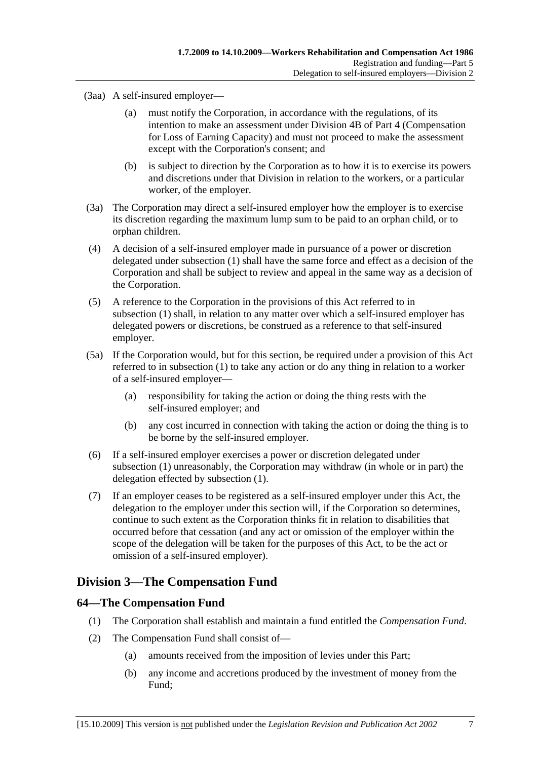(3aa) A self-insured employer—

(a) must notify the Corporation, in accordance with the regulations, of its intention to make an assessment under Division 4B of Part 4 (Compensation for Loss of Earning Capacity) and must not proceed to make the assessment except with the Corporation's consent; and

(b) is subject to direction by the Corporation as to how it is to exercise its powers and discretions under that Division in relation to the workers, or a particular worker, of the employer.

(3a) The Corporation may direct a self-insured employer how the employer is to exercise its discretion regarding the maximum lump sum to be paid to an orphan child, or to orphan children.

(4) A decision of a self-insured employer made in pursuance of a power or discretion delegated under subsection (1) shall have the same force and effect as a decision of the Corporation and shall be subject to review and appeal in the same way as a decision of the Corporation.

(5) A reference to the Corporation in the provisions of this Act referred to in subsection (1) shall, in relation to any matter over which a self-insured employer has delegated powers or discretions, be construed as a reference to that self-insured employer.

(5a) If the Corporation would, but for this section, be required under a provision of this Act referred to in subsection (1) to take any action or do any thing in relation to a worker of a self-insured employer—

(a) responsibility for taking the action or doing the thing rests with the self-insured employer; and

(b) any cost incurred in connection with taking the action or doing the thing is to be borne by the self-insured employer.

(6) If a self-insured employer exercises a power or discretion delegated under subsection (1) unreasonably, the Corporation may withdraw (in whole or in part) the delegation effected by subsection (1).

(7) If an employer ceases to be registered as a self-insured employer under this Act, the delegation to the employer under this section will, if the Corporation so determines, continue to such extent as the Corporation thinks fit in relation to disabilities that occurred before that cessation (and any act or omission of the employer within the scope of the delegation will be taken for the purposes of this Act, to be the act or omission of a self-insured employer).

## Division 3—The Compensation Fund

### 64—The Compensation Fund

(1) The Corporation shall establish and maintain a fund entitled the *Compensation Fund*.

(2) The Compensation Fund shall consist of—

(a) amounts received from the imposition of levies under this Part;

(b) any income and accretions produced by the investment of money from the Fund;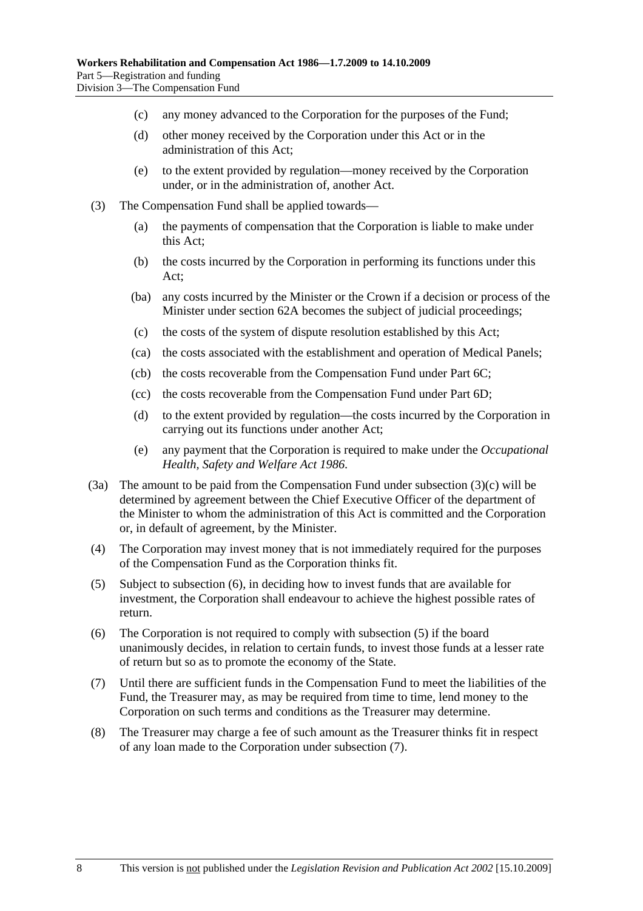- (c) any money advanced to the Corporation for the purposes of the Fund;
- (d) other money received by the Corporation under this Act or in the administration of this Act;
- (e) to the extent provided by regulation—money received by the Corporation under, or in the administration of, another Act.

(3) The Compensation Fund shall be applied towards—

- (a) the payments of compensation that the Corporation is liable to make under this Act;
- (b) the costs incurred by the Corporation in performing its functions under this Act;
- (ba) any costs incurred by the Minister or the Crown if a decision or process of the Minister under section 62A becomes the subject of judicial proceedings;
- (c) the costs of the system of dispute resolution established by this Act;
- (ca) the costs associated with the establishment and operation of Medical Panels;
- (cb) the costs recoverable from the Compensation Fund under Part 6C;
- (cc) the costs recoverable from the Compensation Fund under Part 6D;
- (d) to the extent provided by regulation—the costs incurred by the Corporation in carrying out its functions under another Act;
- (e) any payment that the Corporation is required to make under the *Occupational Health, Safety and Welfare Act 1986*.

(3a) The amount to be paid from the Compensation Fund under subsection (3)(c) will be determined by agreement between the Chief Executive Officer of the department of the Minister to whom the administration of this Act is committed and the Corporation or, in default of agreement, by the Minister.

(4) The Corporation may invest money that is not immediately required for the purposes of the Compensation Fund as the Corporation thinks fit.

(5) Subject to subsection (6), in deciding how to invest funds that are available for investment, the Corporation shall endeavour to achieve the highest possible rates of return.

(6) The Corporation is not required to comply with subsection (5) if the board unanimously decides, in relation to certain funds, to invest those funds at a lesser rate of return but so as to promote the economy of the State.

(7) Until there are sufficient funds in the Compensation Fund to meet the liabilities of the Fund, the Treasurer may, as may be required from time to time, lend money to the Corporation on such terms and conditions as the Treasurer may determine.

(8) The Treasurer may charge a fee of such amount as the Treasurer thinks fit in respect of any loan made to the Corporation under subsection (7).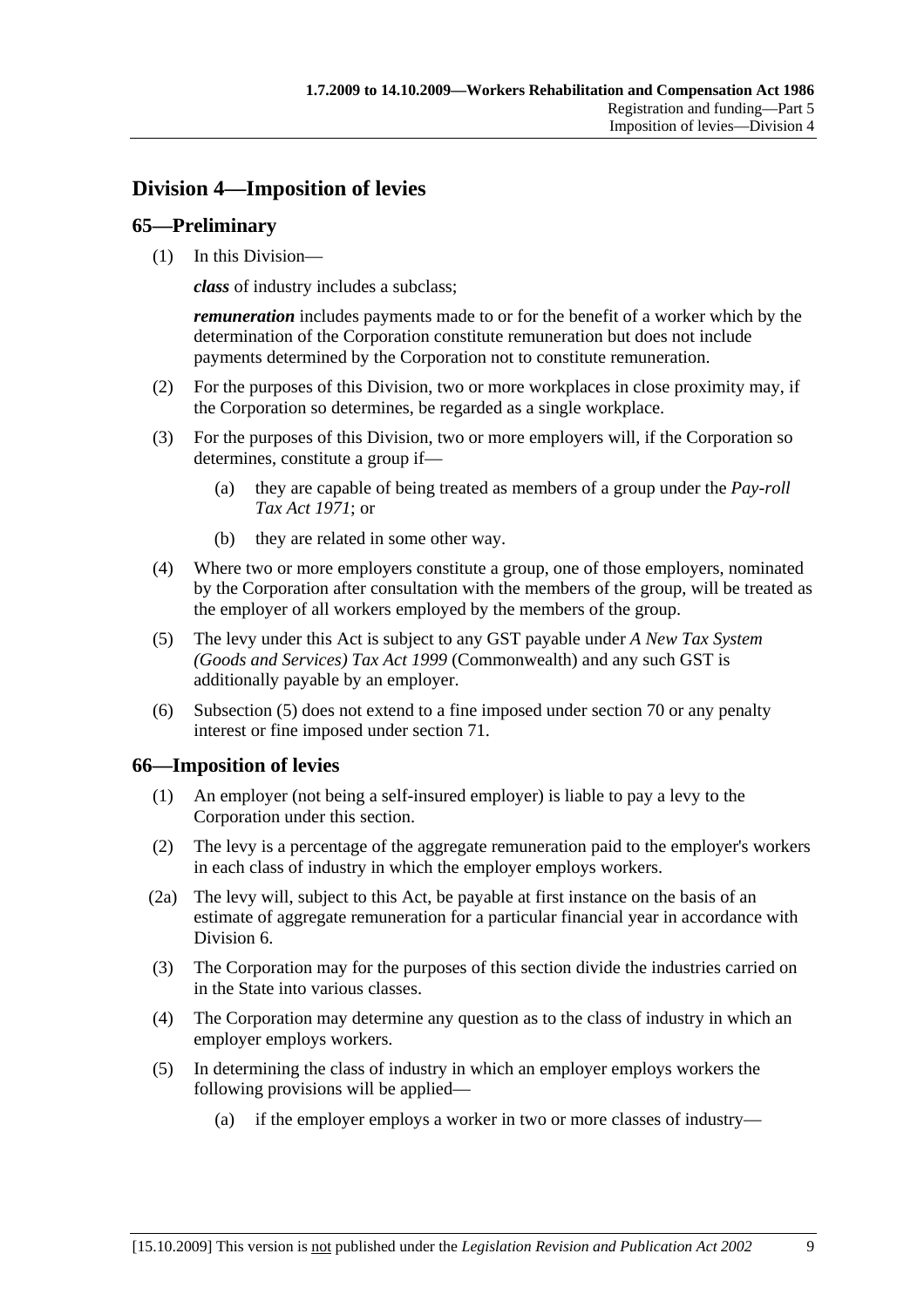## Division 4—Imposition of levies

### 65—Preliminary

(1) In this Division—

***class*** of industry includes a subclass;

***remuneration*** includes payments made to or for the benefit of a worker which by the determination of the Corporation constitute remuneration but does not include payments determined by the Corporation not to constitute remuneration.

(2) For the purposes of this Division, two or more workplaces in close proximity may, if the Corporation so determines, be regarded as a single workplace.

(3) For the purposes of this Division, two or more employers will, if the Corporation so determines, constitute a group if—

(a) they are capable of being treated as members of a group under the *Pay-roll Tax Act 1971*; or

(b) they are related in some other way.

(4) Where two or more employers constitute a group, one of those employers, nominated by the Corporation after consultation with the members of the group, will be treated as the employer of all workers employed by the members of the group.

(5) The levy under this Act is subject to any GST payable under *A New Tax System (Goods and Services) Tax Act 1999* (Commonwealth) and any such GST is additionally payable by an employer.

(6) Subsection (5) does not extend to a fine imposed under section 70 or any penalty interest or fine imposed under section 71.

### 66—Imposition of levies

(1) An employer (not being a self-insured employer) is liable to pay a levy to the Corporation under this section.

(2) The levy is a percentage of the aggregate remuneration paid to the employer's workers in each class of industry in which the employer employs workers.

(2a) The levy will, subject to this Act, be payable at first instance on the basis of an estimate of aggregate remuneration for a particular financial year in accordance with Division 6.

(3) The Corporation may for the purposes of this section divide the industries carried on in the State into various classes.

(4) The Corporation may determine any question as to the class of industry in which an employer employs workers.

(5) In determining the class of industry in which an employer employs workers the following provisions will be applied—

(a) if the employer employs a worker in two or more classes of industry—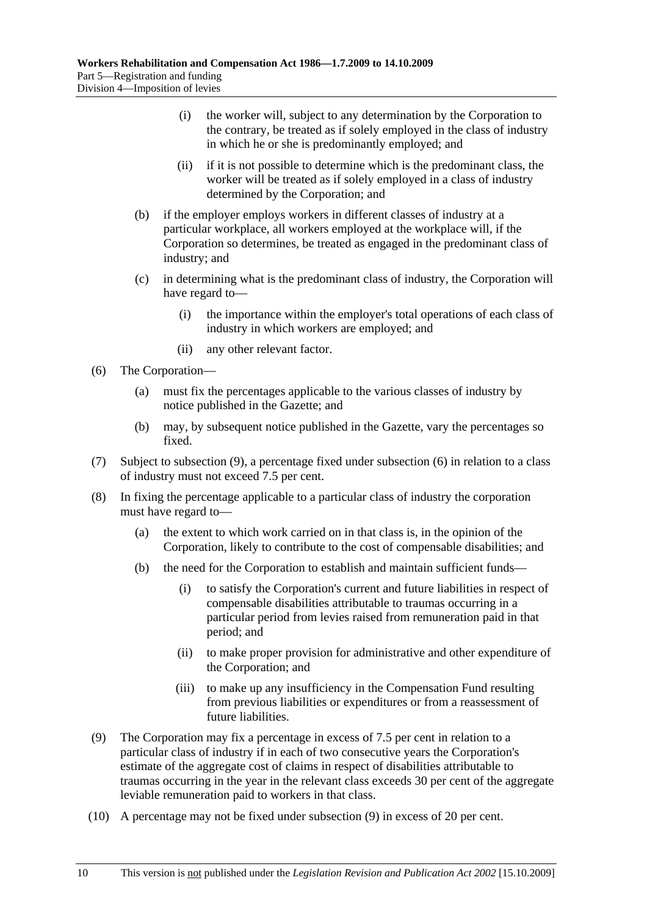(i) the worker will, subject to any determination by the Corporation to the contrary, be treated as if solely employed in the class of industry in which he or she is predominantly employed; and

(ii) if it is not possible to determine which is the predominant class, the worker will be treated as if solely employed in a class of industry determined by the Corporation; and

(b) if the employer employs workers in different classes of industry at a particular workplace, all workers employed at the workplace will, if the Corporation so determines, be treated as engaged in the predominant class of industry; and

(c) in determining what is the predominant class of industry, the Corporation will have regard to—

(i) the importance within the employer's total operations of each class of industry in which workers are employed; and

(ii) any other relevant factor.

(6) The Corporation—

(a) must fix the percentages applicable to the various classes of industry by notice published in the Gazette; and

(b) may, by subsequent notice published in the Gazette, vary the percentages so fixed.

(7) Subject to subsection (9), a percentage fixed under subsection (6) in relation to a class of industry must not exceed 7.5 per cent.

(8) In fixing the percentage applicable to a particular class of industry the corporation must have regard to—

(a) the extent to which work carried on in that class is, in the opinion of the Corporation, likely to contribute to the cost of compensable disabilities; and

(b) the need for the Corporation to establish and maintain sufficient funds—

(i) to satisfy the Corporation's current and future liabilities in respect of compensable disabilities attributable to traumas occurring in a particular period from levies raised from remuneration paid in that period; and

(ii) to make proper provision for administrative and other expenditure of the Corporation; and

(iii) to make up any insufficiency in the Compensation Fund resulting from previous liabilities or expenditures or from a reassessment of future liabilities.

(9) The Corporation may fix a percentage in excess of 7.5 per cent in relation to a particular class of industry if in each of two consecutive years the Corporation's estimate of the aggregate cost of claims in respect of disabilities attributable to traumas occurring in the year in the relevant class exceeds 30 per cent of the aggregate leviable remuneration paid to workers in that class.

(10) A percentage may not be fixed under subsection (9) in excess of 20 per cent.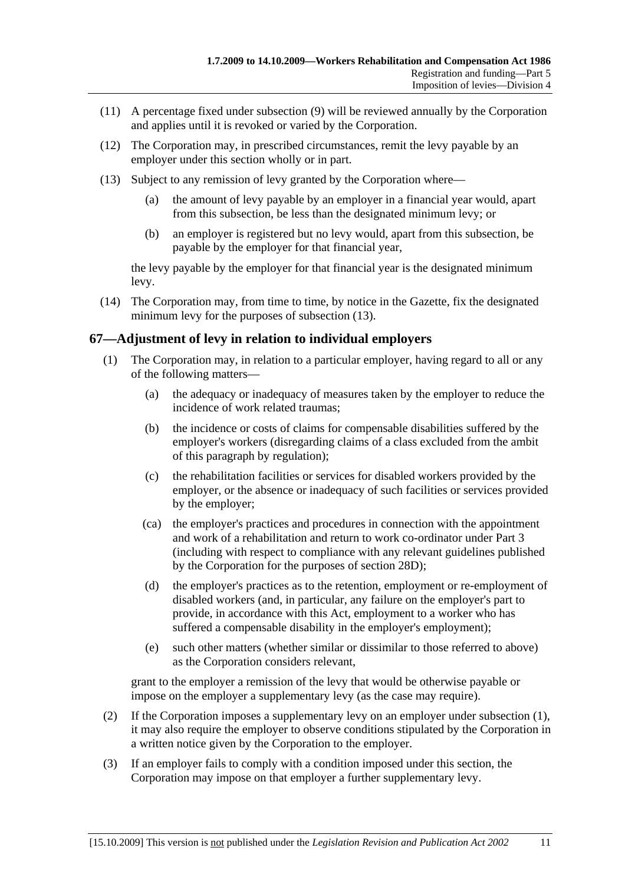(11) A percentage fixed under subsection (9) will be reviewed annually by the Corporation and applies until it is revoked or varied by the Corporation.

(12) The Corporation may, in prescribed circumstances, remit the levy payable by an employer under this section wholly or in part.

(13) Subject to any remission of levy granted by the Corporation where—

(a) the amount of levy payable by an employer in a financial year would, apart from this subsection, be less than the designated minimum levy; or

(b) an employer is registered but no levy would, apart from this subsection, be payable by the employer for that financial year,

the levy payable by the employer for that financial year is the designated minimum levy.

(14) The Corporation may, from time to time, by notice in the Gazette, fix the designated minimum levy for the purposes of subsection (13).

## 67—Adjustment of levy in relation to individual employers

(1) The Corporation may, in relation to a particular employer, having regard to all or any of the following matters—

(a) the adequacy or inadequacy of measures taken by the employer to reduce the incidence of work related traumas;

(b) the incidence or costs of claims for compensable disabilities suffered by the employer's workers (disregarding claims of a class excluded from the ambit of this paragraph by regulation);

(c) the rehabilitation facilities or services for disabled workers provided by the employer, or the absence or inadequacy of such facilities or services provided by the employer;

(ca) the employer's practices and procedures in connection with the appointment and work of a rehabilitation and return to work co-ordinator under Part 3 (including with respect to compliance with any relevant guidelines published by the Corporation for the purposes of section 28D);

(d) the employer's practices as to the retention, employment or re-employment of disabled workers (and, in particular, any failure on the employer's part to provide, in accordance with this Act, employment to a worker who has suffered a compensable disability in the employer's employment);

(e) such other matters (whether similar or dissimilar to those referred to above) as the Corporation considers relevant,

grant to the employer a remission of the levy that would be otherwise payable or impose on the employer a supplementary levy (as the case may require).

(2) If the Corporation imposes a supplementary levy on an employer under subsection (1), it may also require the employer to observe conditions stipulated by the Corporation in a written notice given by the Corporation to the employer.

(3) If an employer fails to comply with a condition imposed under this section, the Corporation may impose on that employer a further supplementary levy.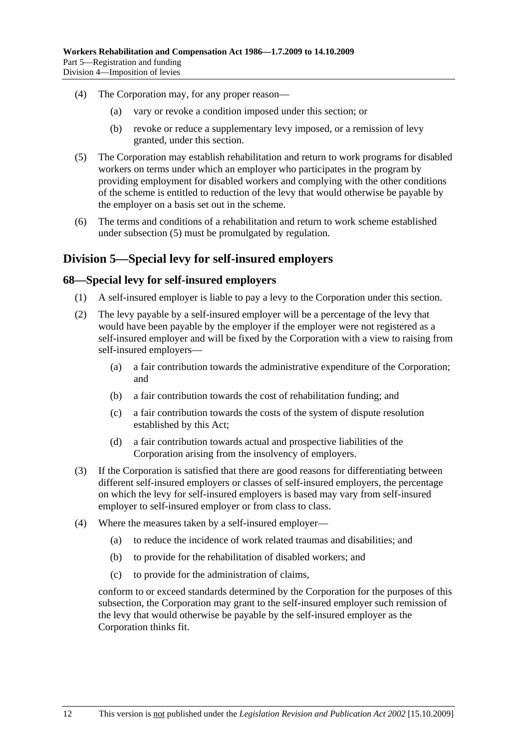(4) The Corporation may, for any proper reason—

(a) vary or revoke a condition imposed under this section; or

(b) revoke or reduce a supplementary levy imposed, or a remission of levy granted, under this section.

(5) The Corporation may establish rehabilitation and return to work programs for disabled workers on terms under which an employer who participates in the program by providing employment for disabled workers and complying with the other conditions of the scheme is entitled to reduction of the levy that would otherwise be payable by the employer on a basis set out in the scheme.

(6) The terms and conditions of a rehabilitation and return to work scheme established under subsection (5) must be promulgated by regulation.

## Division 5—Special levy for self-insured employers

### 68—Special levy for self-insured employers

(1) A self-insured employer is liable to pay a levy to the Corporation under this section.

(2) The levy payable by a self-insured employer will be a percentage of the levy that would have been payable by the employer if the employer were not registered as a self-insured employer and will be fixed by the Corporation with a view to raising from self-insured employers—

(a) a fair contribution towards the administrative expenditure of the Corporation; and

(b) a fair contribution towards the cost of rehabilitation funding; and

(c) a fair contribution towards the costs of the system of dispute resolution established by this Act;

(d) a fair contribution towards actual and prospective liabilities of the Corporation arising from the insolvency of employers.

(3) If the Corporation is satisfied that there are good reasons for differentiating between different self-insured employers or classes of self-insured employers, the percentage on which the levy for self-insured employers is based may vary from self-insured employer to self-insured employer or from class to class.

(4) Where the measures taken by a self-insured employer—

(a) to reduce the incidence of work related traumas and disabilities; and

(b) to provide for the rehabilitation of disabled workers; and

(c) to provide for the administration of claims,

conform to or exceed standards determined by the Corporation for the purposes of this subsection, the Corporation may grant to the self-insured employer such remission of the levy that would otherwise be payable by the self-insured employer as the Corporation thinks fit.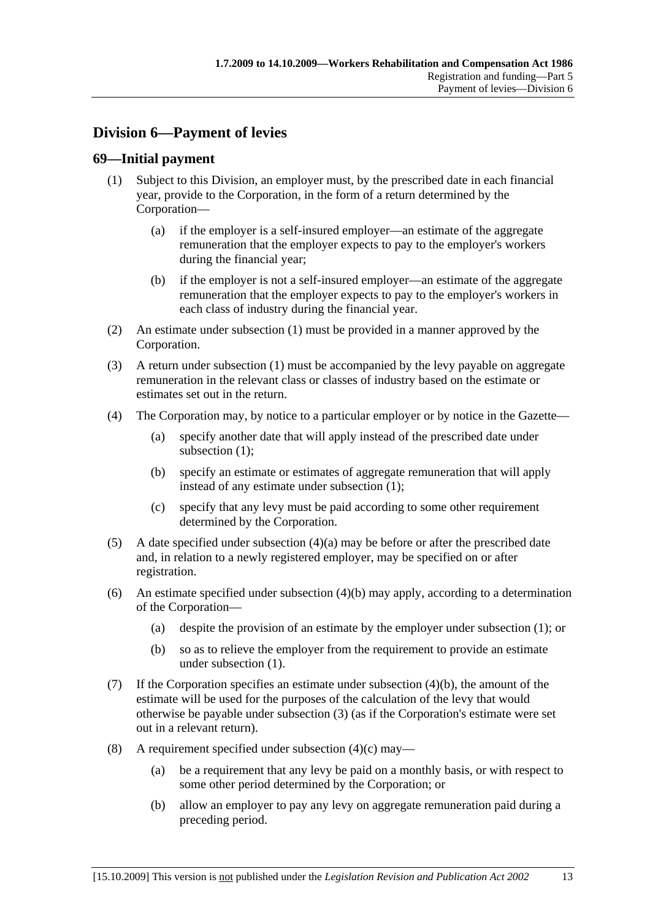## Division 6—Payment of levies

### 69—Initial payment

(1) Subject to this Division, an employer must, by the prescribed date in each financial year, provide to the Corporation, in the form of a return determined by the Corporation—

(a) if the employer is a self-insured employer—an estimate of the aggregate remuneration that the employer expects to pay to the employer's workers during the financial year;

(b) if the employer is not a self-insured employer—an estimate of the aggregate remuneration that the employer expects to pay to the employer's workers in each class of industry during the financial year.

(2) An estimate under subsection (1) must be provided in a manner approved by the Corporation.

(3) A return under subsection (1) must be accompanied by the levy payable on aggregate remuneration in the relevant class or classes of industry based on the estimate or estimates set out in the return.

(4) The Corporation may, by notice to a particular employer or by notice in the Gazette—

(a) specify another date that will apply instead of the prescribed date under subsection (1);

(b) specify an estimate or estimates of aggregate remuneration that will apply instead of any estimate under subsection (1);

(c) specify that any levy must be paid according to some other requirement determined by the Corporation.

(5) A date specified under subsection (4)(a) may be before or after the prescribed date and, in relation to a newly registered employer, may be specified on or after registration.

(6) An estimate specified under subsection (4)(b) may apply, according to a determination of the Corporation—

(a) despite the provision of an estimate by the employer under subsection (1); or

(b) so as to relieve the employer from the requirement to provide an estimate under subsection (1).

(7) If the Corporation specifies an estimate under subsection (4)(b), the amount of the estimate will be used for the purposes of the calculation of the levy that would otherwise be payable under subsection (3) (as if the Corporation's estimate were set out in a relevant return).

(8) A requirement specified under subsection (4)(c) may—

(a) be a requirement that any levy be paid on a monthly basis, or with respect to some other period determined by the Corporation; or

(b) allow an employer to pay any levy on aggregate remuneration paid during a preceding period.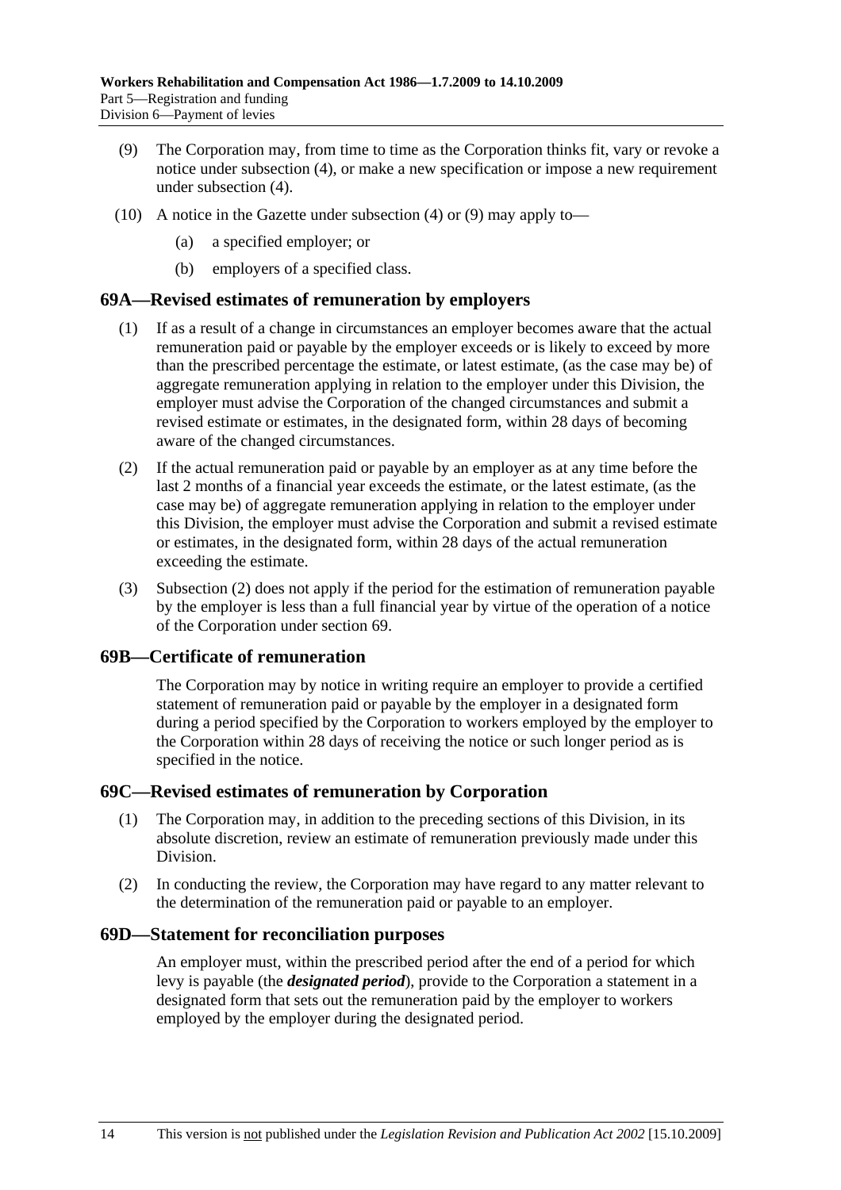(9) The Corporation may, from time to time as the Corporation thinks fit, vary or revoke a notice under subsection (4), or make a new specification or impose a new requirement under subsection (4).

(10) A notice in the Gazette under subsection (4) or (9) may apply to—

- (a) a specified employer; or
- (b) employers of a specified class.

## 69A—Revised estimates of remuneration by employers

(1) If as a result of a change in circumstances an employer becomes aware that the actual remuneration paid or payable by the employer exceeds or is likely to exceed by more than the prescribed percentage the estimate, or latest estimate, (as the case may be) of aggregate remuneration applying in relation to the employer under this Division, the employer must advise the Corporation of the changed circumstances and submit a revised estimate or estimates, in the designated form, within 28 days of becoming aware of the changed circumstances.

(2) If the actual remuneration paid or payable by an employer as at any time before the last 2 months of a financial year exceeds the estimate, or the latest estimate, (as the case may be) of aggregate remuneration applying in relation to the employer under this Division, the employer must advise the Corporation and submit a revised estimate or estimates, in the designated form, within 28 days of the actual remuneration exceeding the estimate.

(3) Subsection (2) does not apply if the period for the estimation of remuneration payable by the employer is less than a full financial year by virtue of the operation of a notice of the Corporation under section 69.

## 69B—Certificate of remuneration

The Corporation may by notice in writing require an employer to provide a certified statement of remuneration paid or payable by the employer in a designated form during a period specified by the Corporation to workers employed by the employer to the Corporation within 28 days of receiving the notice or such longer period as is specified in the notice.

## 69C—Revised estimates of remuneration by Corporation

(1) The Corporation may, in addition to the preceding sections of this Division, in its absolute discretion, review an estimate of remuneration previously made under this Division.

(2) In conducting the review, the Corporation may have regard to any matter relevant to the determination of the remuneration paid or payable to an employer.

## 69D—Statement for reconciliation purposes

An employer must, within the prescribed period after the end of a period for which levy is payable (the ***designated period***), provide to the Corporation a statement in a designated form that sets out the remuneration paid by the employer to workers employed by the employer during the designated period.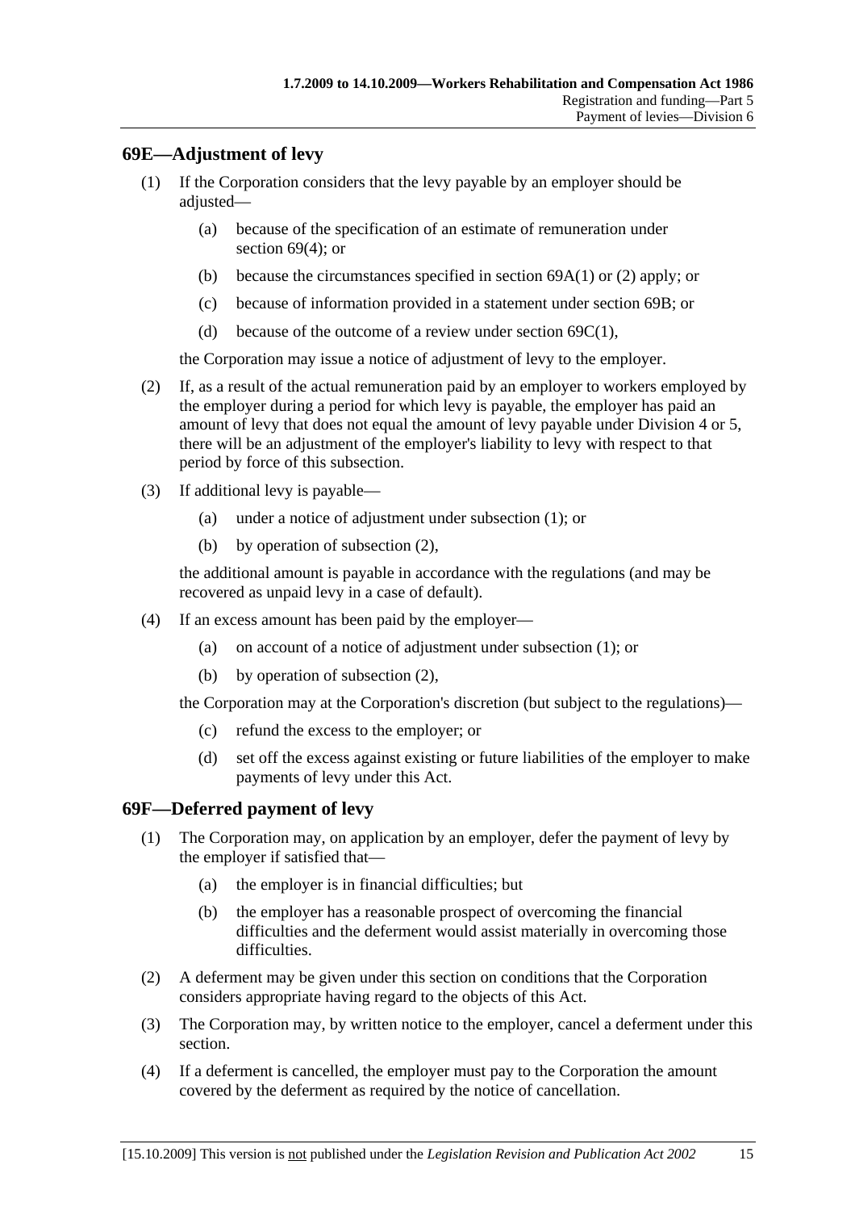## 69E—Adjustment of levy

(1) If the Corporation considers that the levy payable by an employer should be adjusted—

(a) because of the specification of an estimate of remuneration under section 69(4); or

(b) because the circumstances specified in section 69A(1) or (2) apply; or

(c) because of information provided in a statement under section 69B; or

(d) because of the outcome of a review under section 69C(1),

the Corporation may issue a notice of adjustment of levy to the employer.

(2) If, as a result of the actual remuneration paid by an employer to workers employed by the employer during a period for which levy is payable, the employer has paid an amount of levy that does not equal the amount of levy payable under Division 4 or 5, there will be an adjustment of the employer's liability to levy with respect to that period by force of this subsection.

(3) If additional levy is payable—

(a) under a notice of adjustment under subsection (1); or

(b) by operation of subsection (2),

the additional amount is payable in accordance with the regulations (and may be recovered as unpaid levy in a case of default).

(4) If an excess amount has been paid by the employer—

(a) on account of a notice of adjustment under subsection (1); or

(b) by operation of subsection (2),

the Corporation may at the Corporation's discretion (but subject to the regulations)—

(c) refund the excess to the employer; or

(d) set off the excess against existing or future liabilities of the employer to make payments of levy under this Act.

## 69F—Deferred payment of levy

(1) The Corporation may, on application by an employer, defer the payment of levy by the employer if satisfied that—

(a) the employer is in financial difficulties; but

(b) the employer has a reasonable prospect of overcoming the financial difficulties and the deferment would assist materially in overcoming those difficulties.

(2) A deferment may be given under this section on conditions that the Corporation considers appropriate having regard to the objects of this Act.

(3) The Corporation may, by written notice to the employer, cancel a deferment under this section.

(4) If a deferment is cancelled, the employer must pay to the Corporation the amount covered by the deferment as required by the notice of cancellation.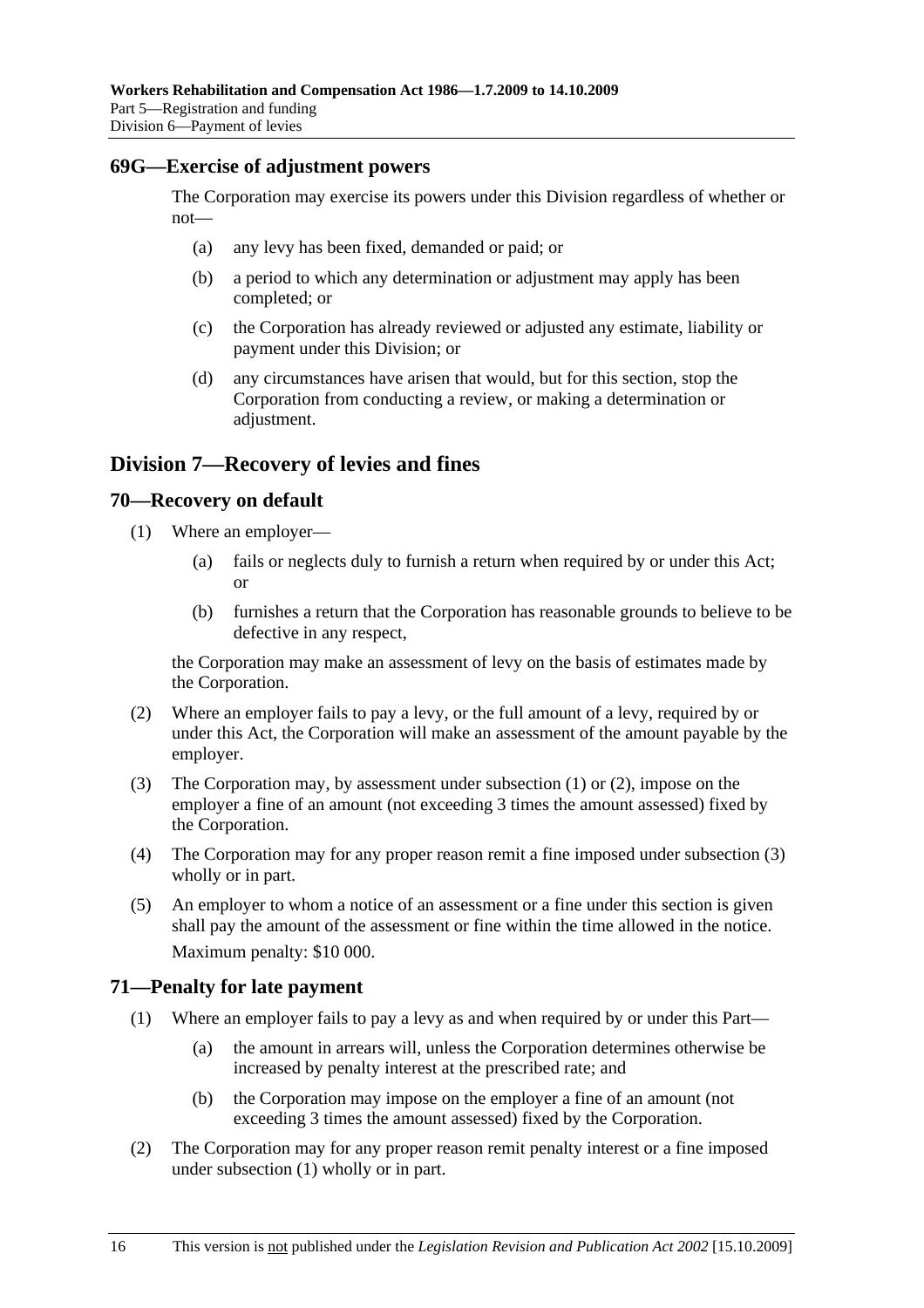### 69G—Exercise of adjustment powers

The Corporation may exercise its powers under this Division regardless of whether or not—

(a) any levy has been fixed, demanded or paid; or

(b) a period to which any determination or adjustment may apply has been completed; or

(c) the Corporation has already reviewed or adjusted any estimate, liability or payment under this Division; or

(d) any circumstances have arisen that would, but for this section, stop the Corporation from conducting a review, or making a determination or adjustment.

## Division 7—Recovery of levies and fines

### 70—Recovery on default

(1) Where an employer—

(a) fails or neglects duly to furnish a return when required by or under this Act; or

(b) furnishes a return that the Corporation has reasonable grounds to believe to be defective in any respect,

the Corporation may make an assessment of levy on the basis of estimates made by the Corporation.

(2) Where an employer fails to pay a levy, or the full amount of a levy, required by or under this Act, the Corporation will make an assessment of the amount payable by the employer.

(3) The Corporation may, by assessment under subsection (1) or (2), impose on the employer a fine of an amount (not exceeding 3 times the amount assessed) fixed by the Corporation.

(4) The Corporation may for any proper reason remit a fine imposed under subsection (3) wholly or in part.

(5) An employer to whom a notice of an assessment or a fine under this section is given shall pay the amount of the assessment or fine within the time allowed in the notice.

Maximum penalty: $10 000.

### 71—Penalty for late payment

(1) Where an employer fails to pay a levy as and when required by or under this Part—

(a) the amount in arrears will, unless the Corporation determines otherwise be increased by penalty interest at the prescribed rate; and

(b) the Corporation may impose on the employer a fine of an amount (not exceeding 3 times the amount assessed) fixed by the Corporation.

(2) The Corporation may for any proper reason remit penalty interest or a fine imposed under subsection (1) wholly or in part.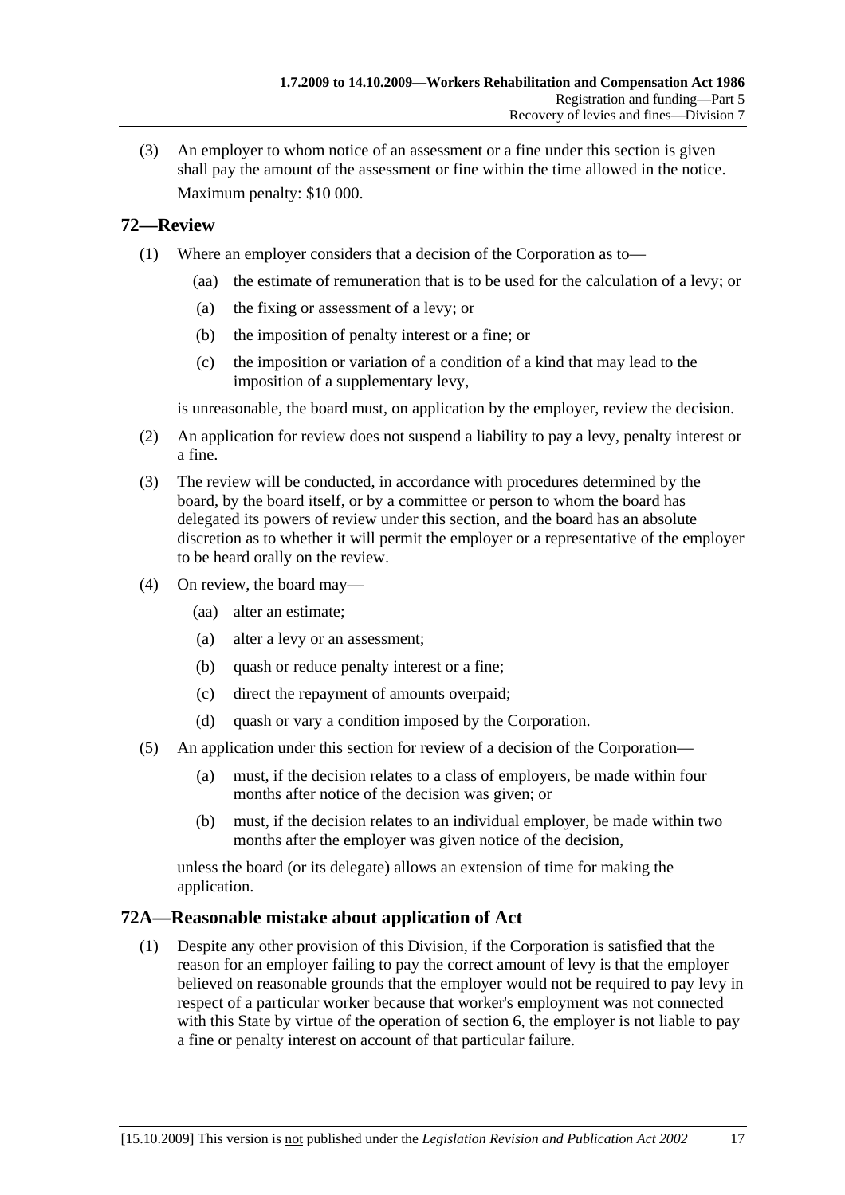(3) An employer to whom notice of an assessment or a fine under this section is given shall pay the amount of the assessment or fine within the time allowed in the notice.

Maximum penalty: $10 000.

## 72—Review

(1) Where an employer considers that a decision of the Corporation as to—

(aa) the estimate of remuneration that is to be used for the calculation of a levy; or

(a) the fixing or assessment of a levy; or

(b) the imposition of penalty interest or a fine; or

(c) the imposition or variation of a condition of a kind that may lead to the imposition of a supplementary levy,

is unreasonable, the board must, on application by the employer, review the decision.

(2) An application for review does not suspend a liability to pay a levy, penalty interest or a fine.

(3) The review will be conducted, in accordance with procedures determined by the board, by the board itself, or by a committee or person to whom the board has delegated its powers of review under this section, and the board has an absolute discretion as to whether it will permit the employer or a representative of the employer to be heard orally on the review.

(4) On review, the board may—

(aa) alter an estimate;

(a) alter a levy or an assessment;

(b) quash or reduce penalty interest or a fine;

(c) direct the repayment of amounts overpaid;

(d) quash or vary a condition imposed by the Corporation.

(5) An application under this section for review of a decision of the Corporation—

(a) must, if the decision relates to a class of employers, be made within four months after notice of the decision was given; or

(b) must, if the decision relates to an individual employer, be made within two months after the employer was given notice of the decision,

unless the board (or its delegate) allows an extension of time for making the application.

## 72A—Reasonable mistake about application of Act

(1) Despite any other provision of this Division, if the Corporation is satisfied that the reason for an employer failing to pay the correct amount of levy is that the employer believed on reasonable grounds that the employer would not be required to pay levy in respect of a particular worker because that worker's employment was not connected with this State by virtue of the operation of section 6, the employer is not liable to pay a fine or penalty interest on account of that particular failure.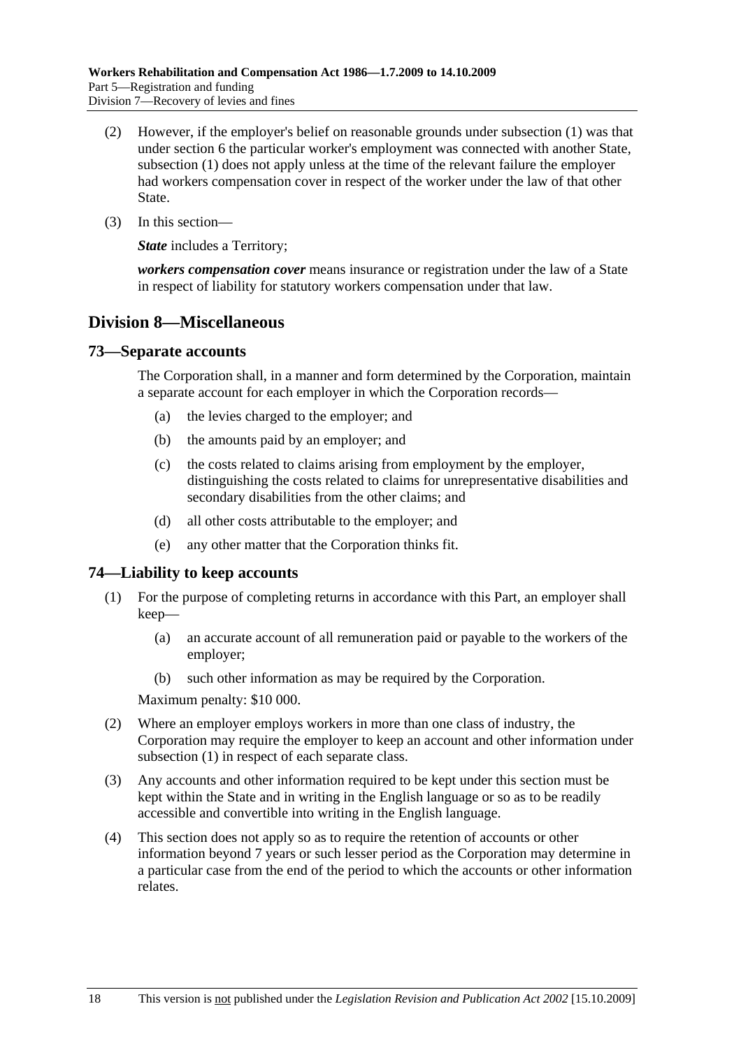(2) However, if the employer's belief on reasonable grounds under subsection (1) was that under section 6 the particular worker's employment was connected with another State, subsection (1) does not apply unless at the time of the relevant failure the employer had workers compensation cover in respect of the worker under the law of that other State.

(3) In this section—

***State*** includes a Territory;

***workers compensation cover*** means insurance or registration under the law of a State in respect of liability for statutory workers compensation under that law.

## Division 8—Miscellaneous

### 73—Separate accounts

The Corporation shall, in a manner and form determined by the Corporation, maintain a separate account for each employer in which the Corporation records—

(a) the levies charged to the employer; and

(b) the amounts paid by an employer; and

(c) the costs related to claims arising from employment by the employer, distinguishing the costs related to claims for unrepresentative disabilities and secondary disabilities from the other claims; and

(d) all other costs attributable to the employer; and

(e) any other matter that the Corporation thinks fit.

### 74—Liability to keep accounts

(1) For the purpose of completing returns in accordance with this Part, an employer shall keep—

(a) an accurate account of all remuneration paid or payable to the workers of the employer;

(b) such other information as may be required by the Corporation.

Maximum penalty: $10 000.

(2) Where an employer employs workers in more than one class of industry, the Corporation may require the employer to keep an account and other information under subsection (1) in respect of each separate class.

(3) Any accounts and other information required to be kept under this section must be kept within the State and in writing in the English language or so as to be readily accessible and convertible into writing in the English language.

(4) This section does not apply so as to require the retention of accounts or other information beyond 7 years or such lesser period as the Corporation may determine in a particular case from the end of the period to which the accounts or other information relates.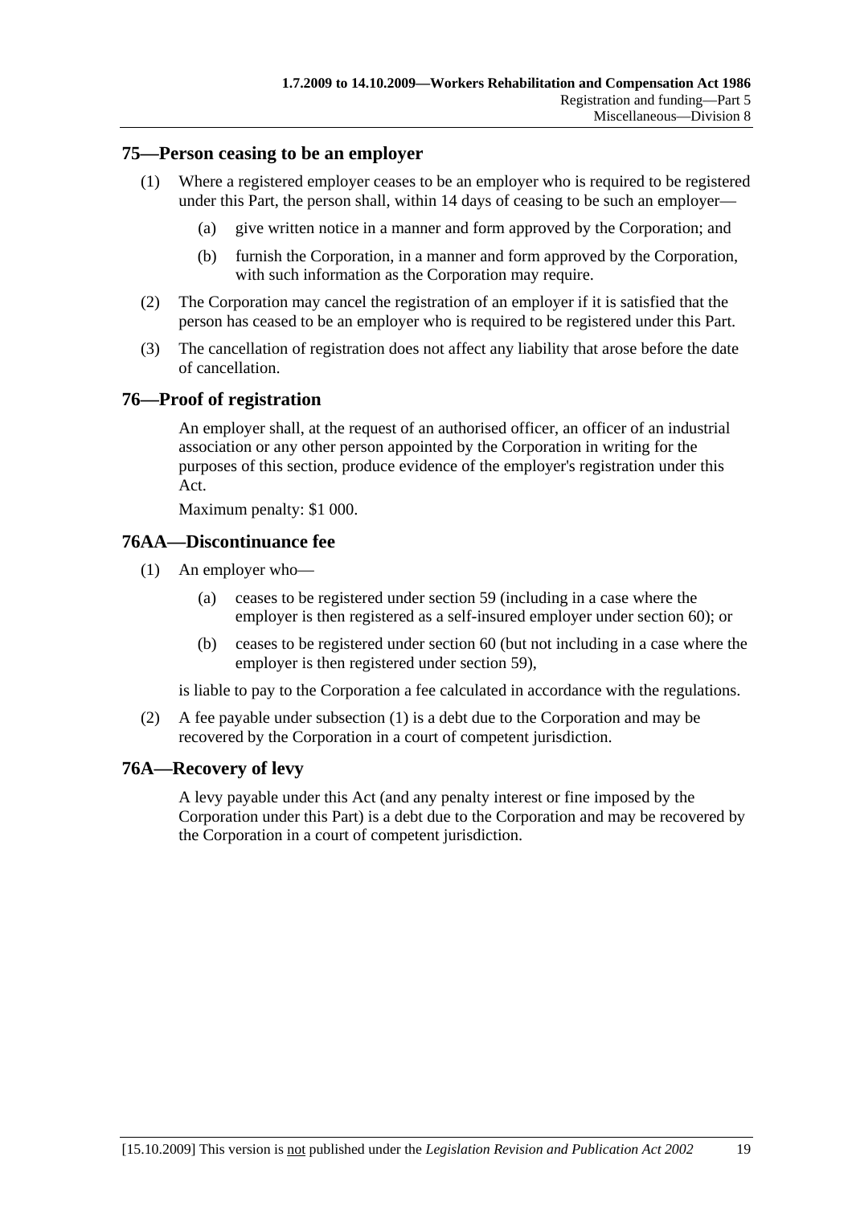## 75—Person ceasing to be an employer

(1) Where a registered employer ceases to be an employer who is required to be registered under this Part, the person shall, within 14 days of ceasing to be such an employer—

(a) give written notice in a manner and form approved by the Corporation; and

(b) furnish the Corporation, in a manner and form approved by the Corporation, with such information as the Corporation may require.

(2) The Corporation may cancel the registration of an employer if it is satisfied that the person has ceased to be an employer who is required to be registered under this Part.

(3) The cancellation of registration does not affect any liability that arose before the date of cancellation.

## 76—Proof of registration

An employer shall, at the request of an authorised officer, an officer of an industrial association or any other person appointed by the Corporation in writing for the purposes of this section, produce evidence of the employer's registration under this Act.

Maximum penalty: $1 000.

## 76AA—Discontinuance fee

(1) An employer who—

(a) ceases to be registered under section 59 (including in a case where the employer is then registered as a self-insured employer under section 60); or

(b) ceases to be registered under section 60 (but not including in a case where the employer is then registered under section 59),

is liable to pay to the Corporation a fee calculated in accordance with the regulations.

(2) A fee payable under subsection (1) is a debt due to the Corporation and may be recovered by the Corporation in a court of competent jurisdiction.

## 76A—Recovery of levy

A levy payable under this Act (and any penalty interest or fine imposed by the Corporation under this Part) is a debt due to the Corporation and may be recovered by the Corporation in a court of competent jurisdiction.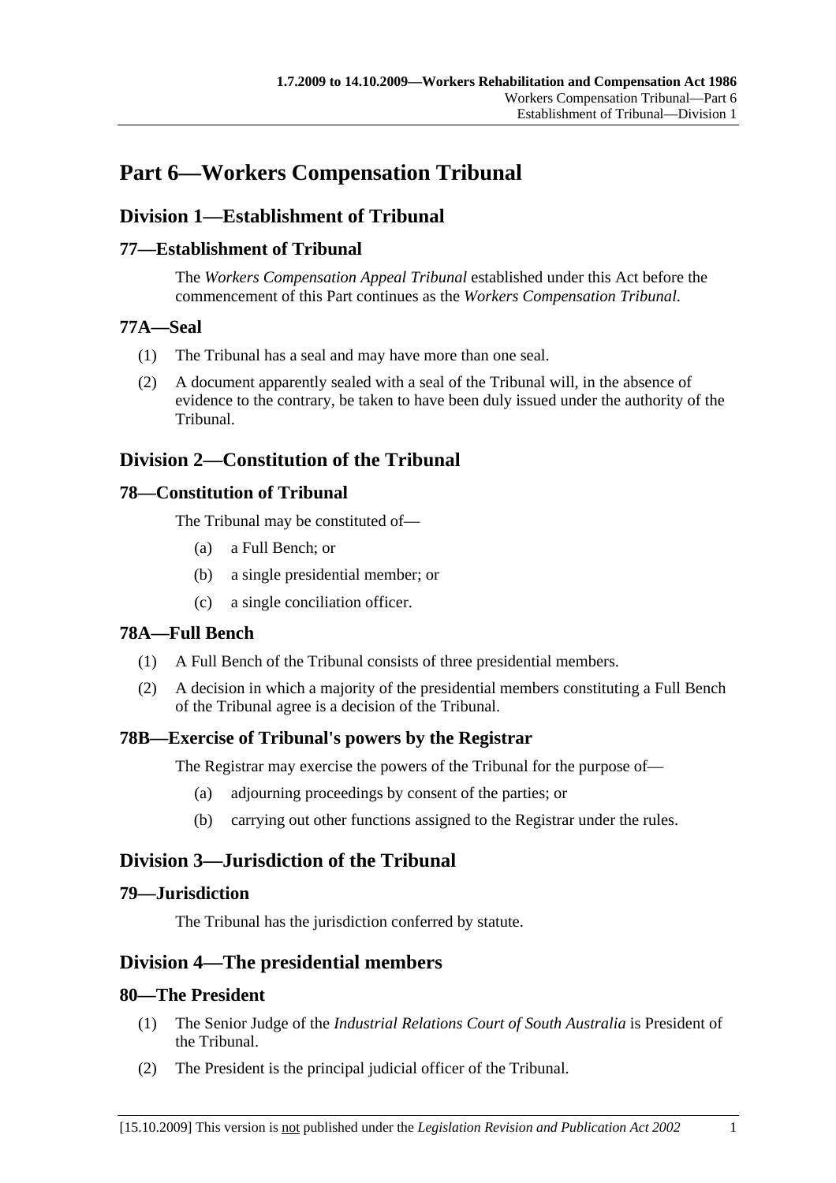# Part 6—Workers Compensation Tribunal

## Division 1—Establishment of Tribunal

### 77—Establishment of Tribunal

The *Workers Compensation Appeal Tribunal* established under this Act before the commencement of this Part continues as the *Workers Compensation Tribunal*.

### 77A—Seal

(1) The Tribunal has a seal and may have more than one seal.

(2) A document apparently sealed with a seal of the Tribunal will, in the absence of evidence to the contrary, be taken to have been duly issued under the authority of the Tribunal.

## Division 2—Constitution of the Tribunal

### 78—Constitution of Tribunal

The Tribunal may be constituted of—

(a) a Full Bench; or

(b) a single presidential member; or

(c) a single conciliation officer.

### 78A—Full Bench

(1) A Full Bench of the Tribunal consists of three presidential members.

(2) A decision in which a majority of the presidential members constituting a Full Bench of the Tribunal agree is a decision of the Tribunal.

### 78B—Exercise of Tribunal's powers by the Registrar

The Registrar may exercise the powers of the Tribunal for the purpose of—

(a) adjourning proceedings by consent of the parties; or

(b) carrying out other functions assigned to the Registrar under the rules.

## Division 3—Jurisdiction of the Tribunal

### 79—Jurisdiction

The Tribunal has the jurisdiction conferred by statute.

## Division 4—The presidential members

### 80—The President

(1) The Senior Judge of the *Industrial Relations Court of South Australia* is President of the Tribunal.

(2) The President is the principal judicial officer of the Tribunal.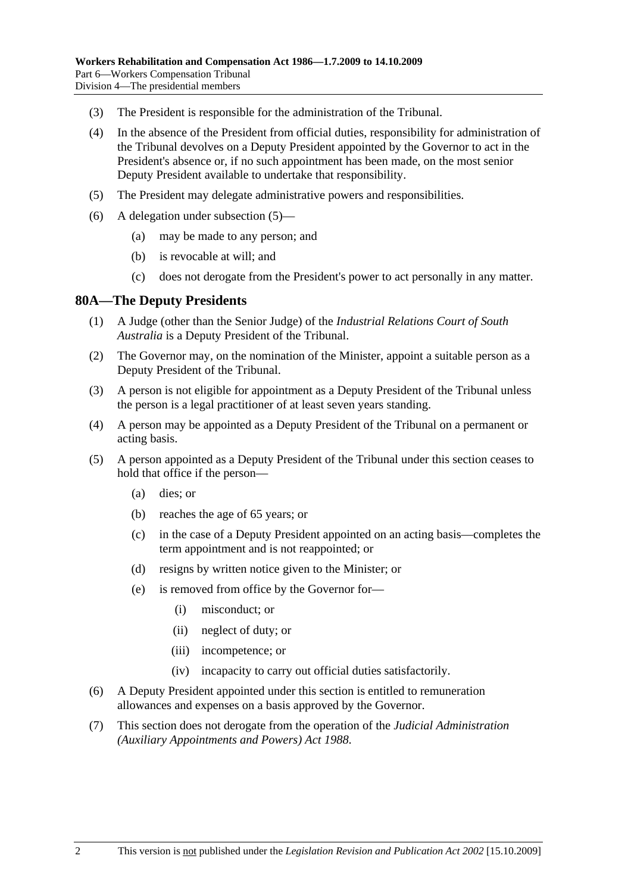(3) The President is responsible for the administration of the Tribunal.

(4) In the absence of the President from official duties, responsibility for administration of the Tribunal devolves on a Deputy President appointed by the Governor to act in the President's absence or, if no such appointment has been made, on the most senior Deputy President available to undertake that responsibility.

(5) The President may delegate administrative powers and responsibilities.

(6) A delegation under subsection (5)—

(a) may be made to any person; and

(b) is revocable at will; and

(c) does not derogate from the President's power to act personally in any matter.

## 80A—The Deputy Presidents

(1) A Judge (other than the Senior Judge) of the *Industrial Relations Court of South Australia* is a Deputy President of the Tribunal.

(2) The Governor may, on the nomination of the Minister, appoint a suitable person as a Deputy President of the Tribunal.

(3) A person is not eligible for appointment as a Deputy President of the Tribunal unless the person is a legal practitioner of at least seven years standing.

(4) A person may be appointed as a Deputy President of the Tribunal on a permanent or acting basis.

(5) A person appointed as a Deputy President of the Tribunal under this section ceases to hold that office if the person—

(a) dies; or

(b) reaches the age of 65 years; or

(c) in the case of a Deputy President appointed on an acting basis—completes the term appointment and is not reappointed; or

(d) resigns by written notice given to the Minister; or

(e) is removed from office by the Governor for—

(i) misconduct; or

(ii) neglect of duty; or

(iii) incompetence; or

(iv) incapacity to carry out official duties satisfactorily.

(6) A Deputy President appointed under this section is entitled to remuneration allowances and expenses on a basis approved by the Governor.

(7) This section does not derogate from the operation of the *Judicial Administration (Auxiliary Appointments and Powers) Act 1988*.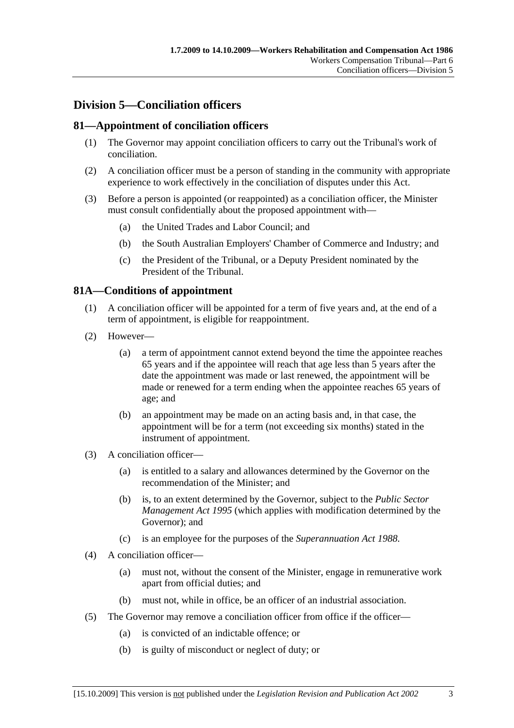## Division 5—Conciliation officers

### 81—Appointment of conciliation officers

(1) The Governor may appoint conciliation officers to carry out the Tribunal's work of conciliation.

(2) A conciliation officer must be a person of standing in the community with appropriate experience to work effectively in the conciliation of disputes under this Act.

(3) Before a person is appointed (or reappointed) as a conciliation officer, the Minister must consult confidentially about the proposed appointment with—

- (a) the United Trades and Labor Council; and
- (b) the South Australian Employers' Chamber of Commerce and Industry; and
- (c) the President of the Tribunal, or a Deputy President nominated by the President of the Tribunal.

### 81A—Conditions of appointment

(1) A conciliation officer will be appointed for a term of five years and, at the end of a term of appointment, is eligible for reappointment.

(2) However—

- (a) a term of appointment cannot extend beyond the time the appointee reaches 65 years and if the appointee will reach that age less than 5 years after the date the appointment was made or last renewed, the appointment will be made or renewed for a term ending when the appointee reaches 65 years of age; and
- (b) an appointment may be made on an acting basis and, in that case, the appointment will be for a term (not exceeding six months) stated in the instrument of appointment.

(3) A conciliation officer—

- (a) is entitled to a salary and allowances determined by the Governor on the recommendation of the Minister; and
- (b) is, to an extent determined by the Governor, subject to the *Public Sector Management Act 1995* (which applies with modification determined by the Governor); and
- (c) is an employee for the purposes of the *Superannuation Act 1988*.

(4) A conciliation officer—

- (a) must not, without the consent of the Minister, engage in remunerative work apart from official duties; and
- (b) must not, while in office, be an officer of an industrial association.

(5) The Governor may remove a conciliation officer from office if the officer—

- (a) is convicted of an indictable offence; or
- (b) is guilty of misconduct or neglect of duty; or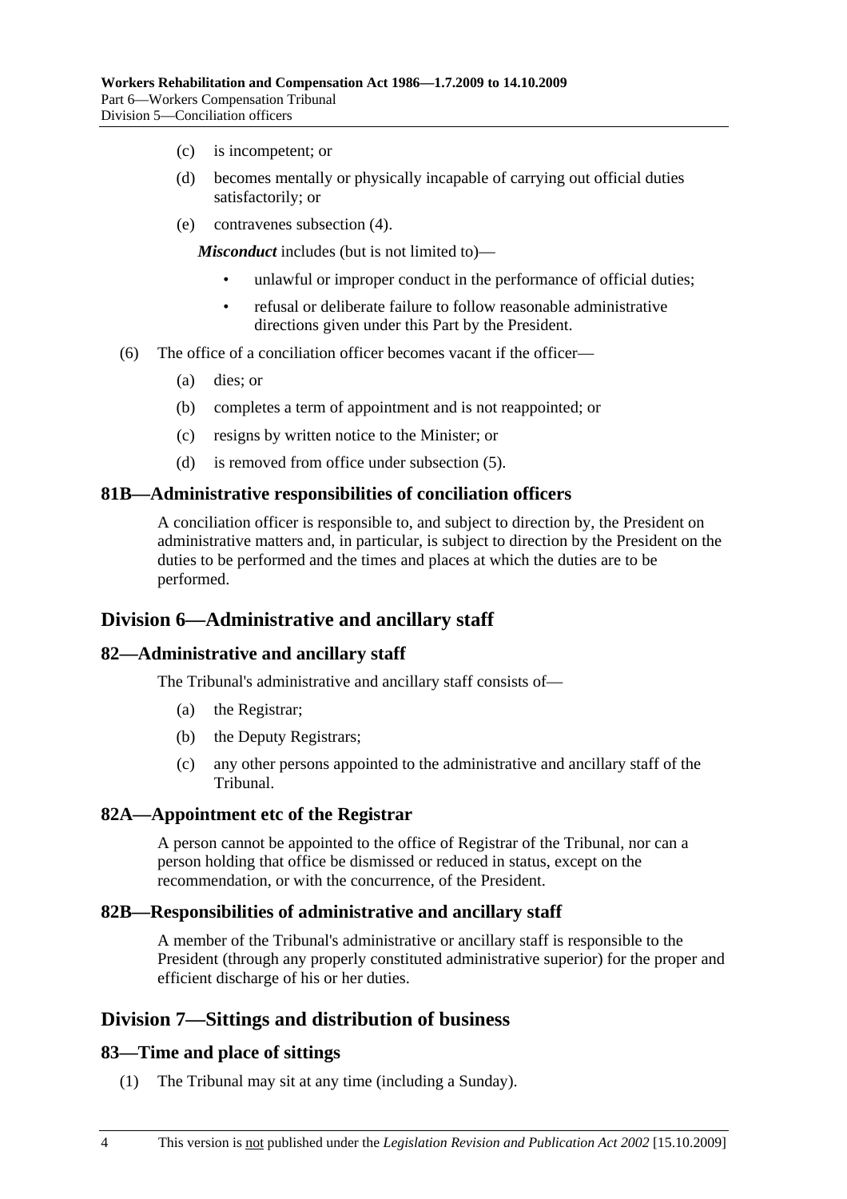(c) is incompetent; or

(d) becomes mentally or physically incapable of carrying out official duties satisfactorily; or

(e) contravenes subsection (4).

***Misconduct*** includes (but is not limited to)—

- unlawful or improper conduct in the performance of official duties;
- refusal or deliberate failure to follow reasonable administrative directions given under this Part by the President.

(6) The office of a conciliation officer becomes vacant if the officer—

(a) dies; or

(b) completes a term of appointment and is not reappointed; or

(c) resigns by written notice to the Minister; or

(d) is removed from office under subsection (5).

### 81B—Administrative responsibilities of conciliation officers

A conciliation officer is responsible to, and subject to direction by, the President on administrative matters and, in particular, is subject to direction by the President on the duties to be performed and the times and places at which the duties are to be performed.

## Division 6—Administrative and ancillary staff

### 82—Administrative and ancillary staff

The Tribunal's administrative and ancillary staff consists of—

(a) the Registrar;

(b) the Deputy Registrars;

(c) any other persons appointed to the administrative and ancillary staff of the Tribunal.

### 82A—Appointment etc of the Registrar

A person cannot be appointed to the office of Registrar of the Tribunal, nor can a person holding that office be dismissed or reduced in status, except on the recommendation, or with the concurrence, of the President.

### 82B—Responsibilities of administrative and ancillary staff

A member of the Tribunal's administrative or ancillary staff is responsible to the President (through any properly constituted administrative superior) for the proper and efficient discharge of his or her duties.

## Division 7—Sittings and distribution of business

### 83—Time and place of sittings

(1) The Tribunal may sit at any time (including a Sunday).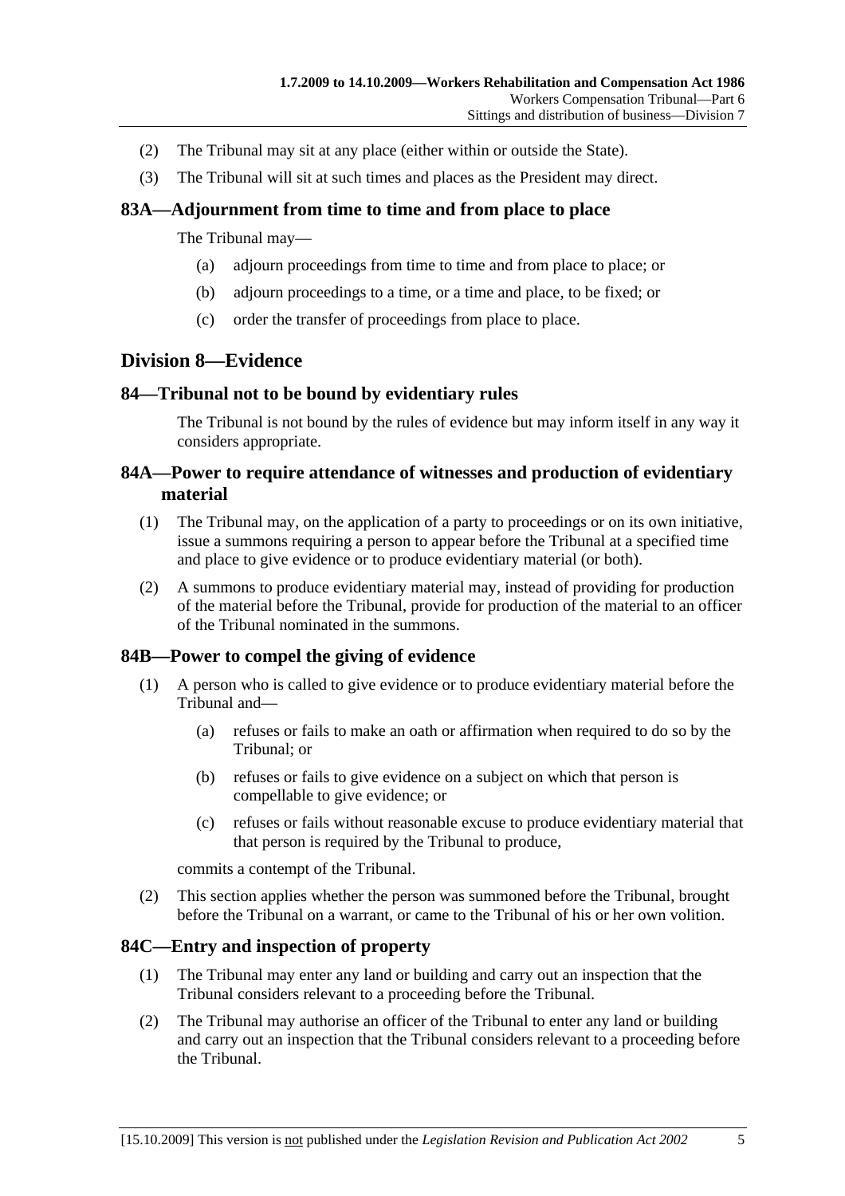(2) The Tribunal may sit at any place (either within or outside the State).

(3) The Tribunal will sit at such times and places as the President may direct.

### 83A—Adjournment from time to time and from place to place

The Tribunal may—

(a) adjourn proceedings from time to time and from place to place; or

(b) adjourn proceedings to a time, or a time and place, to be fixed; or

(c) order the transfer of proceedings from place to place.

## Division 8—Evidence

### 84—Tribunal not to be bound by evidentiary rules

The Tribunal is not bound by the rules of evidence but may inform itself in any way it considers appropriate.

### 84A—Power to require attendance of witnesses and production of evidentiary material

(1) The Tribunal may, on the application of a party to proceedings or on its own initiative, issue a summons requiring a person to appear before the Tribunal at a specified time and place to give evidence or to produce evidentiary material (or both).

(2) A summons to produce evidentiary material may, instead of providing for production of the material before the Tribunal, provide for production of the material to an officer of the Tribunal nominated in the summons.

### 84B—Power to compel the giving of evidence

(1) A person who is called to give evidence or to produce evidentiary material before the Tribunal and—

(a) refuses or fails to make an oath or affirmation when required to do so by the Tribunal; or

(b) refuses or fails to give evidence on a subject on which that person is compellable to give evidence; or

(c) refuses or fails without reasonable excuse to produce evidentiary material that that person is required by the Tribunal to produce,

commits a contempt of the Tribunal.

(2) This section applies whether the person was summoned before the Tribunal, brought before the Tribunal on a warrant, or came to the Tribunal of his or her own volition.

### 84C—Entry and inspection of property

(1) The Tribunal may enter any land or building and carry out an inspection that the Tribunal considers relevant to a proceeding before the Tribunal.

(2) The Tribunal may authorise an officer of the Tribunal to enter any land or building and carry out an inspection that the Tribunal considers relevant to a proceeding before the Tribunal.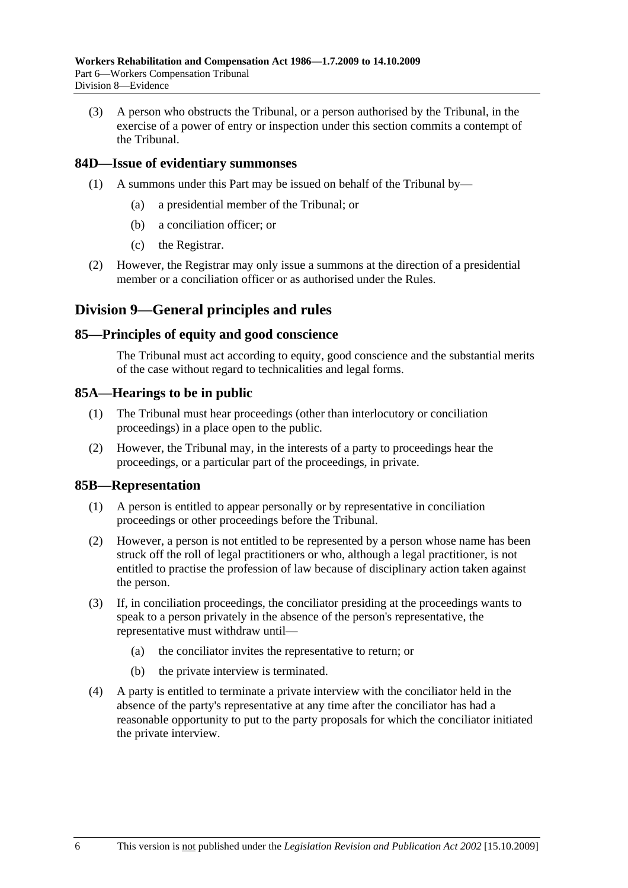(3) A person who obstructs the Tribunal, or a person authorised by the Tribunal, in the exercise of a power of entry or inspection under this section commits a contempt of the Tribunal.

### 84D—Issue of evidentiary summonses

(1) A summons under this Part may be issued on behalf of the Tribunal by—

(a) a presidential member of the Tribunal; or

(b) a conciliation officer; or

(c) the Registrar.

(2) However, the Registrar may only issue a summons at the direction of a presidential member or a conciliation officer or as authorised under the Rules.

## Division 9—General principles and rules

### 85—Principles of equity and good conscience

The Tribunal must act according to equity, good conscience and the substantial merits of the case without regard to technicalities and legal forms.

### 85A—Hearings to be in public

(1) The Tribunal must hear proceedings (other than interlocutory or conciliation proceedings) in a place open to the public.

(2) However, the Tribunal may, in the interests of a party to proceedings hear the proceedings, or a particular part of the proceedings, in private.

### 85B—Representation

(1) A person is entitled to appear personally or by representative in conciliation proceedings or other proceedings before the Tribunal.

(2) However, a person is not entitled to be represented by a person whose name has been struck off the roll of legal practitioners or who, although a legal practitioner, is not entitled to practise the profession of law because of disciplinary action taken against the person.

(3) If, in conciliation proceedings, the conciliator presiding at the proceedings wants to speak to a person privately in the absence of the person's representative, the representative must withdraw until—

(a) the conciliator invites the representative to return; or

(b) the private interview is terminated.

(4) A party is entitled to terminate a private interview with the conciliator held in the absence of the party's representative at any time after the conciliator has had a reasonable opportunity to put to the party proposals for which the conciliator initiated the private interview.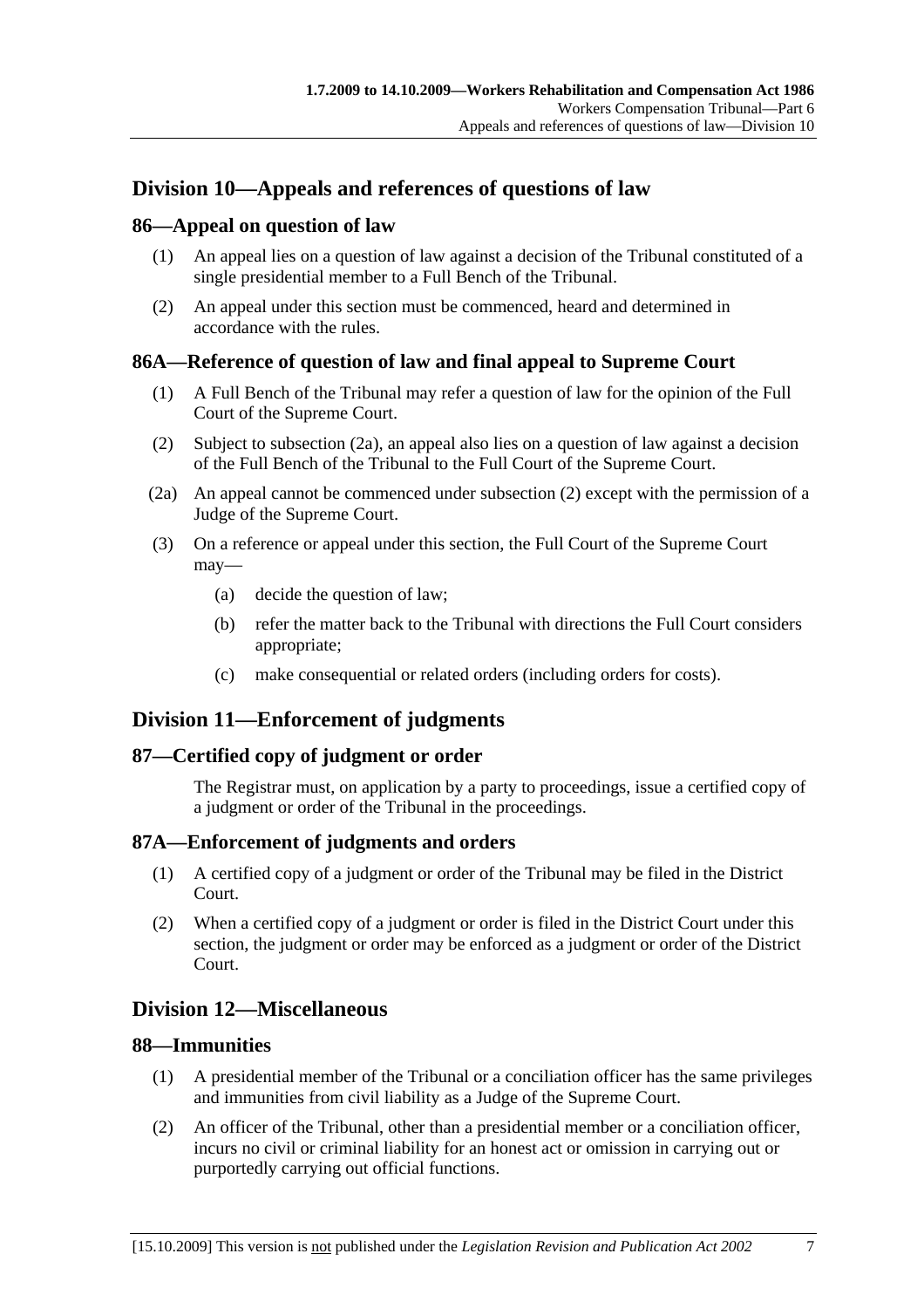## Division 10—Appeals and references of questions of law

### 86—Appeal on question of law

(1) An appeal lies on a question of law against a decision of the Tribunal constituted of a single presidential member to a Full Bench of the Tribunal.

(2) An appeal under this section must be commenced, heard and determined in accordance with the rules.

### 86A—Reference of question of law and final appeal to Supreme Court

(1) A Full Bench of the Tribunal may refer a question of law for the opinion of the Full Court of the Supreme Court.

(2) Subject to subsection (2a), an appeal also lies on a question of law against a decision of the Full Bench of the Tribunal to the Full Court of the Supreme Court.

(2a) An appeal cannot be commenced under subsection (2) except with the permission of a Judge of the Supreme Court.

(3) On a reference or appeal under this section, the Full Court of the Supreme Court may—

(a) decide the question of law;

(b) refer the matter back to the Tribunal with directions the Full Court considers appropriate;

(c) make consequential or related orders (including orders for costs).

## Division 11—Enforcement of judgments

### 87—Certified copy of judgment or order

The Registrar must, on application by a party to proceedings, issue a certified copy of a judgment or order of the Tribunal in the proceedings.

### 87A—Enforcement of judgments and orders

(1) A certified copy of a judgment or order of the Tribunal may be filed in the District Court.

(2) When a certified copy of a judgment or order is filed in the District Court under this section, the judgment or order may be enforced as a judgment or order of the District Court.

## Division 12—Miscellaneous

### 88—Immunities

(1) A presidential member of the Tribunal or a conciliation officer has the same privileges and immunities from civil liability as a Judge of the Supreme Court.

(2) An officer of the Tribunal, other than a presidential member or a conciliation officer, incurs no civil or criminal liability for an honest act or omission in carrying out or purportedly carrying out official functions.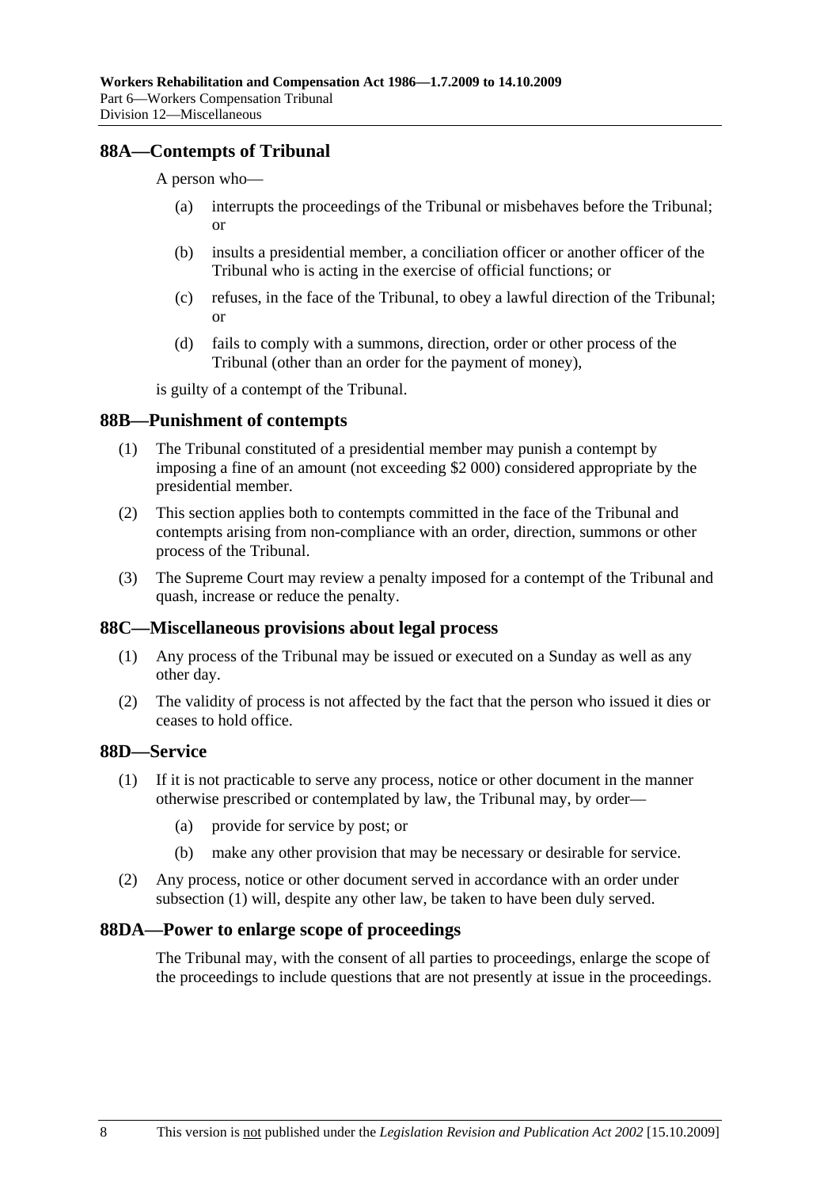## 88A—Contempts of Tribunal

A person who—

(a) interrupts the proceedings of the Tribunal or misbehaves before the Tribunal; or

(b) insults a presidential member, a conciliation officer or another officer of the Tribunal who is acting in the exercise of official functions; or

(c) refuses, in the face of the Tribunal, to obey a lawful direction of the Tribunal; or

(d) fails to comply with a summons, direction, order or other process of the Tribunal (other than an order for the payment of money),

is guilty of a contempt of the Tribunal.

## 88B—Punishment of contempts

(1) The Tribunal constituted of a presidential member may punish a contempt by imposing a fine of an amount (not exceeding $2 000) considered appropriate by the presidential member.

(2) This section applies both to contempts committed in the face of the Tribunal and contempts arising from non-compliance with an order, direction, summons or other process of the Tribunal.

(3) The Supreme Court may review a penalty imposed for a contempt of the Tribunal and quash, increase or reduce the penalty.

## 88C—Miscellaneous provisions about legal process

(1) Any process of the Tribunal may be issued or executed on a Sunday as well as any other day.

(2) The validity of process is not affected by the fact that the person who issued it dies or ceases to hold office.

## 88D—Service

(1) If it is not practicable to serve any process, notice or other document in the manner otherwise prescribed or contemplated by law, the Tribunal may, by order—

(a) provide for service by post; or

(b) make any other provision that may be necessary or desirable for service.

(2) Any process, notice or other document served in accordance with an order under subsection (1) will, despite any other law, be taken to have been duly served.

## 88DA—Power to enlarge scope of proceedings

The Tribunal may, with the consent of all parties to proceedings, enlarge the scope of the proceedings to include questions that are not presently at issue in the proceedings.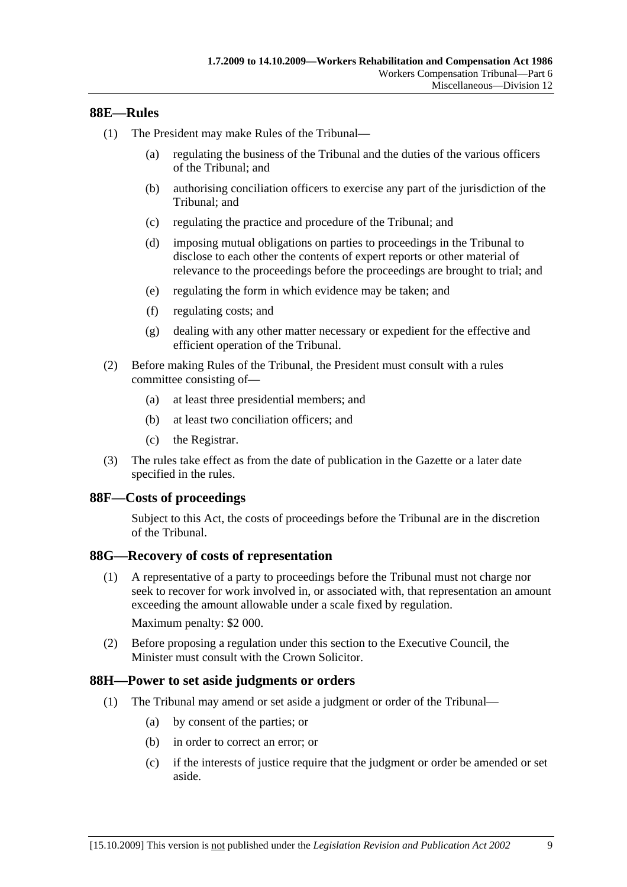## 88E—Rules

(1) The President may make Rules of the Tribunal—

(a) regulating the business of the Tribunal and the duties of the various officers of the Tribunal; and

(b) authorising conciliation officers to exercise any part of the jurisdiction of the Tribunal; and

(c) regulating the practice and procedure of the Tribunal; and

(d) imposing mutual obligations on parties to proceedings in the Tribunal to disclose to each other the contents of expert reports or other material of relevance to the proceedings before the proceedings are brought to trial; and

(e) regulating the form in which evidence may be taken; and

(f) regulating costs; and

(g) dealing with any other matter necessary or expedient for the effective and efficient operation of the Tribunal.

(2) Before making Rules of the Tribunal, the President must consult with a rules committee consisting of—

(a) at least three presidential members; and

(b) at least two conciliation officers; and

(c) the Registrar.

(3) The rules take effect as from the date of publication in the Gazette or a later date specified in the rules.

## 88F—Costs of proceedings

Subject to this Act, the costs of proceedings before the Tribunal are in the discretion of the Tribunal.

## 88G—Recovery of costs of representation

(1) A representative of a party to proceedings before the Tribunal must not charge nor seek to recover for work involved in, or associated with, that representation an amount exceeding the amount allowable under a scale fixed by regulation.

Maximum penalty: $2 000.

(2) Before proposing a regulation under this section to the Executive Council, the Minister must consult with the Crown Solicitor.

## 88H—Power to set aside judgments or orders

(1) The Tribunal may amend or set aside a judgment or order of the Tribunal—

(a) by consent of the parties; or

(b) in order to correct an error; or

(c) if the interests of justice require that the judgment or order be amended or set aside.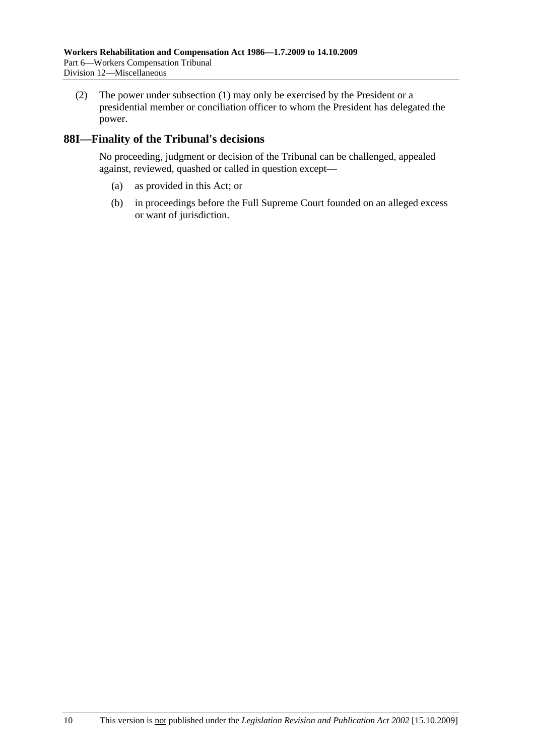(2) The power under subsection (1) may only be exercised by the President or a presidential member or conciliation officer to whom the President has delegated the power.

## 88I—Finality of the Tribunal's decisions

No proceeding, judgment or decision of the Tribunal can be challenged, appealed against, reviewed, quashed or called in question except—

(a) as provided in this Act; or

(b) in proceedings before the Full Supreme Court founded on an alleged excess or want of jurisdiction.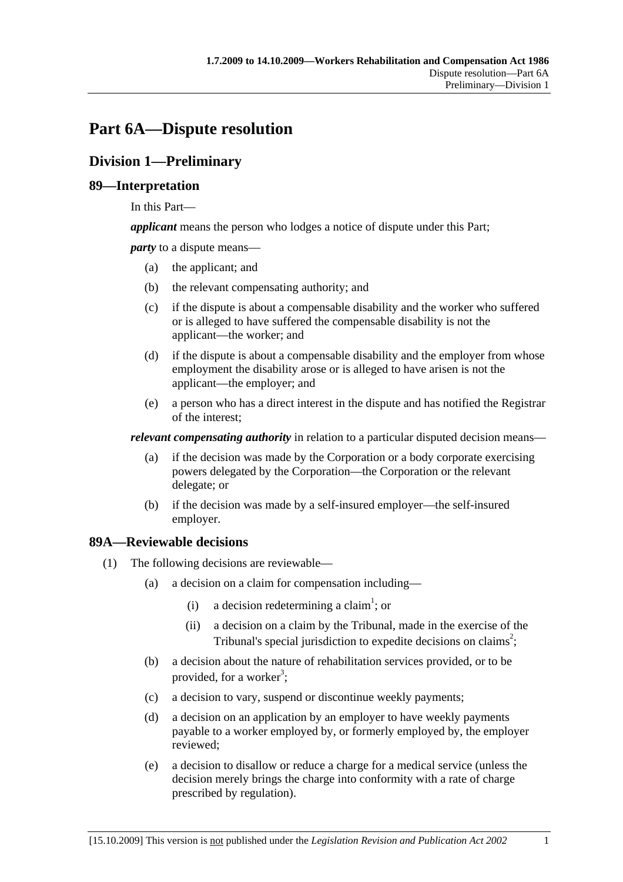# Part 6A—Dispute resolution

## Division 1—Preliminary

### 89—Interpretation

In this Part—

***applicant*** means the person who lodges a notice of dispute under this Part;

***party*** to a dispute means—

- (a) the applicant; and
- (b) the relevant compensating authority; and
- (c) if the dispute is about a compensable disability and the worker who suffered or is alleged to have suffered the compensable disability is not the applicant—the worker; and
- (d) if the dispute is about a compensable disability and the employer from whose employment the disability arose or is alleged to have arisen is not the applicant—the employer; and
- (e) a person who has a direct interest in the dispute and has notified the Registrar of the interest;

***relevant compensating authority*** in relation to a particular disputed decision means—

- (a) if the decision was made by the Corporation or a body corporate exercising powers delegated by the Corporation—the Corporation or the relevant delegate; or
- (b) if the decision was made by a self-insured employer—the self-insured employer.

### 89A—Reviewable decisions

(1) The following decisions are reviewable—

- (a) a decision on a claim for compensation including—
  - (i) a decision redetermining a claim[1]; or
  - (ii) a decision on a claim by the Tribunal, made in the exercise of the Tribunal's special jurisdiction to expedite decisions on claims[2];
- (b) a decision about the nature of rehabilitation services provided, or to be provided, for a worker[3];
- (c) a decision to vary, suspend or discontinue weekly payments;
- (d) a decision on an application by an employer to have weekly payments payable to a worker employed by, or formerly employed by, the employer reviewed;
- (e) a decision to disallow or reduce a charge for a medical service (unless the decision merely brings the charge into conformity with a rate of charge prescribed by regulation).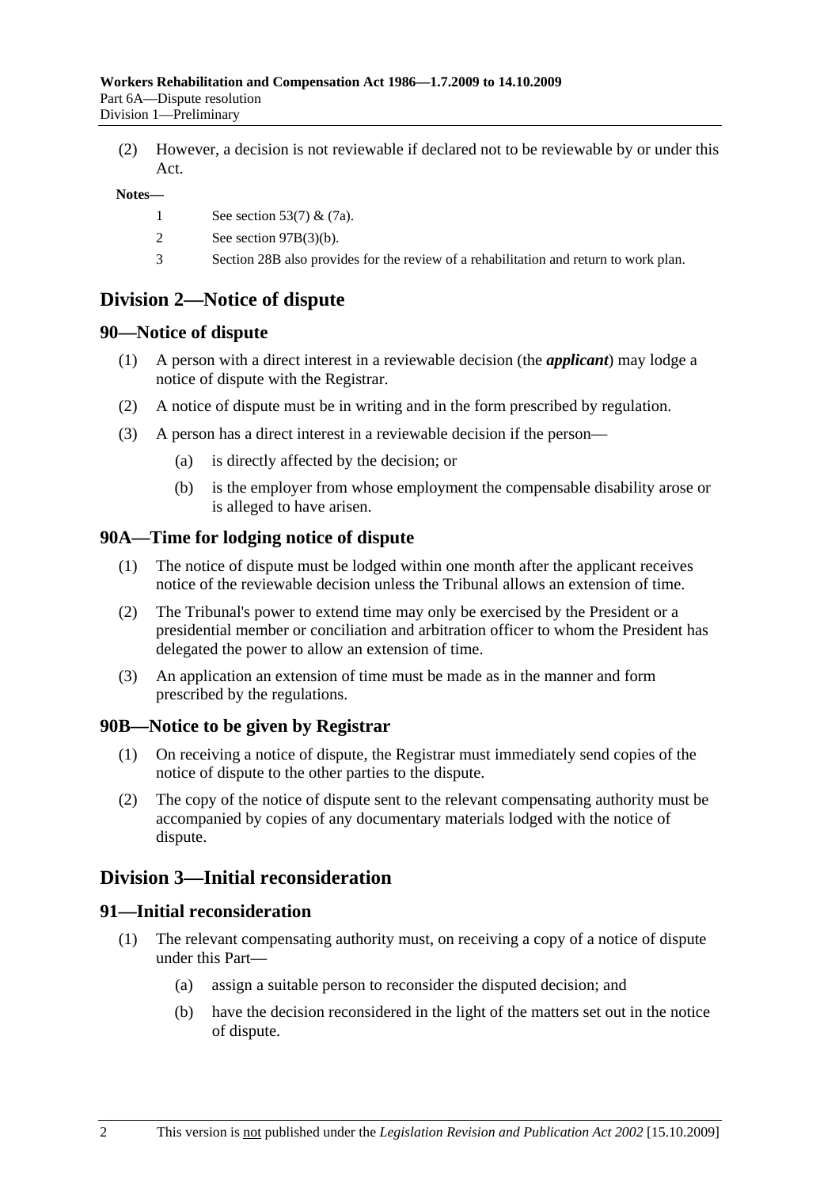(2) However, a decision is not reviewable if declared not to be reviewable by or under this Act.

**Notes—**

1 See section 53(7) & (7a).

2 See section 97B(3)(b).

3 Section 28B also provides for the review of a rehabilitation and return to work plan.

## Division 2—Notice of dispute

### 90—Notice of dispute

(1) A person with a direct interest in a reviewable decision (the ***applicant***) may lodge a notice of dispute with the Registrar.

(2) A notice of dispute must be in writing and in the form prescribed by regulation.

(3) A person has a direct interest in a reviewable decision if the person—

(a) is directly affected by the decision; or

(b) is the employer from whose employment the compensable disability arose or is alleged to have arisen.

### 90A—Time for lodging notice of dispute

(1) The notice of dispute must be lodged within one month after the applicant receives notice of the reviewable decision unless the Tribunal allows an extension of time.

(2) The Tribunal's power to extend time may only be exercised by the President or a presidential member or conciliation and arbitration officer to whom the President has delegated the power to allow an extension of time.

(3) An application an extension of time must be made as in the manner and form prescribed by the regulations.

### 90B—Notice to be given by Registrar

(1) On receiving a notice of dispute, the Registrar must immediately send copies of the notice of dispute to the other parties to the dispute.

(2) The copy of the notice of dispute sent to the relevant compensating authority must be accompanied by copies of any documentary materials lodged with the notice of dispute.

## Division 3—Initial reconsideration

### 91—Initial reconsideration

(1) The relevant compensating authority must, on receiving a copy of a notice of dispute under this Part—

(a) assign a suitable person to reconsider the disputed decision; and

(b) have the decision reconsidered in the light of the matters set out in the notice of dispute.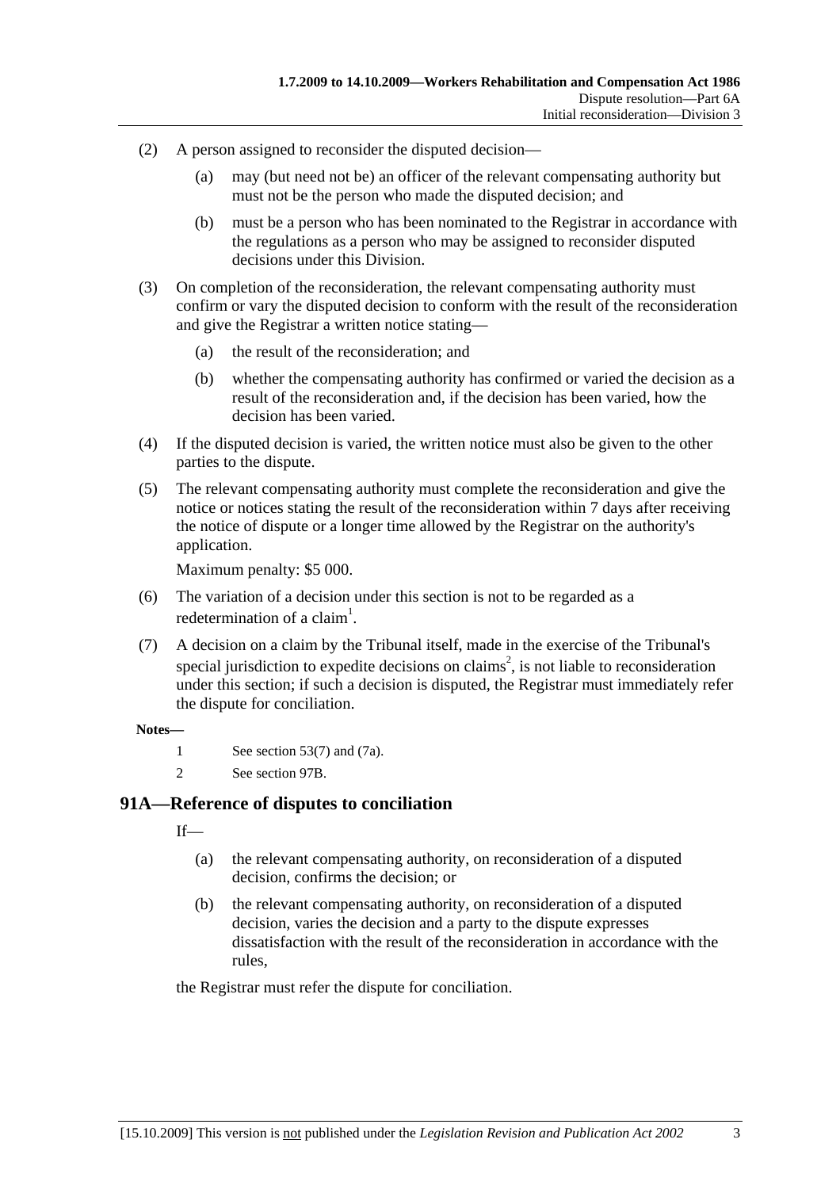(2) A person assigned to reconsider the disputed decision—

(a) may (but need not be) an officer of the relevant compensating authority but must not be the person who made the disputed decision; and

(b) must be a person who has been nominated to the Registrar in accordance with the regulations as a person who may be assigned to reconsider disputed decisions under this Division.

(3) On completion of the reconsideration, the relevant compensating authority must confirm or vary the disputed decision to conform with the result of the reconsideration and give the Registrar a written notice stating—

(a) the result of the reconsideration; and

(b) whether the compensating authority has confirmed or varied the decision as a result of the reconsideration and, if the decision has been varied, how the decision has been varied.

(4) If the disputed decision is varied, the written notice must also be given to the other parties to the dispute.

(5) The relevant compensating authority must complete the reconsideration and give the notice or notices stating the result of the reconsideration within 7 days after receiving the notice of dispute or a longer time allowed by the Registrar on the authority's application.

Maximum penalty: $5 000.

(6) The variation of a decision under this section is not to be regarded as a redetermination of a claim[1].

(7) A decision on a claim by the Tribunal itself, made in the exercise of the Tribunal's special jurisdiction to expedite decisions on claims[2], is not liable to reconsideration under this section; if such a decision is disputed, the Registrar must immediately refer the dispute for conciliation.

**Notes—**

1 See section 53(7) and (7a).

2 See section 97B.

## 91A—Reference of disputes to conciliation

If—

(a) the relevant compensating authority, on reconsideration of a disputed decision, confirms the decision; or

(b) the relevant compensating authority, on reconsideration of a disputed decision, varies the decision and a party to the dispute expresses dissatisfaction with the result of the reconsideration in accordance with the rules,

the Registrar must refer the dispute for conciliation.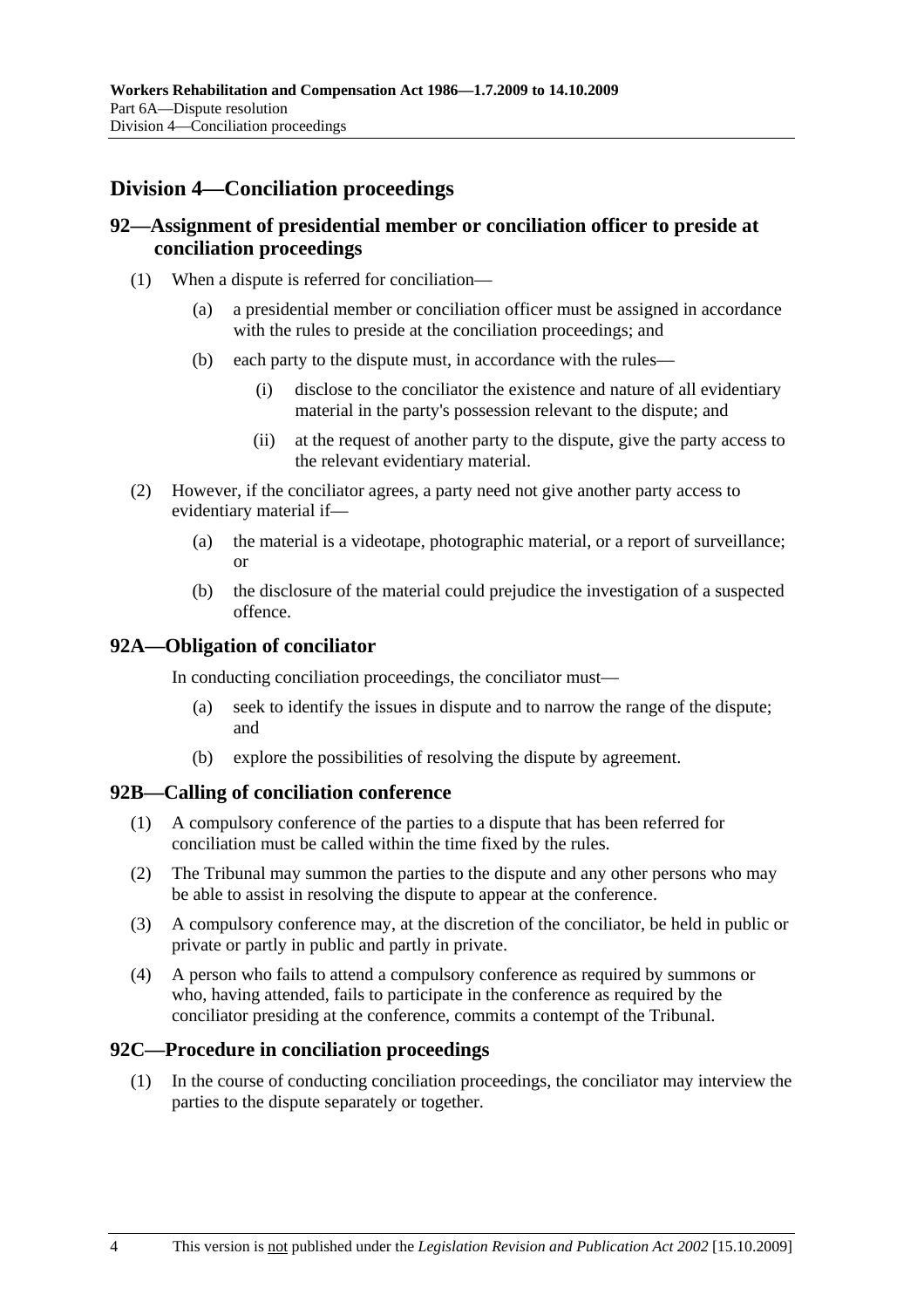## Division 4—Conciliation proceedings

### 92—Assignment of presidential member or conciliation officer to preside at conciliation proceedings

(1) When a dispute is referred for conciliation—

  (a) a presidential member or conciliation officer must be assigned in accordance with the rules to preside at the conciliation proceedings; and

  (b) each party to the dispute must, in accordance with the rules—

    (i) disclose to the conciliator the existence and nature of all evidentiary material in the party's possession relevant to the dispute; and

    (ii) at the request of another party to the dispute, give the party access to the relevant evidentiary material.

(2) However, if the conciliator agrees, a party need not give another party access to evidentiary material if—

  (a) the material is a videotape, photographic material, or a report of surveillance; or

  (b) the disclosure of the material could prejudice the investigation of a suspected offence.

### 92A—Obligation of conciliator

In conducting conciliation proceedings, the conciliator must—

  (a) seek to identify the issues in dispute and to narrow the range of the dispute; and

  (b) explore the possibilities of resolving the dispute by agreement.

### 92B—Calling of conciliation conference

(1) A compulsory conference of the parties to a dispute that has been referred for conciliation must be called within the time fixed by the rules.

(2) The Tribunal may summon the parties to the dispute and any other persons who may be able to assist in resolving the dispute to appear at the conference.

(3) A compulsory conference may, at the discretion of the conciliator, be held in public or private or partly in public and partly in private.

(4) A person who fails to attend a compulsory conference as required by summons or who, having attended, fails to participate in the conference as required by the conciliator presiding at the conference, commits a contempt of the Tribunal.

### 92C—Procedure in conciliation proceedings

(1) In the course of conducting conciliation proceedings, the conciliator may interview the parties to the dispute separately or together.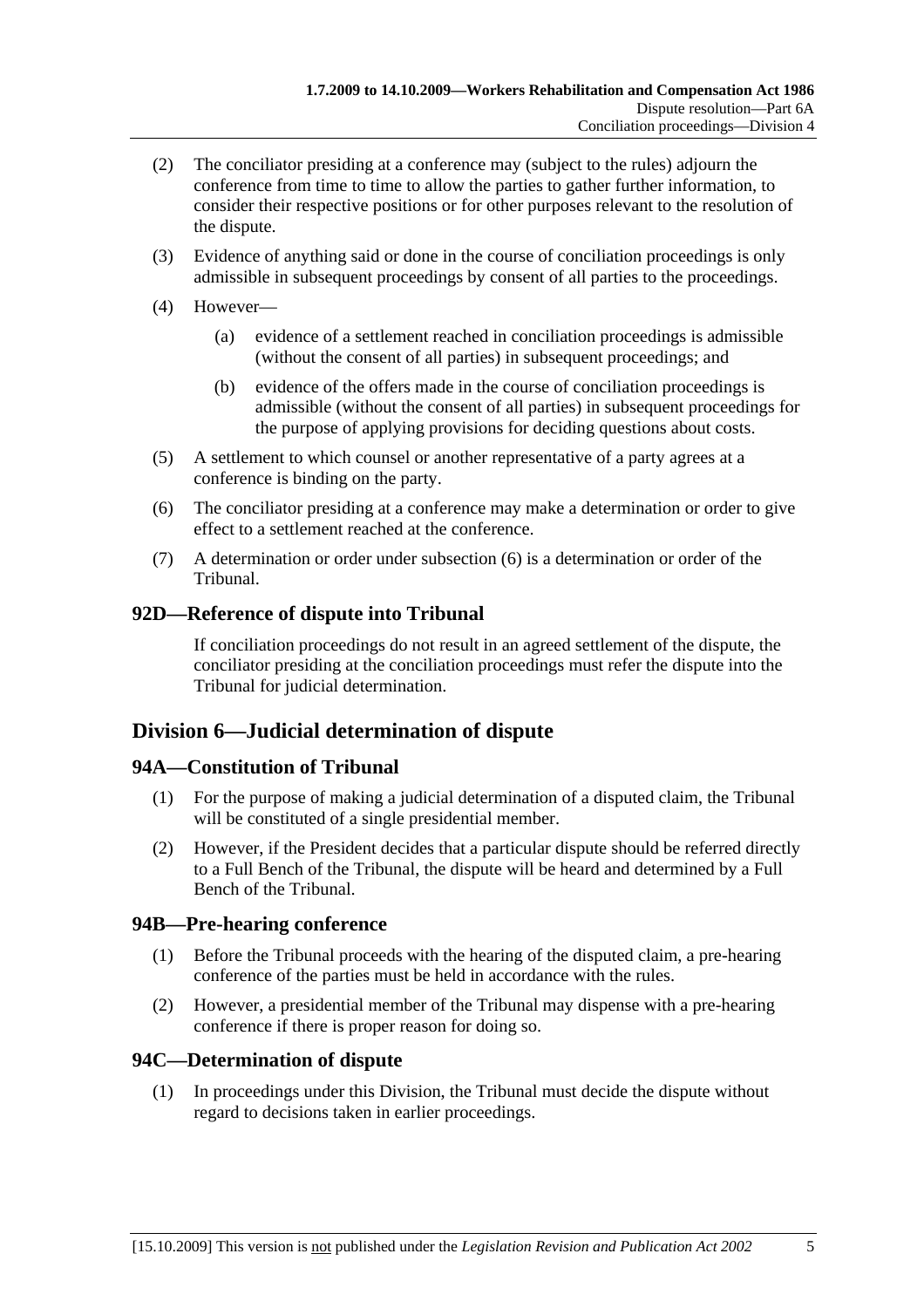(2) The conciliator presiding at a conference may (subject to the rules) adjourn the conference from time to time to allow the parties to gather further information, to consider their respective positions or for other purposes relevant to the resolution of the dispute.

(3) Evidence of anything said or done in the course of conciliation proceedings is only admissible in subsequent proceedings by consent of all parties to the proceedings.

(4) However—

(a) evidence of a settlement reached in conciliation proceedings is admissible (without the consent of all parties) in subsequent proceedings; and

(b) evidence of the offers made in the course of conciliation proceedings is admissible (without the consent of all parties) in subsequent proceedings for the purpose of applying provisions for deciding questions about costs.

(5) A settlement to which counsel or another representative of a party agrees at a conference is binding on the party.

(6) The conciliator presiding at a conference may make a determination or order to give effect to a settlement reached at the conference.

(7) A determination or order under subsection (6) is a determination or order of the Tribunal.

## 92D—Reference of dispute into Tribunal

If conciliation proceedings do not result in an agreed settlement of the dispute, the conciliator presiding at the conciliation proceedings must refer the dispute into the Tribunal for judicial determination.

# Division 6—Judicial determination of dispute

## 94A—Constitution of Tribunal

(1) For the purpose of making a judicial determination of a disputed claim, the Tribunal will be constituted of a single presidential member.

(2) However, if the President decides that a particular dispute should be referred directly to a Full Bench of the Tribunal, the dispute will be heard and determined by a Full Bench of the Tribunal.

## 94B—Pre-hearing conference

(1) Before the Tribunal proceeds with the hearing of the disputed claim, a pre-hearing conference of the parties must be held in accordance with the rules.

(2) However, a presidential member of the Tribunal may dispense with a pre-hearing conference if there is proper reason for doing so.

## 94C—Determination of dispute

(1) In proceedings under this Division, the Tribunal must decide the dispute without regard to decisions taken in earlier proceedings.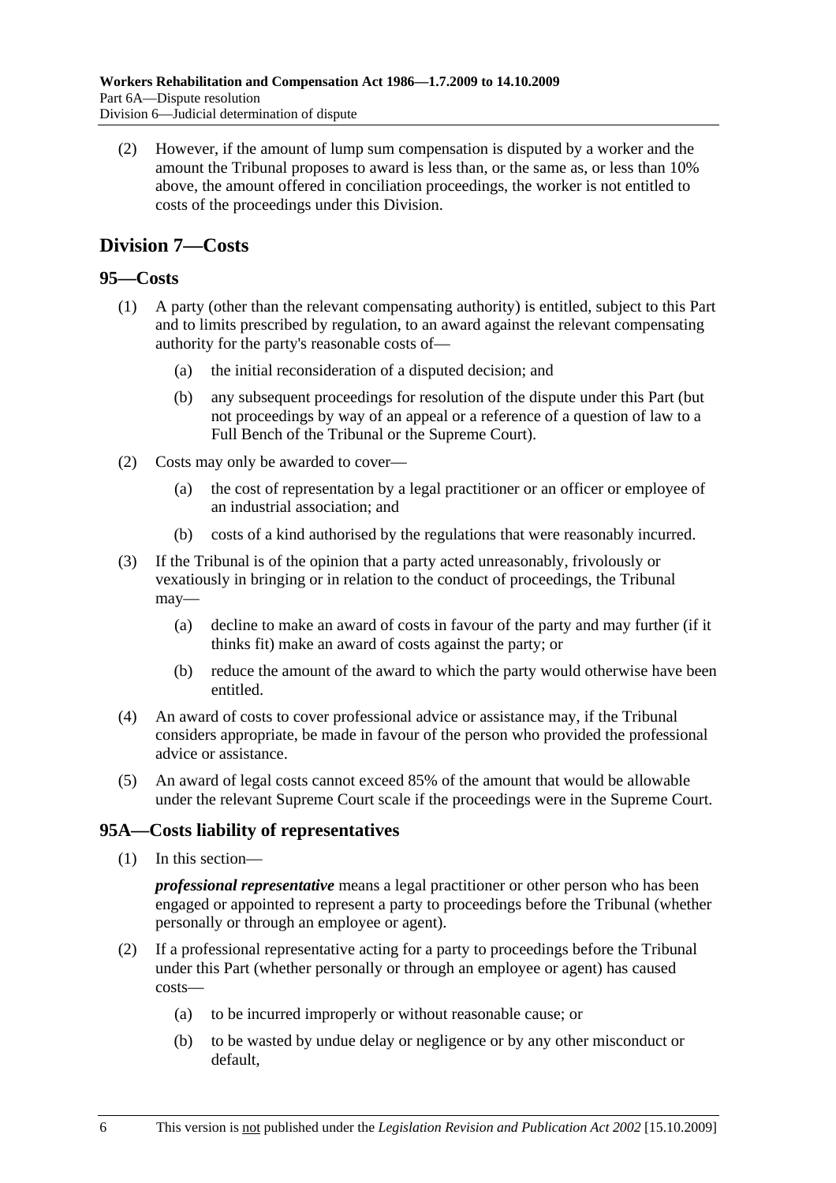(2) However, if the amount of lump sum compensation is disputed by a worker and the amount the Tribunal proposes to award is less than, or the same as, or less than 10% above, the amount offered in conciliation proceedings, the worker is not entitled to costs of the proceedings under this Division.

## Division 7—Costs

### 95—Costs

(1) A party (other than the relevant compensating authority) is entitled, subject to this Part and to limits prescribed by regulation, to an award against the relevant compensating authority for the party's reasonable costs of—

(a) the initial reconsideration of a disputed decision; and

(b) any subsequent proceedings for resolution of the dispute under this Part (but not proceedings by way of an appeal or a reference of a question of law to a Full Bench of the Tribunal or the Supreme Court).

(2) Costs may only be awarded to cover—

(a) the cost of representation by a legal practitioner or an officer or employee of an industrial association; and

(b) costs of a kind authorised by the regulations that were reasonably incurred.

(3) If the Tribunal is of the opinion that a party acted unreasonably, frivolously or vexatiously in bringing or in relation to the conduct of proceedings, the Tribunal may—

(a) decline to make an award of costs in favour of the party and may further (if it thinks fit) make an award of costs against the party; or

(b) reduce the amount of the award to which the party would otherwise have been entitled.

(4) An award of costs to cover professional advice or assistance may, if the Tribunal considers appropriate, be made in favour of the person who provided the professional advice or assistance.

(5) An award of legal costs cannot exceed 85% of the amount that would be allowable under the relevant Supreme Court scale if the proceedings were in the Supreme Court.

### 95A—Costs liability of representatives

(1) In this section—

***professional representative*** means a legal practitioner or other person who has been engaged or appointed to represent a party to proceedings before the Tribunal (whether personally or through an employee or agent).

(2) If a professional representative acting for a party to proceedings before the Tribunal under this Part (whether personally or through an employee or agent) has caused costs—

(a) to be incurred improperly or without reasonable cause; or

(b) to be wasted by undue delay or negligence or by any other misconduct or default,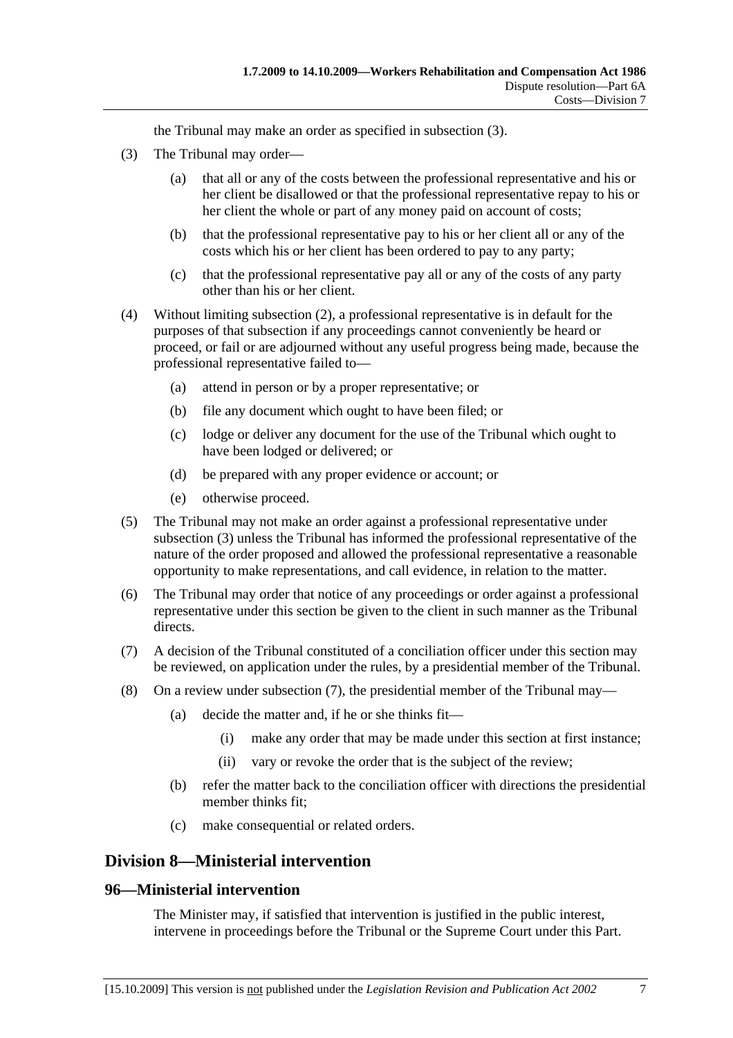the Tribunal may make an order as specified in subsection (3).

(3) The Tribunal may order—

(a) that all or any of the costs between the professional representative and his or her client be disallowed or that the professional representative repay to his or her client the whole or part of any money paid on account of costs;

(b) that the professional representative pay to his or her client all or any of the costs which his or her client has been ordered to pay to any party;

(c) that the professional representative pay all or any of the costs of any party other than his or her client.

(4) Without limiting subsection (2), a professional representative is in default for the purposes of that subsection if any proceedings cannot conveniently be heard or proceed, or fail or are adjourned without any useful progress being made, because the professional representative failed to—

(a) attend in person or by a proper representative; or

(b) file any document which ought to have been filed; or

(c) lodge or deliver any document for the use of the Tribunal which ought to have been lodged or delivered; or

(d) be prepared with any proper evidence or account; or

(e) otherwise proceed.

(5) The Tribunal may not make an order against a professional representative under subsection (3) unless the Tribunal has informed the professional representative of the nature of the order proposed and allowed the professional representative a reasonable opportunity to make representations, and call evidence, in relation to the matter.

(6) The Tribunal may order that notice of any proceedings or order against a professional representative under this section be given to the client in such manner as the Tribunal directs.

(7) A decision of the Tribunal constituted of a conciliation officer under this section may be reviewed, on application under the rules, by a presidential member of the Tribunal.

(8) On a review under subsection (7), the presidential member of the Tribunal may—

(a) decide the matter and, if he or she thinks fit—

(i) make any order that may be made under this section at first instance;

(ii) vary or revoke the order that is the subject of the review;

(b) refer the matter back to the conciliation officer with directions the presidential member thinks fit;

(c) make consequential or related orders.

## Division 8—Ministerial intervention

### 96—Ministerial intervention

The Minister may, if satisfied that intervention is justified in the public interest, intervene in proceedings before the Tribunal or the Supreme Court under this Part.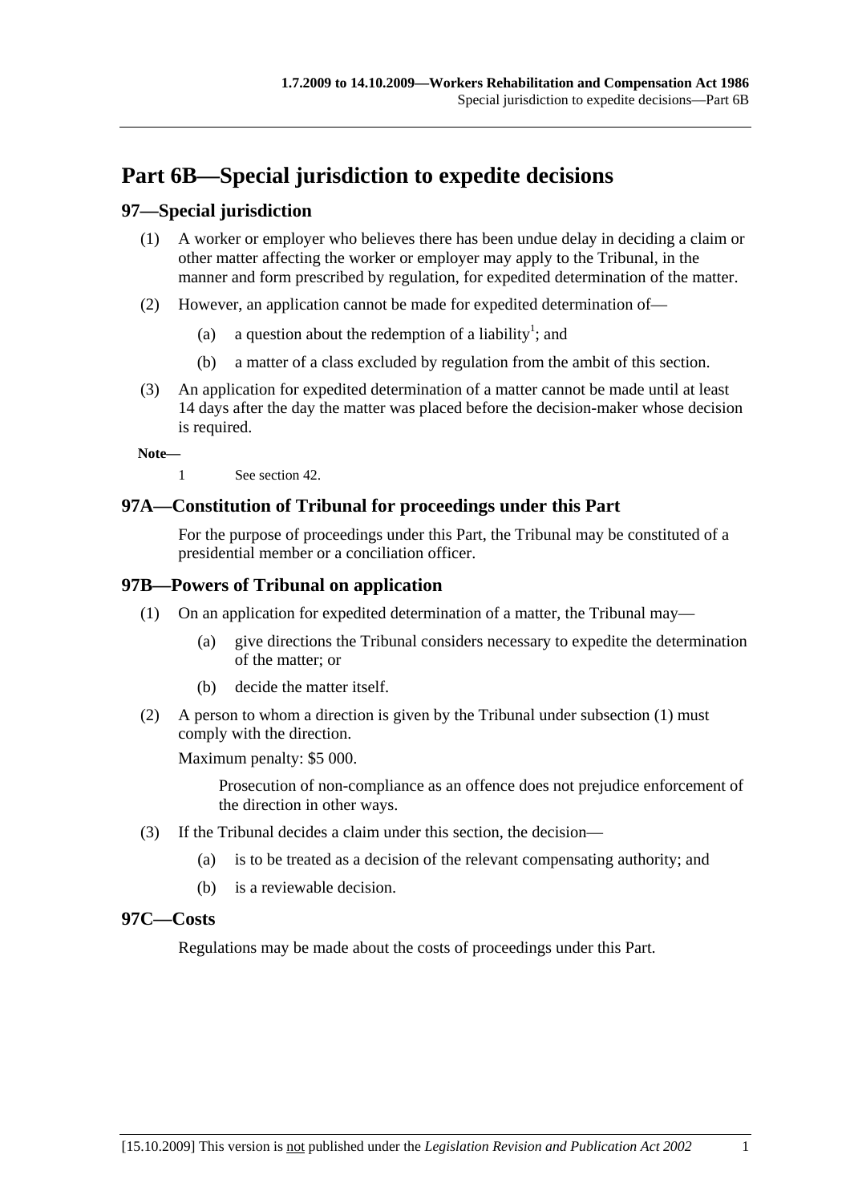# Part 6B—Special jurisdiction to expedite decisions

## 97—Special jurisdiction

(1) A worker or employer who believes there has been undue delay in deciding a claim or other matter affecting the worker or employer may apply to the Tribunal, in the manner and form prescribed by regulation, for expedited determination of the matter.

(2) However, an application cannot be made for expedited determination of—

- (a) a question about the redemption of a liability[1]; and
- (b) a matter of a class excluded by regulation from the ambit of this section.

(3) An application for expedited determination of a matter cannot be made until at least 14 days after the day the matter was placed before the decision-maker whose decision is required.

**Note—**

1 See section 42.

## 97A—Constitution of Tribunal for proceedings under this Part

For the purpose of proceedings under this Part, the Tribunal may be constituted of a presidential member or a conciliation officer.

## 97B—Powers of Tribunal on application

(1) On an application for expedited determination of a matter, the Tribunal may—

- (a) give directions the Tribunal considers necessary to expedite the determination of the matter; or
- (b) decide the matter itself.

(2) A person to whom a direction is given by the Tribunal under subsection (1) must comply with the direction.

Maximum penalty: $5 000.

Prosecution of non-compliance as an offence does not prejudice enforcement of the direction in other ways.

(3) If the Tribunal decides a claim under this section, the decision—

- (a) is to be treated as a decision of the relevant compensating authority; and
- (b) is a reviewable decision.

## 97C—Costs

Regulations may be made about the costs of proceedings under this Part.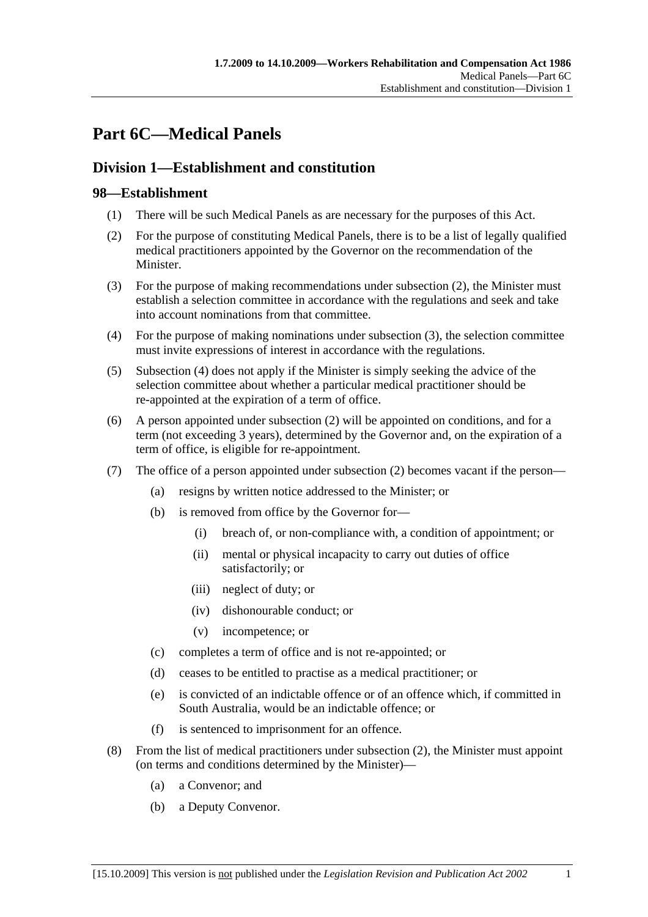# Part 6C—Medical Panels

## Division 1—Establishment and constitution

### 98—Establishment

(1) There will be such Medical Panels as are necessary for the purposes of this Act.

(2) For the purpose of constituting Medical Panels, there is to be a list of legally qualified medical practitioners appointed by the Governor on the recommendation of the Minister.

(3) For the purpose of making recommendations under subsection (2), the Minister must establish a selection committee in accordance with the regulations and seek and take into account nominations from that committee.

(4) For the purpose of making nominations under subsection (3), the selection committee must invite expressions of interest in accordance with the regulations.

(5) Subsection (4) does not apply if the Minister is simply seeking the advice of the selection committee about whether a particular medical practitioner should be re-appointed at the expiration of a term of office.

(6) A person appointed under subsection (2) will be appointed on conditions, and for a term (not exceeding 3 years), determined by the Governor and, on the expiration of a term of office, is eligible for re-appointment.

(7) The office of a person appointed under subsection (2) becomes vacant if the person—

- (a) resigns by written notice addressed to the Minister; or
- (b) is removed from office by the Governor for—
  - (i) breach of, or non-compliance with, a condition of appointment; or
  - (ii) mental or physical incapacity to carry out duties of office satisfactorily; or
  - (iii) neglect of duty; or
  - (iv) dishonourable conduct; or
  - (v) incompetence; or
- (c) completes a term of office and is not re-appointed; or
- (d) ceases to be entitled to practise as a medical practitioner; or
- (e) is convicted of an indictable offence or of an offence which, if committed in South Australia, would be an indictable offence; or
- (f) is sentenced to imprisonment for an offence.

(8) From the list of medical practitioners under subsection (2), the Minister must appoint (on terms and conditions determined by the Minister)—

- (a) a Convenor; and
- (b) a Deputy Convenor.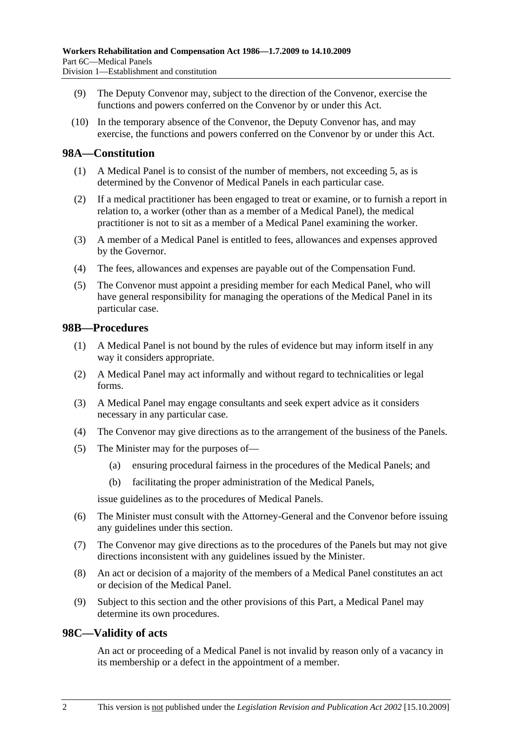(9) The Deputy Convenor may, subject to the direction of the Convenor, exercise the functions and powers conferred on the Convenor by or under this Act.

(10) In the temporary absence of the Convenor, the Deputy Convenor has, and may exercise, the functions and powers conferred on the Convenor by or under this Act.

## 98A—Constitution

(1) A Medical Panel is to consist of the number of members, not exceeding 5, as is determined by the Convenor of Medical Panels in each particular case.

(2) If a medical practitioner has been engaged to treat or examine, or to furnish a report in relation to, a worker (other than as a member of a Medical Panel), the medical practitioner is not to sit as a member of a Medical Panel examining the worker.

(3) A member of a Medical Panel is entitled to fees, allowances and expenses approved by the Governor.

(4) The fees, allowances and expenses are payable out of the Compensation Fund.

(5) The Convenor must appoint a presiding member for each Medical Panel, who will have general responsibility for managing the operations of the Medical Panel in its particular case.

## 98B—Procedures

(1) A Medical Panel is not bound by the rules of evidence but may inform itself in any way it considers appropriate.

(2) A Medical Panel may act informally and without regard to technicalities or legal forms.

(3) A Medical Panel may engage consultants and seek expert advice as it considers necessary in any particular case.

(4) The Convenor may give directions as to the arrangement of the business of the Panels.

(5) The Minister may for the purposes of—

(a) ensuring procedural fairness in the procedures of the Medical Panels; and

(b) facilitating the proper administration of the Medical Panels,

issue guidelines as to the procedures of Medical Panels.

(6) The Minister must consult with the Attorney-General and the Convenor before issuing any guidelines under this section.

(7) The Convenor may give directions as to the procedures of the Panels but may not give directions inconsistent with any guidelines issued by the Minister.

(8) An act or decision of a majority of the members of a Medical Panel constitutes an act or decision of the Medical Panel.

(9) Subject to this section and the other provisions of this Part, a Medical Panel may determine its own procedures.

## 98C—Validity of acts

An act or proceeding of a Medical Panel is not invalid by reason only of a vacancy in its membership or a defect in the appointment of a member.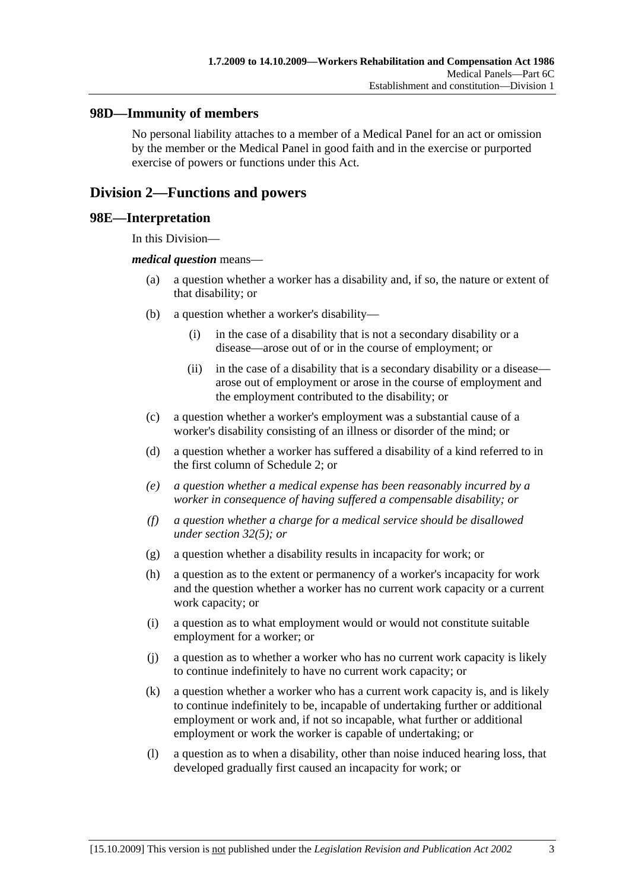## 98D—Immunity of members

No personal liability attaches to a member of a Medical Panel for an act or omission by the member or the Medical Panel in good faith and in the exercise or purported exercise of powers or functions under this Act.

# Division 2—Functions and powers

## 98E—Interpretation

In this Division—

***medical question*** means—

(a) a question whether a worker has a disability and, if so, the nature or extent of that disability; or

(b) a question whether a worker's disability—

(i) in the case of a disability that is not a secondary disability or a disease—arose out of or in the course of employment; or

(ii) in the case of a disability that is a secondary disability or a disease—arose out of employment or arose in the course of employment and the employment contributed to the disability; or

(c) a question whether a worker's employment was a substantial cause of a worker's disability consisting of an illness or disorder of the mind; or

(d) a question whether a worker has suffered a disability of a kind referred to in the first column of Schedule 2; or

*(e) a question whether a medical expense has been reasonably incurred by a worker in consequence of having suffered a compensable disability; or*

*(f) a question whether a charge for a medical service should be disallowed under section 32(5); or*

(g) a question whether a disability results in incapacity for work; or

(h) a question as to the extent or permanency of a worker's incapacity for work and the question whether a worker has no current work capacity or a current work capacity; or

(i) a question as to what employment would or would not constitute suitable employment for a worker; or

(j) a question as to whether a worker who has no current work capacity is likely to continue indefinitely to have no current work capacity; or

(k) a question whether a worker who has a current work capacity is, and is likely to continue indefinitely to be, incapable of undertaking further or additional employment or work and, if not so incapable, what further or additional employment or work the worker is capable of undertaking; or

(l) a question as to when a disability, other than noise induced hearing loss, that developed gradually first caused an incapacity for work; or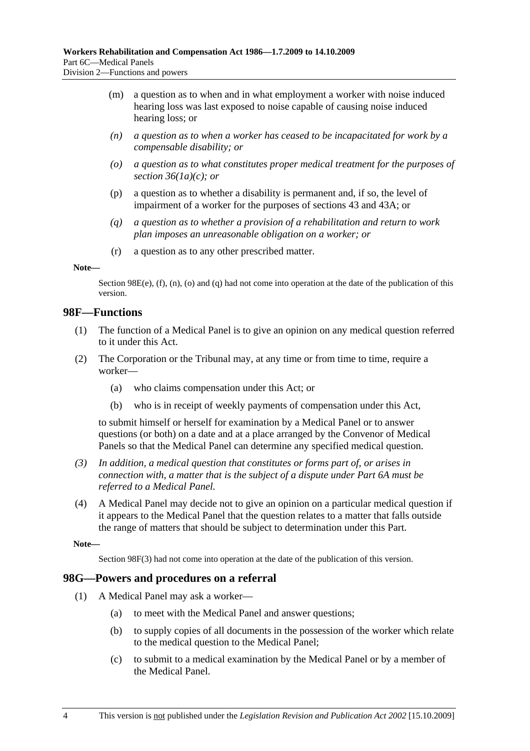(m) a question as to when and in what employment a worker with noise induced hearing loss was last exposed to noise capable of causing noise induced hearing loss; or

*(n) a question as to when a worker has ceased to be incapacitated for work by a compensable disability; or*

*(o) a question as to what constitutes proper medical treatment for the purposes of section 36(1a)(c); or*

(p) a question as to whether a disability is permanent and, if so, the level of impairment of a worker for the purposes of sections 43 and 43A; or

*(q) a question as to whether a provision of a rehabilitation and return to work plan imposes an unreasonable obligation on a worker; or*

(r) a question as to any other prescribed matter.

**Note—**

Section 98E(e), (f), (n), (o) and (q) had not come into operation at the date of the publication of this version.

## 98F—Functions

(1) The function of a Medical Panel is to give an opinion on any medical question referred to it under this Act.

(2) The Corporation or the Tribunal may, at any time or from time to time, require a worker—

(a) who claims compensation under this Act; or

(b) who is in receipt of weekly payments of compensation under this Act,

to submit himself or herself for examination by a Medical Panel or to answer questions (or both) on a date and at a place arranged by the Convenor of Medical Panels so that the Medical Panel can determine any specified medical question.

*(3) In addition, a medical question that constitutes or forms part of, or arises in connection with, a matter that is the subject of a dispute under Part 6A must be referred to a Medical Panel.*

(4) A Medical Panel may decide not to give an opinion on a particular medical question if it appears to the Medical Panel that the question relates to a matter that falls outside the range of matters that should be subject to determination under this Part.

**Note—**

Section 98F(3) had not come into operation at the date of the publication of this version.

## 98G—Powers and procedures on a referral

(1) A Medical Panel may ask a worker—

(a) to meet with the Medical Panel and answer questions;

(b) to supply copies of all documents in the possession of the worker which relate to the medical question to the Medical Panel;

(c) to submit to a medical examination by the Medical Panel or by a member of the Medical Panel.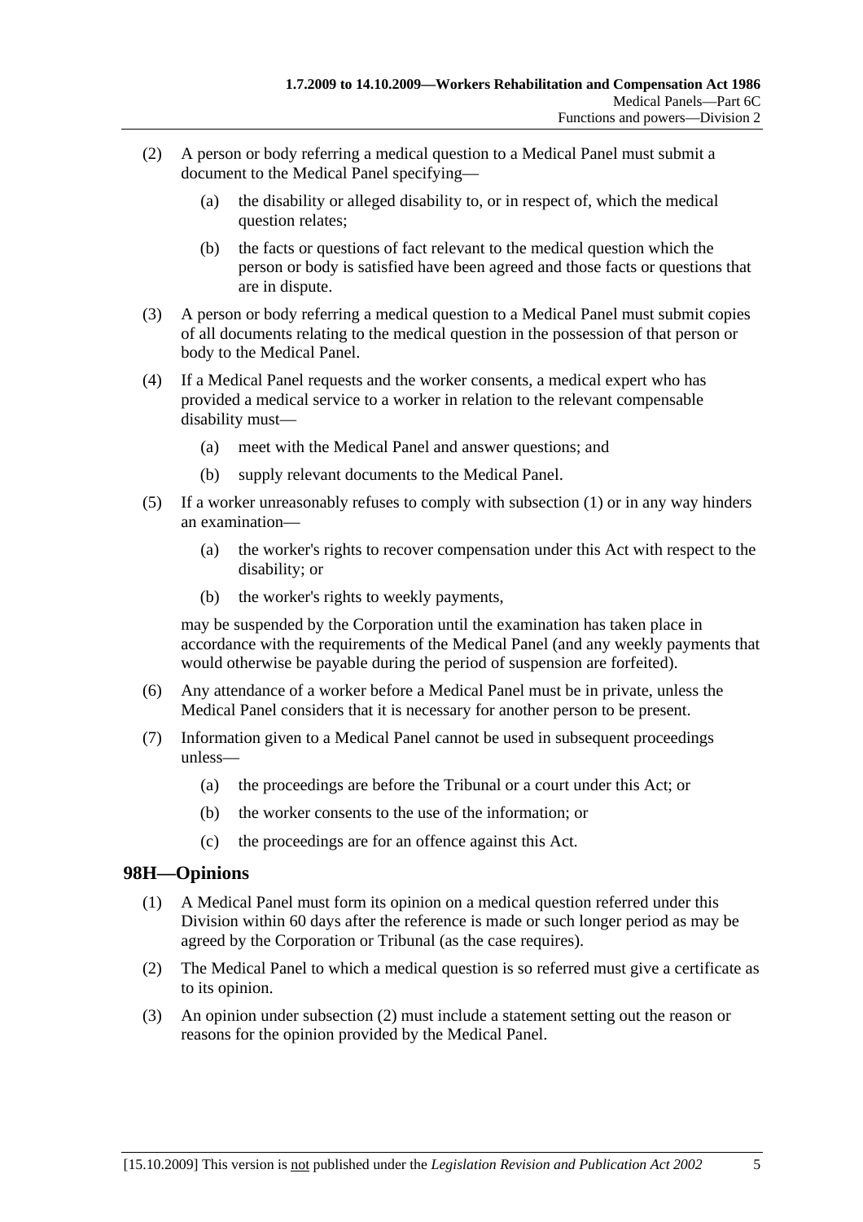(2) A person or body referring a medical question to a Medical Panel must submit a document to the Medical Panel specifying—

(a) the disability or alleged disability to, or in respect of, which the medical question relates;

(b) the facts or questions of fact relevant to the medical question which the person or body is satisfied have been agreed and those facts or questions that are in dispute.

(3) A person or body referring a medical question to a Medical Panel must submit copies of all documents relating to the medical question in the possession of that person or body to the Medical Panel.

(4) If a Medical Panel requests and the worker consents, a medical expert who has provided a medical service to a worker in relation to the relevant compensable disability must—

(a) meet with the Medical Panel and answer questions; and

(b) supply relevant documents to the Medical Panel.

(5) If a worker unreasonably refuses to comply with subsection (1) or in any way hinders an examination—

(a) the worker's rights to recover compensation under this Act with respect to the disability; or

(b) the worker's rights to weekly payments,

may be suspended by the Corporation until the examination has taken place in accordance with the requirements of the Medical Panel (and any weekly payments that would otherwise be payable during the period of suspension are forfeited).

(6) Any attendance of a worker before a Medical Panel must be in private, unless the Medical Panel considers that it is necessary for another person to be present.

(7) Information given to a Medical Panel cannot be used in subsequent proceedings unless—

(a) the proceedings are before the Tribunal or a court under this Act; or

(b) the worker consents to the use of the information; or

(c) the proceedings are for an offence against this Act.

## 98H—Opinions

(1) A Medical Panel must form its opinion on a medical question referred under this Division within 60 days after the reference is made or such longer period as may be agreed by the Corporation or Tribunal (as the case requires).

(2) The Medical Panel to which a medical question is so referred must give a certificate as to its opinion.

(3) An opinion under subsection (2) must include a statement setting out the reason or reasons for the opinion provided by the Medical Panel.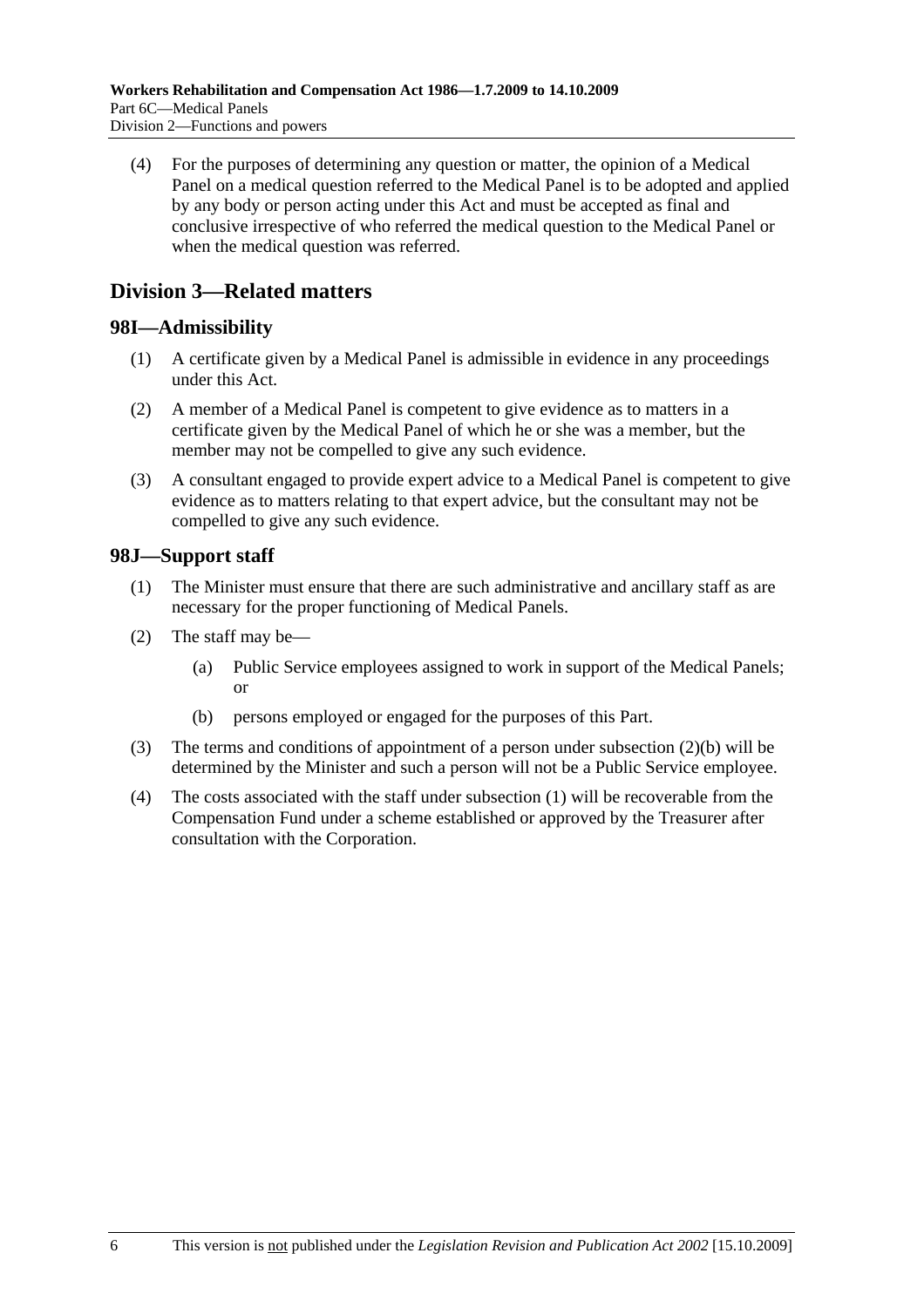(4) For the purposes of determining any question or matter, the opinion of a Medical Panel on a medical question referred to the Medical Panel is to be adopted and applied by any body or person acting under this Act and must be accepted as final and conclusive irrespective of who referred the medical question to the Medical Panel or when the medical question was referred.

## Division 3—Related matters

### 98I—Admissibility

(1) A certificate given by a Medical Panel is admissible in evidence in any proceedings under this Act.

(2) A member of a Medical Panel is competent to give evidence as to matters in a certificate given by the Medical Panel of which he or she was a member, but the member may not be compelled to give any such evidence.

(3) A consultant engaged to provide expert advice to a Medical Panel is competent to give evidence as to matters relating to that expert advice, but the consultant may not be compelled to give any such evidence.

### 98J—Support staff

(1) The Minister must ensure that there are such administrative and ancillary staff as are necessary for the proper functioning of Medical Panels.

(2) The staff may be—

(a) Public Service employees assigned to work in support of the Medical Panels; or

(b) persons employed or engaged for the purposes of this Part.

(3) The terms and conditions of appointment of a person under subsection (2)(b) will be determined by the Minister and such a person will not be a Public Service employee.

(4) The costs associated with the staff under subsection (1) will be recoverable from the Compensation Fund under a scheme established or approved by the Treasurer after consultation with the Corporation.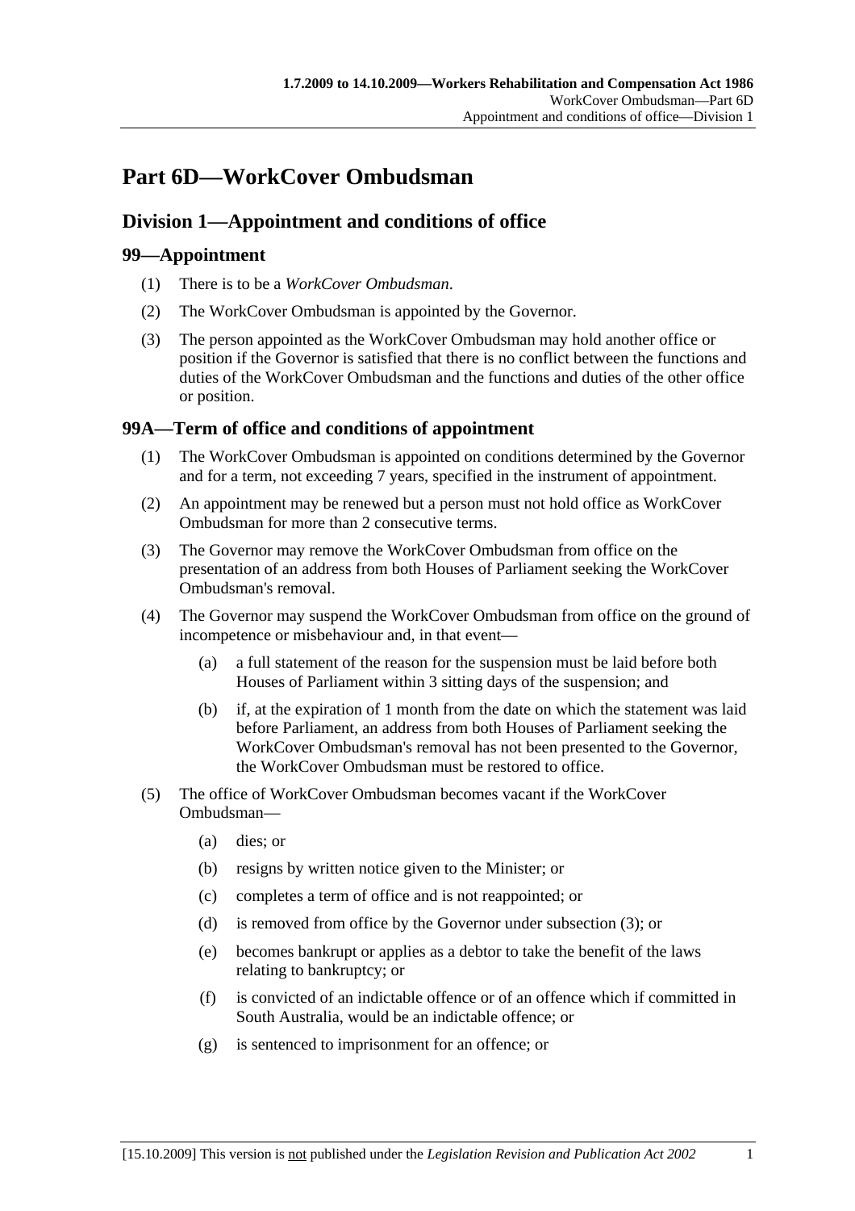# Part 6D—WorkCover Ombudsman

## Division 1—Appointment and conditions of office

### 99—Appointment

(1) There is to be a *WorkCover Ombudsman*.

(2) The WorkCover Ombudsman is appointed by the Governor.

(3) The person appointed as the WorkCover Ombudsman may hold another office or position if the Governor is satisfied that there is no conflict between the functions and duties of the WorkCover Ombudsman and the functions and duties of the other office or position.

### 99A—Term of office and conditions of appointment

(1) The WorkCover Ombudsman is appointed on conditions determined by the Governor and for a term, not exceeding 7 years, specified in the instrument of appointment.

(2) An appointment may be renewed but a person must not hold office as WorkCover Ombudsman for more than 2 consecutive terms.

(3) The Governor may remove the WorkCover Ombudsman from office on the presentation of an address from both Houses of Parliament seeking the WorkCover Ombudsman's removal.

(4) The Governor may suspend the WorkCover Ombudsman from office on the ground of incompetence or misbehaviour and, in that event—

- (a) a full statement of the reason for the suspension must be laid before both Houses of Parliament within 3 sitting days of the suspension; and
- (b) if, at the expiration of 1 month from the date on which the statement was laid before Parliament, an address from both Houses of Parliament seeking the WorkCover Ombudsman's removal has not been presented to the Governor, the WorkCover Ombudsman must be restored to office.

(5) The office of WorkCover Ombudsman becomes vacant if the WorkCover Ombudsman—

- (a) dies; or
- (b) resigns by written notice given to the Minister; or
- (c) completes a term of office and is not reappointed; or
- (d) is removed from office by the Governor under subsection (3); or
- (e) becomes bankrupt or applies as a debtor to take the benefit of the laws relating to bankruptcy; or
- (f) is convicted of an indictable offence or of an offence which if committed in South Australia, would be an indictable offence; or
- (g) is sentenced to imprisonment for an offence; or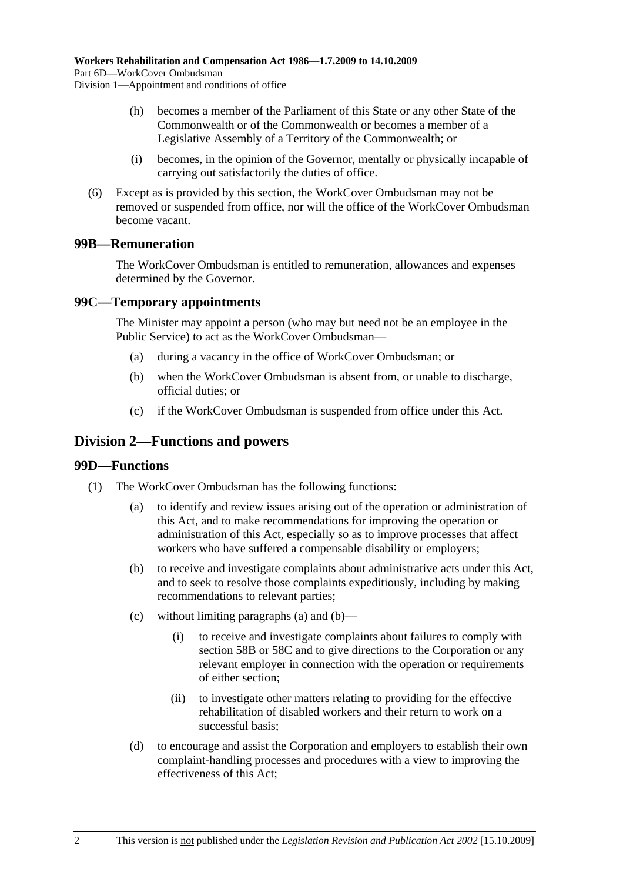(h) becomes a member of the Parliament of this State or any other State of the Commonwealth or of the Commonwealth or becomes a member of a Legislative Assembly of a Territory of the Commonwealth; or

(i) becomes, in the opinion of the Governor, mentally or physically incapable of carrying out satisfactorily the duties of office.

(6) Except as is provided by this section, the WorkCover Ombudsman may not be removed or suspended from office, nor will the office of the WorkCover Ombudsman become vacant.

### 99B—Remuneration

The WorkCover Ombudsman is entitled to remuneration, allowances and expenses determined by the Governor.

### 99C—Temporary appointments

The Minister may appoint a person (who may but need not be an employee in the Public Service) to act as the WorkCover Ombudsman—

(a) during a vacancy in the office of WorkCover Ombudsman; or

(b) when the WorkCover Ombudsman is absent from, or unable to discharge, official duties; or

(c) if the WorkCover Ombudsman is suspended from office under this Act.

## Division 2—Functions and powers

### 99D—Functions

(1) The WorkCover Ombudsman has the following functions:

(a) to identify and review issues arising out of the operation or administration of this Act, and to make recommendations for improving the operation or administration of this Act, especially so as to improve processes that affect workers who have suffered a compensable disability or employers;

(b) to receive and investigate complaints about administrative acts under this Act, and to seek to resolve those complaints expeditiously, including by making recommendations to relevant parties;

(c) without limiting paragraphs (a) and (b)—

(i) to receive and investigate complaints about failures to comply with section 58B or 58C and to give directions to the Corporation or any relevant employer in connection with the operation or requirements of either section;

(ii) to investigate other matters relating to providing for the effective rehabilitation of disabled workers and their return to work on a successful basis;

(d) to encourage and assist the Corporation and employers to establish their own complaint-handling processes and procedures with a view to improving the effectiveness of this Act;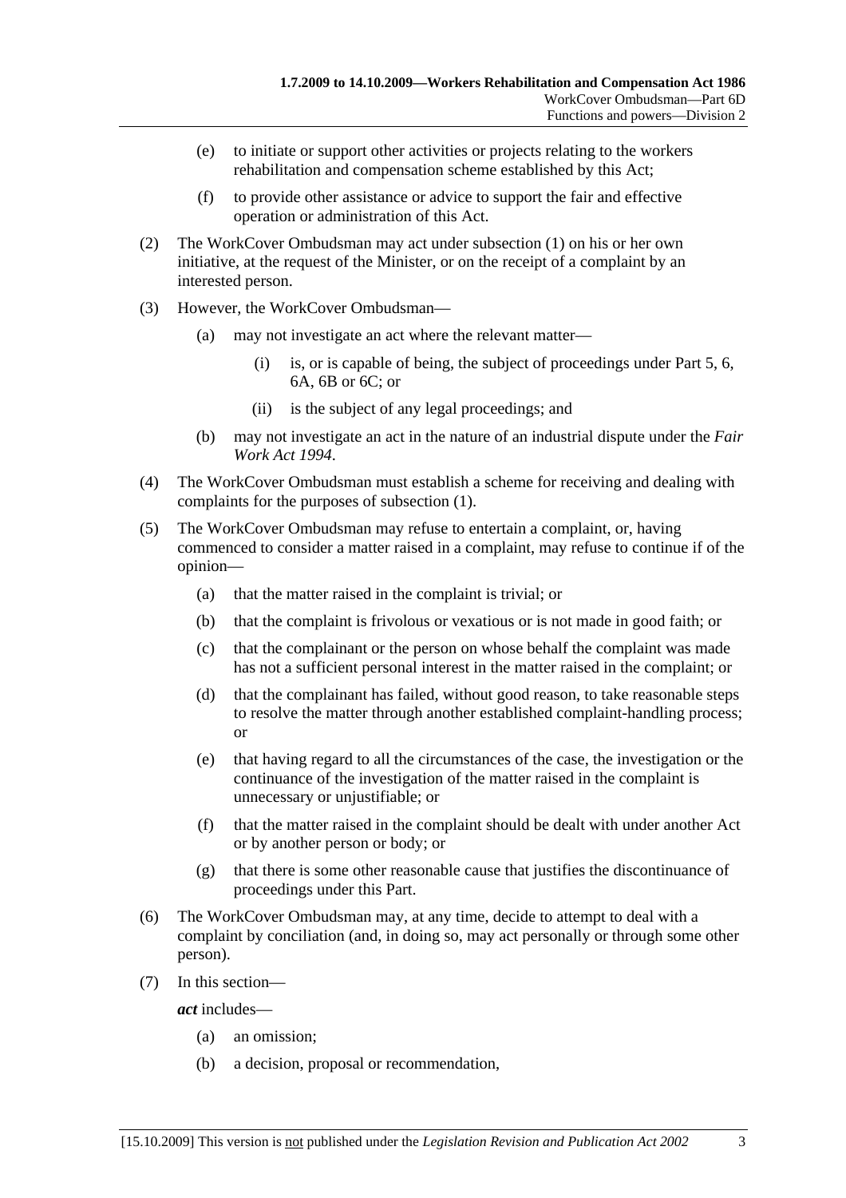(e) to initiate or support other activities or projects relating to the workers rehabilitation and compensation scheme established by this Act;

(f) to provide other assistance or advice to support the fair and effective operation or administration of this Act.

(2) The WorkCover Ombudsman may act under subsection (1) on his or her own initiative, at the request of the Minister, or on the receipt of a complaint by an interested person.

(3) However, the WorkCover Ombudsman—

(a) may not investigate an act where the relevant matter—

(i) is, or is capable of being, the subject of proceedings under Part 5, 6, 6A, 6B or 6C; or

(ii) is the subject of any legal proceedings; and

(b) may not investigate an act in the nature of an industrial dispute under the *Fair Work Act 1994*.

(4) The WorkCover Ombudsman must establish a scheme for receiving and dealing with complaints for the purposes of subsection (1).

(5) The WorkCover Ombudsman may refuse to entertain a complaint, or, having commenced to consider a matter raised in a complaint, may refuse to continue if of the opinion—

(a) that the matter raised in the complaint is trivial; or

(b) that the complaint is frivolous or vexatious or is not made in good faith; or

(c) that the complainant or the person on whose behalf the complaint was made has not a sufficient personal interest in the matter raised in the complaint; or

(d) that the complainant has failed, without good reason, to take reasonable steps to resolve the matter through another established complaint-handling process; or

(e) that having regard to all the circumstances of the case, the investigation or the continuance of the investigation of the matter raised in the complaint is unnecessary or unjustifiable; or

(f) that the matter raised in the complaint should be dealt with under another Act or by another person or body; or

(g) that there is some other reasonable cause that justifies the discontinuance of proceedings under this Part.

(6) The WorkCover Ombudsman may, at any time, decide to attempt to deal with a complaint by conciliation (and, in doing so, may act personally or through some other person).

(7) In this section—

***act*** includes—

(a) an omission;

(b) a decision, proposal or recommendation,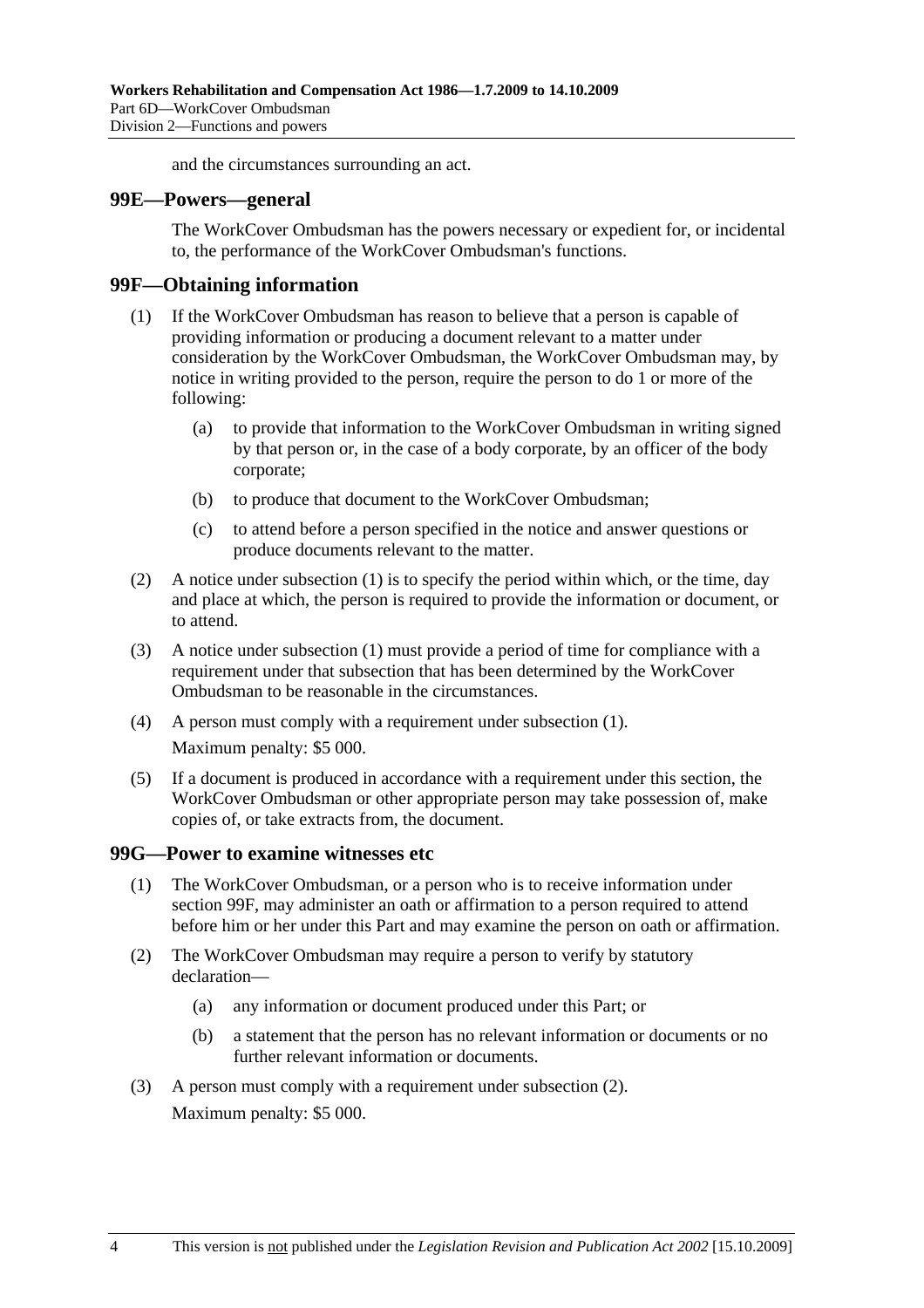and the circumstances surrounding an act.

## 99E—Powers—general

The WorkCover Ombudsman has the powers necessary or expedient for, or incidental to, the performance of the WorkCover Ombudsman's functions.

## 99F—Obtaining information

(1) If the WorkCover Ombudsman has reason to believe that a person is capable of providing information or producing a document relevant to a matter under consideration by the WorkCover Ombudsman, the WorkCover Ombudsman may, by notice in writing provided to the person, require the person to do 1 or more of the following:

(a) to provide that information to the WorkCover Ombudsman in writing signed by that person or, in the case of a body corporate, by an officer of the body corporate;

(b) to produce that document to the WorkCover Ombudsman;

(c) to attend before a person specified in the notice and answer questions or produce documents relevant to the matter.

(2) A notice under subsection (1) is to specify the period within which, or the time, day and place at which, the person is required to provide the information or document, or to attend.

(3) A notice under subsection (1) must provide a period of time for compliance with a requirement under that subsection that has been determined by the WorkCover Ombudsman to be reasonable in the circumstances.

(4) A person must comply with a requirement under subsection (1).

Maximum penalty: $5 000.

(5) If a document is produced in accordance with a requirement under this section, the WorkCover Ombudsman or other appropriate person may take possession of, make copies of, or take extracts from, the document.

## 99G—Power to examine witnesses etc

(1) The WorkCover Ombudsman, or a person who is to receive information under section 99F, may administer an oath or affirmation to a person required to attend before him or her under this Part and may examine the person on oath or affirmation.

(2) The WorkCover Ombudsman may require a person to verify by statutory declaration—

(a) any information or document produced under this Part; or

(b) a statement that the person has no relevant information or documents or no further relevant information or documents.

(3) A person must comply with a requirement under subsection (2).

Maximum penalty: $5 000.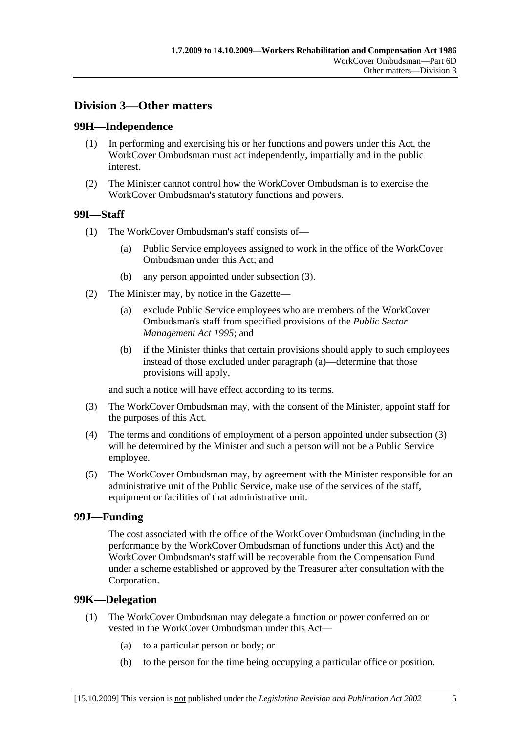## Division 3—Other matters

### 99H—Independence

(1) In performing and exercising his or her functions and powers under this Act, the WorkCover Ombudsman must act independently, impartially and in the public interest.

(2) The Minister cannot control how the WorkCover Ombudsman is to exercise the WorkCover Ombudsman's statutory functions and powers.

### 99I—Staff

(1) The WorkCover Ombudsman's staff consists of—

(a) Public Service employees assigned to work in the office of the WorkCover Ombudsman under this Act; and

(b) any person appointed under subsection (3).

(2) The Minister may, by notice in the Gazette—

(a) exclude Public Service employees who are members of the WorkCover Ombudsman's staff from specified provisions of the *Public Sector Management Act 1995*; and

(b) if the Minister thinks that certain provisions should apply to such employees instead of those excluded under paragraph (a)—determine that those provisions will apply,

and such a notice will have effect according to its terms.

(3) The WorkCover Ombudsman may, with the consent of the Minister, appoint staff for the purposes of this Act.

(4) The terms and conditions of employment of a person appointed under subsection (3) will be determined by the Minister and such a person will not be a Public Service employee.

(5) The WorkCover Ombudsman may, by agreement with the Minister responsible for an administrative unit of the Public Service, make use of the services of the staff, equipment or facilities of that administrative unit.

### 99J—Funding

The cost associated with the office of the WorkCover Ombudsman (including in the performance by the WorkCover Ombudsman of functions under this Act) and the WorkCover Ombudsman's staff will be recoverable from the Compensation Fund under a scheme established or approved by the Treasurer after consultation with the Corporation.

### 99K—Delegation

(1) The WorkCover Ombudsman may delegate a function or power conferred on or vested in the WorkCover Ombudsman under this Act—

(a) to a particular person or body; or

(b) to the person for the time being occupying a particular office or position.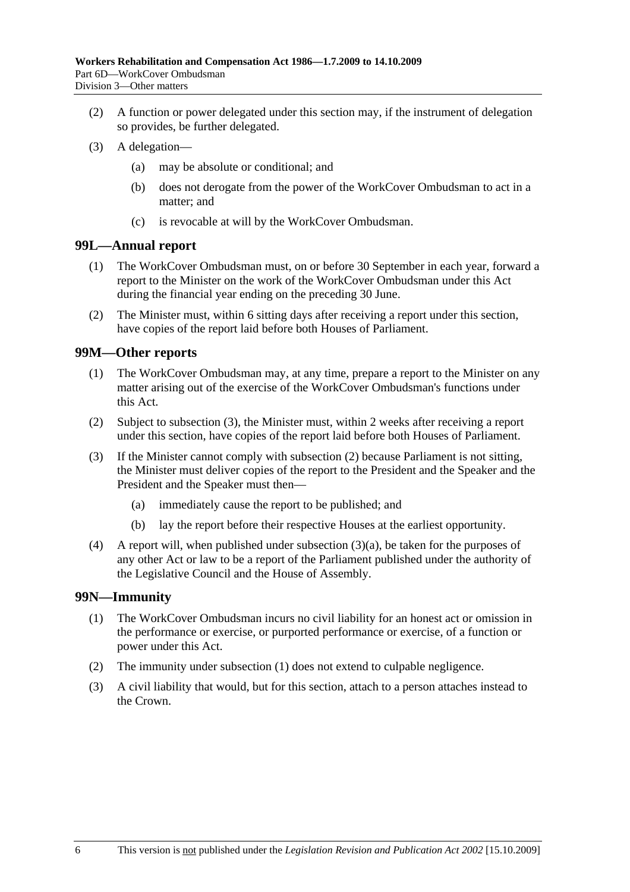(2) A function or power delegated under this section may, if the instrument of delegation so provides, be further delegated.

(3) A delegation—

(a) may be absolute or conditional; and

(b) does not derogate from the power of the WorkCover Ombudsman to act in a matter; and

(c) is revocable at will by the WorkCover Ombudsman.

## 99L—Annual report

(1) The WorkCover Ombudsman must, on or before 30 September in each year, forward a report to the Minister on the work of the WorkCover Ombudsman under this Act during the financial year ending on the preceding 30 June.

(2) The Minister must, within 6 sitting days after receiving a report under this section, have copies of the report laid before both Houses of Parliament.

## 99M—Other reports

(1) The WorkCover Ombudsman may, at any time, prepare a report to the Minister on any matter arising out of the exercise of the WorkCover Ombudsman's functions under this Act.

(2) Subject to subsection (3), the Minister must, within 2 weeks after receiving a report under this section, have copies of the report laid before both Houses of Parliament.

(3) If the Minister cannot comply with subsection (2) because Parliament is not sitting, the Minister must deliver copies of the report to the President and the Speaker and the President and the Speaker must then—

(a) immediately cause the report to be published; and

(b) lay the report before their respective Houses at the earliest opportunity.

(4) A report will, when published under subsection (3)(a), be taken for the purposes of any other Act or law to be a report of the Parliament published under the authority of the Legislative Council and the House of Assembly.

## 99N—Immunity

(1) The WorkCover Ombudsman incurs no civil liability for an honest act or omission in the performance or exercise, or purported performance or exercise, of a function or power under this Act.

(2) The immunity under subsection (1) does not extend to culpable negligence.

(3) A civil liability that would, but for this section, attach to a person attaches instead to the Crown.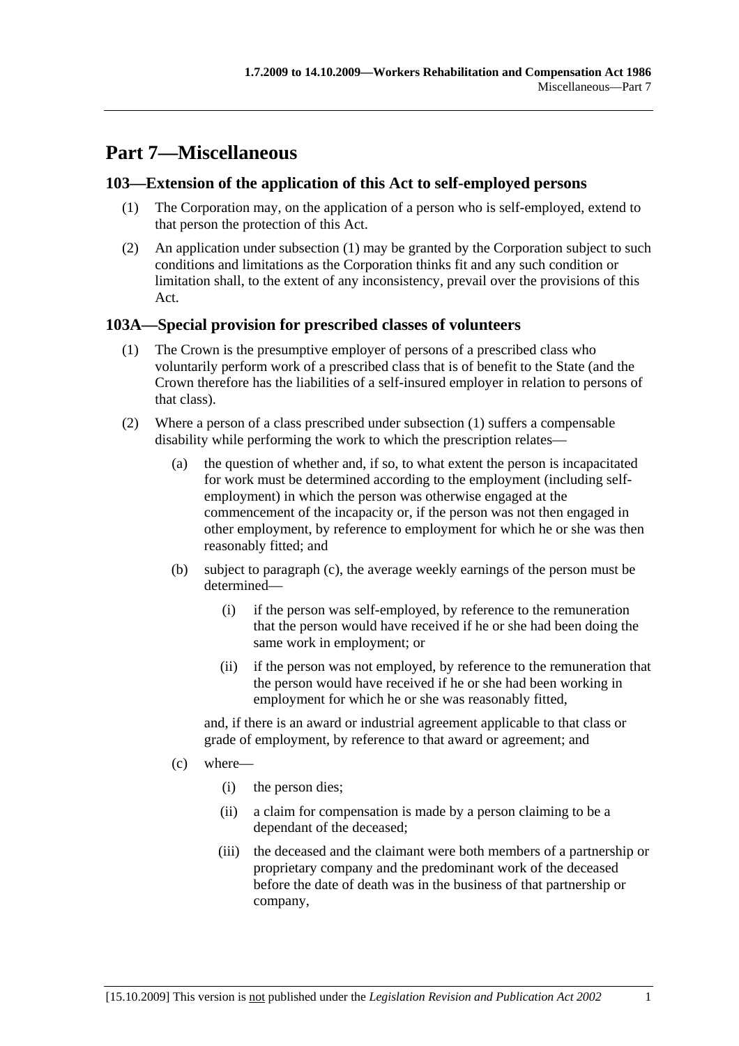# Part 7—Miscellaneous

## 103—Extension of the application of this Act to self-employed persons

(1) The Corporation may, on the application of a person who is self-employed, extend to that person the protection of this Act.

(2) An application under subsection (1) may be granted by the Corporation subject to such conditions and limitations as the Corporation thinks fit and any such condition or limitation shall, to the extent of any inconsistency, prevail over the provisions of this Act.

## 103A—Special provision for prescribed classes of volunteers

(1) The Crown is the presumptive employer of persons of a prescribed class who voluntarily perform work of a prescribed class that is of benefit to the State (and the Crown therefore has the liabilities of a self-insured employer in relation to persons of that class).

(2) Where a person of a class prescribed under subsection (1) suffers a compensable disability while performing the work to which the prescription relates—

(a) the question of whether and, if so, to what extent the person is incapacitated for work must be determined according to the employment (including self-employment) in which the person was otherwise engaged at the commencement of the incapacity or, if the person was not then engaged in other employment, by reference to employment for which he or she was then reasonably fitted; and

(b) subject to paragraph (c), the average weekly earnings of the person must be determined—

(i) if the person was self-employed, by reference to the remuneration that the person would have received if he or she had been doing the same work in employment; or

(ii) if the person was not employed, by reference to the remuneration that the person would have received if he or she had been working in employment for which he or she was reasonably fitted,

and, if there is an award or industrial agreement applicable to that class or grade of employment, by reference to that award or agreement; and

(c) where—

(i) the person dies;

(ii) a claim for compensation is made by a person claiming to be a dependant of the deceased;

(iii) the deceased and the claimant were both members of a partnership or proprietary company and the predominant work of the deceased before the date of death was in the business of that partnership or company,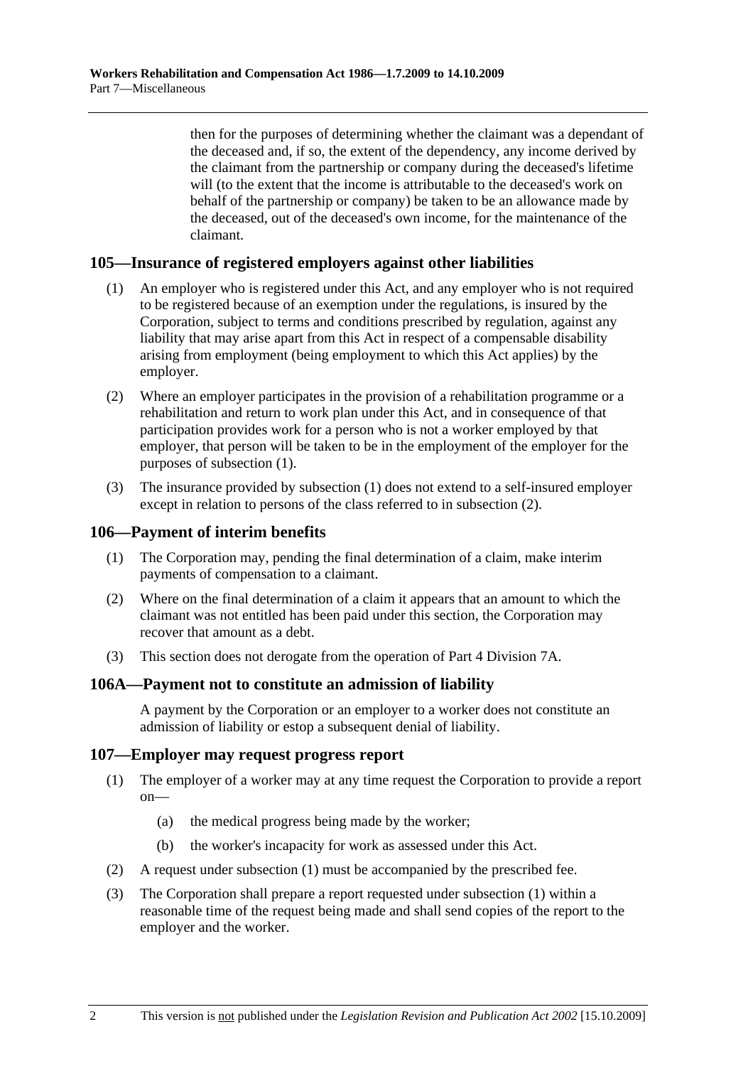then for the purposes of determining whether the claimant was a dependant of the deceased and, if so, the extent of the dependency, any income derived by the claimant from the partnership or company during the deceased's lifetime will (to the extent that the income is attributable to the deceased's work on behalf of the partnership or company) be taken to be an allowance made by the deceased, out of the deceased's own income, for the maintenance of the claimant.

## 105—Insurance of registered employers against other liabilities

(1) An employer who is registered under this Act, and any employer who is not required to be registered because of an exemption under the regulations, is insured by the Corporation, subject to terms and conditions prescribed by regulation, against any liability that may arise apart from this Act in respect of a compensable disability arising from employment (being employment to which this Act applies) by the employer.

(2) Where an employer participates in the provision of a rehabilitation programme or a rehabilitation and return to work plan under this Act, and in consequence of that participation provides work for a person who is not a worker employed by that employer, that person will be taken to be in the employment of the employer for the purposes of subsection (1).

(3) The insurance provided by subsection (1) does not extend to a self-insured employer except in relation to persons of the class referred to in subsection (2).

## 106—Payment of interim benefits

(1) The Corporation may, pending the final determination of a claim, make interim payments of compensation to a claimant.

(2) Where on the final determination of a claim it appears that an amount to which the claimant was not entitled has been paid under this section, the Corporation may recover that amount as a debt.

(3) This section does not derogate from the operation of Part 4 Division 7A.

## 106A—Payment not to constitute an admission of liability

A payment by the Corporation or an employer to a worker does not constitute an admission of liability or estop a subsequent denial of liability.

## 107—Employer may request progress report

(1) The employer of a worker may at any time request the Corporation to provide a report on—

(a) the medical progress being made by the worker;

(b) the worker's incapacity for work as assessed under this Act.

(2) A request under subsection (1) must be accompanied by the prescribed fee.

(3) The Corporation shall prepare a report requested under subsection (1) within a reasonable time of the request being made and shall send copies of the report to the employer and the worker.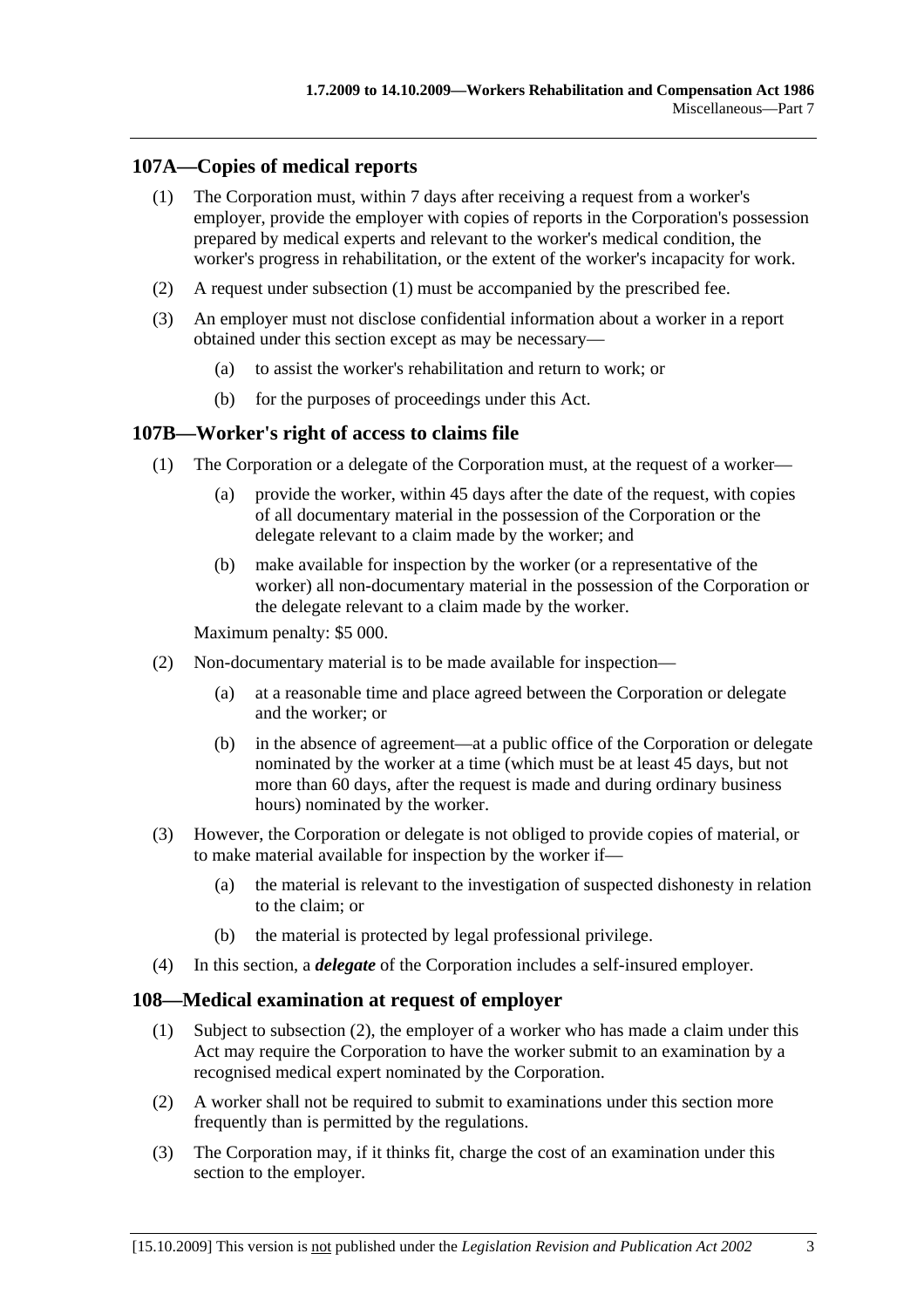## 107A—Copies of medical reports

(1) The Corporation must, within 7 days after receiving a request from a worker's employer, provide the employer with copies of reports in the Corporation's possession prepared by medical experts and relevant to the worker's medical condition, the worker's progress in rehabilitation, or the extent of the worker's incapacity for work.

(2) A request under subsection (1) must be accompanied by the prescribed fee.

(3) An employer must not disclose confidential information about a worker in a report obtained under this section except as may be necessary—

(a) to assist the worker's rehabilitation and return to work; or

(b) for the purposes of proceedings under this Act.

## 107B—Worker's right of access to claims file

(1) The Corporation or a delegate of the Corporation must, at the request of a worker—

(a) provide the worker, within 45 days after the date of the request, with copies of all documentary material in the possession of the Corporation or the delegate relevant to a claim made by the worker; and

(b) make available for inspection by the worker (or a representative of the worker) all non-documentary material in the possession of the Corporation or the delegate relevant to a claim made by the worker.

Maximum penalty: $5 000.

(2) Non-documentary material is to be made available for inspection—

(a) at a reasonable time and place agreed between the Corporation or delegate and the worker; or

(b) in the absence of agreement—at a public office of the Corporation or delegate nominated by the worker at a time (which must be at least 45 days, but not more than 60 days, after the request is made and during ordinary business hours) nominated by the worker.

(3) However, the Corporation or delegate is not obliged to provide copies of material, or to make material available for inspection by the worker if—

(a) the material is relevant to the investigation of suspected dishonesty in relation to the claim; or

(b) the material is protected by legal professional privilege.

(4) In this section, a ***delegate*** of the Corporation includes a self-insured employer.

## 108—Medical examination at request of employer

(1) Subject to subsection (2), the employer of a worker who has made a claim under this Act may require the Corporation to have the worker submit to an examination by a recognised medical expert nominated by the Corporation.

(2) A worker shall not be required to submit to examinations under this section more frequently than is permitted by the regulations.

(3) The Corporation may, if it thinks fit, charge the cost of an examination under this section to the employer.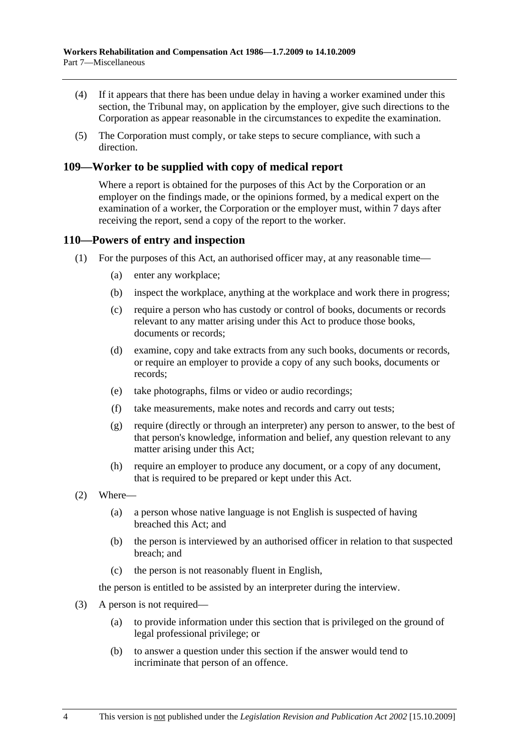(4) If it appears that there has been undue delay in having a worker examined under this section, the Tribunal may, on application by the employer, give such directions to the Corporation as appear reasonable in the circumstances to expedite the examination.

(5) The Corporation must comply, or take steps to secure compliance, with such a direction.

## 109—Worker to be supplied with copy of medical report

Where a report is obtained for the purposes of this Act by the Corporation or an employer on the findings made, or the opinions formed, by a medical expert on the examination of a worker, the Corporation or the employer must, within 7 days after receiving the report, send a copy of the report to the worker.

## 110—Powers of entry and inspection

(1) For the purposes of this Act, an authorised officer may, at any reasonable time—

(a) enter any workplace;

(b) inspect the workplace, anything at the workplace and work there in progress;

(c) require a person who has custody or control of books, documents or records relevant to any matter arising under this Act to produce those books, documents or records;

(d) examine, copy and take extracts from any such books, documents or records, or require an employer to provide a copy of any such books, documents or records;

(e) take photographs, films or video or audio recordings;

(f) take measurements, make notes and records and carry out tests;

(g) require (directly or through an interpreter) any person to answer, to the best of that person's knowledge, information and belief, any question relevant to any matter arising under this Act;

(h) require an employer to produce any document, or a copy of any document, that is required to be prepared or kept under this Act.

(2) Where—

(a) a person whose native language is not English is suspected of having breached this Act; and

(b) the person is interviewed by an authorised officer in relation to that suspected breach; and

(c) the person is not reasonably fluent in English,

the person is entitled to be assisted by an interpreter during the interview.

(3) A person is not required—

(a) to provide information under this section that is privileged on the ground of legal professional privilege; or

(b) to answer a question under this section if the answer would tend to incriminate that person of an offence.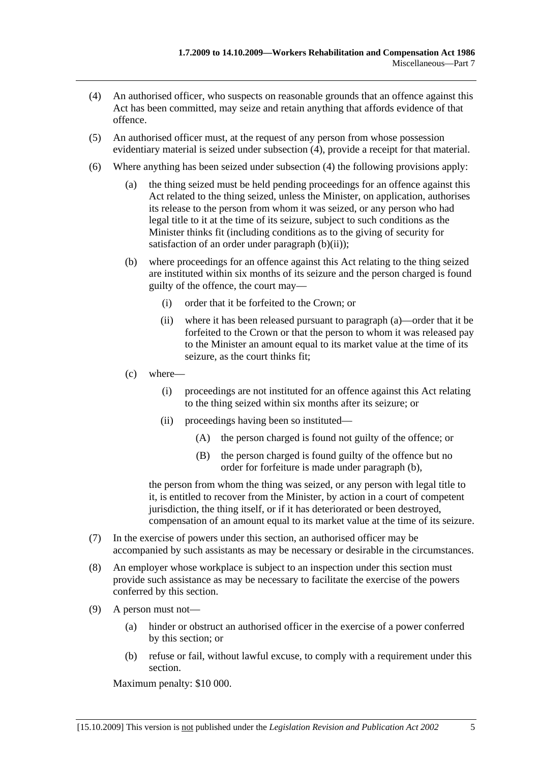(4) An authorised officer, who suspects on reasonable grounds that an offence against this Act has been committed, may seize and retain anything that affords evidence of that offence.

(5) An authorised officer must, at the request of any person from whose possession evidentiary material is seized under subsection (4), provide a receipt for that material.

(6) Where anything has been seized under subsection (4) the following provisions apply:

  (a) the thing seized must be held pending proceedings for an offence against this Act related to the thing seized, unless the Minister, on application, authorises its release to the person from whom it was seized, or any person who had legal title to it at the time of its seizure, subject to such conditions as the Minister thinks fit (including conditions as to the giving of security for satisfaction of an order under paragraph (b)(ii));

  (b) where proceedings for an offence against this Act relating to the thing seized are instituted within six months of its seizure and the person charged is found guilty of the offence, the court may—

    (i) order that it be forfeited to the Crown; or

    (ii) where it has been released pursuant to paragraph (a)—order that it be forfeited to the Crown or that the person to whom it was released pay to the Minister an amount equal to its market value at the time of its seizure, as the court thinks fit;

  (c) where—

    (i) proceedings are not instituted for an offence against this Act relating to the thing seized within six months after its seizure; or

    (ii) proceedings having been so instituted—

      (A) the person charged is found not guilty of the offence; or

      (B) the person charged is found guilty of the offence but no order for forfeiture is made under paragraph (b),

  the person from whom the thing was seized, or any person with legal title to it, is entitled to recover from the Minister, by action in a court of competent jurisdiction, the thing itself, or if it has deteriorated or been destroyed, compensation of an amount equal to its market value at the time of its seizure.

(7) In the exercise of powers under this section, an authorised officer may be accompanied by such assistants as may be necessary or desirable in the circumstances.

(8) An employer whose workplace is subject to an inspection under this section must provide such assistance as may be necessary to facilitate the exercise of the powers conferred by this section.

(9) A person must not—

  (a) hinder or obstruct an authorised officer in the exercise of a power conferred by this section; or

  (b) refuse or fail, without lawful excuse, to comply with a requirement under this section.

Maximum penalty: $10 000.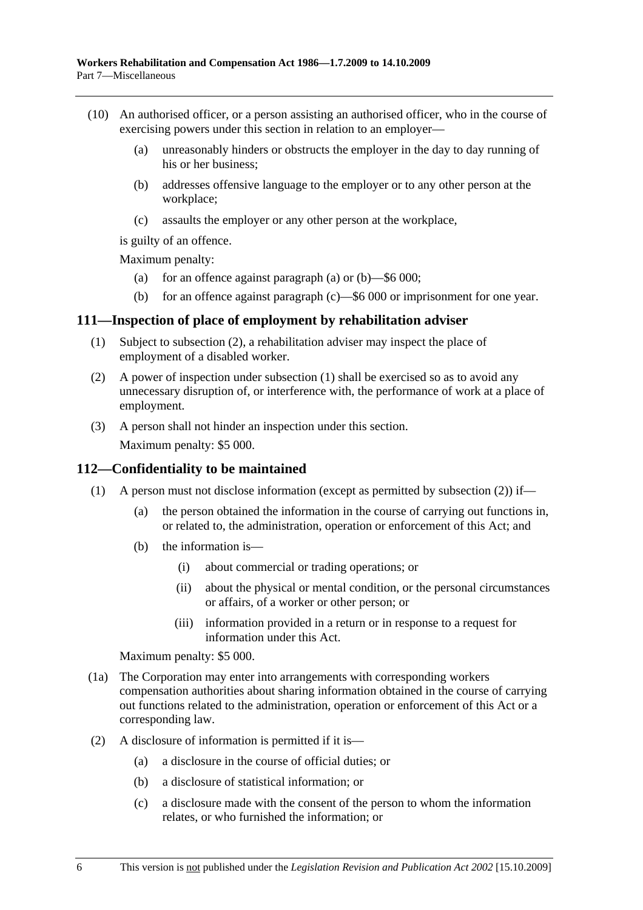(10) An authorised officer, or a person assisting an authorised officer, who in the course of exercising powers under this section in relation to an employer—

(a) unreasonably hinders or obstructs the employer in the day to day running of his or her business;

(b) addresses offensive language to the employer or to any other person at the workplace;

(c) assaults the employer or any other person at the workplace,

is guilty of an offence.

Maximum penalty:

(a) for an offence against paragraph (a) or (b)—$6 000;

(b) for an offence against paragraph (c)—$6 000 or imprisonment for one year.

## 111—Inspection of place of employment by rehabilitation adviser

(1) Subject to subsection (2), a rehabilitation adviser may inspect the place of employment of a disabled worker.

(2) A power of inspection under subsection (1) shall be exercised so as to avoid any unnecessary disruption of, or interference with, the performance of work at a place of employment.

(3) A person shall not hinder an inspection under this section.

Maximum penalty: $5 000.

## 112—Confidentiality to be maintained

(1) A person must not disclose information (except as permitted by subsection (2)) if—

(a) the person obtained the information in the course of carrying out functions in, or related to, the administration, operation or enforcement of this Act; and

(b) the information is—

(i) about commercial or trading operations; or

(ii) about the physical or mental condition, or the personal circumstances or affairs, of a worker or other person; or

(iii) information provided in a return or in response to a request for information under this Act.

Maximum penalty: $5 000.

(1a) The Corporation may enter into arrangements with corresponding workers compensation authorities about sharing information obtained in the course of carrying out functions related to the administration, operation or enforcement of this Act or a corresponding law.

(2) A disclosure of information is permitted if it is—

(a) a disclosure in the course of official duties; or

(b) a disclosure of statistical information; or

(c) a disclosure made with the consent of the person to whom the information relates, or who furnished the information; or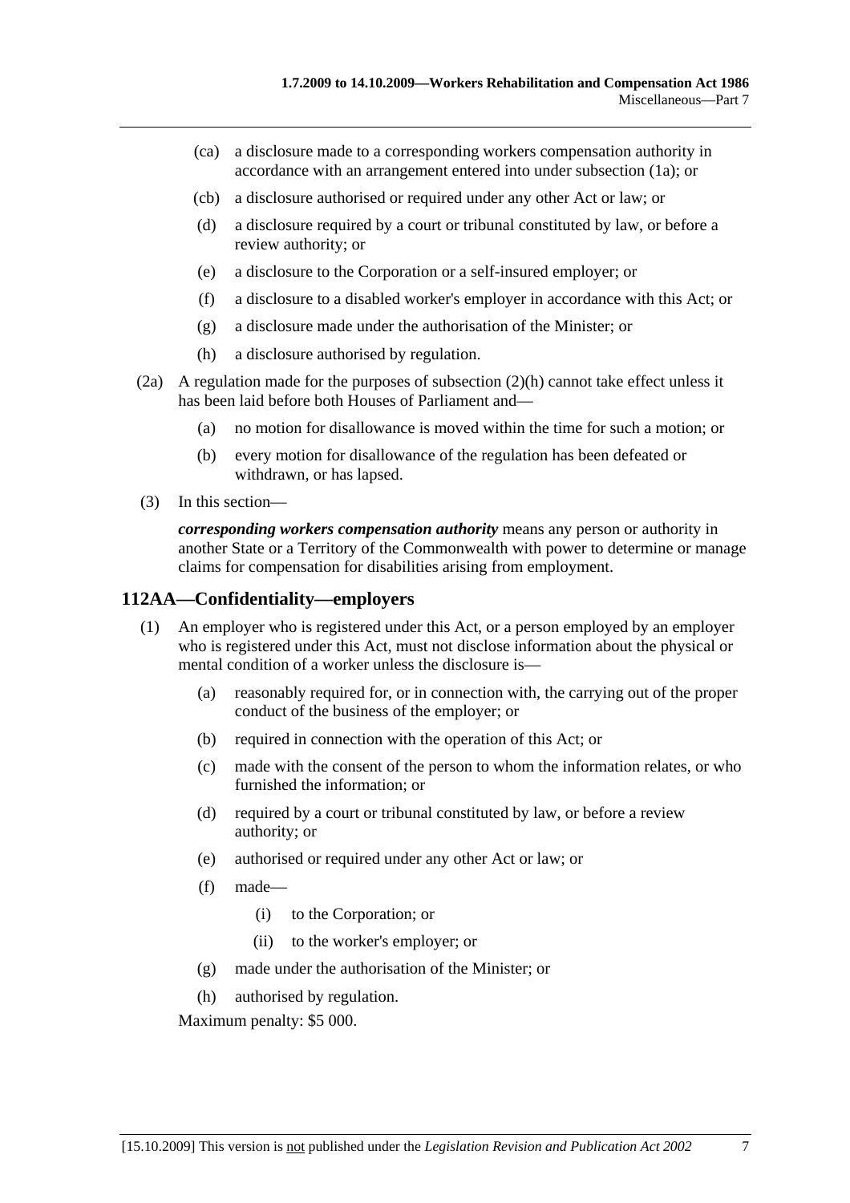(ca) a disclosure made to a corresponding workers compensation authority in accordance with an arrangement entered into under subsection (1a); or

(cb) a disclosure authorised or required under any other Act or law; or

(d) a disclosure required by a court or tribunal constituted by law, or before a review authority; or

(e) a disclosure to the Corporation or a self-insured employer; or

(f) a disclosure to a disabled worker's employer in accordance with this Act; or

(g) a disclosure made under the authorisation of the Minister; or

(h) a disclosure authorised by regulation.

(2a) A regulation made for the purposes of subsection (2)(h) cannot take effect unless it has been laid before both Houses of Parliament and—

(a) no motion for disallowance is moved within the time for such a motion; or

(b) every motion for disallowance of the regulation has been defeated or withdrawn, or has lapsed.

(3) In this section—

***corresponding workers compensation authority*** means any person or authority in another State or a Territory of the Commonwealth with power to determine or manage claims for compensation for disabilities arising from employment.

## 112AA—Confidentiality—employers

(1) An employer who is registered under this Act, or a person employed by an employer who is registered under this Act, must not disclose information about the physical or mental condition of a worker unless the disclosure is—

(a) reasonably required for, or in connection with, the carrying out of the proper conduct of the business of the employer; or

(b) required in connection with the operation of this Act; or

(c) made with the consent of the person to whom the information relates, or who furnished the information; or

(d) required by a court or tribunal constituted by law, or before a review authority; or

(e) authorised or required under any other Act or law; or

(f) made—

(i) to the Corporation; or

(ii) to the worker's employer; or

(g) made under the authorisation of the Minister; or

(h) authorised by regulation.

Maximum penalty: $5 000.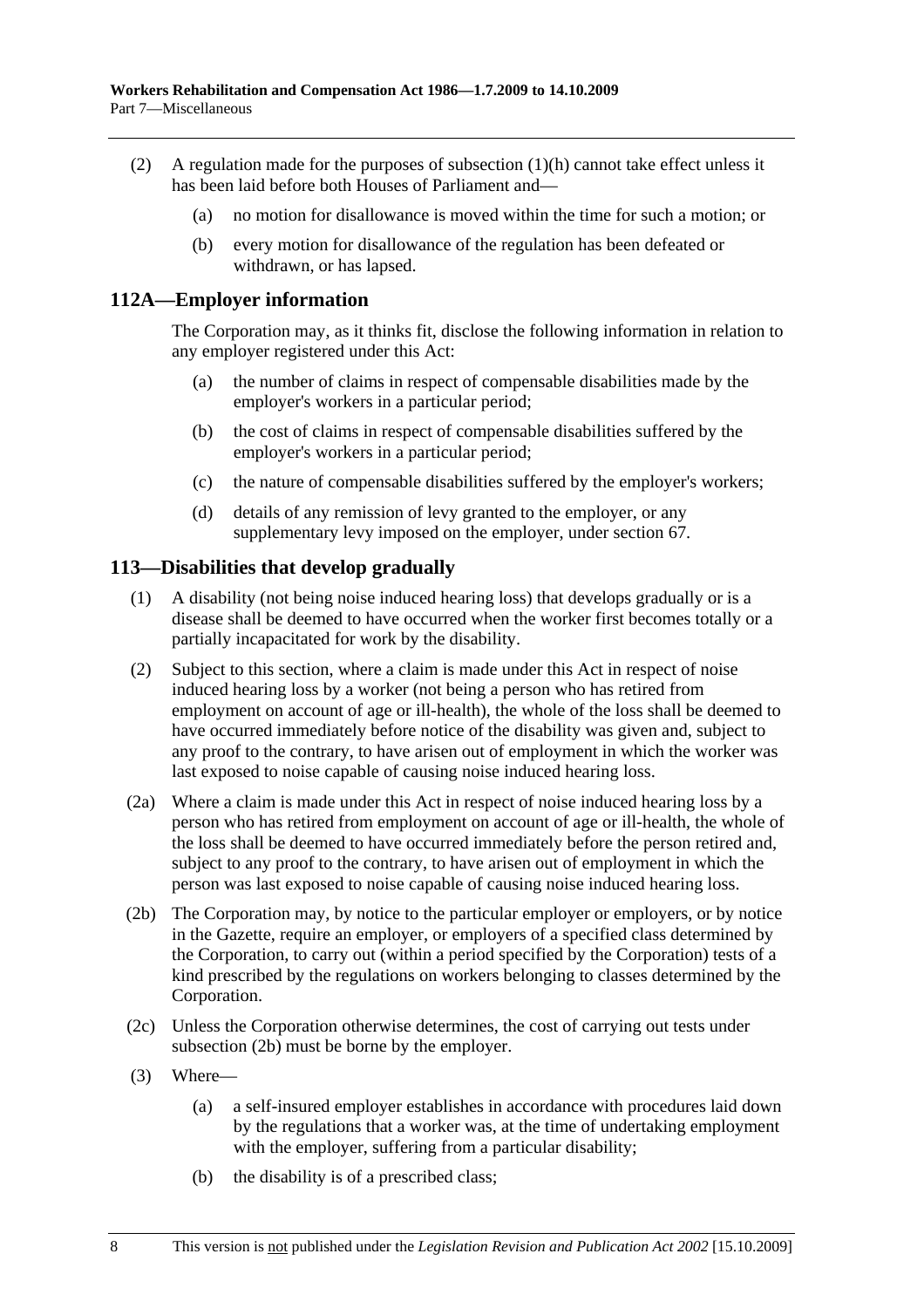(2) A regulation made for the purposes of subsection (1)(h) cannot take effect unless it has been laid before both Houses of Parliament and—

(a) no motion for disallowance is moved within the time for such a motion; or

(b) every motion for disallowance of the regulation has been defeated or withdrawn, or has lapsed.

## 112A—Employer information

The Corporation may, as it thinks fit, disclose the following information in relation to any employer registered under this Act:

(a) the number of claims in respect of compensable disabilities made by the employer's workers in a particular period;

(b) the cost of claims in respect of compensable disabilities suffered by the employer's workers in a particular period;

(c) the nature of compensable disabilities suffered by the employer's workers;

(d) details of any remission of levy granted to the employer, or any supplementary levy imposed on the employer, under section 67.

## 113—Disabilities that develop gradually

(1) A disability (not being noise induced hearing loss) that develops gradually or is a disease shall be deemed to have occurred when the worker first becomes totally or a partially incapacitated for work by the disability.

(2) Subject to this section, where a claim is made under this Act in respect of noise induced hearing loss by a worker (not being a person who has retired from employment on account of age or ill-health), the whole of the loss shall be deemed to have occurred immediately before notice of the disability was given and, subject to any proof to the contrary, to have arisen out of employment in which the worker was last exposed to noise capable of causing noise induced hearing loss.

(2a) Where a claim is made under this Act in respect of noise induced hearing loss by a person who has retired from employment on account of age or ill-health, the whole of the loss shall be deemed to have occurred immediately before the person retired and, subject to any proof to the contrary, to have arisen out of employment in which the person was last exposed to noise capable of causing noise induced hearing loss.

(2b) The Corporation may, by notice to the particular employer or employers, or by notice in the Gazette, require an employer, or employers of a specified class determined by the Corporation, to carry out (within a period specified by the Corporation) tests of a kind prescribed by the regulations on workers belonging to classes determined by the Corporation.

(2c) Unless the Corporation otherwise determines, the cost of carrying out tests under subsection (2b) must be borne by the employer.

(3) Where—

(a) a self-insured employer establishes in accordance with procedures laid down by the regulations that a worker was, at the time of undertaking employment with the employer, suffering from a particular disability;

(b) the disability is of a prescribed class;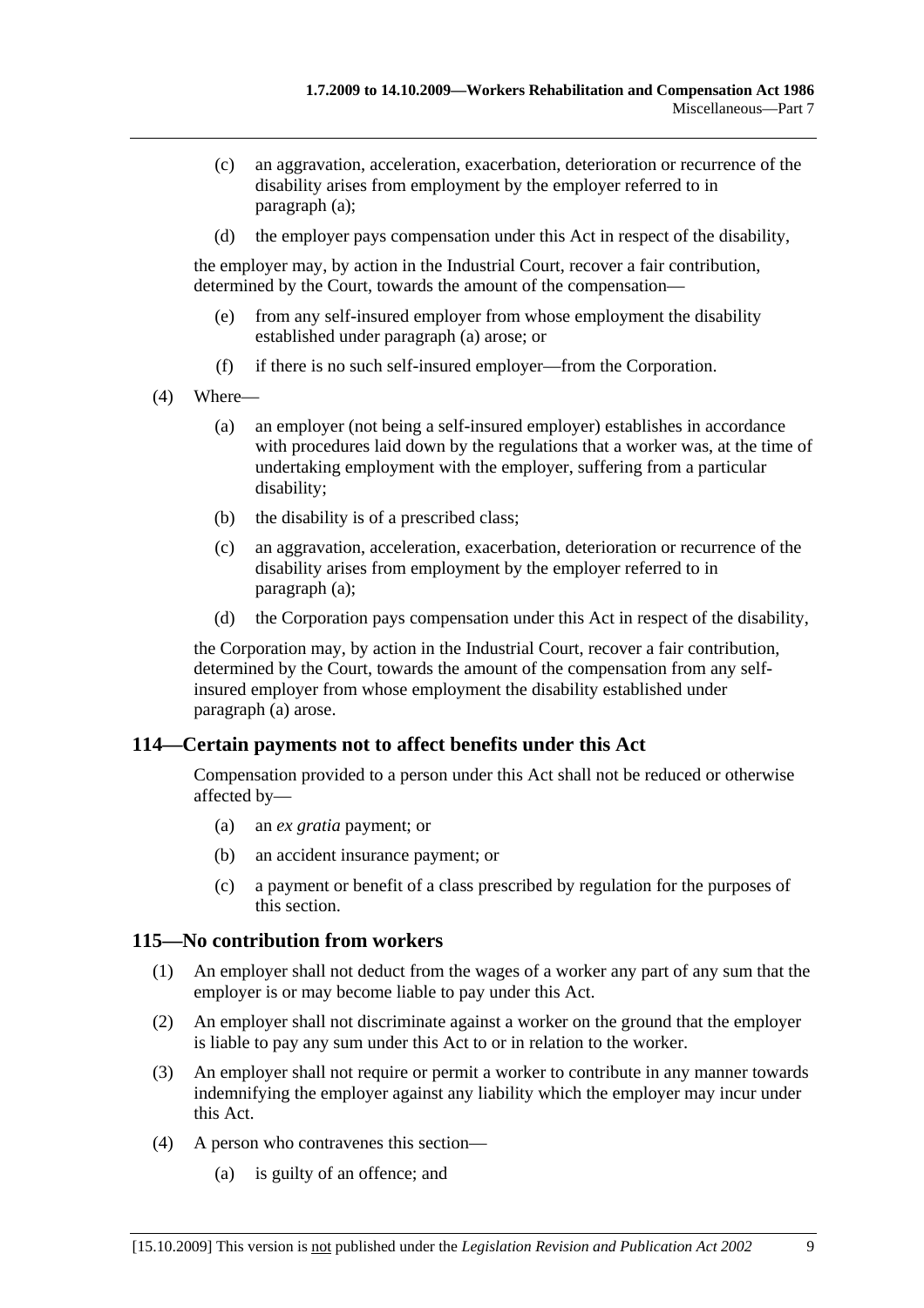(c) an aggravation, acceleration, exacerbation, deterioration or recurrence of the disability arises from employment by the employer referred to in paragraph (a);

(d) the employer pays compensation under this Act in respect of the disability,

the employer may, by action in the Industrial Court, recover a fair contribution, determined by the Court, towards the amount of the compensation—

(e) from any self-insured employer from whose employment the disability established under paragraph (a) arose; or

(f) if there is no such self-insured employer—from the Corporation.

(4) Where—

(a) an employer (not being a self-insured employer) establishes in accordance with procedures laid down by the regulations that a worker was, at the time of undertaking employment with the employer, suffering from a particular disability;

(b) the disability is of a prescribed class;

(c) an aggravation, acceleration, exacerbation, deterioration or recurrence of the disability arises from employment by the employer referred to in paragraph (a);

(d) the Corporation pays compensation under this Act in respect of the disability,

the Corporation may, by action in the Industrial Court, recover a fair contribution, determined by the Court, towards the amount of the compensation from any self-insured employer from whose employment the disability established under paragraph (a) arose.

## 114—Certain payments not to affect benefits under this Act

Compensation provided to a person under this Act shall not be reduced or otherwise affected by—

(a) an *ex gratia* payment; or

(b) an accident insurance payment; or

(c) a payment or benefit of a class prescribed by regulation for the purposes of this section.

## 115—No contribution from workers

(1) An employer shall not deduct from the wages of a worker any part of any sum that the employer is or may become liable to pay under this Act.

(2) An employer shall not discriminate against a worker on the ground that the employer is liable to pay any sum under this Act to or in relation to the worker.

(3) An employer shall not require or permit a worker to contribute in any manner towards indemnifying the employer against any liability which the employer may incur under this Act.

(4) A person who contravenes this section—

(a) is guilty of an offence; and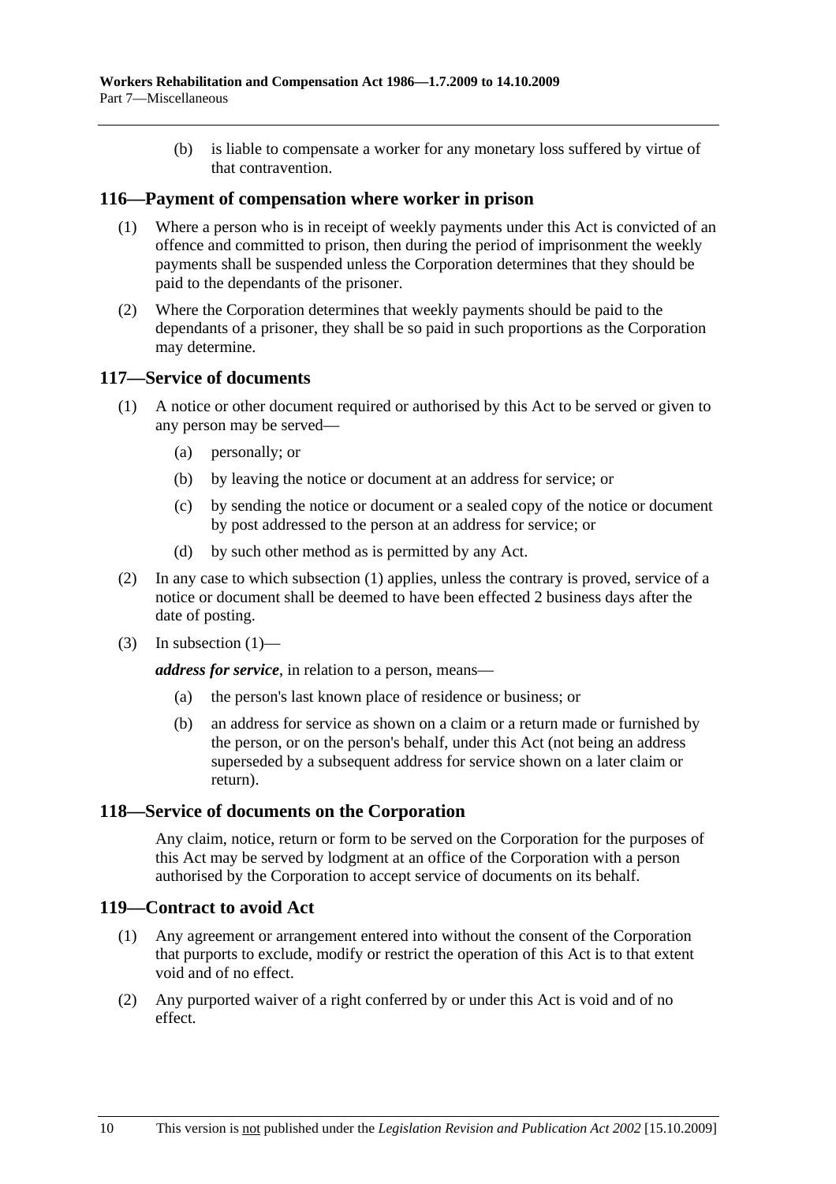(b) is liable to compensate a worker for any monetary loss suffered by virtue of that contravention.

## 116—Payment of compensation where worker in prison

(1) Where a person who is in receipt of weekly payments under this Act is convicted of an offence and committed to prison, then during the period of imprisonment the weekly payments shall be suspended unless the Corporation determines that they should be paid to the dependants of the prisoner.

(2) Where the Corporation determines that weekly payments should be paid to the dependants of a prisoner, they shall be so paid in such proportions as the Corporation may determine.

## 117—Service of documents

(1) A notice or other document required or authorised by this Act to be served or given to any person may be served—

- (a) personally; or
- (b) by leaving the notice or document at an address for service; or
- (c) by sending the notice or document or a sealed copy of the notice or document by post addressed to the person at an address for service; or
- (d) by such other method as is permitted by any Act.

(2) In any case to which subsection (1) applies, unless the contrary is proved, service of a notice or document shall be deemed to have been effected 2 business days after the date of posting.

(3) In subsection (1)—

***address for service***, in relation to a person, means—

- (a) the person's last known place of residence or business; or
- (b) an address for service as shown on a claim or a return made or furnished by the person, or on the person's behalf, under this Act (not being an address superseded by a subsequent address for service shown on a later claim or return).

## 118—Service of documents on the Corporation

Any claim, notice, return or form to be served on the Corporation for the purposes of this Act may be served by lodgment at an office of the Corporation with a person authorised by the Corporation to accept service of documents on its behalf.

## 119—Contract to avoid Act

(1) Any agreement or arrangement entered into without the consent of the Corporation that purports to exclude, modify or restrict the operation of this Act is to that extent void and of no effect.

(2) Any purported waiver of a right conferred by or under this Act is void and of no effect.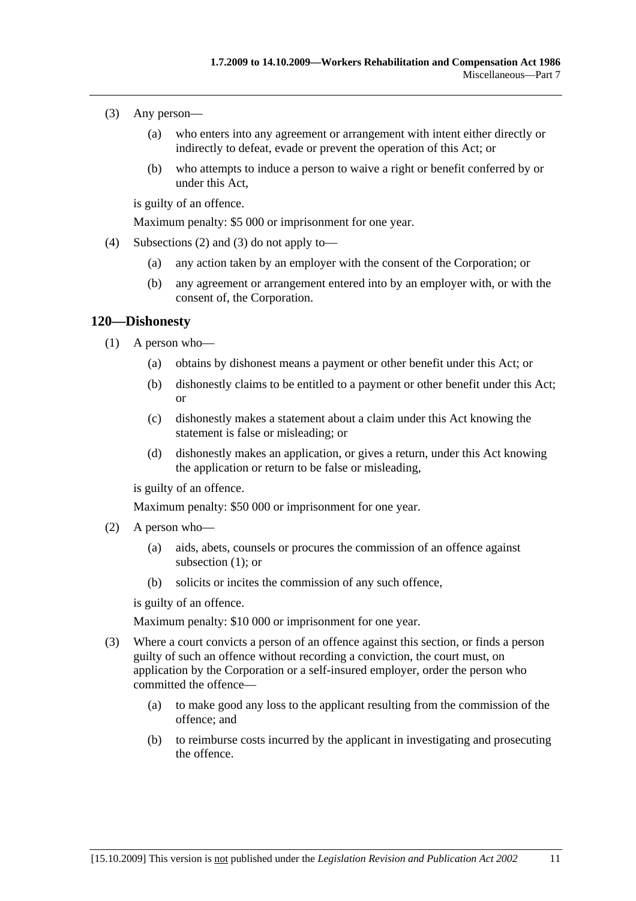(3) Any person—

(a) who enters into any agreement or arrangement with intent either directly or indirectly to defeat, evade or prevent the operation of this Act; or

(b) who attempts to induce a person to waive a right or benefit conferred by or under this Act,

is guilty of an offence.

Maximum penalty: $5 000 or imprisonment for one year.

(4) Subsections (2) and (3) do not apply to—

(a) any action taken by an employer with the consent of the Corporation; or

(b) any agreement or arrangement entered into by an employer with, or with the consent of, the Corporation.

## 120—Dishonesty

(1) A person who—

(a) obtains by dishonest means a payment or other benefit under this Act; or

(b) dishonestly claims to be entitled to a payment or other benefit under this Act; or

(c) dishonestly makes a statement about a claim under this Act knowing the statement is false or misleading; or

(d) dishonestly makes an application, or gives a return, under this Act knowing the application or return to be false or misleading,

is guilty of an offence.

Maximum penalty: $50 000 or imprisonment for one year.

(2) A person who—

(a) aids, abets, counsels or procures the commission of an offence against subsection (1); or

(b) solicits or incites the commission of any such offence,

is guilty of an offence.

Maximum penalty: $10 000 or imprisonment for one year.

(3) Where a court convicts a person of an offence against this section, or finds a person guilty of such an offence without recording a conviction, the court must, on application by the Corporation or a self-insured employer, order the person who committed the offence—

(a) to make good any loss to the applicant resulting from the commission of the offence; and

(b) to reimburse costs incurred by the applicant in investigating and prosecuting the offence.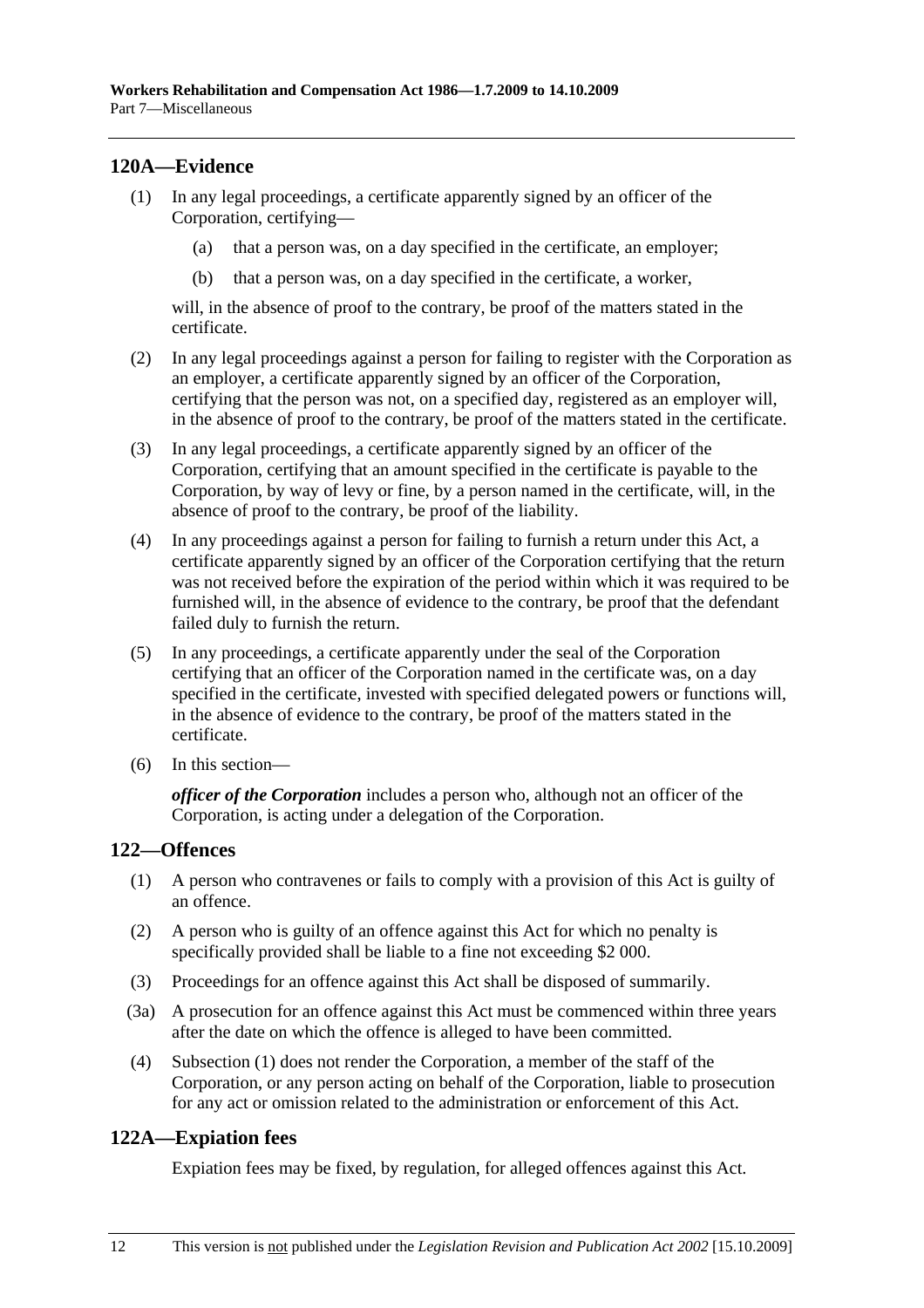## 120A—Evidence

(1) In any legal proceedings, a certificate apparently signed by an officer of the Corporation, certifying—

(a) that a person was, on a day specified in the certificate, an employer;

(b) that a person was, on a day specified in the certificate, a worker,

will, in the absence of proof to the contrary, be proof of the matters stated in the certificate.

(2) In any legal proceedings against a person for failing to register with the Corporation as an employer, a certificate apparently signed by an officer of the Corporation, certifying that the person was not, on a specified day, registered as an employer will, in the absence of proof to the contrary, be proof of the matters stated in the certificate.

(3) In any legal proceedings, a certificate apparently signed by an officer of the Corporation, certifying that an amount specified in the certificate is payable to the Corporation, by way of levy or fine, by a person named in the certificate, will, in the absence of proof to the contrary, be proof of the liability.

(4) In any proceedings against a person for failing to furnish a return under this Act, a certificate apparently signed by an officer of the Corporation certifying that the return was not received before the expiration of the period within which it was required to be furnished will, in the absence of evidence to the contrary, be proof that the defendant failed duly to furnish the return.

(5) In any proceedings, a certificate apparently under the seal of the Corporation certifying that an officer of the Corporation named in the certificate was, on a day specified in the certificate, invested with specified delegated powers or functions will, in the absence of evidence to the contrary, be proof of the matters stated in the certificate.

(6) In this section—

***officer of the Corporation*** includes a person who, although not an officer of the Corporation, is acting under a delegation of the Corporation.

## 122—Offences

(1) A person who contravenes or fails to comply with a provision of this Act is guilty of an offence.

(2) A person who is guilty of an offence against this Act for which no penalty is specifically provided shall be liable to a fine not exceeding $2 000.

(3) Proceedings for an offence against this Act shall be disposed of summarily.

(3a) A prosecution for an offence against this Act must be commenced within three years after the date on which the offence is alleged to have been committed.

(4) Subsection (1) does not render the Corporation, a member of the staff of the Corporation, or any person acting on behalf of the Corporation, liable to prosecution for any act or omission related to the administration or enforcement of this Act.

## 122A—Expiation fees

Expiation fees may be fixed, by regulation, for alleged offences against this Act.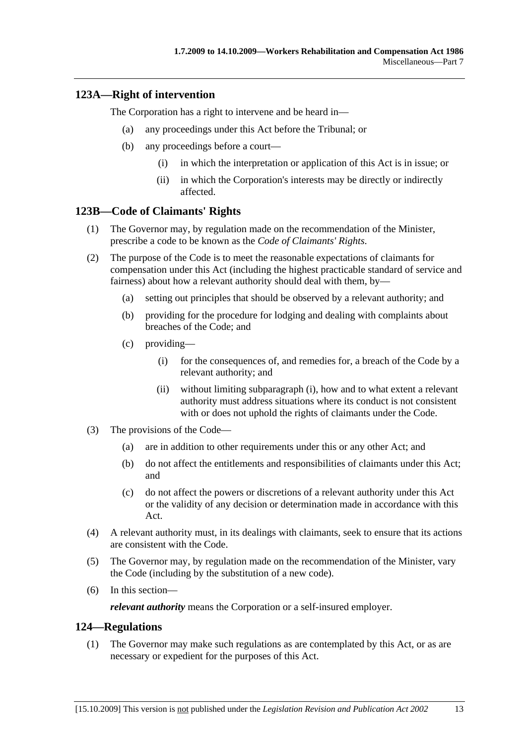## 123A—Right of intervention

The Corporation has a right to intervene and be heard in—

(a) any proceedings under this Act before the Tribunal; or

(b) any proceedings before a court—

(i) in which the interpretation or application of this Act is in issue; or

(ii) in which the Corporation's interests may be directly or indirectly affected.

## 123B—Code of Claimants' Rights

(1) The Governor may, by regulation made on the recommendation of the Minister, prescribe a code to be known as the *Code of Claimants' Rights*.

(2) The purpose of the Code is to meet the reasonable expectations of claimants for compensation under this Act (including the highest practicable standard of service and fairness) about how a relevant authority should deal with them, by—

(a) setting out principles that should be observed by a relevant authority; and

(b) providing for the procedure for lodging and dealing with complaints about breaches of the Code; and

(c) providing—

(i) for the consequences of, and remedies for, a breach of the Code by a relevant authority; and

(ii) without limiting subparagraph (i), how and to what extent a relevant authority must address situations where its conduct is not consistent with or does not uphold the rights of claimants under the Code.

(3) The provisions of the Code—

(a) are in addition to other requirements under this or any other Act; and

(b) do not affect the entitlements and responsibilities of claimants under this Act; and

(c) do not affect the powers or discretions of a relevant authority under this Act or the validity of any decision or determination made in accordance with this Act.

(4) A relevant authority must, in its dealings with claimants, seek to ensure that its actions are consistent with the Code.

(5) The Governor may, by regulation made on the recommendation of the Minister, vary the Code (including by the substitution of a new code).

(6) In this section—

***relevant authority*** means the Corporation or a self-insured employer.

## 124—Regulations

(1) The Governor may make such regulations as are contemplated by this Act, or as are necessary or expedient for the purposes of this Act.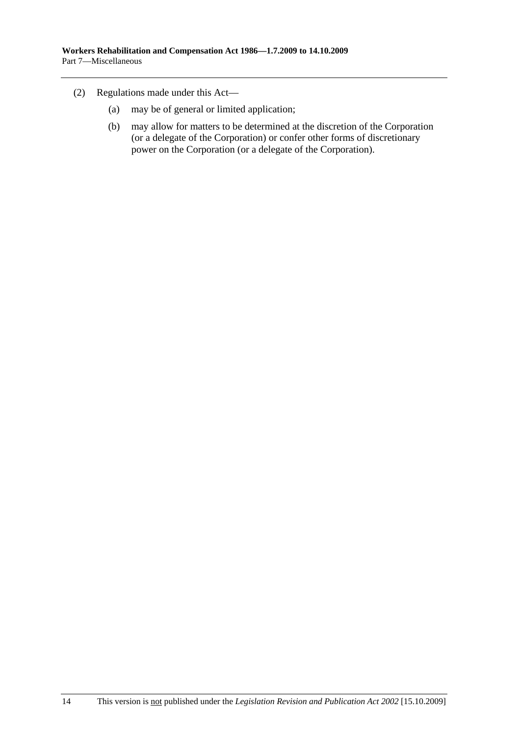(2) Regulations made under this Act—

(a) may be of general or limited application;

(b) may allow for matters to be determined at the discretion of the Corporation (or a delegate of the Corporation) or confer other forms of discretionary power on the Corporation (or a delegate of the Corporation).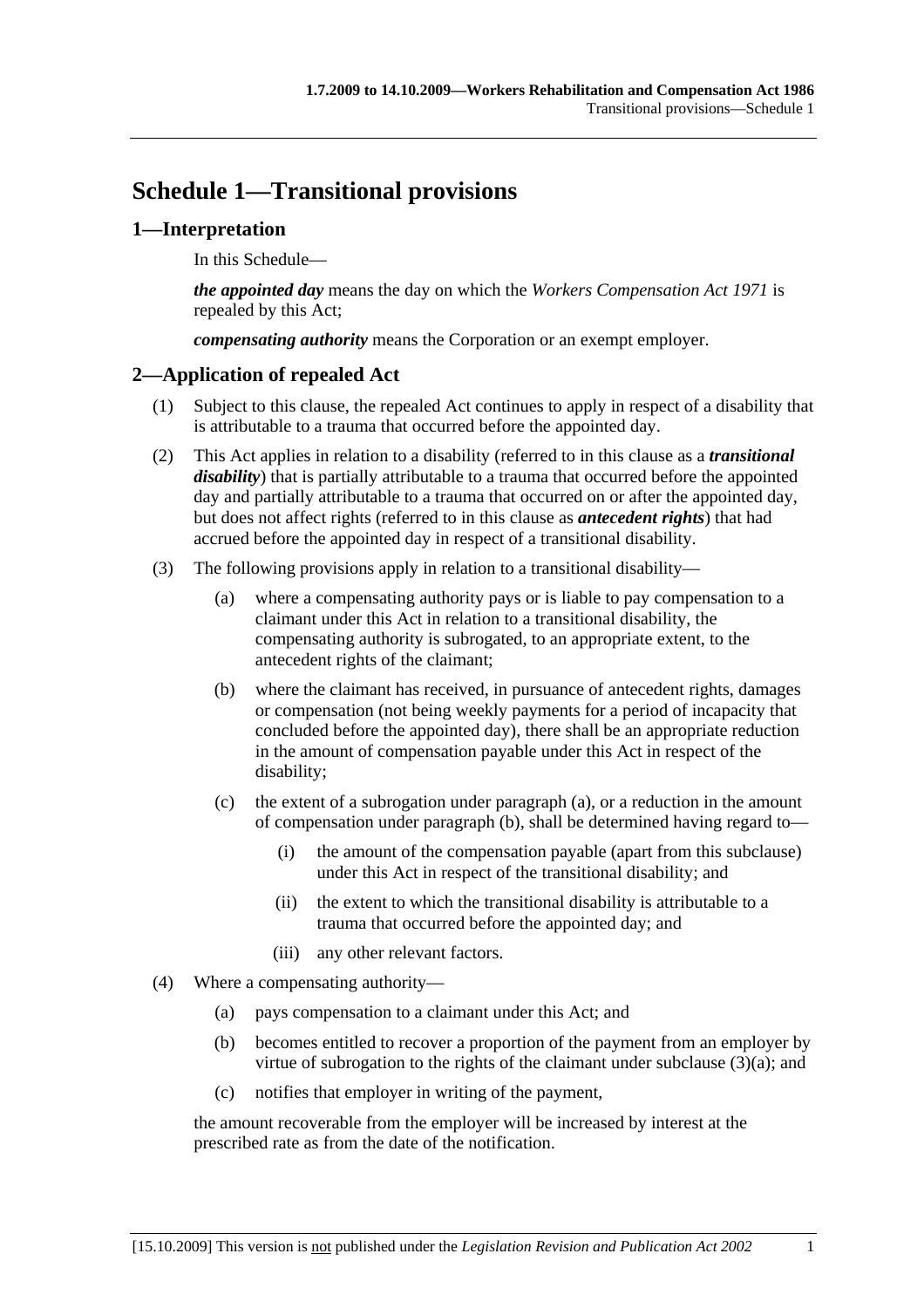# Schedule 1—Transitional provisions

## 1—Interpretation

In this Schedule—

***the appointed day*** means the day on which the *Workers Compensation Act 1971* is repealed by this Act;

***compensating authority*** means the Corporation or an exempt employer.

## 2—Application of repealed Act

(1) Subject to this clause, the repealed Act continues to apply in respect of a disability that is attributable to a trauma that occurred before the appointed day.

(2) This Act applies in relation to a disability (referred to in this clause as a ***transitional disability***) that is partially attributable to a trauma that occurred before the appointed day and partially attributable to a trauma that occurred on or after the appointed day, but does not affect rights (referred to in this clause as ***antecedent rights***) that had accrued before the appointed day in respect of a transitional disability.

(3) The following provisions apply in relation to a transitional disability—

(a) where a compensating authority pays or is liable to pay compensation to a claimant under this Act in relation to a transitional disability, the compensating authority is subrogated, to an appropriate extent, to the antecedent rights of the claimant;

(b) where the claimant has received, in pursuance of antecedent rights, damages or compensation (not being weekly payments for a period of incapacity that concluded before the appointed day), there shall be an appropriate reduction in the amount of compensation payable under this Act in respect of the disability;

(c) the extent of a subrogation under paragraph (a), or a reduction in the amount of compensation under paragraph (b), shall be determined having regard to—

(i) the amount of the compensation payable (apart from this subclause) under this Act in respect of the transitional disability; and

(ii) the extent to which the transitional disability is attributable to a trauma that occurred before the appointed day; and

(iii) any other relevant factors.

(4) Where a compensating authority—

(a) pays compensation to a claimant under this Act; and

(b) becomes entitled to recover a proportion of the payment from an employer by virtue of subrogation to the rights of the claimant under subclause (3)(a); and

(c) notifies that employer in writing of the payment,

the amount recoverable from the employer will be increased by interest at the prescribed rate as from the date of the notification.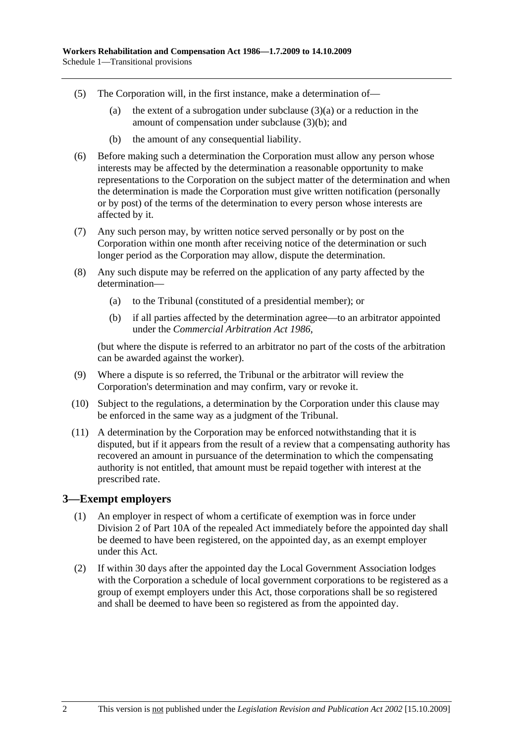(5) The Corporation will, in the first instance, make a determination of—

(a) the extent of a subrogation under subclause (3)(a) or a reduction in the amount of compensation under subclause (3)(b); and

(b) the amount of any consequential liability.

(6) Before making such a determination the Corporation must allow any person whose interests may be affected by the determination a reasonable opportunity to make representations to the Corporation on the subject matter of the determination and when the determination is made the Corporation must give written notification (personally or by post) of the terms of the determination to every person whose interests are affected by it.

(7) Any such person may, by written notice served personally or by post on the Corporation within one month after receiving notice of the determination or such longer period as the Corporation may allow, dispute the determination.

(8) Any such dispute may be referred on the application of any party affected by the determination—

(a) to the Tribunal (constituted of a presidential member); or

(b) if all parties affected by the determination agree—to an arbitrator appointed under the *Commercial Arbitration Act 1986*,

(but where the dispute is referred to an arbitrator no part of the costs of the arbitration can be awarded against the worker).

(9) Where a dispute is so referred, the Tribunal or the arbitrator will review the Corporation's determination and may confirm, vary or revoke it.

(10) Subject to the regulations, a determination by the Corporation under this clause may be enforced in the same way as a judgment of the Tribunal.

(11) A determination by the Corporation may be enforced notwithstanding that it is disputed, but if it appears from the result of a review that a compensating authority has recovered an amount in pursuance of the determination to which the compensating authority is not entitled, that amount must be repaid together with interest at the prescribed rate.

## 3—Exempt employers

(1) An employer in respect of whom a certificate of exemption was in force under Division 2 of Part 10A of the repealed Act immediately before the appointed day shall be deemed to have been registered, on the appointed day, as an exempt employer under this Act.

(2) If within 30 days after the appointed day the Local Government Association lodges with the Corporation a schedule of local government corporations to be registered as a group of exempt employers under this Act, those corporations shall be so registered and shall be deemed to have been so registered as from the appointed day.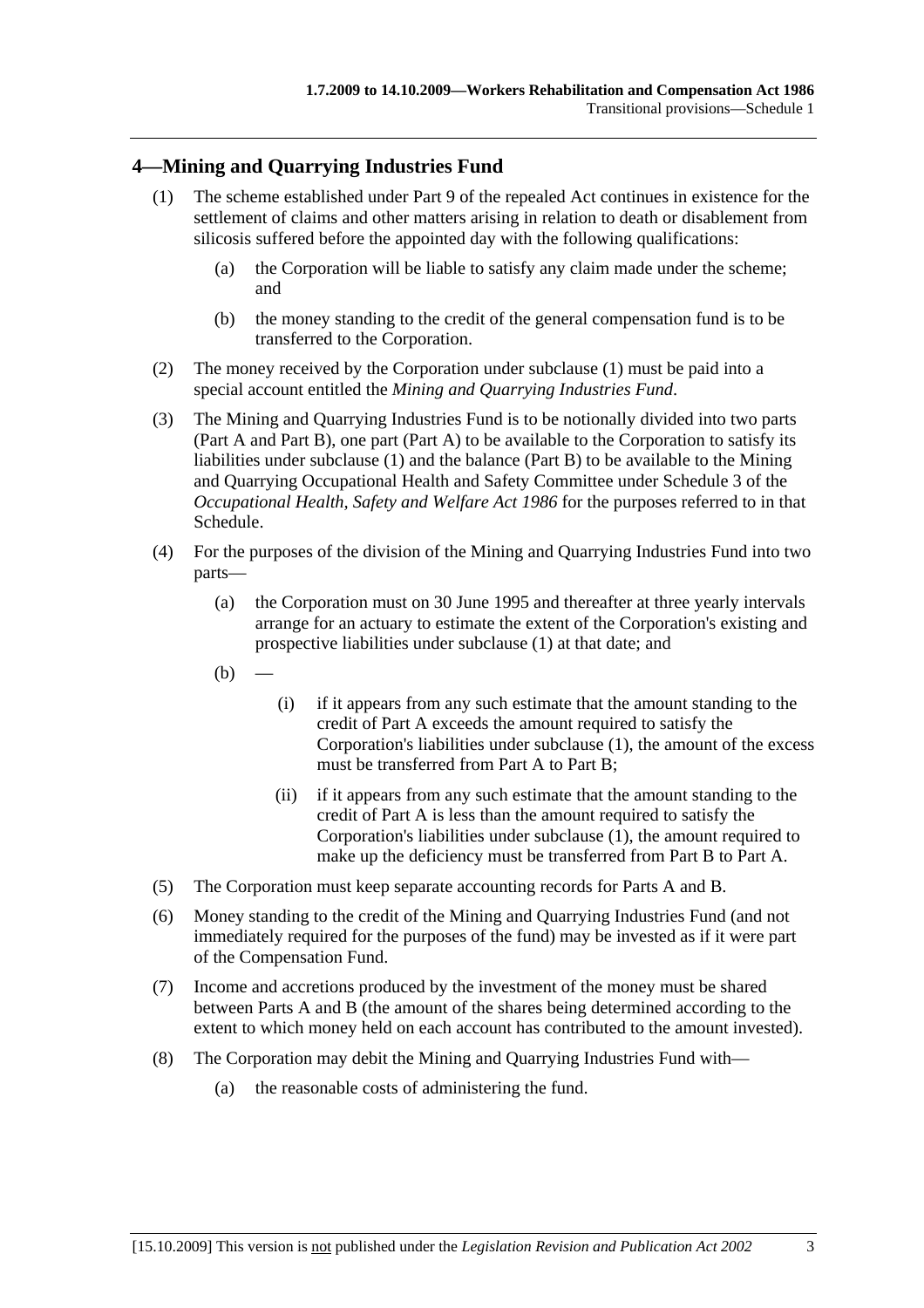## 4—Mining and Quarrying Industries Fund

(1) The scheme established under Part 9 of the repealed Act continues in existence for the settlement of claims and other matters arising in relation to death or disablement from silicosis suffered before the appointed day with the following qualifications:

- (a) the Corporation will be liable to satisfy any claim made under the scheme; and
- (b) the money standing to the credit of the general compensation fund is to be transferred to the Corporation.

(2) The money received by the Corporation under subclause (1) must be paid into a special account entitled the *Mining and Quarrying Industries Fund*.

(3) The Mining and Quarrying Industries Fund is to be notionally divided into two parts (Part A and Part B), one part (Part A) to be available to the Corporation to satisfy its liabilities under subclause (1) and the balance (Part B) to be available to the Mining and Quarrying Occupational Health and Safety Committee under Schedule 3 of the *Occupational Health, Safety and Welfare Act 1986* for the purposes referred to in that Schedule.

(4) For the purposes of the division of the Mining and Quarrying Industries Fund into two parts—

- (a) the Corporation must on 30 June 1995 and thereafter at three yearly intervals arrange for an actuary to estimate the extent of the Corporation's existing and prospective liabilities under subclause (1) at that date; and
- (b) —
  - (i) if it appears from any such estimate that the amount standing to the credit of Part A exceeds the amount required to satisfy the Corporation's liabilities under subclause (1), the amount of the excess must be transferred from Part A to Part B;
  - (ii) if it appears from any such estimate that the amount standing to the credit of Part A is less than the amount required to satisfy the Corporation's liabilities under subclause (1), the amount required to make up the deficiency must be transferred from Part B to Part A.

(5) The Corporation must keep separate accounting records for Parts A and B.

(6) Money standing to the credit of the Mining and Quarrying Industries Fund (and not immediately required for the purposes of the fund) may be invested as if it were part of the Compensation Fund.

(7) Income and accretions produced by the investment of the money must be shared between Parts A and B (the amount of the shares being determined according to the extent to which money held on each account has contributed to the amount invested).

(8) The Corporation may debit the Mining and Quarrying Industries Fund with—

- (a) the reasonable costs of administering the fund.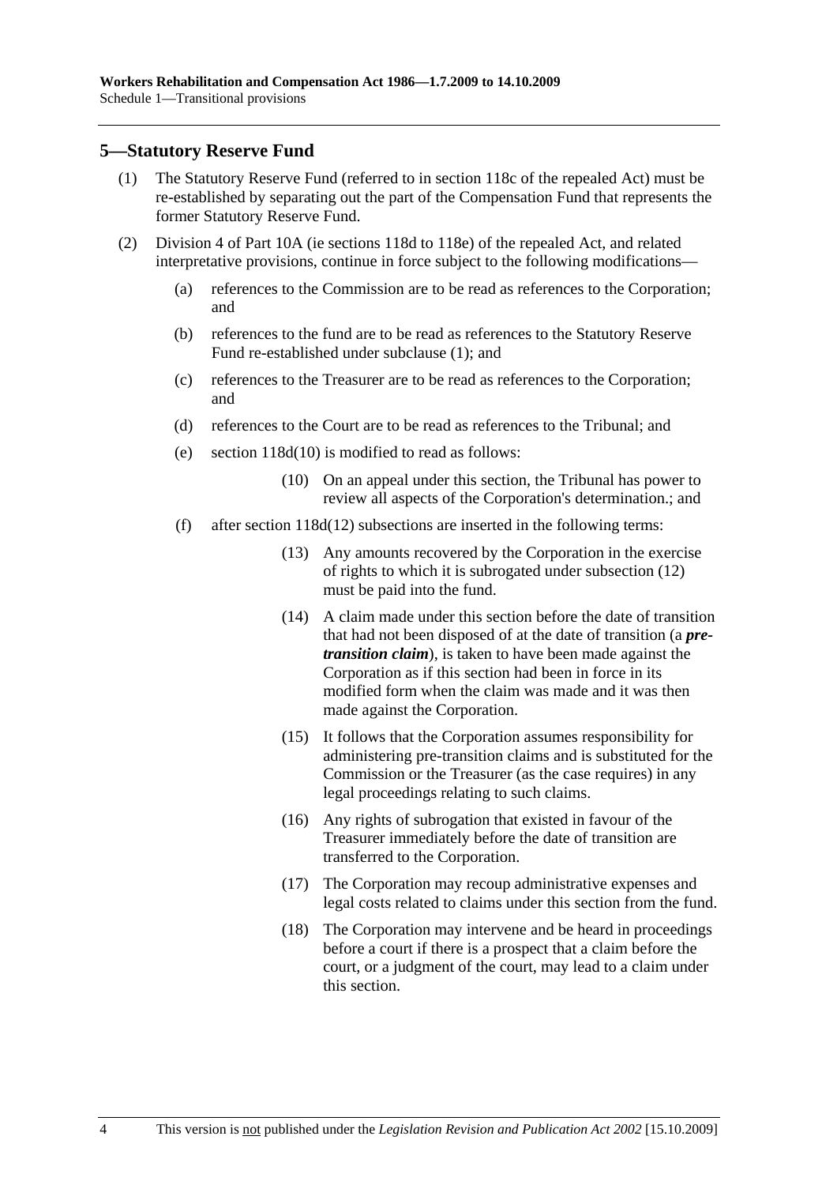## 5—Statutory Reserve Fund

(1) The Statutory Reserve Fund (referred to in section 118c of the repealed Act) must be re-established by separating out the part of the Compensation Fund that represents the former Statutory Reserve Fund.

(2) Division 4 of Part 10A (ie sections 118d to 118e) of the repealed Act, and related interpretative provisions, continue in force subject to the following modifications—

(a) references to the Commission are to be read as references to the Corporation; and

(b) references to the fund are to be read as references to the Statutory Reserve Fund re-established under subclause (1); and

(c) references to the Treasurer are to be read as references to the Corporation; and

(d) references to the Court are to be read as references to the Tribunal; and

(e) section 118d(10) is modified to read as follows:

> (10) On an appeal under this section, the Tribunal has power to review all aspects of the Corporation's determination.; and

(f) after section 118d(12) subsections are inserted in the following terms:

> (13) Any amounts recovered by the Corporation in the exercise of rights to which it is subrogated under subsection (12) must be paid into the fund.
>
> (14) A claim made under this section before the date of transition that had not been disposed of at the date of transition (a ***pre-transition claim***), is taken to have been made against the Corporation as if this section had been in force in its modified form when the claim was made and it was then made against the Corporation.
>
> (15) It follows that the Corporation assumes responsibility for administering pre-transition claims and is substituted for the Commission or the Treasurer (as the case requires) in any legal proceedings relating to such claims.
>
> (16) Any rights of subrogation that existed in favour of the Treasurer immediately before the date of transition are transferred to the Corporation.
>
> (17) The Corporation may recoup administrative expenses and legal costs related to claims under this section from the fund.
>
> (18) The Corporation may intervene and be heard in proceedings before a court if there is a prospect that a claim before the court, or a judgment of the court, may lead to a claim under this section.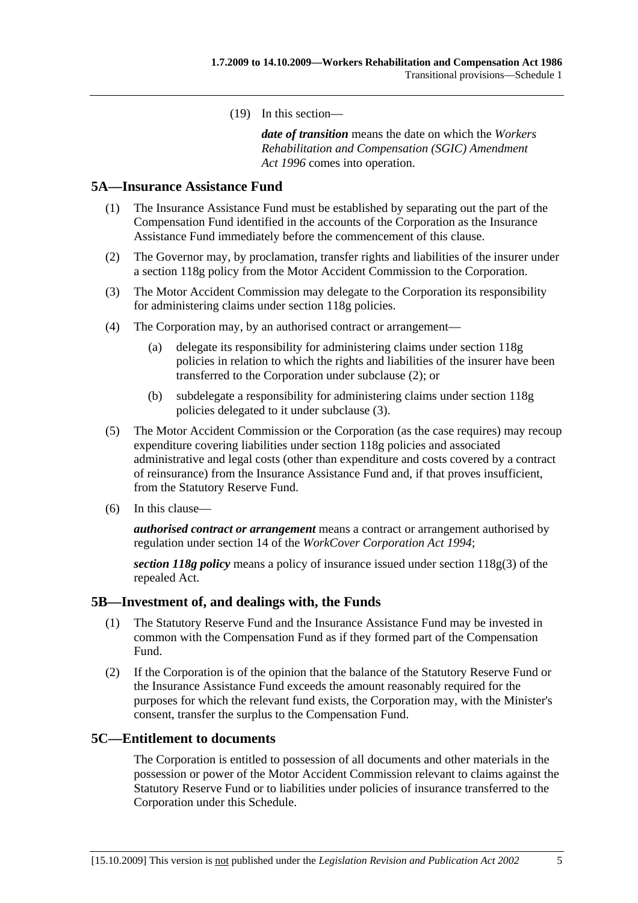(19) In this section—

***date of transition*** means the date on which the *Workers Rehabilitation and Compensation (SGIC) Amendment Act 1996* comes into operation.

## 5A—Insurance Assistance Fund

(1) The Insurance Assistance Fund must be established by separating out the part of the Compensation Fund identified in the accounts of the Corporation as the Insurance Assistance Fund immediately before the commencement of this clause.

(2) The Governor may, by proclamation, transfer rights and liabilities of the insurer under a section 118g policy from the Motor Accident Commission to the Corporation.

(3) The Motor Accident Commission may delegate to the Corporation its responsibility for administering claims under section 118g policies.

(4) The Corporation may, by an authorised contract or arrangement—

(a) delegate its responsibility for administering claims under section 118g policies in relation to which the rights and liabilities of the insurer have been transferred to the Corporation under subclause (2); or

(b) subdelegate a responsibility for administering claims under section 118g policies delegated to it under subclause (3).

(5) The Motor Accident Commission or the Corporation (as the case requires) may recoup expenditure covering liabilities under section 118g policies and associated administrative and legal costs (other than expenditure and costs covered by a contract of reinsurance) from the Insurance Assistance Fund and, if that proves insufficient, from the Statutory Reserve Fund.

(6) In this clause—

***authorised contract or arrangement*** means a contract or arrangement authorised by regulation under section 14 of the *WorkCover Corporation Act 1994*;

***section 118g policy*** means a policy of insurance issued under section 118g(3) of the repealed Act.

## 5B—Investment of, and dealings with, the Funds

(1) The Statutory Reserve Fund and the Insurance Assistance Fund may be invested in common with the Compensation Fund as if they formed part of the Compensation Fund.

(2) If the Corporation is of the opinion that the balance of the Statutory Reserve Fund or the Insurance Assistance Fund exceeds the amount reasonably required for the purposes for which the relevant fund exists, the Corporation may, with the Minister's consent, transfer the surplus to the Compensation Fund.

## 5C—Entitlement to documents

The Corporation is entitled to possession of all documents and other materials in the possession or power of the Motor Accident Commission relevant to claims against the Statutory Reserve Fund or to liabilities under policies of insurance transferred to the Corporation under this Schedule.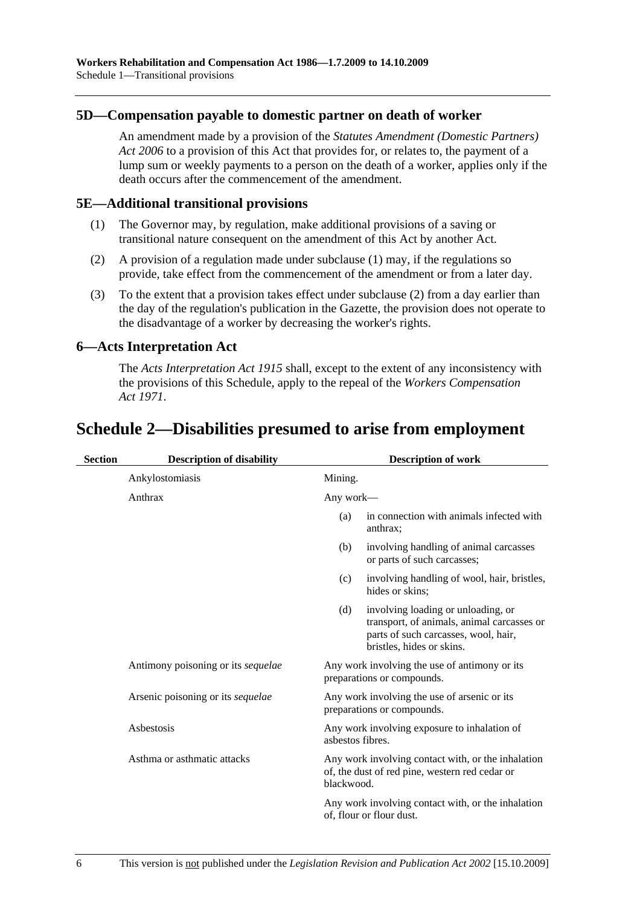### 5D—Compensation payable to domestic partner on death of worker

An amendment made by a provision of the *Statutes Amendment (Domestic Partners) Act 2006* to a provision of this Act that provides for, or relates to, the payment of a lump sum or weekly payments to a person on the death of a worker, applies only if the death occurs after the commencement of the amendment.

### 5E—Additional transitional provisions

(1) The Governor may, by regulation, make additional provisions of a saving or transitional nature consequent on the amendment of this Act by another Act.

(2) A provision of a regulation made under subclause (1) may, if the regulations so provide, take effect from the commencement of the amendment or from a later day.

(3) To the extent that a provision takes effect under subclause (2) from a day earlier than the day of the regulation's publication in the Gazette, the provision does not operate to the disadvantage of a worker by decreasing the worker's rights.

### 6—Acts Interpretation Act

The *Acts Interpretation Act 1915* shall, except to the extent of any inconsistency with the provisions of this Schedule, apply to the repeal of the *Workers Compensation Act 1971*.

## Schedule 2—Disabilities presumed to arise from employment

| Section | Description of disability | Description of work |
|---|---|---|
| | Ankylostomiasis | Mining. |
| | Anthrax | Any work—<br>(a) in connection with animals infected with anthrax;<br>(b) involving handling of animal carcasses or parts of such carcasses;<br>(c) involving handling of wool, hair, bristles, hides or skins;<br>(d) involving loading or unloading, or transport, of animals, animal carcasses or parts of such carcasses, wool, hair, bristles, hides or skins. |
| | Antimony poisoning or its *sequelae* | Any work involving the use of antimony or its preparations or compounds. |
| | Arsenic poisoning or its *sequelae* | Any work involving the use of arsenic or its preparations or compounds. |
| | Asbestosis | Any work involving exposure to inhalation of asbestos fibres. |
| | Asthma or asthmatic attacks | Any work involving contact with, or the inhalation of, the dust of red pine, western red cedar or blackwood.<br><br>Any work involving contact with, or the inhalation of, flour or flour dust. |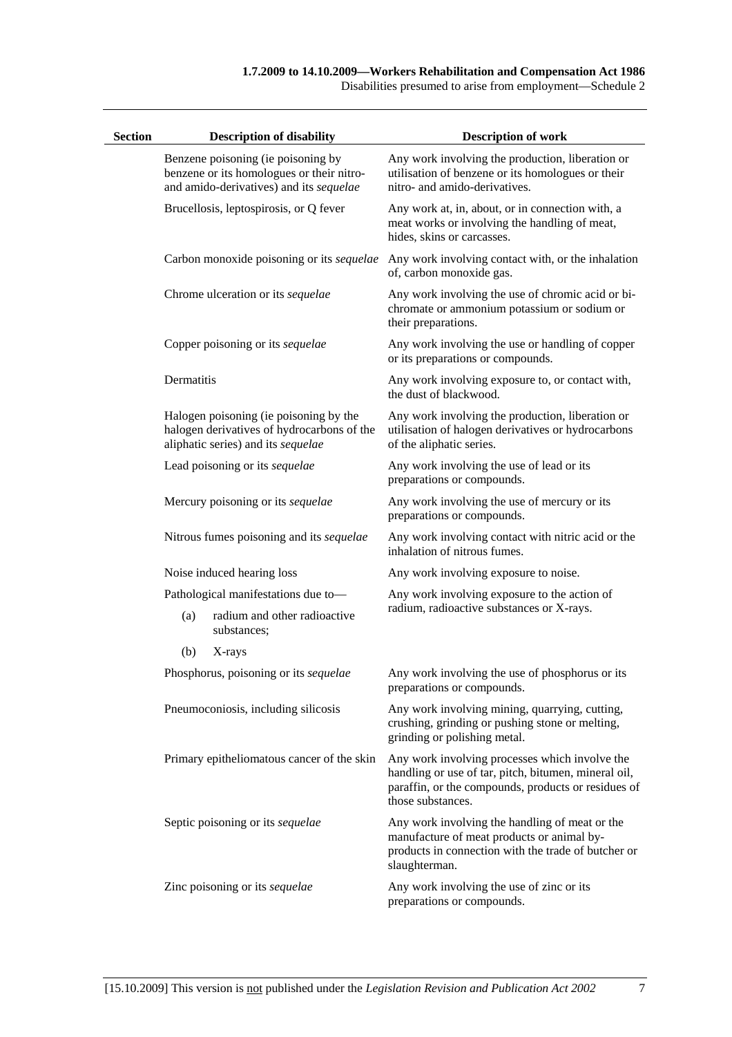| Section | Description of disability | Description of work |
|---|---|---|
| | Benzene poisoning (ie poisoning by benzene or its homologues or their nitro- and amido-derivatives) and its *sequelae* | Any work involving the production, liberation or utilisation of benzene or its homologues or their nitro- and amido-derivatives. |
| | Brucellosis, leptospirosis, or Q fever | Any work at, in, about, or in connection with, a meat works or involving the handling of meat, hides, skins or carcasses. |
| | Carbon monoxide poisoning or its *sequelae* | Any work involving contact with, or the inhalation of, carbon monoxide gas. |
| | Chrome ulceration or its *sequelae* | Any work involving the use of chromic acid or bi-chromate or ammonium potassium or sodium or their preparations. |
| | Copper poisoning or its *sequelae* | Any work involving the use or handling of copper or its preparations or compounds. |
| | Dermatitis | Any work involving exposure to, or contact with, the dust of blackwood. |
| | Halogen poisoning (ie poisoning by the halogen derivatives of hydrocarbons of the aliphatic series) and its *sequelae* | Any work involving the production, liberation or utilisation of halogen derivatives or hydrocarbons of the aliphatic series. |
| | Lead poisoning or its *sequelae* | Any work involving the use of lead or its preparations or compounds. |
| | Mercury poisoning or its *sequelae* | Any work involving the use of mercury or its preparations or compounds. |
| | Nitrous fumes poisoning and its *sequelae* | Any work involving contact with nitric acid or the inhalation of nitrous fumes. |
| | Noise induced hearing loss | Any work involving exposure to noise. |
| | Pathological manifestations due to—<br>(a) radium and other radioactive substances;<br>(b) X-rays | Any work involving exposure to the action of radium, radioactive substances or X-rays. |
| | Phosphorus, poisoning or its *sequelae* | Any work involving the use of phosphorus or its preparations or compounds. |
| | Pneumoconiosis, including silicosis | Any work involving mining, quarrying, cutting, crushing, grinding or pushing stone or melting, grinding or polishing metal. |
| | Primary epitheliomatous cancer of the skin | Any work involving processes which involve the handling or use of tar, pitch, bitumen, mineral oil, paraffin, or the compounds, products or residues of those substances. |
| | Septic poisoning or its *sequelae* | Any work involving the handling of meat or the manufacture of meat products or animal by-products in connection with the trade of butcher or slaughterman. |
| | Zinc poisoning or its *sequelae* | Any work involving the use of zinc or its preparations or compounds. |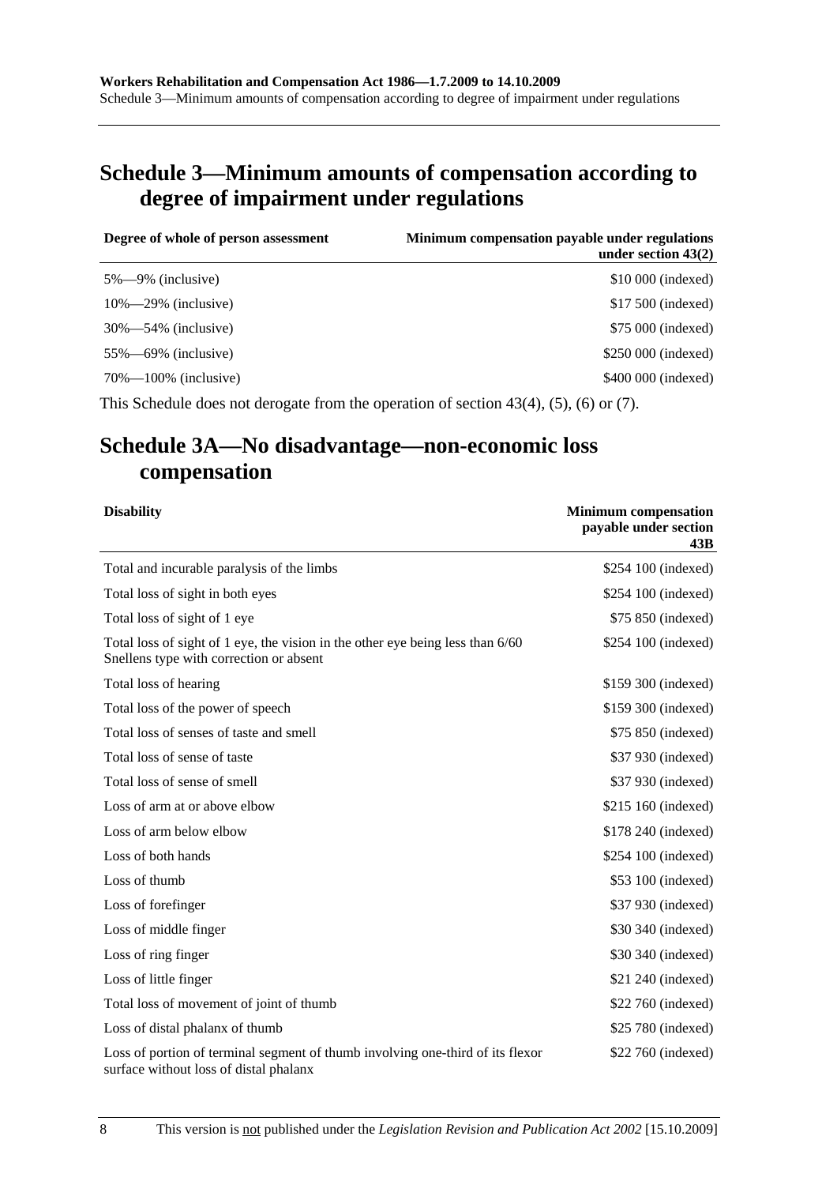## Schedule 3—Minimum amounts of compensation according to degree of impairment under regulations

| Degree of whole of person assessment | Minimum compensation payable under regulations under section 43(2) |
|---|---|
| 5%—9% (inclusive) | $10 000 (indexed) |
| 10%—29% (inclusive) | $17 500 (indexed) |
| 30%—54% (inclusive) | $75 000 (indexed) |
| 55%—69% (inclusive) | $250 000 (indexed) |
| 70%—100% (inclusive) | $400 000 (indexed) |

This Schedule does not derogate from the operation of section 43(4), (5), (6) or (7).

## Schedule 3A—No disadvantage—non-economic loss compensation

| Disability | Minimum compensation payable under section 43B |
|---|---|
| Total and incurable paralysis of the limbs | $254 100 (indexed) |
| Total loss of sight in both eyes | $254 100 (indexed) |
| Total loss of sight of 1 eye | $75 850 (indexed) |
| Total loss of sight of 1 eye, the vision in the other eye being less than 6/60 Snellens type with correction or absent | $254 100 (indexed) |
| Total loss of hearing | $159 300 (indexed) |
| Total loss of the power of speech | $159 300 (indexed) |
| Total loss of senses of taste and smell | $75 850 (indexed) |
| Total loss of sense of taste | $37 930 (indexed) |
| Total loss of sense of smell | $37 930 (indexed) |
| Loss of arm at or above elbow | $215 160 (indexed) |
| Loss of arm below elbow | $178 240 (indexed) |
| Loss of both hands | $254 100 (indexed) |
| Loss of thumb | $53 100 (indexed) |
| Loss of forefinger | $37 930 (indexed) |
| Loss of middle finger | $30 340 (indexed) |
| Loss of ring finger | $30 340 (indexed) |
| Loss of little finger | $21 240 (indexed) |
| Total loss of movement of joint of thumb | $22 760 (indexed) |
| Loss of distal phalanx of thumb | $25 780 (indexed) |
| Loss of portion of terminal segment of thumb involving one-third of its flexor surface without loss of distal phalanx | $22 760 (indexed) |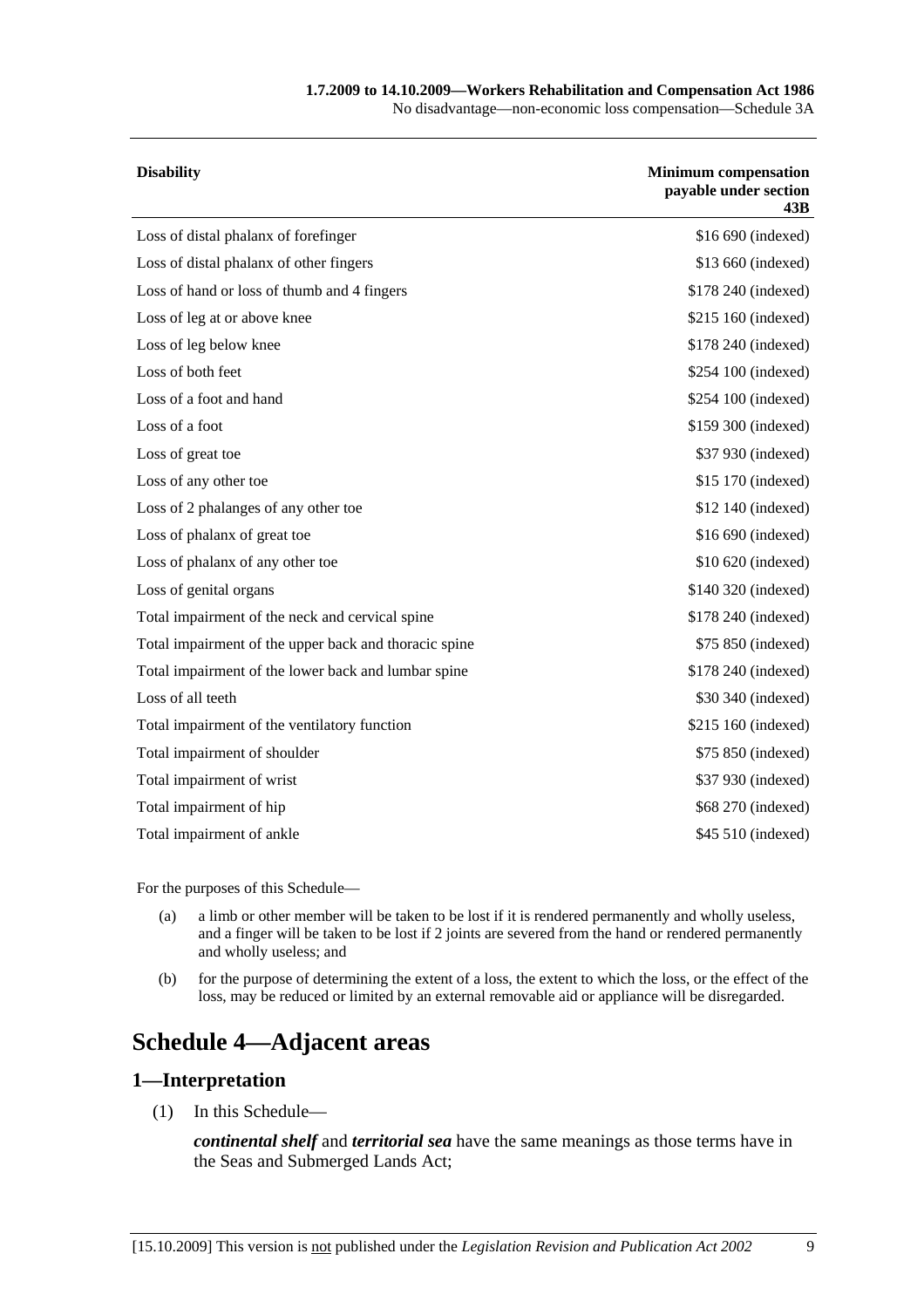| Disability | Minimum compensation payable under section 43B |
| --- | --- |
| Loss of distal phalanx of forefinger | $16 690 (indexed) |
| Loss of distal phalanx of other fingers | $13 660 (indexed) |
| Loss of hand or loss of thumb and 4 fingers | $178 240 (indexed) |
| Loss of leg at or above knee | $215 160 (indexed) |
| Loss of leg below knee | $178 240 (indexed) |
| Loss of both feet | $254 100 (indexed) |
| Loss of a foot and hand | $254 100 (indexed) |
| Loss of a foot | $159 300 (indexed) |
| Loss of great toe | $37 930 (indexed) |
| Loss of any other toe | $15 170 (indexed) |
| Loss of 2 phalanges of any other toe | $12 140 (indexed) |
| Loss of phalanx of great toe | $16 690 (indexed) |
| Loss of phalanx of any other toe | $10 620 (indexed) |
| Loss of genital organs | $140 320 (indexed) |
| Total impairment of the neck and cervical spine | $178 240 (indexed) |
| Total impairment of the upper back and thoracic spine | $75 850 (indexed) |
| Total impairment of the lower back and lumbar spine | $178 240 (indexed) |
| Loss of all teeth | $30 340 (indexed) |
| Total impairment of the ventilatory function | $215 160 (indexed) |
| Total impairment of shoulder | $75 850 (indexed) |
| Total impairment of wrist | $37 930 (indexed) |
| Total impairment of hip | $68 270 (indexed) |
| Total impairment of ankle | $45 510 (indexed) |

For the purposes of this Schedule—

(a) a limb or other member will be taken to be lost if it is rendered permanently and wholly useless, and a finger will be taken to be lost if 2 joints are severed from the hand or rendered permanently and wholly useless; and

(b) for the purpose of determining the extent of a loss, the extent to which the loss, or the effect of the loss, may be reduced or limited by an external removable aid or appliance will be disregarded.

# Schedule 4—Adjacent areas

## 1—Interpretation

(1) In this Schedule—

***continental shelf*** and ***territorial sea*** have the same meanings as those terms have in the Seas and Submerged Lands Act;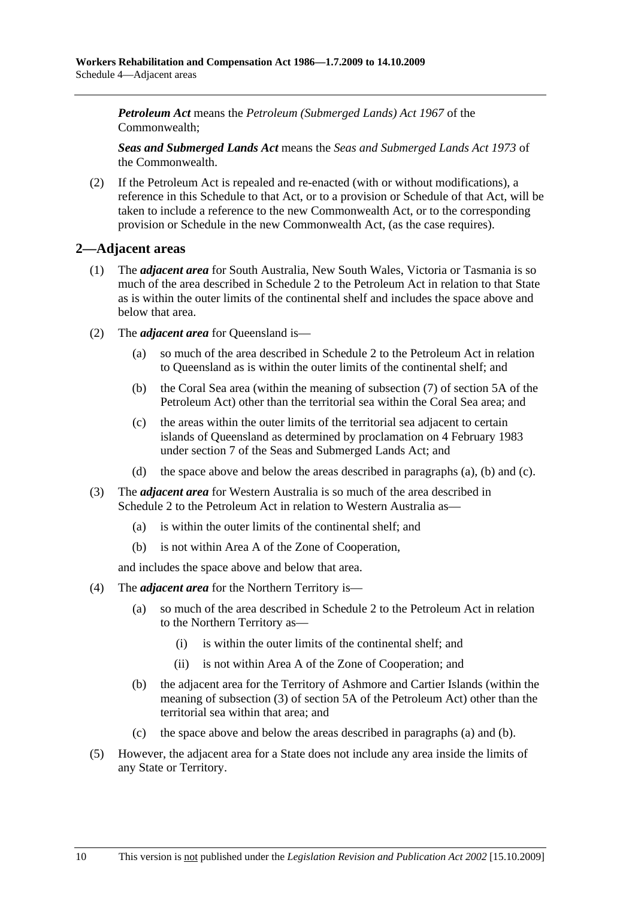***Petroleum Act*** means the *Petroleum (Submerged Lands) Act 1967* of the Commonwealth;

***Seas and Submerged Lands Act*** means the *Seas and Submerged Lands Act 1973* of the Commonwealth.

(2) If the Petroleum Act is repealed and re-enacted (with or without modifications), a reference in this Schedule to that Act, or to a provision or Schedule of that Act, will be taken to include a reference to the new Commonwealth Act, or to the corresponding provision or Schedule in the new Commonwealth Act, (as the case requires).

## 2—Adjacent areas

(1) The ***adjacent area*** for South Australia, New South Wales, Victoria or Tasmania is so much of the area described in Schedule 2 to the Petroleum Act in relation to that State as is within the outer limits of the continental shelf and includes the space above and below that area.

(2) The ***adjacent area*** for Queensland is—

- (a) so much of the area described in Schedule 2 to the Petroleum Act in relation to Queensland as is within the outer limits of the continental shelf; and
- (b) the Coral Sea area (within the meaning of subsection (7) of section 5A of the Petroleum Act) other than the territorial sea within the Coral Sea area; and
- (c) the areas within the outer limits of the territorial sea adjacent to certain islands of Queensland as determined by proclamation on 4 February 1983 under section 7 of the Seas and Submerged Lands Act; and
- (d) the space above and below the areas described in paragraphs (a), (b) and (c).

(3) The ***adjacent area*** for Western Australia is so much of the area described in Schedule 2 to the Petroleum Act in relation to Western Australia as—

- (a) is within the outer limits of the continental shelf; and
- (b) is not within Area A of the Zone of Cooperation,

and includes the space above and below that area.

(4) The ***adjacent area*** for the Northern Territory is—

- (a) so much of the area described in Schedule 2 to the Petroleum Act in relation to the Northern Territory as—
  - (i) is within the outer limits of the continental shelf; and
  - (ii) is not within Area A of the Zone of Cooperation; and
- (b) the adjacent area for the Territory of Ashmore and Cartier Islands (within the meaning of subsection (3) of section 5A of the Petroleum Act) other than the territorial sea within that area; and
- (c) the space above and below the areas described in paragraphs (a) and (b).

(5) However, the adjacent area for a State does not include any area inside the limits of any State or Territory.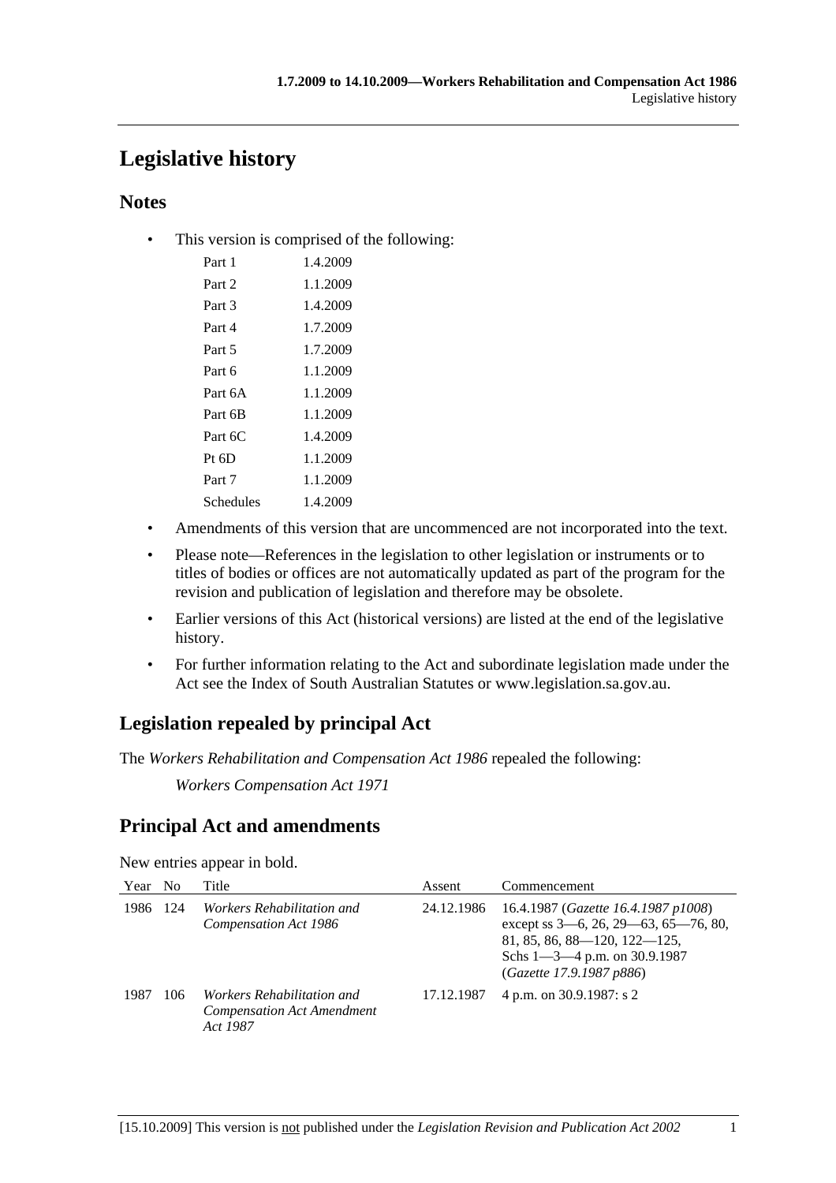# Legislative history

## Notes

- This version is comprised of the following:

| | |
|---|---|
| Part 1 | 1.4.2009 |
| Part 2 | 1.1.2009 |
| Part 3 | 1.4.2009 |
| Part 4 | 1.7.2009 |
| Part 5 | 1.7.2009 |
| Part 6 | 1.1.2009 |
| Part 6A | 1.1.2009 |
| Part 6B | 1.1.2009 |
| Part 6C | 1.4.2009 |
| Pt 6D | 1.1.2009 |
| Part 7 | 1.1.2009 |
| Schedules | 1.4.2009 |

- Amendments of this version that are uncommenced are not incorporated into the text.
- Please note—References in the legislation to other legislation or instruments or to titles of bodies or offices are not automatically updated as part of the program for the revision and publication of legislation and therefore may be obsolete.
- Earlier versions of this Act (historical versions) are listed at the end of the legislative history.
- For further information relating to the Act and subordinate legislation made under the Act see the Index of South Australian Statutes or www.legislation.sa.gov.au.

## Legislation repealed by principal Act

The *Workers Rehabilitation and Compensation Act 1986* repealed the following:

*Workers Compensation Act 1971*

## Principal Act and amendments

New entries appear in bold.

| Year | No | Title | Assent | Commencement |
|---|---|---|---|---|
| 1986 | 124 | *Workers Rehabilitation and Compensation Act 1986* | 24.12.1986 | 16.4.1987 (*Gazette 16.4.1987 p1008*) except ss 3—6, 26, 29—63, 65—76, 80, 81, 85, 86, 88—120, 122—125, Schs 1—3—4 p.m. on 30.9.1987 (*Gazette 17.9.1987 p886*) |
| 1987 | 106 | *Workers Rehabilitation and Compensation Act Amendment Act 1987* | 17.12.1987 | 4 p.m. on 30.9.1987: s 2 |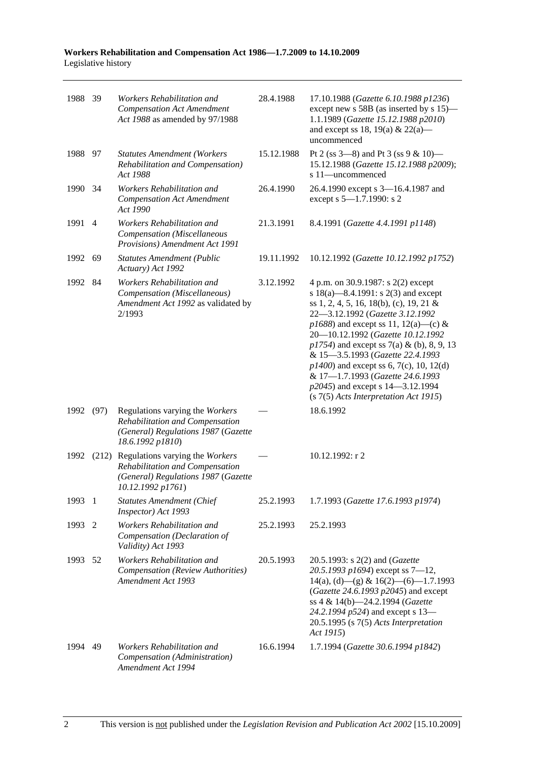| | | | | |
|---|---|---|---|---|
| 1988 | 39 | *Workers Rehabilitation and Compensation Act Amendment Act 1988* as amended by 97/1988 | 28.4.1988 | 17.10.1988 (*Gazette 6.10.1988 p1236*) except new s 58B (as inserted by s 15)—1.1.1989 (*Gazette 15.12.1988 p2010*) and except ss 18, 19(a) & 22(a)—uncommenced |
| 1988 | 97 | *Statutes Amendment (Workers Rehabilitation and Compensation) Act 1988* | 15.12.1988 | Pt 2 (ss 3—8) and Pt 3 (ss 9 & 10)—15.12.1988 (*Gazette 15.12.1988 p2009*); s 11—uncommenced |
| 1990 | 34 | *Workers Rehabilitation and Compensation Act Amendment Act 1990* | 26.4.1990 | 26.4.1990 except s 3—16.4.1987 and except s 5—1.7.1990: s 2 |
| 1991 | 4 | *Workers Rehabilitation and Compensation (Miscellaneous Provisions) Amendment Act 1991* | 21.3.1991 | 8.4.1991 (*Gazette 4.4.1991 p1148*) |
| 1992 | 69 | *Statutes Amendment (Public Actuary) Act 1992* | 19.11.1992 | 10.12.1992 (*Gazette 10.12.1992 p1752*) |
| 1992 | 84 | *Workers Rehabilitation and Compensation (Miscellaneous) Amendment Act 1992* as validated by 2/1993 | 3.12.1992 | 4 p.m. on 30.9.1987: s 2(2) except s 18(a)—8.4.1991: s 2(3) and except ss 1, 2, 4, 5, 16, 18(b), (c), 19, 21 & 22—3.12.1992 (*Gazette 3.12.1992 p1688*) and except ss 11, 12(a)—(c) & 20—10.12.1992 (*Gazette 10.12.1992 p1754*) and except ss 7(a) & (b), 8, 9, 13 & 15—3.5.1993 (*Gazette 22.4.1993 p1400*) and except ss 6, 7(c), 10, 12(d) & 17—1.7.1993 (*Gazette 24.6.1993 p2045*) and except s 14—3.12.1994 (s 7(5) *Acts Interpretation Act 1915*) |
| 1992 | (97) | Regulations varying the *Workers Rehabilitation and Compensation (General) Regulations 1987* (*Gazette 18.6.1992 p1810*) | — | 18.6.1992 |
| 1992 | (212) | Regulations varying the *Workers Rehabilitation and Compensation (General) Regulations 1987* (*Gazette 10.12.1992 p1761*) | — | 10.12.1992: r 2 |
| 1993 | 1 | *Statutes Amendment (Chief Inspector) Act 1993* | 25.2.1993 | 1.7.1993 (*Gazette 17.6.1993 p1974*) |
| 1993 | 2 | *Workers Rehabilitation and Compensation (Declaration of Validity) Act 1993* | 25.2.1993 | 25.2.1993 |
| 1993 | 52 | *Workers Rehabilitation and Compensation (Review Authorities) Amendment Act 1993* | 20.5.1993 | 20.5.1993: s 2(2) and (*Gazette 20.5.1993 p1694*) except ss 7—12, 14(a), (d)—(g) & 16(2)—(6)—1.7.1993 (*Gazette 24.6.1993 p2045*) and except ss 4 & 14(b)—24.2.1994 (*Gazette 24.2.1994 p524*) and except s 13—20.5.1995 (s 7(5) *Acts Interpretation Act 1915*) |
| 1994 | 49 | *Workers Rehabilitation and Compensation (Administration) Amendment Act 1994* | 16.6.1994 | 1.7.1994 (*Gazette 30.6.1994 p1842*) |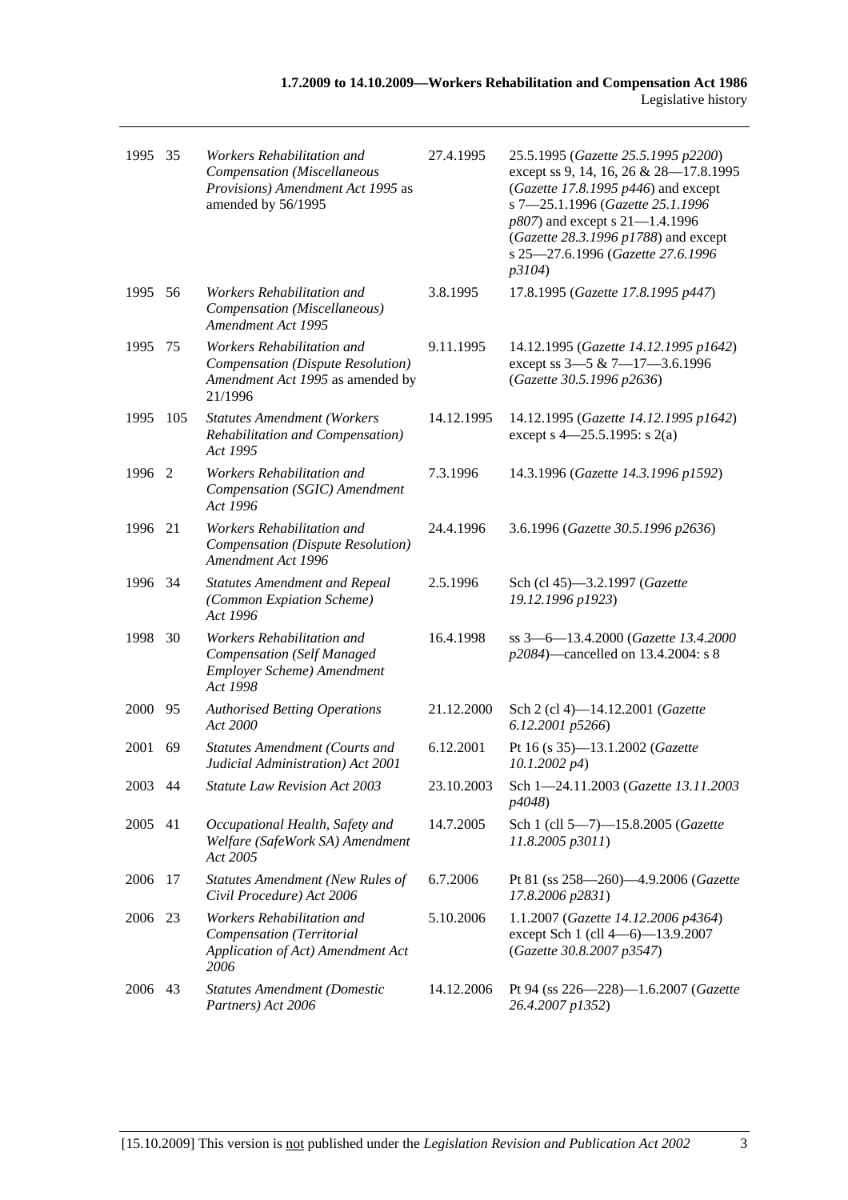| | | | | |
|---|---|---|---|---|
| 1995 | 35 | *Workers Rehabilitation and Compensation (Miscellaneous Provisions) Amendment Act 1995* as amended by 56/1995 | 27.4.1995 | 25.5.1995 (*Gazette 25.5.1995 p2200*) except ss 9, 14, 16, 26 & 28—17.8.1995 (*Gazette 17.8.1995 p446*) and except s 7—25.1.1996 (*Gazette 25.1.1996 p807*) and except s 21—1.4.1996 (*Gazette 28.3.1996 p1788*) and except s 25—27.6.1996 (*Gazette 27.6.1996 p3104*) |
| 1995 | 56 | *Workers Rehabilitation and Compensation (Miscellaneous) Amendment Act 1995* | 3.8.1995 | 17.8.1995 (*Gazette 17.8.1995 p447*) |
| 1995 | 75 | *Workers Rehabilitation and Compensation (Dispute Resolution) Amendment Act 1995* as amended by 21/1996 | 9.11.1995 | 14.12.1995 (*Gazette 14.12.1995 p1642*) except ss 3—5 & 7—17—3.6.1996 (*Gazette 30.5.1996 p2636*) |
| 1995 | 105 | *Statutes Amendment (Workers Rehabilitation and Compensation) Act 1995* | 14.12.1995 | 14.12.1995 (*Gazette 14.12.1995 p1642*) except s 4—25.5.1995: s 2(a) |
| 1996 | 2 | *Workers Rehabilitation and Compensation (SGIC) Amendment Act 1996* | 7.3.1996 | 14.3.1996 (*Gazette 14.3.1996 p1592*) |
| 1996 | 21 | *Workers Rehabilitation and Compensation (Dispute Resolution) Amendment Act 1996* | 24.4.1996 | 3.6.1996 (*Gazette 30.5.1996 p2636*) |
| 1996 | 34 | *Statutes Amendment and Repeal (Common Expiation Scheme) Act 1996* | 2.5.1996 | Sch (cl 45)—3.2.1997 (*Gazette 19.12.1996 p1923*) |
| 1998 | 30 | *Workers Rehabilitation and Compensation (Self Managed Employer Scheme) Amendment Act 1998* | 16.4.1998 | ss 3—6—13.4.2000 (*Gazette 13.4.2000 p2084*)—cancelled on 13.4.2004: s 8 |
| 2000 | 95 | *Authorised Betting Operations Act 2000* | 21.12.2000 | Sch 2 (cl 4)—14.12.2001 (*Gazette 6.12.2001 p5266*) |
| 2001 | 69 | *Statutes Amendment (Courts and Judicial Administration) Act 2001* | 6.12.2001 | Pt 16 (s 35)—13.1.2002 (*Gazette 10.1.2002 p4*) |
| 2003 | 44 | *Statute Law Revision Act 2003* | 23.10.2003 | Sch 1—24.11.2003 (*Gazette 13.11.2003 p4048*) |
| 2005 | 41 | *Occupational Health, Safety and Welfare (SafeWork SA) Amendment Act 2005* | 14.7.2005 | Sch 1 (cll 5—7)—15.8.2005 (*Gazette 11.8.2005 p3011*) |
| 2006 | 17 | *Statutes Amendment (New Rules of Civil Procedure) Act 2006* | 6.7.2006 | Pt 81 (ss 258—260)—4.9.2006 (*Gazette 17.8.2006 p2831*) |
| 2006 | 23 | *Workers Rehabilitation and Compensation (Territorial Application of Act) Amendment Act 2006* | 5.10.2006 | 1.1.2007 (*Gazette 14.12.2006 p4364*) except Sch 1 (cll 4—6)—13.9.2007 (*Gazette 30.8.2007 p3547*) |
| 2006 | 43 | *Statutes Amendment (Domestic Partners) Act 2006* | 14.12.2006 | Pt 94 (ss 226—228)—1.6.2007 (*Gazette 26.4.2007 p1352*) |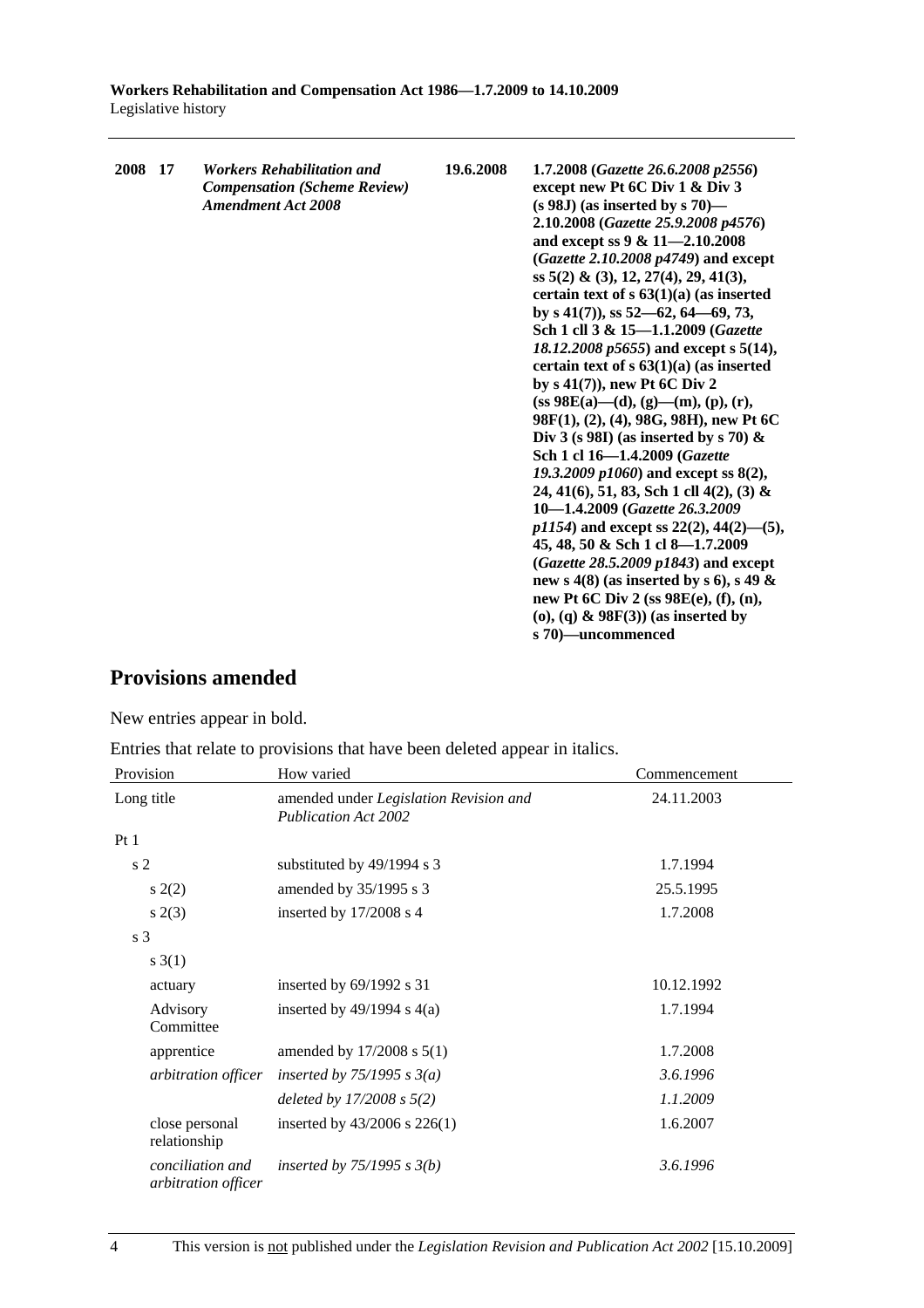| 2008 | 17 | *Workers Rehabilitation and Compensation (Scheme Review) Amendment Act 2008* | 19.6.2008 | 1.7.2008 (*Gazette 26.6.2008 p2556*) except new Pt 6C Div 1 & Div 3 (s 98J) (as inserted by s 70)—2.10.2008 (*Gazette 25.9.2008 p4576*) and except ss 9 & 11—2.10.2008 (*Gazette 2.10.2008 p4749*) and except ss 5(2) & (3), 12, 27(4), 29, 41(3), certain text of s 63(1)(a) (as inserted by s 41(7)), ss 52—62, 64—69, 73, Sch 1 cll 3 & 15—1.1.2009 (*Gazette 18.12.2008 p5655*) and except s 5(14), certain text of s 63(1)(a) (as inserted by s 41(7)), new Pt 6C Div 2 (ss 98E(a)—(d), (g)—(m), (p), (r), 98F(1), (2), (4), 98G, 98H), new Pt 6C Div 3 (s 98I) (as inserted by s 70) & Sch 1 cl 16—1.4.2009 (*Gazette 19.3.2009 p1060*) and except ss 8(2), 24, 41(6), 51, 83, Sch 1 cll 4(2), (3) & 10—1.4.2009 (*Gazette 26.3.2009 p1154*) and except ss 22(2), 44(2)—(5), 45, 48, 50 & Sch 1 cl 8—1.7.2009 (*Gazette 28.5.2009 p1843*) and except new s 4(8) (as inserted by s 6), s 49 & new Pt 6C Div 2 (ss 98E(e), (f), (n), (o), (q) & 98F(3)) (as inserted by s 70)—uncommenced |
|---|---|---|---|---|

## Provisions amended

New entries appear in bold.

Entries that relate to provisions that have been deleted appear in italics.

| Provision | How varied | Commencement |
|---|---|---|
| Long title | amended under *Legislation Revision and Publication Act 2002* | 24.11.2003 |
| Pt 1 | | |
| s 2 | substituted by 49/1994 s 3 | 1.7.1994 |
| s 2(2) | amended by 35/1995 s 3 | 25.5.1995 |
| s 2(3) | inserted by 17/2008 s 4 | 1.7.2008 |
| s 3 | | |
| s 3(1) | | |
| actuary | inserted by 69/1992 s 31 | 10.12.1992 |
| Advisory Committee | inserted by 49/1994 s 4(a) | 1.7.1994 |
| apprentice | amended by 17/2008 s 5(1) | 1.7.2008 |
| *arbitration officer* | *inserted by 75/1995 s 3(a)* | *3.6.1996* |
| | *deleted by 17/2008 s 5(2)* | *1.1.2009* |
| close personal relationship | inserted by 43/2006 s 226(1) | 1.6.2007 |
| *conciliation and arbitration officer* | *inserted by 75/1995 s 3(b)* | *3.6.1996* |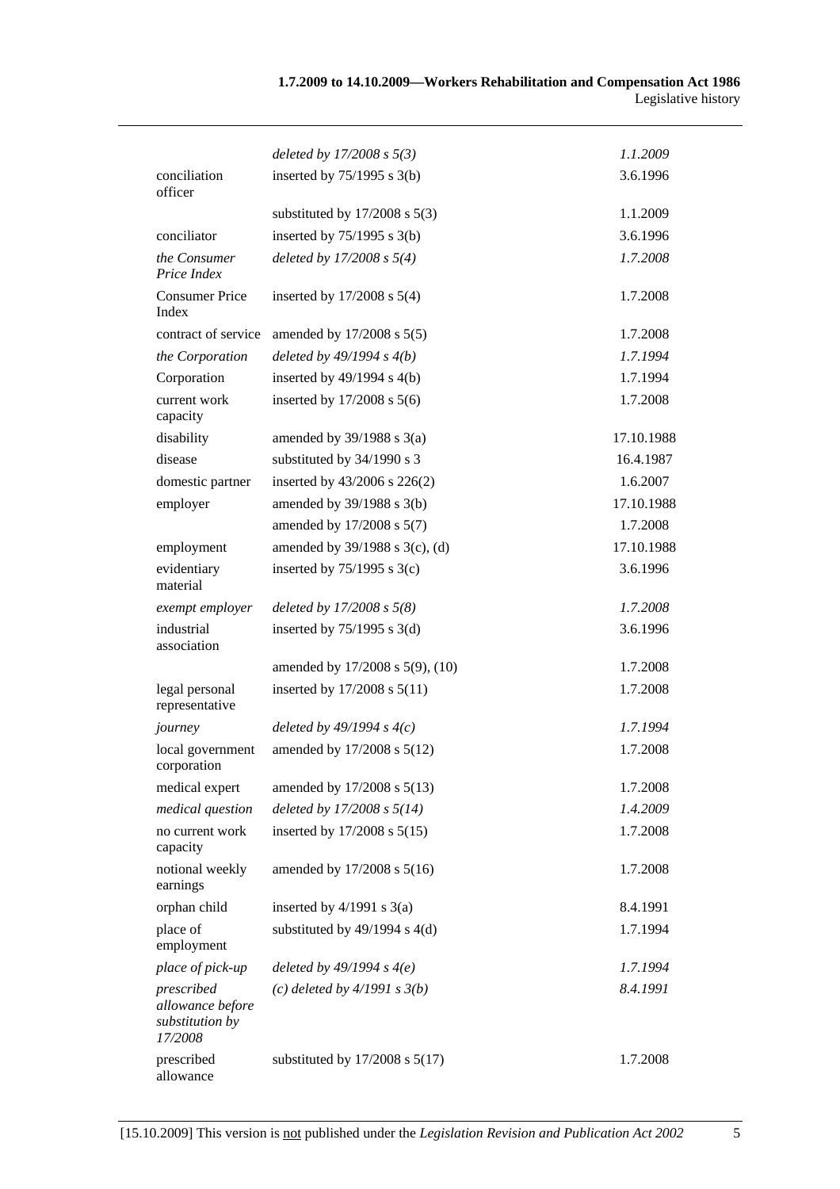| | | |
|---|---|---|
| | *deleted by 17/2008 s 5(3)* | *1.1.2009* |
| conciliation officer | inserted by 75/1995 s 3(b) | 3.6.1996 |
| | substituted by 17/2008 s 5(3) | 1.1.2009 |
| conciliator | inserted by 75/1995 s 3(b) | 3.6.1996 |
| *the Consumer Price Index* | *deleted by 17/2008 s 5(4)* | *1.7.2008* |
| Consumer Price Index | inserted by 17/2008 s 5(4) | 1.7.2008 |
| contract of service | amended by 17/2008 s 5(5) | 1.7.2008 |
| *the Corporation* | *deleted by 49/1994 s 4(b)* | *1.7.1994* |
| Corporation | inserted by 49/1994 s 4(b) | 1.7.1994 |
| current work capacity | inserted by 17/2008 s 5(6) | 1.7.2008 |
| disability | amended by 39/1988 s 3(a) | 17.10.1988 |
| disease | substituted by 34/1990 s 3 | 16.4.1987 |
| domestic partner | inserted by 43/2006 s 226(2) | 1.6.2007 |
| employer | amended by 39/1988 s 3(b) | 17.10.1988 |
| | amended by 17/2008 s 5(7) | 1.7.2008 |
| employment | amended by 39/1988 s 3(c), (d) | 17.10.1988 |
| evidentiary material | inserted by 75/1995 s 3(c) | 3.6.1996 |
| *exempt employer* | *deleted by 17/2008 s 5(8)* | *1.7.2008* |
| industrial association | inserted by 75/1995 s 3(d) | 3.6.1996 |
| | amended by 17/2008 s 5(9), (10) | 1.7.2008 |
| legal personal representative | inserted by 17/2008 s 5(11) | 1.7.2008 |
| *journey* | *deleted by 49/1994 s 4(c)* | *1.7.1994* |
| local government corporation | amended by 17/2008 s 5(12) | 1.7.2008 |
| medical expert | amended by 17/2008 s 5(13) | 1.7.2008 |
| *medical question* | *deleted by 17/2008 s 5(14)* | *1.4.2009* |
| no current work capacity | inserted by 17/2008 s 5(15) | 1.7.2008 |
| notional weekly earnings | amended by 17/2008 s 5(16) | 1.7.2008 |
| orphan child | inserted by 4/1991 s 3(a) | 8.4.1991 |
| place of employment | substituted by 49/1994 s 4(d) | 1.7.1994 |
| *place of pick-up* | *deleted by 49/1994 s 4(e)* | *1.7.1994* |
| *prescribed allowance before substitution by 17/2008* | *(c) deleted by 4/1991 s 3(b)* | *8.4.1991* |
| prescribed allowance | substituted by 17/2008 s 5(17) | 1.7.2008 |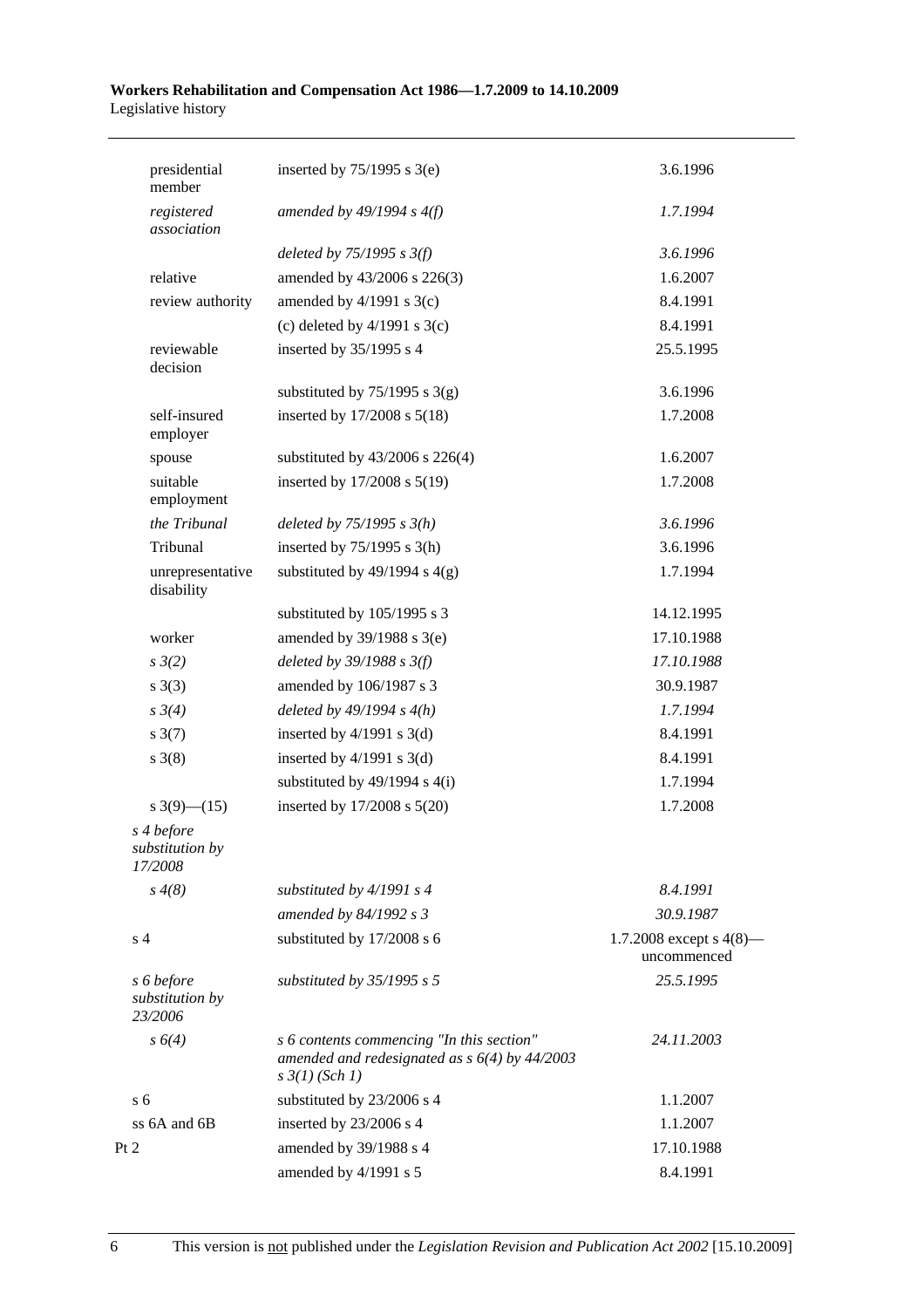| | | |
|---|---|---|
| presidential member | inserted by 75/1995 s 3(e) | 3.6.1996 |
| *registered association* | *amended by 49/1994 s 4(f)* | *1.7.1994* |
| | *deleted by 75/1995 s 3(f)* | *3.6.1996* |
| relative | amended by 43/2006 s 226(3) | 1.6.2007 |
| review authority | amended by 4/1991 s 3(c) | 8.4.1991 |
| | (c) deleted by 4/1991 s 3(c) | 8.4.1991 |
| reviewable decision | inserted by 35/1995 s 4 | 25.5.1995 |
| | substituted by 75/1995 s 3(g) | 3.6.1996 |
| self-insured employer | inserted by 17/2008 s 5(18) | 1.7.2008 |
| spouse | substituted by 43/2006 s 226(4) | 1.6.2007 |
| suitable employment | inserted by 17/2008 s 5(19) | 1.7.2008 |
| *the Tribunal* | *deleted by 75/1995 s 3(h)* | *3.6.1996* |
| Tribunal | inserted by 75/1995 s 3(h) | 3.6.1996 |
| unrepresentative disability | substituted by 49/1994 s 4(g) | 1.7.1994 |
| | substituted by 105/1995 s 3 | 14.12.1995 |
| worker | amended by 39/1988 s 3(e) | 17.10.1988 |
| *s 3(2)* | *deleted by 39/1988 s 3(f)* | *17.10.1988* |
| s 3(3) | amended by 106/1987 s 3 | 30.9.1987 |
| *s 3(4)* | *deleted by 49/1994 s 4(h)* | *1.7.1994* |
| s 3(7) | inserted by 4/1991 s 3(d) | 8.4.1991 |
| s 3(8) | inserted by 4/1991 s 3(d) | 8.4.1991 |
| | substituted by 49/1994 s 4(i) | 1.7.1994 |
| s 3(9)—(15) | inserted by 17/2008 s 5(20) | 1.7.2008 |
| *s 4 before substitution by 17/2008* | | |
| *s 4(8)* | *substituted by 4/1991 s 4* | *8.4.1991* |
| | *amended by 84/1992 s 3* | *30.9.1987* |
| s 4 | substituted by 17/2008 s 6 | 1.7.2008 except s 4(8)—uncommenced |
| *s 6 before substitution by 23/2006* | *substituted by 35/1995 s 5* | *25.5.1995* |
| *s 6(4)* | *s 6 contents commencing "In this section" amended and redesignated as s 6(4) by 44/2003 s 3(1) (Sch 1)* | *24.11.2003* |
| s 6 | substituted by 23/2006 s 4 | 1.1.2007 |
| ss 6A and 6B | inserted by 23/2006 s 4 | 1.1.2007 |
| Pt 2 | amended by 39/1988 s 4 | 17.10.1988 |
| | amended by 4/1991 s 5 | 8.4.1991 |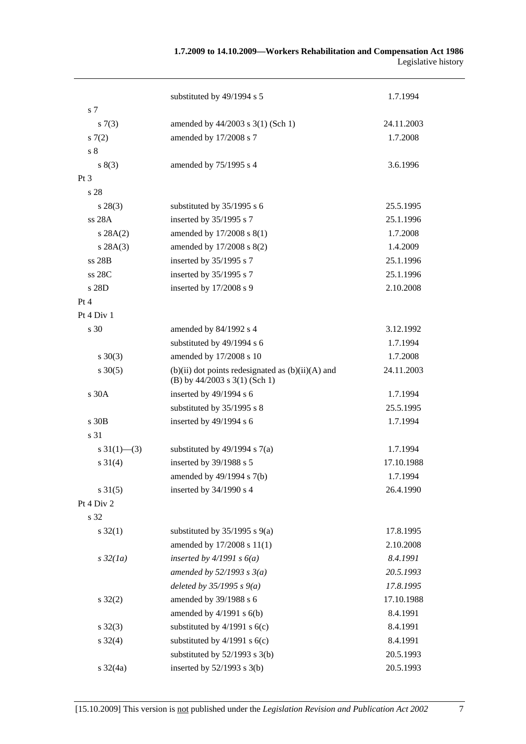| | | |
|---|---|---|
| | substituted by 49/1994 s 5 | 1.7.1994 |
| s 7 | | |
| s 7(3) | amended by 44/2003 s 3(1) (Sch 1) | 24.11.2003 |
| s 7(2) | amended by 17/2008 s 7 | 1.7.2008 |
| s 8 | | |
| s 8(3) | amended by 75/1995 s 4 | 3.6.1996 |
| Pt 3 | | |
| s 28 | | |
| s 28(3) | substituted by 35/1995 s 6 | 25.5.1995 |
| ss 28A | inserted by 35/1995 s 7 | 25.1.1996 |
| s 28A(2) | amended by 17/2008 s 8(1) | 1.7.2008 |
| s 28A(3) | amended by 17/2008 s 8(2) | 1.4.2009 |
| ss 28B | inserted by 35/1995 s 7 | 25.1.1996 |
| ss 28C | inserted by 35/1995 s 7 | 25.1.1996 |
| s 28D | inserted by 17/2008 s 9 | 2.10.2008 |
| Pt 4 | | |
| Pt 4 Div 1 | | |
| s 30 | amended by 84/1992 s 4 | 3.12.1992 |
| | substituted by 49/1994 s 6 | 1.7.1994 |
| s 30(3) | amended by 17/2008 s 10 | 1.7.2008 |
| s 30(5) | (b)(ii) dot points redesignated as (b)(ii)(A) and (B) by 44/2003 s 3(1) (Sch 1) | 24.11.2003 |
| s 30A | inserted by 49/1994 s 6 | 1.7.1994 |
| | substituted by 35/1995 s 8 | 25.5.1995 |
| s 30B | inserted by 49/1994 s 6 | 1.7.1994 |
| s 31 | | |
| s 31(1)—(3) | substituted by 49/1994 s 7(a) | 1.7.1994 |
| s 31(4) | inserted by 39/1988 s 5 | 17.10.1988 |
| | amended by 49/1994 s 7(b) | 1.7.1994 |
| s 31(5) | inserted by 34/1990 s 4 | 26.4.1990 |
| Pt 4 Div 2 | | |
| s 32 | | |
| s 32(1) | substituted by 35/1995 s 9(a) | 17.8.1995 |
| | amended by 17/2008 s 11(1) | 2.10.2008 |
| *s 32(1a)* | *inserted by 4/1991 s 6(a)* | *8.4.1991* |
| | *amended by 52/1993 s 3(a)* | *20.5.1993* |
| | *deleted by 35/1995 s 9(a)* | *17.8.1995* |
| s 32(2) | amended by 39/1988 s 6 | 17.10.1988 |
| | amended by 4/1991 s 6(b) | 8.4.1991 |
| s 32(3) | substituted by 4/1991 s 6(c) | 8.4.1991 |
| s 32(4) | substituted by 4/1991 s 6(c) | 8.4.1991 |
| | substituted by 52/1993 s 3(b) | 20.5.1993 |
| s 32(4a) | inserted by 52/1993 s 3(b) | 20.5.1993 |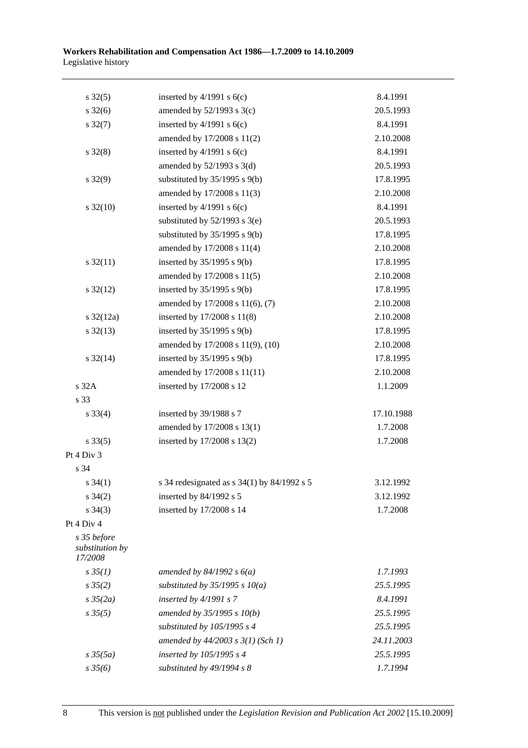| | | |
|---|---|---|
| s 32(5) | inserted by 4/1991 s 6(c) | 8.4.1991 |
| s 32(6) | amended by 52/1993 s 3(c) | 20.5.1993 |
| s 32(7) | inserted by 4/1991 s 6(c) | 8.4.1991 |
| | amended by 17/2008 s 11(2) | 2.10.2008 |
| s 32(8) | inserted by 4/1991 s 6(c) | 8.4.1991 |
| | amended by 52/1993 s 3(d) | 20.5.1993 |
| s 32(9) | substituted by 35/1995 s 9(b) | 17.8.1995 |
| | amended by 17/2008 s 11(3) | 2.10.2008 |
| s 32(10) | inserted by 4/1991 s 6(c) | 8.4.1991 |
| | substituted by 52/1993 s 3(e) | 20.5.1993 |
| | substituted by 35/1995 s 9(b) | 17.8.1995 |
| | amended by 17/2008 s 11(4) | 2.10.2008 |
| s 32(11) | inserted by 35/1995 s 9(b) | 17.8.1995 |
| | amended by 17/2008 s 11(5) | 2.10.2008 |
| s 32(12) | inserted by 35/1995 s 9(b) | 17.8.1995 |
| | amended by 17/2008 s 11(6), (7) | 2.10.2008 |
| s 32(12a) | inserted by 17/2008 s 11(8) | 2.10.2008 |
| s 32(13) | inserted by 35/1995 s 9(b) | 17.8.1995 |
| | amended by 17/2008 s 11(9), (10) | 2.10.2008 |
| s 32(14) | inserted by 35/1995 s 9(b) | 17.8.1995 |
| | amended by 17/2008 s 11(11) | 2.10.2008 |
| s 32A | inserted by 17/2008 s 12 | 1.1.2009 |
| s 33 | | |
| s 33(4) | inserted by 39/1988 s 7 | 17.10.1988 |
| | amended by 17/2008 s 13(1) | 1.7.2008 |
| s 33(5) | inserted by 17/2008 s 13(2) | 1.7.2008 |
| Pt 4 Div 3 | | |
| s 34 | | |
| s 34(1) | s 34 redesignated as s 34(1) by 84/1992 s 5 | 3.12.1992 |
| s 34(2) | inserted by 84/1992 s 5 | 3.12.1992 |
| s 34(3) | inserted by 17/2008 s 14 | 1.7.2008 |
| Pt 4 Div 4 | | |
| *s 35 before substitution by 17/2008* | | |
| *s 35(1)* | *amended by 84/1992 s 6(a)* | *1.7.1993* |
| *s 35(2)* | *substituted by 35/1995 s 10(a)* | *25.5.1995* |
| *s 35(2a)* | *inserted by 4/1991 s 7* | *8.4.1991* |
| *s 35(5)* | *amended by 35/1995 s 10(b)* | *25.5.1995* |
| | *substituted by 105/1995 s 4* | *25.5.1995* |
| | *amended by 44/2003 s 3(1) (Sch 1)* | *24.11.2003* |
| *s 35(5a)* | *inserted by 105/1995 s 4* | *25.5.1995* |
| *s 35(6)* | *substituted by 49/1994 s 8* | *1.7.1994* |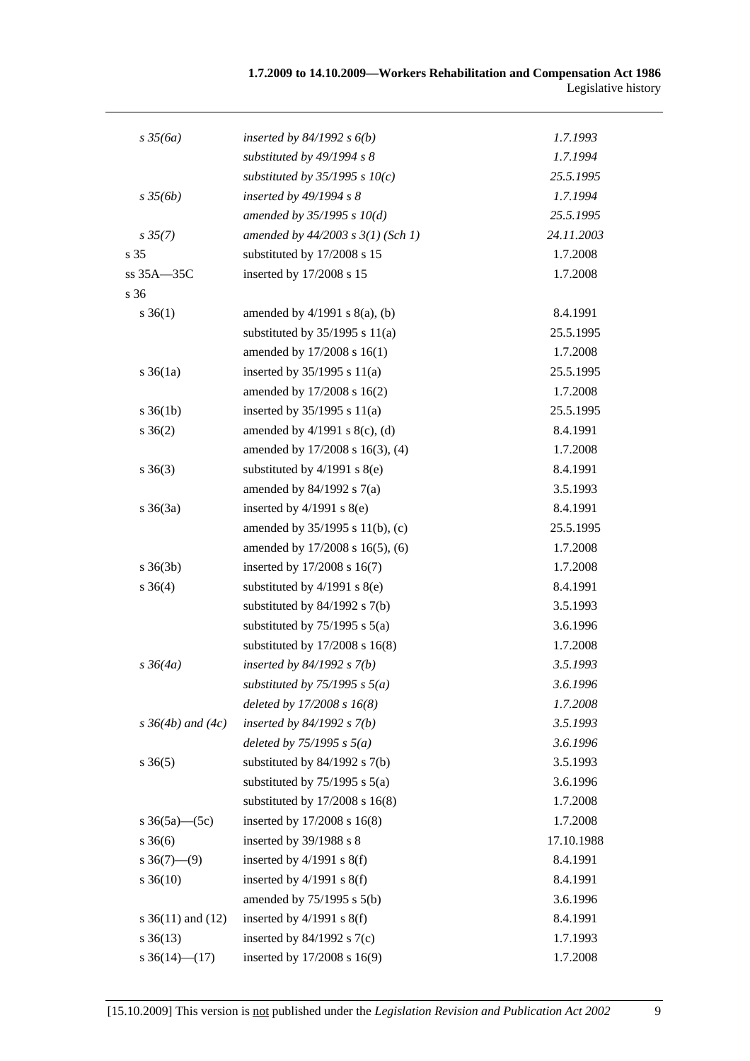| | | |
|---|---|---|
| *s 35(6a)* | *inserted by 84/1992 s 6(b)* | *1.7.1993* |
| | *substituted by 49/1994 s 8* | *1.7.1994* |
| | *substituted by 35/1995 s 10(c)* | *25.5.1995* |
| *s 35(6b)* | *inserted by 49/1994 s 8* | *1.7.1994* |
| | *amended by 35/1995 s 10(d)* | *25.5.1995* |
| *s 35(7)* | *amended by 44/2003 s 3(1) (Sch 1)* | *24.11.2003* |
| s 35 | substituted by 17/2008 s 15 | 1.7.2008 |
| ss 35A—35C | inserted by 17/2008 s 15 | 1.7.2008 |
| s 36 | | |
| s 36(1) | amended by 4/1991 s 8(a), (b) | 8.4.1991 |
| | substituted by 35/1995 s 11(a) | 25.5.1995 |
| | amended by 17/2008 s 16(1) | 1.7.2008 |
| s 36(1a) | inserted by 35/1995 s 11(a) | 25.5.1995 |
| | amended by 17/2008 s 16(2) | 1.7.2008 |
| s 36(1b) | inserted by 35/1995 s 11(a) | 25.5.1995 |
| s 36(2) | amended by 4/1991 s 8(c), (d) | 8.4.1991 |
| | amended by 17/2008 s 16(3), (4) | 1.7.2008 |
| s 36(3) | substituted by 4/1991 s 8(e) | 8.4.1991 |
| | amended by 84/1992 s 7(a) | 3.5.1993 |
| s 36(3a) | inserted by 4/1991 s 8(e) | 8.4.1991 |
| | amended by 35/1995 s 11(b), (c) | 25.5.1995 |
| | amended by 17/2008 s 16(5), (6) | 1.7.2008 |
| s 36(3b) | inserted by 17/2008 s 16(7) | 1.7.2008 |
| s 36(4) | substituted by 4/1991 s 8(e) | 8.4.1991 |
| | substituted by 84/1992 s 7(b) | 3.5.1993 |
| | substituted by 75/1995 s 5(a) | 3.6.1996 |
| | substituted by 17/2008 s 16(8) | 1.7.2008 |
| *s 36(4a)* | *inserted by 84/1992 s 7(b)* | *3.5.1993* |
| | *substituted by 75/1995 s 5(a)* | *3.6.1996* |
| | *deleted by 17/2008 s 16(8)* | *1.7.2008* |
| *s 36(4b) and (4c)* | *inserted by 84/1992 s 7(b)* | *3.5.1993* |
| | *deleted by 75/1995 s 5(a)* | *3.6.1996* |
| s 36(5) | substituted by 84/1992 s 7(b) | 3.5.1993 |
| | substituted by 75/1995 s 5(a) | 3.6.1996 |
| | substituted by 17/2008 s 16(8) | 1.7.2008 |
| s 36(5a)—(5c) | inserted by 17/2008 s 16(8) | 1.7.2008 |
| s 36(6) | inserted by 39/1988 s 8 | 17.10.1988 |
| s 36(7)—(9) | inserted by 4/1991 s 8(f) | 8.4.1991 |
| s 36(10) | inserted by 4/1991 s 8(f) | 8.4.1991 |
| | amended by 75/1995 s 5(b) | 3.6.1996 |
| s 36(11) and (12) | inserted by 4/1991 s 8(f) | 8.4.1991 |
| s 36(13) | inserted by 84/1992 s 7(c) | 1.7.1993 |
| s 36(14)—(17) | inserted by 17/2008 s 16(9) | 1.7.2008 |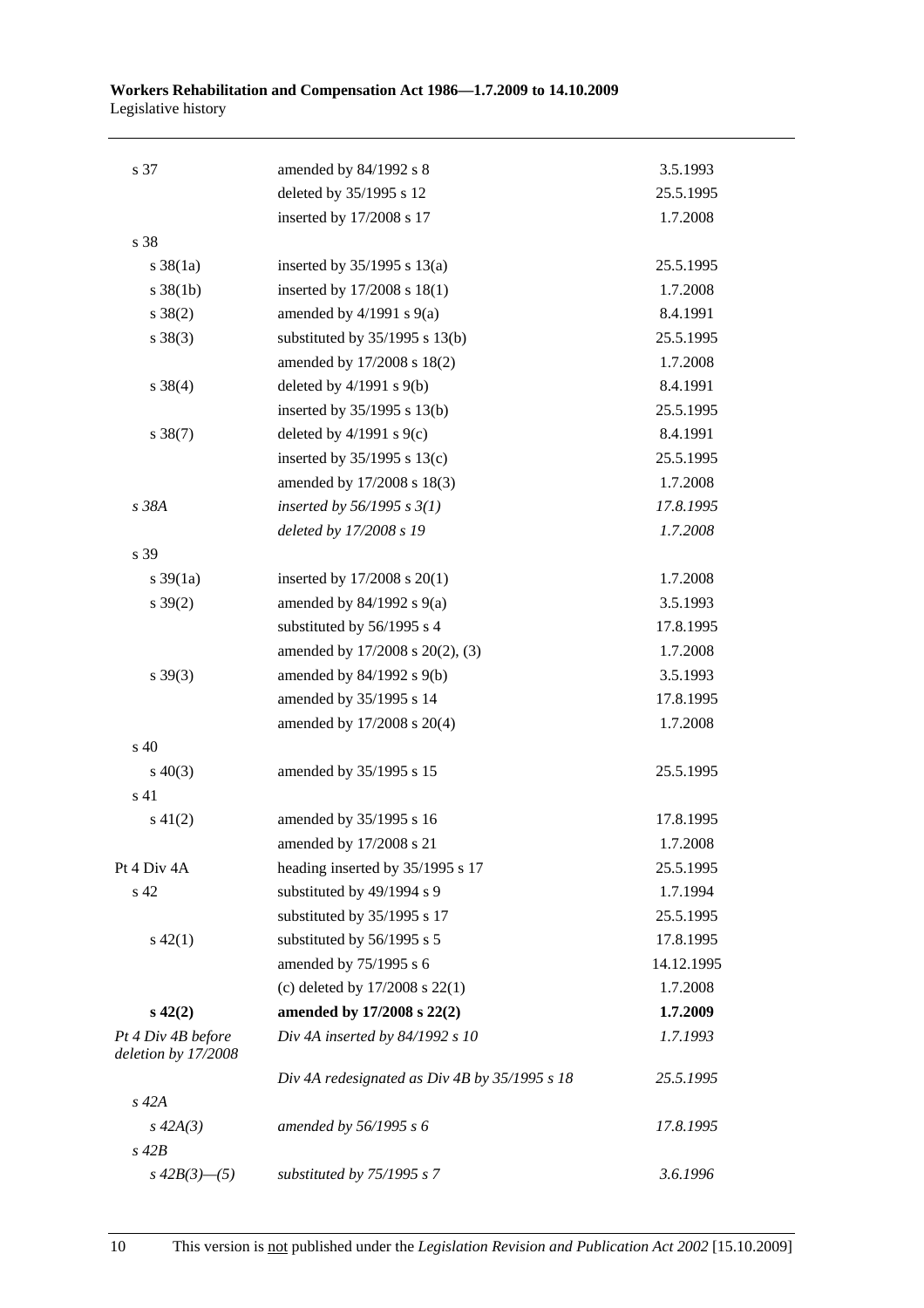| | | |
|---|---|---|
| s 37 | amended by 84/1992 s 8 | 3.5.1993 |
| | deleted by 35/1995 s 12 | 25.5.1995 |
| | inserted by 17/2008 s 17 | 1.7.2008 |
| s 38 | | |
| s 38(1a) | inserted by 35/1995 s 13(a) | 25.5.1995 |
| s 38(1b) | inserted by 17/2008 s 18(1) | 1.7.2008 |
| s 38(2) | amended by 4/1991 s 9(a) | 8.4.1991 |
| s 38(3) | substituted by 35/1995 s 13(b) | 25.5.1995 |
| | amended by 17/2008 s 18(2) | 1.7.2008 |
| s 38(4) | deleted by 4/1991 s 9(b) | 8.4.1991 |
| | inserted by 35/1995 s 13(b) | 25.5.1995 |
| s 38(7) | deleted by 4/1991 s 9(c) | 8.4.1991 |
| | inserted by 35/1995 s 13(c) | 25.5.1995 |
| | amended by 17/2008 s 18(3) | 1.7.2008 |
| *s 38A* | *inserted by 56/1995 s 3(1)* | *17.8.1995* |
| | *deleted by 17/2008 s 19* | *1.7.2008* |
| s 39 | | |
| s 39(1a) | inserted by 17/2008 s 20(1) | 1.7.2008 |
| s 39(2) | amended by 84/1992 s 9(a) | 3.5.1993 |
| | substituted by 56/1995 s 4 | 17.8.1995 |
| | amended by 17/2008 s 20(2), (3) | 1.7.2008 |
| s 39(3) | amended by 84/1992 s 9(b) | 3.5.1993 |
| | amended by 35/1995 s 14 | 17.8.1995 |
| | amended by 17/2008 s 20(4) | 1.7.2008 |
| s 40 | | |
| s 40(3) | amended by 35/1995 s 15 | 25.5.1995 |
| s 41 | | |
| s 41(2) | amended by 35/1995 s 16 | 17.8.1995 |
| | amended by 17/2008 s 21 | 1.7.2008 |
| Pt 4 Div 4A | heading inserted by 35/1995 s 17 | 25.5.1995 |
| s 42 | substituted by 49/1994 s 9 | 1.7.1994 |
| | substituted by 35/1995 s 17 | 25.5.1995 |
| s 42(1) | substituted by 56/1995 s 5 | 17.8.1995 |
| | amended by 75/1995 s 6 | 14.12.1995 |
| | (c) deleted by 17/2008 s 22(1) | 1.7.2008 |
| **s 42(2)** | **amended by 17/2008 s 22(2)** | **1.7.2009** |
| *Pt 4 Div 4B before deletion by 17/2008* | *Div 4A inserted by 84/1992 s 10* | *1.7.1993* |
| | *Div 4A redesignated as Div 4B by 35/1995 s 18* | *25.5.1995* |
| *s 42A* | | |
| *s 42A(3)* | *amended by 56/1995 s 6* | *17.8.1995* |
| *s 42B* | | |
| *s 42B(3)—(5)* | *substituted by 75/1995 s 7* | *3.6.1996* |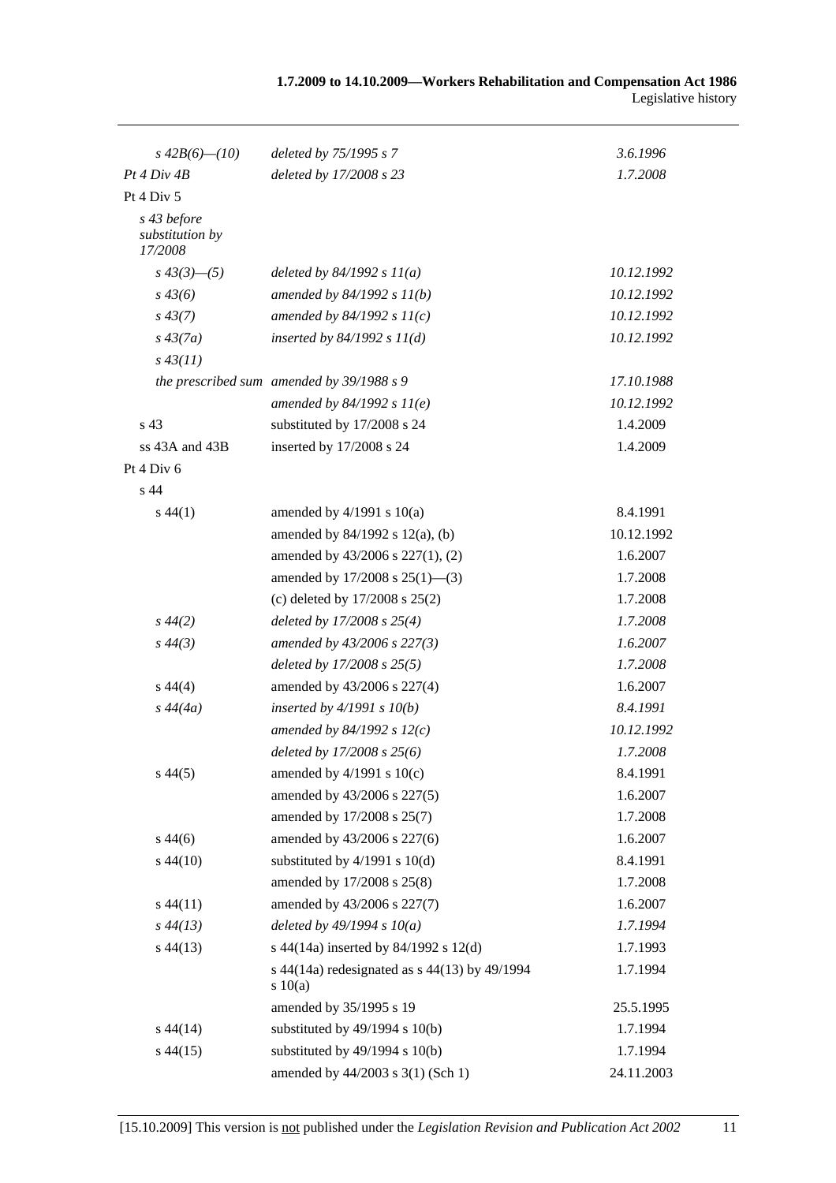| | | |
|---|---|---|
| *s 42B(6)—(10)* | *deleted by 75/1995 s 7* | *3.6.1996* |
| *Pt 4 Div 4B* | *deleted by 17/2008 s 23* | *1.7.2008* |
| Pt 4 Div 5 | | |
| *s 43 before substitution by 17/2008* | | |
| *s 43(3)—(5)* | *deleted by 84/1992 s 11(a)* | *10.12.1992* |
| *s 43(6)* | *amended by 84/1992 s 11(b)* | *10.12.1992* |
| *s 43(7)* | *amended by 84/1992 s 11(c)* | *10.12.1992* |
| *s 43(7a)* | *inserted by 84/1992 s 11(d)* | *10.12.1992* |
| *s 43(11)* | | |
| *the prescribed sum* | *amended by 39/1988 s 9* | *17.10.1988* |
| | *amended by 84/1992 s 11(e)* | *10.12.1992* |
| s 43 | substituted by 17/2008 s 24 | 1.4.2009 |
| ss 43A and 43B | inserted by 17/2008 s 24 | 1.4.2009 |
| Pt 4 Div 6 | | |
| s 44 | | |
| s 44(1) | amended by 4/1991 s 10(a) | 8.4.1991 |
| | amended by 84/1992 s 12(a), (b) | 10.12.1992 |
| | amended by 43/2006 s 227(1), (2) | 1.6.2007 |
| | amended by 17/2008 s 25(1)—(3) | 1.7.2008 |
| | (c) deleted by 17/2008 s 25(2) | 1.7.2008 |
| *s 44(2)* | *deleted by 17/2008 s 25(4)* | *1.7.2008* |
| *s 44(3)* | *amended by 43/2006 s 227(3)* | *1.6.2007* |
| | *deleted by 17/2008 s 25(5)* | *1.7.2008* |
| s 44(4) | amended by 43/2006 s 227(4) | 1.6.2007 |
| *s 44(4a)* | *inserted by 4/1991 s 10(b)* | *8.4.1991* |
| | *amended by 84/1992 s 12(c)* | *10.12.1992* |
| | *deleted by 17/2008 s 25(6)* | *1.7.2008* |
| s 44(5) | amended by 4/1991 s 10(c) | 8.4.1991 |
| | amended by 43/2006 s 227(5) | 1.6.2007 |
| | amended by 17/2008 s 25(7) | 1.7.2008 |
| s 44(6) | amended by 43/2006 s 227(6) | 1.6.2007 |
| s 44(10) | substituted by 4/1991 s 10(d) | 8.4.1991 |
| | amended by 17/2008 s 25(8) | 1.7.2008 |
| s 44(11) | amended by 43/2006 s 227(7) | 1.6.2007 |
| *s 44(13)* | *deleted by 49/1994 s 10(a)* | *1.7.1994* |
| s 44(13) | s 44(14a) inserted by 84/1992 s 12(d) | 1.7.1993 |
| | s 44(14a) redesignated as s 44(13) by 49/1994 s 10(a) | 1.7.1994 |
| | amended by 35/1995 s 19 | 25.5.1995 |
| s 44(14) | substituted by 49/1994 s 10(b) | 1.7.1994 |
| s 44(15) | substituted by 49/1994 s 10(b) | 1.7.1994 |
| | amended by 44/2003 s 3(1) (Sch 1) | 24.11.2003 |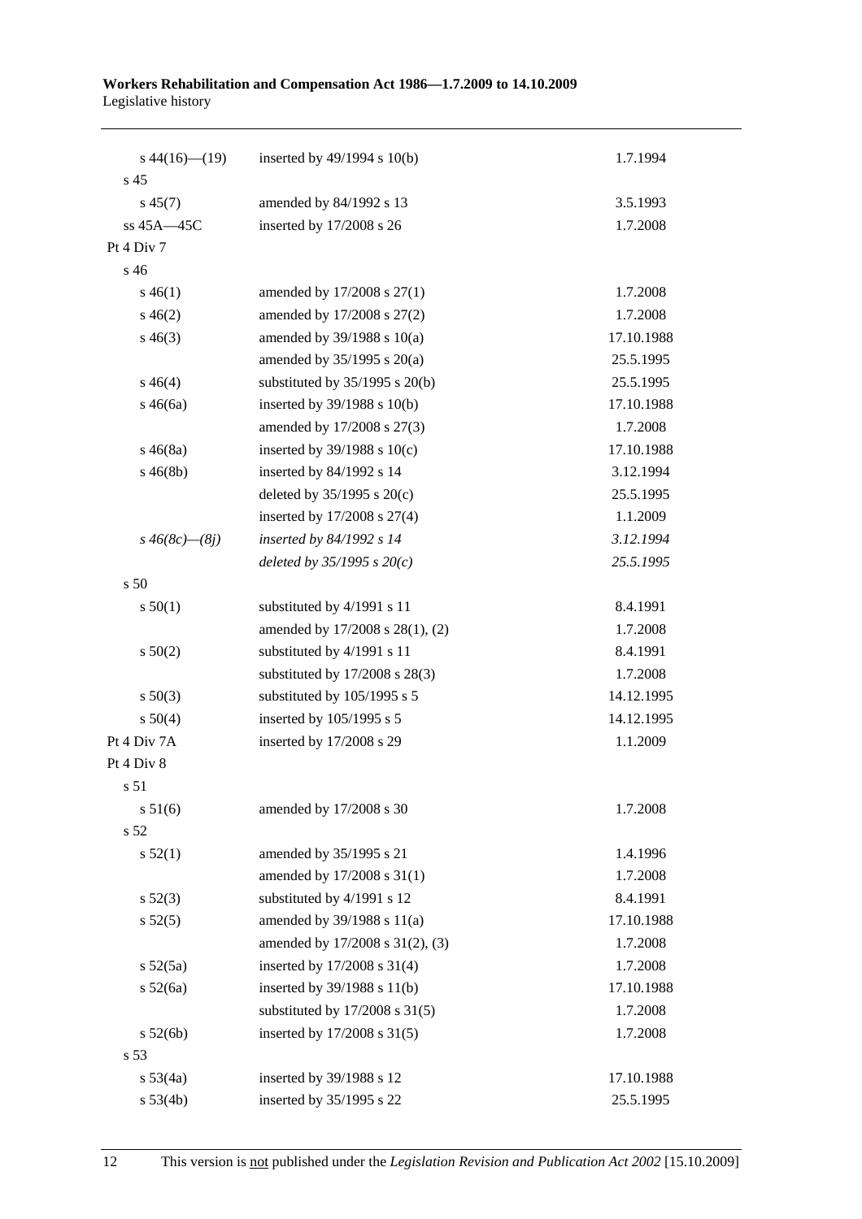| | | |
|---|---|---|
| s 44(16)—(19) | inserted by 49/1994 s 10(b) | 1.7.1994 |
| s 45 | | |
| s 45(7) | amended by 84/1992 s 13 | 3.5.1993 |
| ss 45A—45C | inserted by 17/2008 s 26 | 1.7.2008 |
| Pt 4 Div 7 | | |
| s 46 | | |
| s 46(1) | amended by 17/2008 s 27(1) | 1.7.2008 |
| s 46(2) | amended by 17/2008 s 27(2) | 1.7.2008 |
| s 46(3) | amended by 39/1988 s 10(a) | 17.10.1988 |
| | amended by 35/1995 s 20(a) | 25.5.1995 |
| s 46(4) | substituted by 35/1995 s 20(b) | 25.5.1995 |
| s 46(6a) | inserted by 39/1988 s 10(b) | 17.10.1988 |
| | amended by 17/2008 s 27(3) | 1.7.2008 |
| s 46(8a) | inserted by 39/1988 s 10(c) | 17.10.1988 |
| s 46(8b) | inserted by 84/1992 s 14 | 3.12.1994 |
| | deleted by 35/1995 s 20(c) | 25.5.1995 |
| | inserted by 17/2008 s 27(4) | 1.1.2009 |
| *s 46(8c)—(8j)* | *inserted by 84/1992 s 14* | *3.12.1994* |
| | *deleted by 35/1995 s 20(c)* | *25.5.1995* |
| s 50 | | |
| s 50(1) | substituted by 4/1991 s 11 | 8.4.1991 |
| | amended by 17/2008 s 28(1), (2) | 1.7.2008 |
| s 50(2) | substituted by 4/1991 s 11 | 8.4.1991 |
| | substituted by 17/2008 s 28(3) | 1.7.2008 |
| s 50(3) | substituted by 105/1995 s 5 | 14.12.1995 |
| s 50(4) | inserted by 105/1995 s 5 | 14.12.1995 |
| Pt 4 Div 7A | inserted by 17/2008 s 29 | 1.1.2009 |
| Pt 4 Div 8 | | |
| s 51 | | |
| s 51(6) | amended by 17/2008 s 30 | 1.7.2008 |
| s 52 | | |
| s 52(1) | amended by 35/1995 s 21 | 1.4.1996 |
| | amended by 17/2008 s 31(1) | 1.7.2008 |
| s 52(3) | substituted by 4/1991 s 12 | 8.4.1991 |
| s 52(5) | amended by 39/1988 s 11(a) | 17.10.1988 |
| | amended by 17/2008 s 31(2), (3) | 1.7.2008 |
| s 52(5a) | inserted by 17/2008 s 31(4) | 1.7.2008 |
| s 52(6a) | inserted by 39/1988 s 11(b) | 17.10.1988 |
| | substituted by 17/2008 s 31(5) | 1.7.2008 |
| s 52(6b) | inserted by 17/2008 s 31(5) | 1.7.2008 |
| s 53 | | |
| s 53(4a) | inserted by 39/1988 s 12 | 17.10.1988 |
| s 53(4b) | inserted by 35/1995 s 22 | 25.5.1995 |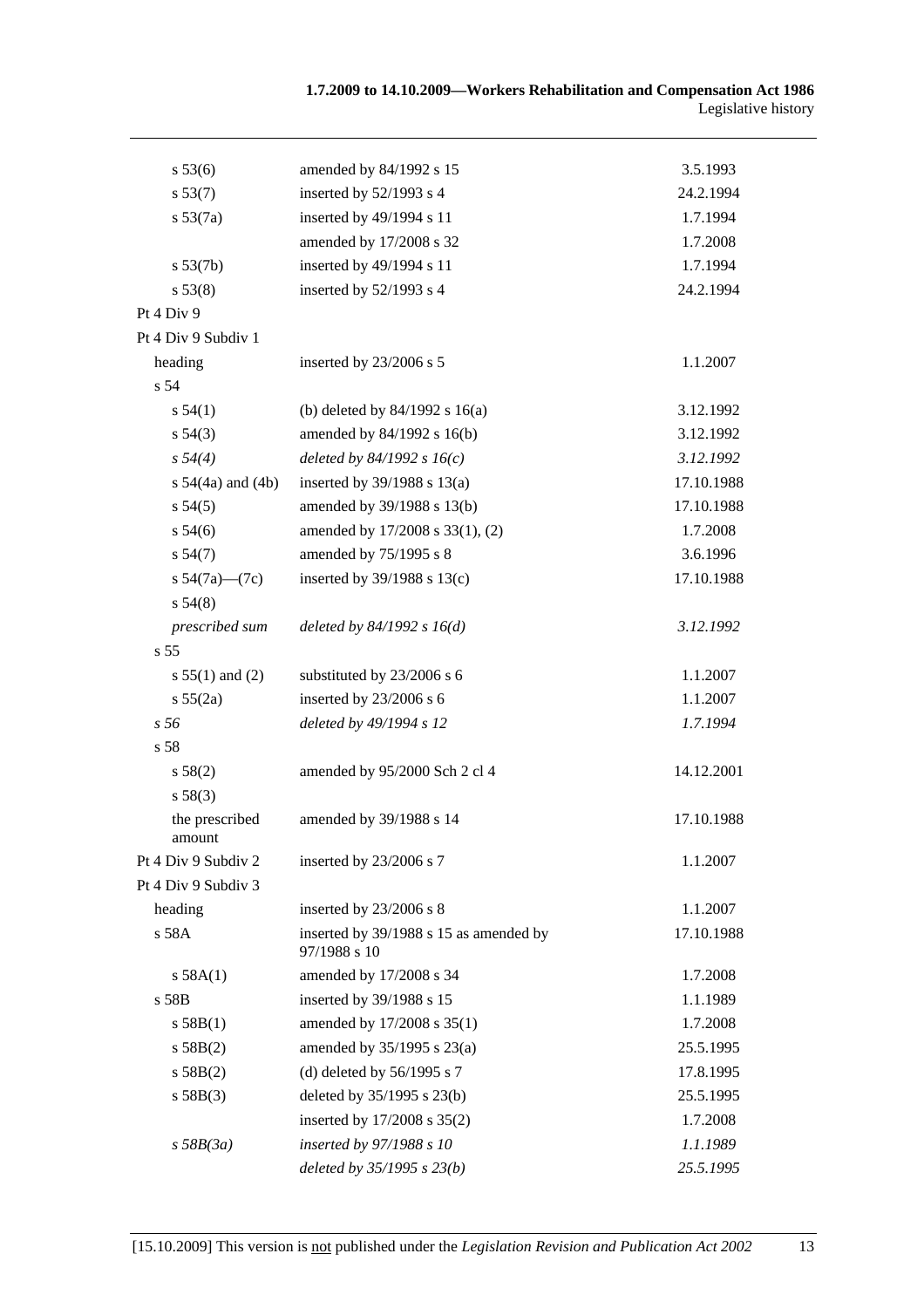| | | |
|---|---|---|
| s 53(6) | amended by 84/1992 s 15 | 3.5.1993 |
| s 53(7) | inserted by 52/1993 s 4 | 24.2.1994 |
| s 53(7a) | inserted by 49/1994 s 11 | 1.7.1994 |
| | amended by 17/2008 s 32 | 1.7.2008 |
| s 53(7b) | inserted by 49/1994 s 11 | 1.7.1994 |
| s 53(8) | inserted by 52/1993 s 4 | 24.2.1994 |
| Pt 4 Div 9 | | |
| Pt 4 Div 9 Subdiv 1 | | |
| heading | inserted by 23/2006 s 5 | 1.1.2007 |
| s 54 | | |
| s 54(1) | (b) deleted by 84/1992 s 16(a) | 3.12.1992 |
| s 54(3) | amended by 84/1992 s 16(b) | 3.12.1992 |
| *s 54(4)* | *deleted by 84/1992 s 16(c)* | *3.12.1992* |
| s 54(4a) and (4b) | inserted by 39/1988 s 13(a) | 17.10.1988 |
| s 54(5) | amended by 39/1988 s 13(b) | 17.10.1988 |
| s 54(6) | amended by 17/2008 s 33(1), (2) | 1.7.2008 |
| s 54(7) | amended by 75/1995 s 8 | 3.6.1996 |
| s 54(7a)—(7c) | inserted by 39/1988 s 13(c) | 17.10.1988 |
| s 54(8) | | |
| *prescribed sum* | *deleted by 84/1992 s 16(d)* | *3.12.1992* |
| s 55 | | |
| s 55(1) and (2) | substituted by 23/2006 s 6 | 1.1.2007 |
| s 55(2a) | inserted by 23/2006 s 6 | 1.1.2007 |
| *s 56* | *deleted by 49/1994 s 12* | *1.7.1994* |
| s 58 | | |
| s 58(2) | amended by 95/2000 Sch 2 cl 4 | 14.12.2001 |
| s 58(3) | | |
| the prescribed amount | amended by 39/1988 s 14 | 17.10.1988 |
| Pt 4 Div 9 Subdiv 2 | inserted by 23/2006 s 7 | 1.1.2007 |
| Pt 4 Div 9 Subdiv 3 | | |
| heading | inserted by 23/2006 s 8 | 1.1.2007 |
| s 58A | inserted by 39/1988 s 15 as amended by 97/1988 s 10 | 17.10.1988 |
| s 58A(1) | amended by 17/2008 s 34 | 1.7.2008 |
| s 58B | inserted by 39/1988 s 15 | 1.1.1989 |
| s 58B(1) | amended by 17/2008 s 35(1) | 1.7.2008 |
| s 58B(2) | amended by 35/1995 s 23(a) | 25.5.1995 |
| s 58B(2) | (d) deleted by 56/1995 s 7 | 17.8.1995 |
| s 58B(3) | deleted by 35/1995 s 23(b) | 25.5.1995 |
| | inserted by 17/2008 s 35(2) | 1.7.2008 |
| *s 58B(3a)* | *inserted by 97/1988 s 10* | *1.1.1989* |
| | *deleted by 35/1995 s 23(b)* | *25.5.1995* |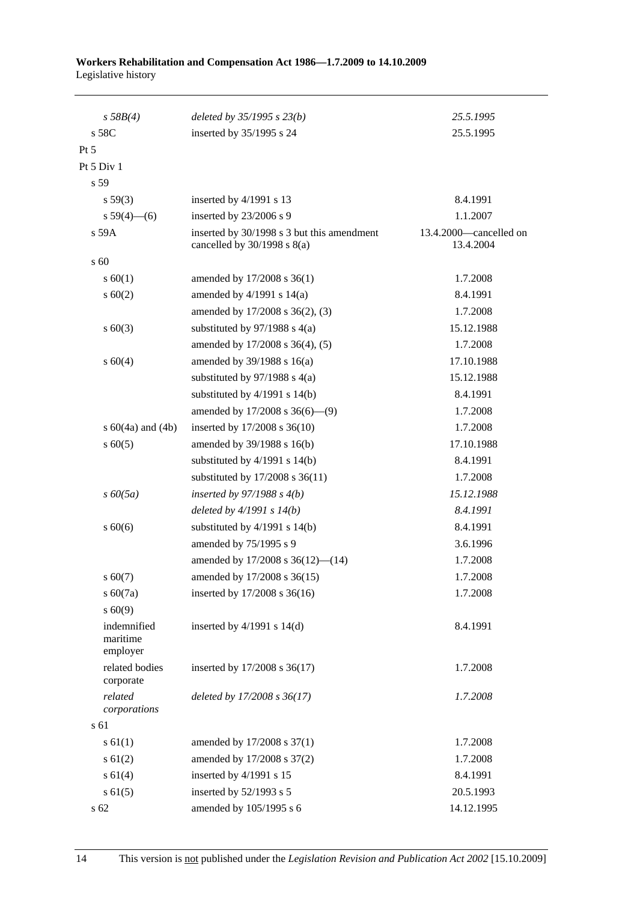| | | |
|---|---|---|
| *s 58B(4)* | *deleted by 35/1995 s 23(b)* | *25.5.1995* |
| s 58C | inserted by 35/1995 s 24 | 25.5.1995 |
| Pt 5 | | |
| Pt 5 Div 1 | | |
| s 59 | | |
| s 59(3) | inserted by 4/1991 s 13 | 8.4.1991 |
| s 59(4)—(6) | inserted by 23/2006 s 9 | 1.1.2007 |
| s 59A | inserted by 30/1998 s 3 but this amendment cancelled by 30/1998 s 8(a) | 13.4.2000—cancelled on 13.4.2004 |
| s 60 | | |
| s 60(1) | amended by 17/2008 s 36(1) | 1.7.2008 |
| s 60(2) | amended by 4/1991 s 14(a) | 8.4.1991 |
| | amended by 17/2008 s 36(2), (3) | 1.7.2008 |
| s 60(3) | substituted by 97/1988 s 4(a) | 15.12.1988 |
| | amended by 17/2008 s 36(4), (5) | 1.7.2008 |
| s 60(4) | amended by 39/1988 s 16(a) | 17.10.1988 |
| | substituted by 97/1988 s 4(a) | 15.12.1988 |
| | substituted by 4/1991 s 14(b) | 8.4.1991 |
| | amended by 17/2008 s 36(6)—(9) | 1.7.2008 |
| s 60(4a) and (4b) | inserted by 17/2008 s 36(10) | 1.7.2008 |
| s 60(5) | amended by 39/1988 s 16(b) | 17.10.1988 |
| | substituted by 4/1991 s 14(b) | 8.4.1991 |
| | substituted by 17/2008 s 36(11) | 1.7.2008 |
| *s 60(5a)* | *inserted by 97/1988 s 4(b)* | *15.12.1988* |
| | *deleted by 4/1991 s 14(b)* | *8.4.1991* |
| s 60(6) | substituted by 4/1991 s 14(b) | 8.4.1991 |
| | amended by 75/1995 s 9 | 3.6.1996 |
| | amended by 17/2008 s 36(12)—(14) | 1.7.2008 |
| s 60(7) | amended by 17/2008 s 36(15) | 1.7.2008 |
| s 60(7a) | inserted by 17/2008 s 36(16) | 1.7.2008 |
| s 60(9) | | |
| indemnified maritime employer | inserted by 4/1991 s 14(d) | 8.4.1991 |
| related bodies corporate | inserted by 17/2008 s 36(17) | 1.7.2008 |
| *related corporations* | *deleted by 17/2008 s 36(17)* | *1.7.2008* |
| s 61 | | |
| s 61(1) | amended by 17/2008 s 37(1) | 1.7.2008 |
| s 61(2) | amended by 17/2008 s 37(2) | 1.7.2008 |
| s 61(4) | inserted by 4/1991 s 15 | 8.4.1991 |
| s 61(5) | inserted by 52/1993 s 5 | 20.5.1993 |
| s 62 | amended by 105/1995 s 6 | 14.12.1995 |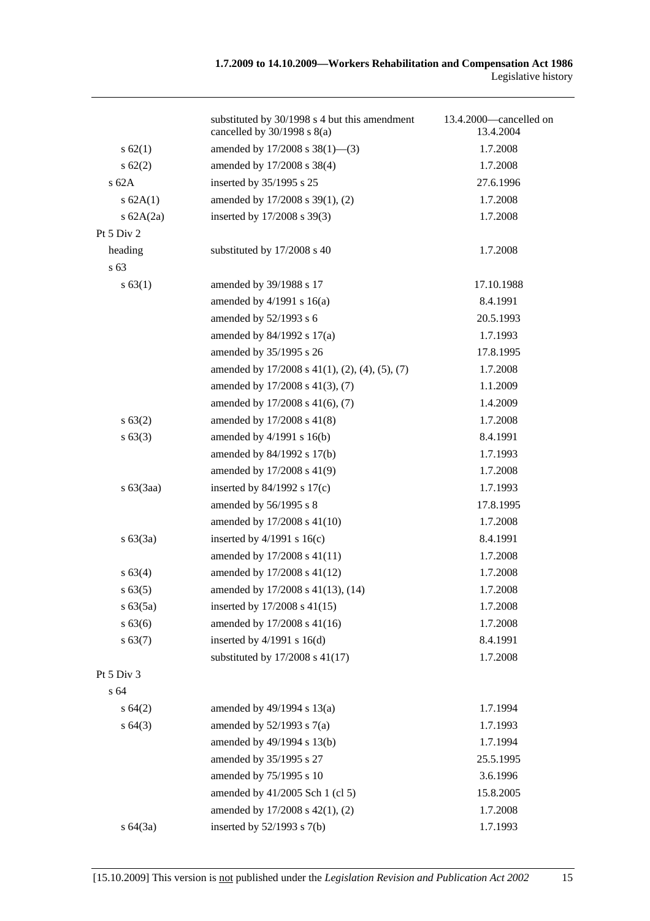| | | |
|---|---|---|
| | substituted by 30/1998 s 4 but this amendment cancelled by 30/1998 s 8(a) | 13.4.2000—cancelled on 13.4.2004 |
| s 62(1) | amended by 17/2008 s 38(1)—(3) | 1.7.2008 |
| s 62(2) | amended by 17/2008 s 38(4) | 1.7.2008 |
| s 62A | inserted by 35/1995 s 25 | 27.6.1996 |
| s 62A(1) | amended by 17/2008 s 39(1), (2) | 1.7.2008 |
| s 62A(2a) | inserted by 17/2008 s 39(3) | 1.7.2008 |
| Pt 5 Div 2 | | |
| heading | substituted by 17/2008 s 40 | 1.7.2008 |
| s 63 | | |
| s 63(1) | amended by 39/1988 s 17 | 17.10.1988 |
| | amended by 4/1991 s 16(a) | 8.4.1991 |
| | amended by 52/1993 s 6 | 20.5.1993 |
| | amended by 84/1992 s 17(a) | 1.7.1993 |
| | amended by 35/1995 s 26 | 17.8.1995 |
| | amended by 17/2008 s 41(1), (2), (4), (5), (7) | 1.7.2008 |
| | amended by 17/2008 s 41(3), (7) | 1.1.2009 |
| | amended by 17/2008 s 41(6), (7) | 1.4.2009 |
| s 63(2) | amended by 17/2008 s 41(8) | 1.7.2008 |
| s 63(3) | amended by 4/1991 s 16(b) | 8.4.1991 |
| | amended by 84/1992 s 17(b) | 1.7.1993 |
| | amended by 17/2008 s 41(9) | 1.7.2008 |
| s 63(3aa) | inserted by 84/1992 s 17(c) | 1.7.1993 |
| | amended by 56/1995 s 8 | 17.8.1995 |
| | amended by 17/2008 s 41(10) | 1.7.2008 |
| s 63(3a) | inserted by 4/1991 s 16(c) | 8.4.1991 |
| | amended by 17/2008 s 41(11) | 1.7.2008 |
| s 63(4) | amended by 17/2008 s 41(12) | 1.7.2008 |
| s 63(5) | amended by 17/2008 s 41(13), (14) | 1.7.2008 |
| s 63(5a) | inserted by 17/2008 s 41(15) | 1.7.2008 |
| s 63(6) | amended by 17/2008 s 41(16) | 1.7.2008 |
| s 63(7) | inserted by 4/1991 s 16(d) | 8.4.1991 |
| | substituted by 17/2008 s 41(17) | 1.7.2008 |
| Pt 5 Div 3 | | |
| s 64 | | |
| s 64(2) | amended by 49/1994 s 13(a) | 1.7.1994 |
| s 64(3) | amended by 52/1993 s 7(a) | 1.7.1993 |
| | amended by 49/1994 s 13(b) | 1.7.1994 |
| | amended by 35/1995 s 27 | 25.5.1995 |
| | amended by 75/1995 s 10 | 3.6.1996 |
| | amended by 41/2005 Sch 1 (cl 5) | 15.8.2005 |
| | amended by 17/2008 s 42(1), (2) | 1.7.2008 |
| s 64(3a) | inserted by 52/1993 s 7(b) | 1.7.1993 |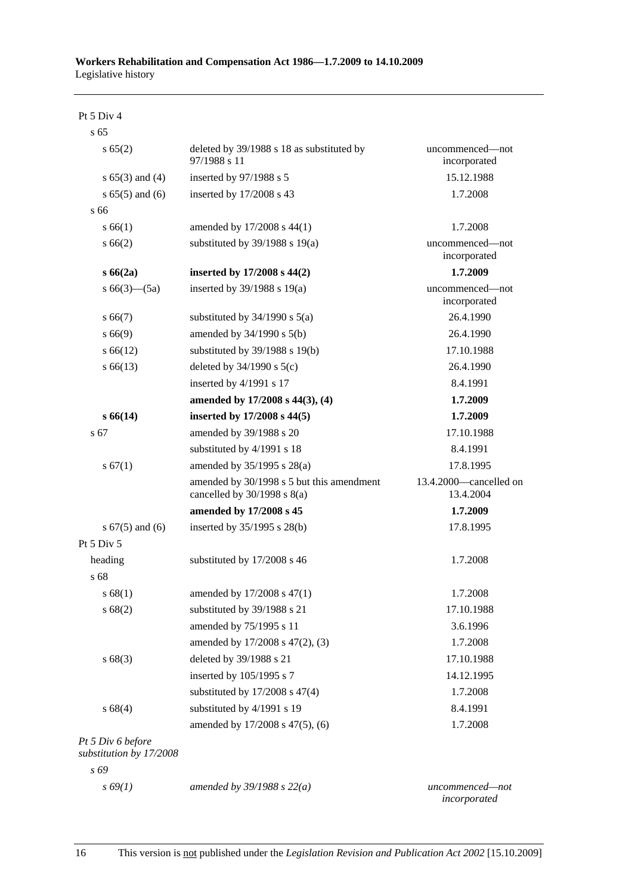| | | |
|---|---|---|
| Pt 5 Div 4 | | |
| s 65 | | |
| s 65(2) | deleted by 39/1988 s 18 as substituted by 97/1988 s 11 | uncommenced—not incorporated |
| s 65(3) and (4) | inserted by 97/1988 s 5 | 15.12.1988 |
| s 65(5) and (6) | inserted by 17/2008 s 43 | 1.7.2008 |
| s 66 | | |
| s 66(1) | amended by 17/2008 s 44(1) | 1.7.2008 |
| s 66(2) | substituted by 39/1988 s 19(a) | uncommenced—not incorporated |
| **s 66(2a)** | **inserted by 17/2008 s 44(2)** | **1.7.2009** |
| s 66(3)—(5a) | inserted by 39/1988 s 19(a) | uncommenced—not incorporated |
| s 66(7) | substituted by 34/1990 s 5(a) | 26.4.1990 |
| s 66(9) | amended by 34/1990 s 5(b) | 26.4.1990 |
| s 66(12) | substituted by 39/1988 s 19(b) | 17.10.1988 |
| s 66(13) | deleted by 34/1990 s 5(c) | 26.4.1990 |
| | inserted by 4/1991 s 17 | 8.4.1991 |
| | **amended by 17/2008 s 44(3), (4)** | **1.7.2009** |
| **s 66(14)** | **inserted by 17/2008 s 44(5)** | **1.7.2009** |
| s 67 | amended by 39/1988 s 20 | 17.10.1988 |
| | substituted by 4/1991 s 18 | 8.4.1991 |
| s 67(1) | amended by 35/1995 s 28(a) | 17.8.1995 |
| | amended by 30/1998 s 5 but this amendment cancelled by 30/1998 s 8(a) | 13.4.2000—cancelled on 13.4.2004 |
| | **amended by 17/2008 s 45** | **1.7.2009** |
| s 67(5) and (6) | inserted by 35/1995 s 28(b) | 17.8.1995 |
| Pt 5 Div 5 | | |
| heading | substituted by 17/2008 s 46 | 1.7.2008 |
| s 68 | | |
| s 68(1) | amended by 17/2008 s 47(1) | 1.7.2008 |
| s 68(2) | substituted by 39/1988 s 21 | 17.10.1988 |
| | amended by 75/1995 s 11 | 3.6.1996 |
| | amended by 17/2008 s 47(2), (3) | 1.7.2008 |
| s 68(3) | deleted by 39/1988 s 21 | 17.10.1988 |
| | inserted by 105/1995 s 7 | 14.12.1995 |
| | substituted by 17/2008 s 47(4) | 1.7.2008 |
| s 68(4) | substituted by 4/1991 s 19 | 8.4.1991 |
| | amended by 17/2008 s 47(5), (6) | 1.7.2008 |
| *Pt 5 Div 6 before substitution by 17/2008* | | |
| *s 69* | | |
| *s 69(1)* | *amended by 39/1988 s 22(a)* | *uncommenced—not incorporated* |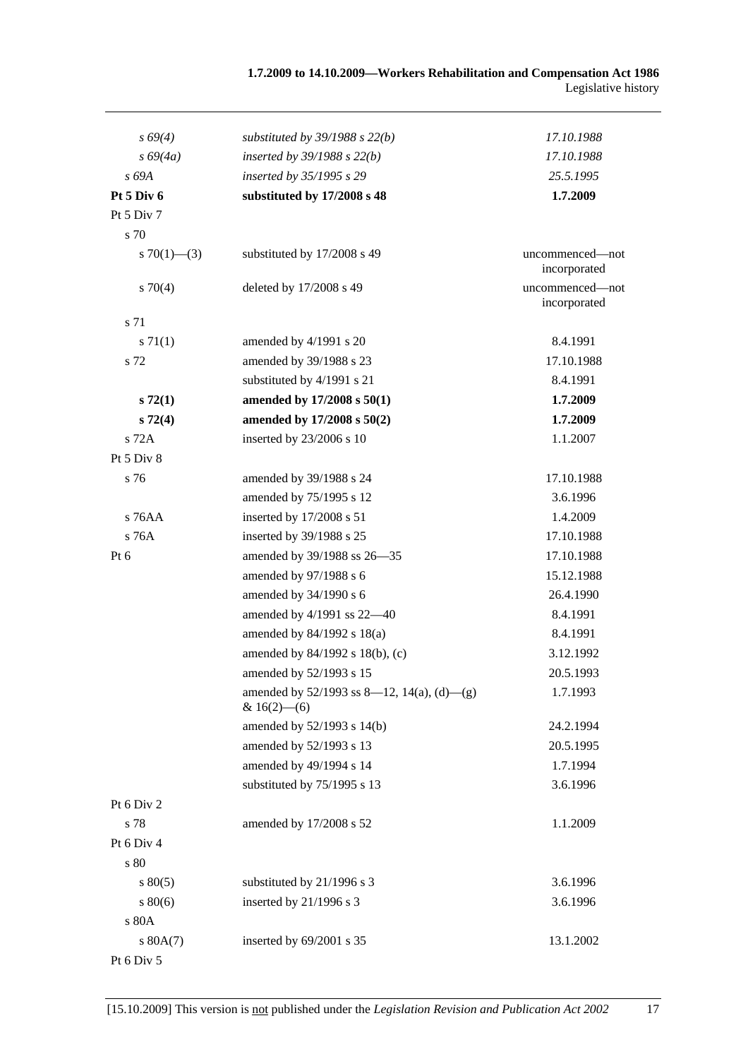| | | |
|---|---|---|
| *s 69(4)* | *substituted by 39/1988 s 22(b)* | *17.10.1988* |
| *s 69(4a)* | *inserted by 39/1988 s 22(b)* | *17.10.1988* |
| *s 69A* | *inserted by 35/1995 s 29* | *25.5.1995* |
| **Pt 5 Div 6** | **substituted by 17/2008 s 48** | **1.7.2009** |
| Pt 5 Div 7 | | |
| s 70 | | |
| s 70(1)—(3) | substituted by 17/2008 s 49 | uncommenced—not incorporated |
| s 70(4) | deleted by 17/2008 s 49 | uncommenced—not incorporated |
| s 71 | | |
| s 71(1) | amended by 4/1991 s 20 | 8.4.1991 |
| s 72 | amended by 39/1988 s 23 | 17.10.1988 |
| | substituted by 4/1991 s 21 | 8.4.1991 |
| **s 72(1)** | **amended by 17/2008 s 50(1)** | **1.7.2009** |
| **s 72(4)** | **amended by 17/2008 s 50(2)** | **1.7.2009** |
| s 72A | inserted by 23/2006 s 10 | 1.1.2007 |
| Pt 5 Div 8 | | |
| s 76 | amended by 39/1988 s 24 | 17.10.1988 |
| | amended by 75/1995 s 12 | 3.6.1996 |
| s 76AA | inserted by 17/2008 s 51 | 1.4.2009 |
| s 76A | inserted by 39/1988 s 25 | 17.10.1988 |
| Pt 6 | amended by 39/1988 ss 26—35 | 17.10.1988 |
| | amended by 97/1988 s 6 | 15.12.1988 |
| | amended by 34/1990 s 6 | 26.4.1990 |
| | amended by 4/1991 ss 22—40 | 8.4.1991 |
| | amended by 84/1992 s 18(a) | 8.4.1991 |
| | amended by 84/1992 s 18(b), (c) | 3.12.1992 |
| | amended by 52/1993 s 15 | 20.5.1993 |
| | amended by 52/1993 ss 8—12, 14(a), (d)—(g) & 16(2)—(6) | 1.7.1993 |
| | amended by 52/1993 s 14(b) | 24.2.1994 |
| | amended by 52/1993 s 13 | 20.5.1995 |
| | amended by 49/1994 s 14 | 1.7.1994 |
| | substituted by 75/1995 s 13 | 3.6.1996 |
| Pt 6 Div 2 | | |
| s 78 | amended by 17/2008 s 52 | 1.1.2009 |
| Pt 6 Div 4 | | |
| s 80 | | |
| s 80(5) | substituted by 21/1996 s 3 | 3.6.1996 |
| s 80(6) | inserted by 21/1996 s 3 | 3.6.1996 |
| s 80A | | |
| s 80A(7) | inserted by 69/2001 s 35 | 13.1.2002 |
| Pt 6 Div 5 | | |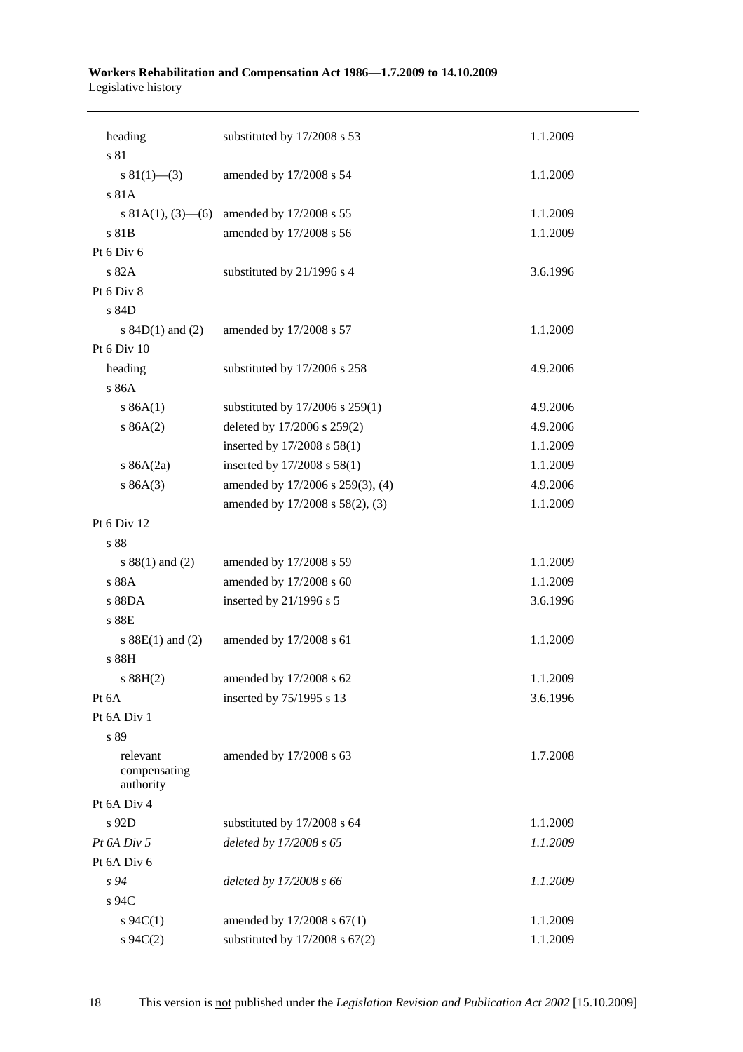| | | |
|---|---|---|
| heading | substituted by 17/2008 s 53 | 1.1.2009 |
| s 81 | | |
| s 81(1)—(3) | amended by 17/2008 s 54 | 1.1.2009 |
| s 81A | | |
| s 81A(1), (3)—(6) | amended by 17/2008 s 55 | 1.1.2009 |
| s 81B | amended by 17/2008 s 56 | 1.1.2009 |
| Pt 6 Div 6 | | |
| s 82A | substituted by 21/1996 s 4 | 3.6.1996 |
| Pt 6 Div 8 | | |
| s 84D | | |
| s 84D(1) and (2) | amended by 17/2008 s 57 | 1.1.2009 |
| Pt 6 Div 10 | | |
| heading | substituted by 17/2006 s 258 | 4.9.2006 |
| s 86A | | |
| s 86A(1) | substituted by 17/2006 s 259(1) | 4.9.2006 |
| s 86A(2) | deleted by 17/2006 s 259(2) | 4.9.2006 |
| | inserted by 17/2008 s 58(1) | 1.1.2009 |
| s 86A(2a) | inserted by 17/2008 s 58(1) | 1.1.2009 |
| s 86A(3) | amended by 17/2006 s 259(3), (4) | 4.9.2006 |
| | amended by 17/2008 s 58(2), (3) | 1.1.2009 |
| Pt 6 Div 12 | | |
| s 88 | | |
| s 88(1) and (2) | amended by 17/2008 s 59 | 1.1.2009 |
| s 88A | amended by 17/2008 s 60 | 1.1.2009 |
| s 88DA | inserted by 21/1996 s 5 | 3.6.1996 |
| s 88E | | |
| s 88E(1) and (2) | amended by 17/2008 s 61 | 1.1.2009 |
| s 88H | | |
| s 88H(2) | amended by 17/2008 s 62 | 1.1.2009 |
| Pt 6A | inserted by 75/1995 s 13 | 3.6.1996 |
| Pt 6A Div 1 | | |
| s 89 | | |
| relevant compensating authority | amended by 17/2008 s 63 | 1.7.2008 |
| Pt 6A Div 4 | | |
| s 92D | substituted by 17/2008 s 64 | 1.1.2009 |
| *Pt 6A Div 5* | *deleted by 17/2008 s 65* | *1.1.2009* |
| Pt 6A Div 6 | | |
| *s 94* | *deleted by 17/2008 s 66* | *1.1.2009* |
| s 94C | | |
| s 94C(1) | amended by 17/2008 s 67(1) | 1.1.2009 |
| s 94C(2) | substituted by 17/2008 s 67(2) | 1.1.2009 |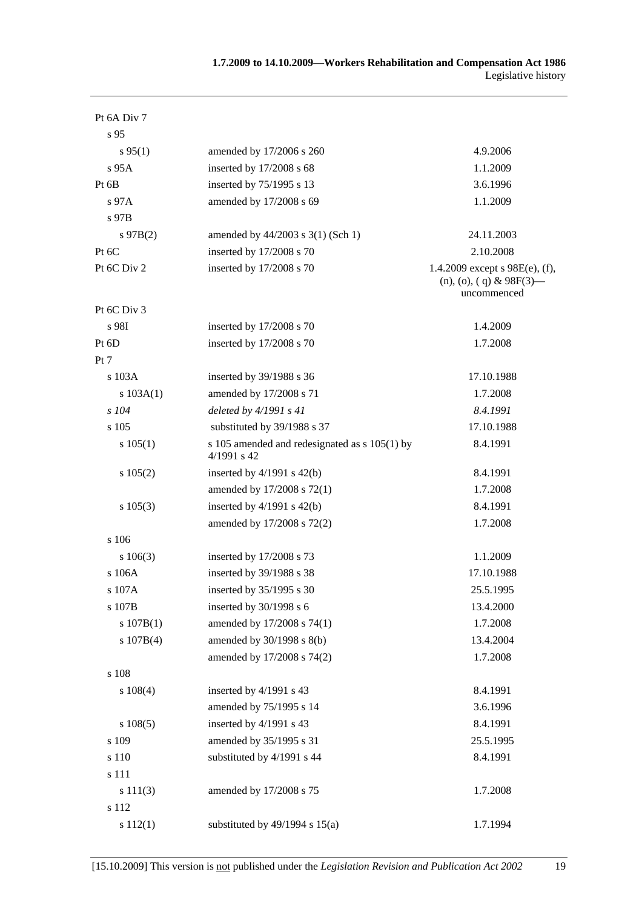| Provision | How varied | Commencement |
|---|---|---|
| Pt 6A Div 7 | | |
| s 95 | | |
| s 95(1) | amended by 17/2006 s 260 | 4.9.2006 |
| s 95A | inserted by 17/2008 s 68 | 1.1.2009 |
| Pt 6B | inserted by 75/1995 s 13 | 3.6.1996 |
| s 97A | amended by 17/2008 s 69 | 1.1.2009 |
| s 97B | | |
| s 97B(2) | amended by 44/2003 s 3(1) (Sch 1) | 24.11.2003 |
| Pt 6C | inserted by 17/2008 s 70 | 2.10.2008 |
| Pt 6C Div 2 | inserted by 17/2008 s 70 | 1.4.2009 except s 98E(e), (f), (n), (o), ( q) & 98F(3)—uncommenced |
| Pt 6C Div 3 | | |
| s 98I | inserted by 17/2008 s 70 | 1.4.2009 |
| Pt 6D | inserted by 17/2008 s 70 | 1.7.2008 |
| Pt 7 | | |
| s 103A | inserted by 39/1988 s 36 | 17.10.1988 |
| s 103A(1) | amended by 17/2008 s 71 | 1.7.2008 |
| *s 104* | *deleted by 4/1991 s 41* | *8.4.1991* |
| s 105 | substituted by 39/1988 s 37 | 17.10.1988 |
| s 105(1) | s 105 amended and redesignated as s 105(1) by 4/1991 s 42 | 8.4.1991 |
| s 105(2) | inserted by 4/1991 s 42(b) | 8.4.1991 |
| | amended by 17/2008 s 72(1) | 1.7.2008 |
| s 105(3) | inserted by 4/1991 s 42(b) | 8.4.1991 |
| | amended by 17/2008 s 72(2) | 1.7.2008 |
| s 106 | | |
| s 106(3) | inserted by 17/2008 s 73 | 1.1.2009 |
| s 106A | inserted by 39/1988 s 38 | 17.10.1988 |
| s 107A | inserted by 35/1995 s 30 | 25.5.1995 |
| s 107B | inserted by 30/1998 s 6 | 13.4.2000 |
| s 107B(1) | amended by 17/2008 s 74(1) | 1.7.2008 |
| s 107B(4) | amended by 30/1998 s 8(b) | 13.4.2004 |
| | amended by 17/2008 s 74(2) | 1.7.2008 |
| s 108 | | |
| s 108(4) | inserted by 4/1991 s 43 | 8.4.1991 |
| | amended by 75/1995 s 14 | 3.6.1996 |
| s 108(5) | inserted by 4/1991 s 43 | 8.4.1991 |
| s 109 | amended by 35/1995 s 31 | 25.5.1995 |
| s 110 | substituted by 4/1991 s 44 | 8.4.1991 |
| s 111 | | |
| s 111(3) | amended by 17/2008 s 75 | 1.7.2008 |
| s 112 | | |
| s 112(1) | substituted by 49/1994 s 15(a) | 1.7.1994 |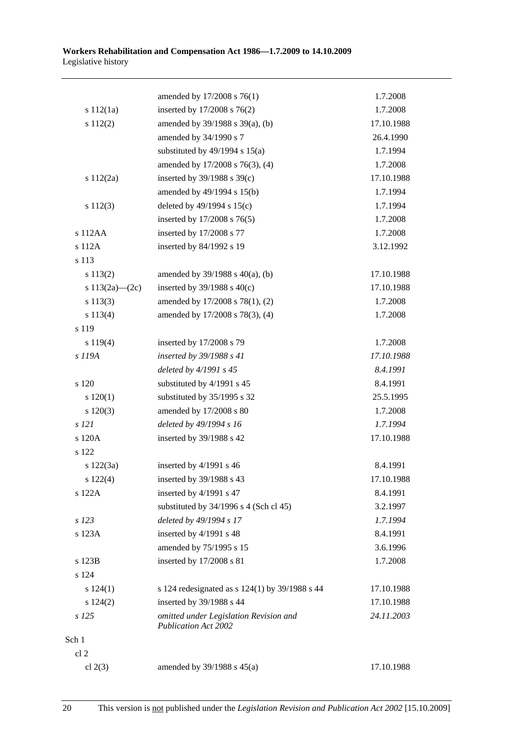| | | |
|---|---|---|
| | amended by 17/2008 s 76(1) | 1.7.2008 |
| s 112(1a) | inserted by 17/2008 s 76(2) | 1.7.2008 |
| s 112(2) | amended by 39/1988 s 39(a), (b) | 17.10.1988 |
| | amended by 34/1990 s 7 | 26.4.1990 |
| | substituted by 49/1994 s 15(a) | 1.7.1994 |
| | amended by 17/2008 s 76(3), (4) | 1.7.2008 |
| s 112(2a) | inserted by 39/1988 s 39(c) | 17.10.1988 |
| | amended by 49/1994 s 15(b) | 1.7.1994 |
| s 112(3) | deleted by 49/1994 s 15(c) | 1.7.1994 |
| | inserted by 17/2008 s 76(5) | 1.7.2008 |
| s 112AA | inserted by 17/2008 s 77 | 1.7.2008 |
| s 112A | inserted by 84/1992 s 19 | 3.12.1992 |
| s 113 | | |
| s 113(2) | amended by 39/1988 s 40(a), (b) | 17.10.1988 |
| s 113(2a)—(2c) | inserted by 39/1988 s 40(c) | 17.10.1988 |
| s 113(3) | amended by 17/2008 s 78(1), (2) | 1.7.2008 |
| s 113(4) | amended by 17/2008 s 78(3), (4) | 1.7.2008 |
| s 119 | | |
| s 119(4) | inserted by 17/2008 s 79 | 1.7.2008 |
| *s 119A* | *inserted by 39/1988 s 41* | *17.10.1988* |
| | *deleted by 4/1991 s 45* | *8.4.1991* |
| s 120 | substituted by 4/1991 s 45 | 8.4.1991 |
| s 120(1) | substituted by 35/1995 s 32 | 25.5.1995 |
| s 120(3) | amended by 17/2008 s 80 | 1.7.2008 |
| *s 121* | *deleted by 49/1994 s 16* | *1.7.1994* |
| s 120A | inserted by 39/1988 s 42 | 17.10.1988 |
| s 122 | | |
| s 122(3a) | inserted by 4/1991 s 46 | 8.4.1991 |
| s 122(4) | inserted by 39/1988 s 43 | 17.10.1988 |
| s 122A | inserted by 4/1991 s 47 | 8.4.1991 |
| | substituted by 34/1996 s 4 (Sch cl 45) | 3.2.1997 |
| *s 123* | *deleted by 49/1994 s 17* | *1.7.1994* |
| s 123A | inserted by 4/1991 s 48 | 8.4.1991 |
| | amended by 75/1995 s 15 | 3.6.1996 |
| s 123B | inserted by 17/2008 s 81 | 1.7.2008 |
| s 124 | | |
| s 124(1) | s 124 redesignated as s 124(1) by 39/1988 s 44 | 17.10.1988 |
| s 124(2) | inserted by 39/1988 s 44 | 17.10.1988 |
| *s 125* | *omitted under Legislation Revision and Publication Act 2002* | *24.11.2003* |
| Sch 1 | | |
| cl 2 | | |
| cl 2(3) | amended by 39/1988 s 45(a) | 17.10.1988 |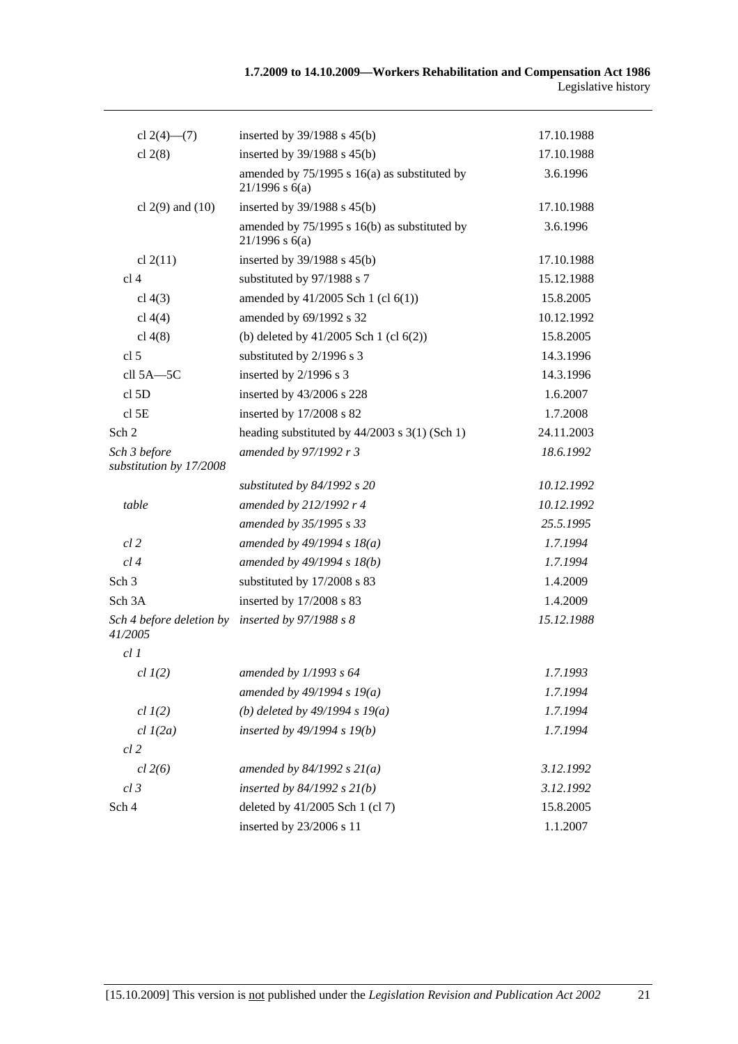| | | |
|---|---|---|
| cl 2(4)—(7) | inserted by 39/1988 s 45(b) | 17.10.1988 |
| cl 2(8) | inserted by 39/1988 s 45(b) | 17.10.1988 |
| | amended by 75/1995 s 16(a) as substituted by 21/1996 s 6(a) | 3.6.1996 |
| cl 2(9) and (10) | inserted by 39/1988 s 45(b) | 17.10.1988 |
| | amended by 75/1995 s 16(b) as substituted by 21/1996 s 6(a) | 3.6.1996 |
| cl 2(11) | inserted by 39/1988 s 45(b) | 17.10.1988 |
| cl 4 | substituted by 97/1988 s 7 | 15.12.1988 |
| cl 4(3) | amended by 41/2005 Sch 1 (cl 6(1)) | 15.8.2005 |
| cl 4(4) | amended by 69/1992 s 32 | 10.12.1992 |
| cl 4(8) | (b) deleted by 41/2005 Sch 1 (cl 6(2)) | 15.8.2005 |
| cl 5 | substituted by 2/1996 s 3 | 14.3.1996 |
| cll 5A—5C | inserted by 2/1996 s 3 | 14.3.1996 |
| cl 5D | inserted by 43/2006 s 228 | 1.6.2007 |
| cl 5E | inserted by 17/2008 s 82 | 1.7.2008 |
| Sch 2 | heading substituted by 44/2003 s 3(1) (Sch 1) | 24.11.2003 |
| *Sch 3 before substitution by 17/2008* | *amended by 97/1992 r 3* | *18.6.1992* |
| | *substituted by 84/1992 s 20* | *10.12.1992* |
| *table* | *amended by 212/1992 r 4* | *10.12.1992* |
| | *amended by 35/1995 s 33* | *25.5.1995* |
| *cl 2* | *amended by 49/1994 s 18(a)* | *1.7.1994* |
| *cl 4* | *amended by 49/1994 s 18(b)* | *1.7.1994* |
| Sch 3 | substituted by 17/2008 s 83 | 1.4.2009 |
| Sch 3A | inserted by 17/2008 s 83 | 1.4.2009 |
| *Sch 4 before deletion by 41/2005* | *inserted by 97/1988 s 8* | *15.12.1988* |
| *cl 1* | | |
| *cl 1(2)* | *amended by 1/1993 s 64* | *1.7.1993* |
| | *amended by 49/1994 s 19(a)* | *1.7.1994* |
| *cl 1(2)* | *(b) deleted by 49/1994 s 19(a)* | *1.7.1994* |
| *cl 1(2a)* | *inserted by 49/1994 s 19(b)* | *1.7.1994* |
| *cl 2* | | |
| *cl 2(6)* | *amended by 84/1992 s 21(a)* | *3.12.1992* |
| *cl 3* | *inserted by 84/1992 s 21(b)* | *3.12.1992* |
| Sch 4 | deleted by 41/2005 Sch 1 (cl 7) | 15.8.2005 |
| | inserted by 23/2006 s 11 | 1.1.2007 |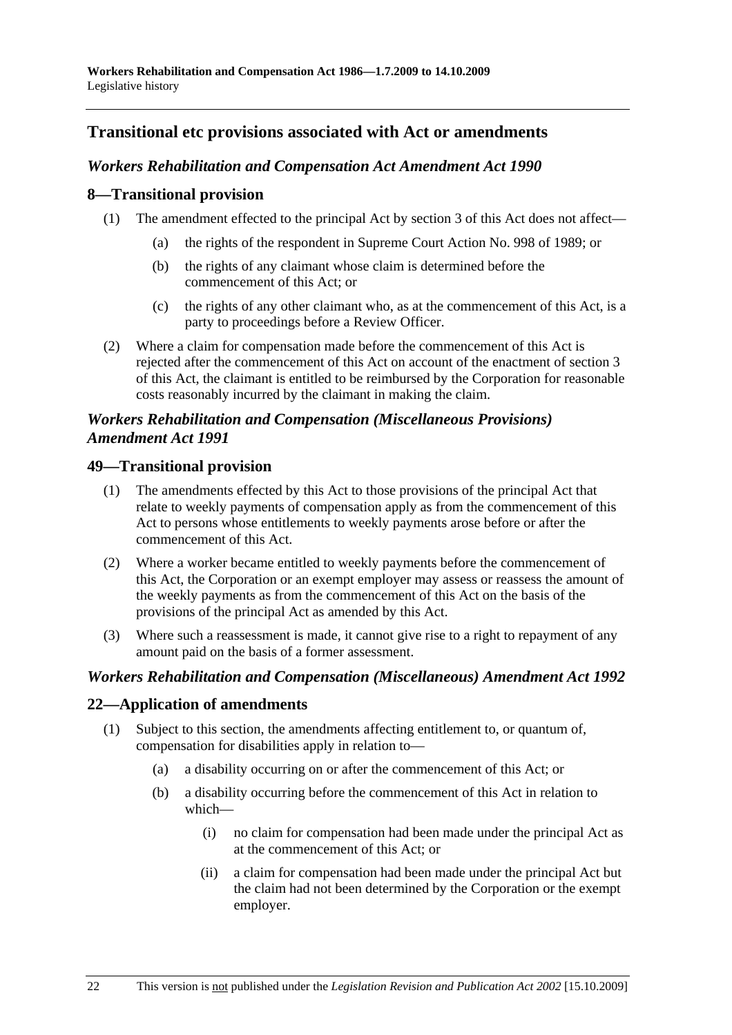## Transitional etc provisions associated with Act or amendments

### *Workers Rehabilitation and Compensation Act Amendment Act 1990*

### 8—Transitional provision

(1) The amendment effected to the principal Act by section 3 of this Act does not affect—

  (a) the rights of the respondent in Supreme Court Action No. 998 of 1989; or

  (b) the rights of any claimant whose claim is determined before the commencement of this Act; or

  (c) the rights of any other claimant who, as at the commencement of this Act, is a party to proceedings before a Review Officer.

(2) Where a claim for compensation made before the commencement of this Act is rejected after the commencement of this Act on account of the enactment of section 3 of this Act, the claimant is entitled to be reimbursed by the Corporation for reasonable costs reasonably incurred by the claimant in making the claim.

### *Workers Rehabilitation and Compensation (Miscellaneous Provisions) Amendment Act 1991*

### 49—Transitional provision

(1) The amendments effected by this Act to those provisions of the principal Act that relate to weekly payments of compensation apply as from the commencement of this Act to persons whose entitlements to weekly payments arose before or after the commencement of this Act.

(2) Where a worker became entitled to weekly payments before the commencement of this Act, the Corporation or an exempt employer may assess or reassess the amount of the weekly payments as from the commencement of this Act on the basis of the provisions of the principal Act as amended by this Act.

(3) Where such a reassessment is made, it cannot give rise to a right to repayment of any amount paid on the basis of a former assessment.

### *Workers Rehabilitation and Compensation (Miscellaneous) Amendment Act 1992*

### 22—Application of amendments

(1) Subject to this section, the amendments affecting entitlement to, or quantum of, compensation for disabilities apply in relation to—

  (a) a disability occurring on or after the commencement of this Act; or

  (b) a disability occurring before the commencement of this Act in relation to which—

    (i) no claim for compensation had been made under the principal Act as at the commencement of this Act; or

    (ii) a claim for compensation had been made under the principal Act but the claim had not been determined by the Corporation or the exempt employer.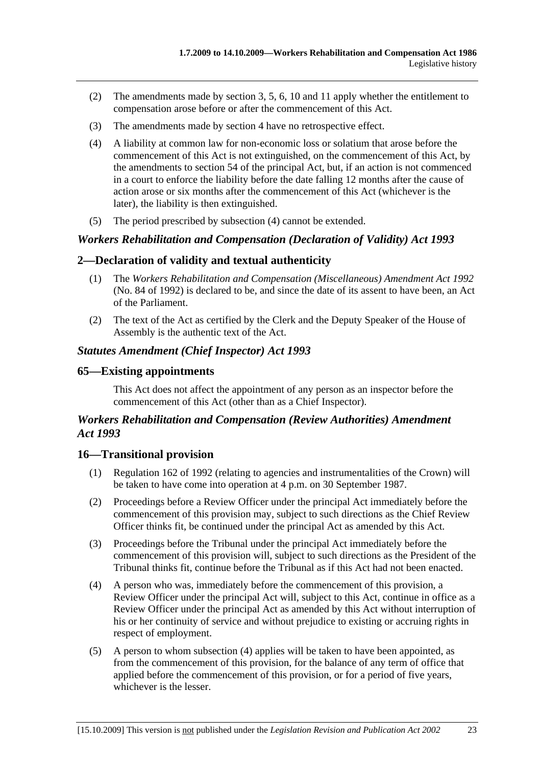(2) The amendments made by section 3, 5, 6, 10 and 11 apply whether the entitlement to compensation arose before or after the commencement of this Act.

(3) The amendments made by section 4 have no retrospective effect.

(4) A liability at common law for non-economic loss or solatium that arose before the commencement of this Act is not extinguished, on the commencement of this Act, by the amendments to section 54 of the principal Act, but, if an action is not commenced in a court to enforce the liability before the date falling 12 months after the cause of action arose or six months after the commencement of this Act (whichever is the later), the liability is then extinguished.

(5) The period prescribed by subsection (4) cannot be extended.

### *Workers Rehabilitation and Compensation (Declaration of Validity) Act 1993*

## 2—Declaration of validity and textual authenticity

(1) The *Workers Rehabilitation and Compensation (Miscellaneous) Amendment Act 1992* (No. 84 of 1992) is declared to be, and since the date of its assent to have been, an Act of the Parliament.

(2) The text of the Act as certified by the Clerk and the Deputy Speaker of the House of Assembly is the authentic text of the Act.

### *Statutes Amendment (Chief Inspector) Act 1993*

## 65—Existing appointments

This Act does not affect the appointment of any person as an inspector before the commencement of this Act (other than as a Chief Inspector).

### *Workers Rehabilitation and Compensation (Review Authorities) Amendment Act 1993*

## 16—Transitional provision

(1) Regulation 162 of 1992 (relating to agencies and instrumentalities of the Crown) will be taken to have come into operation at 4 p.m. on 30 September 1987.

(2) Proceedings before a Review Officer under the principal Act immediately before the commencement of this provision may, subject to such directions as the Chief Review Officer thinks fit, be continued under the principal Act as amended by this Act.

(3) Proceedings before the Tribunal under the principal Act immediately before the commencement of this provision will, subject to such directions as the President of the Tribunal thinks fit, continue before the Tribunal as if this Act had not been enacted.

(4) A person who was, immediately before the commencement of this provision, a Review Officer under the principal Act will, subject to this Act, continue in office as a Review Officer under the principal Act as amended by this Act without interruption of his or her continuity of service and without prejudice to existing or accruing rights in respect of employment.

(5) A person to whom subsection (4) applies will be taken to have been appointed, as from the commencement of this provision, for the balance of any term of office that applied before the commencement of this provision, or for a period of five years, whichever is the lesser.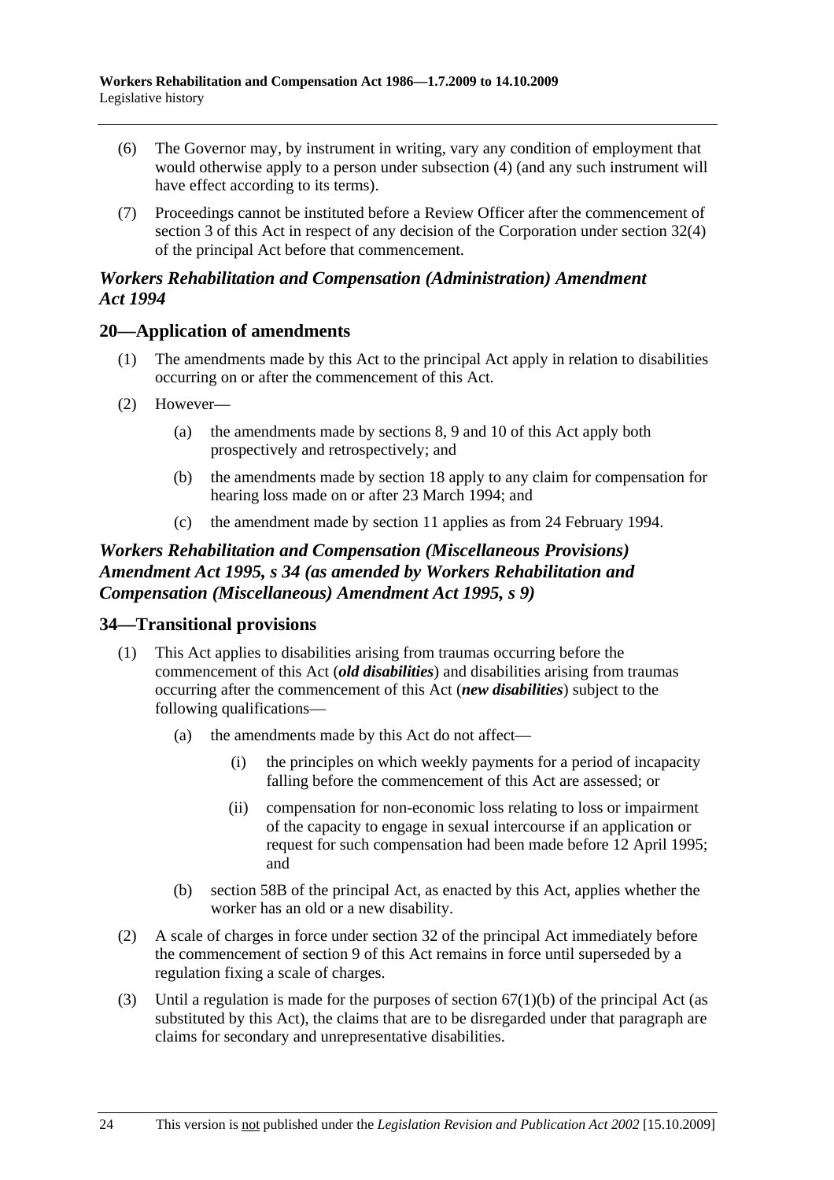(6) The Governor may, by instrument in writing, vary any condition of employment that would otherwise apply to a person under subsection (4) (and any such instrument will have effect according to its terms).

(7) Proceedings cannot be instituted before a Review Officer after the commencement of section 3 of this Act in respect of any decision of the Corporation under section 32(4) of the principal Act before that commencement.

### *Workers Rehabilitation and Compensation (Administration) Amendment Act 1994*

## 20—Application of amendments

(1) The amendments made by this Act to the principal Act apply in relation to disabilities occurring on or after the commencement of this Act.

(2) However—

  (a) the amendments made by sections 8, 9 and 10 of this Act apply both prospectively and retrospectively; and

  (b) the amendments made by section 18 apply to any claim for compensation for hearing loss made on or after 23 March 1994; and

  (c) the amendment made by section 11 applies as from 24 February 1994.

### *Workers Rehabilitation and Compensation (Miscellaneous Provisions) Amendment Act 1995, s 34 (as amended by Workers Rehabilitation and Compensation (Miscellaneous) Amendment Act 1995, s 9)*

## 34—Transitional provisions

(1) This Act applies to disabilities arising from traumas occurring before the commencement of this Act (***old disabilities***) and disabilities arising from traumas occurring after the commencement of this Act (***new disabilities***) subject to the following qualifications—

  (a) the amendments made by this Act do not affect—

    (i) the principles on which weekly payments for a period of incapacity falling before the commencement of this Act are assessed; or

    (ii) compensation for non-economic loss relating to loss or impairment of the capacity to engage in sexual intercourse if an application or request for such compensation had been made before 12 April 1995; and

  (b) section 58B of the principal Act, as enacted by this Act, applies whether the worker has an old or a new disability.

(2) A scale of charges in force under section 32 of the principal Act immediately before the commencement of section 9 of this Act remains in force until superseded by a regulation fixing a scale of charges.

(3) Until a regulation is made for the purposes of section 67(1)(b) of the principal Act (as substituted by this Act), the claims that are to be disregarded under that paragraph are claims for secondary and unrepresentative disabilities.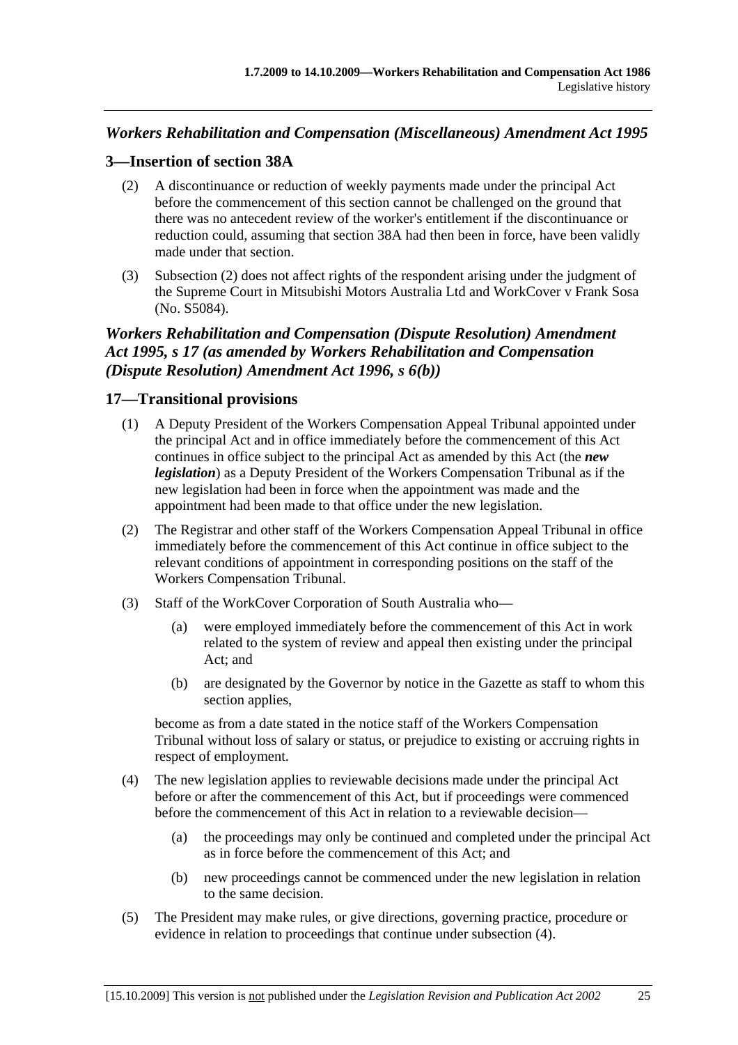## *Workers Rehabilitation and Compensation (Miscellaneous) Amendment Act 1995*

### 3—Insertion of section 38A

(2) A discontinuance or reduction of weekly payments made under the principal Act before the commencement of this section cannot be challenged on the ground that there was no antecedent review of the worker's entitlement if the discontinuance or reduction could, assuming that section 38A had then been in force, have been validly made under that section.

(3) Subsection (2) does not affect rights of the respondent arising under the judgment of the Supreme Court in Mitsubishi Motors Australia Ltd and WorkCover v Frank Sosa (No. S5084).

## *Workers Rehabilitation and Compensation (Dispute Resolution) Amendment Act 1995, s 17 (as amended by Workers Rehabilitation and Compensation (Dispute Resolution) Amendment Act 1996, s 6(b))*

### 17—Transitional provisions

(1) A Deputy President of the Workers Compensation Appeal Tribunal appointed under the principal Act and in office immediately before the commencement of this Act continues in office subject to the principal Act as amended by this Act (the ***new legislation***) as a Deputy President of the Workers Compensation Tribunal as if the new legislation had been in force when the appointment was made and the appointment had been made to that office under the new legislation.

(2) The Registrar and other staff of the Workers Compensation Appeal Tribunal in office immediately before the commencement of this Act continue in office subject to the relevant conditions of appointment in corresponding positions on the staff of the Workers Compensation Tribunal.

(3) Staff of the WorkCover Corporation of South Australia who—

(a) were employed immediately before the commencement of this Act in work related to the system of review and appeal then existing under the principal Act; and

(b) are designated by the Governor by notice in the Gazette as staff to whom this section applies,

become as from a date stated in the notice staff of the Workers Compensation Tribunal without loss of salary or status, or prejudice to existing or accruing rights in respect of employment.

(4) The new legislation applies to reviewable decisions made under the principal Act before or after the commencement of this Act, but if proceedings were commenced before the commencement of this Act in relation to a reviewable decision—

(a) the proceedings may only be continued and completed under the principal Act as in force before the commencement of this Act; and

(b) new proceedings cannot be commenced under the new legislation in relation to the same decision.

(5) The President may make rules, or give directions, governing practice, procedure or evidence in relation to proceedings that continue under subsection (4).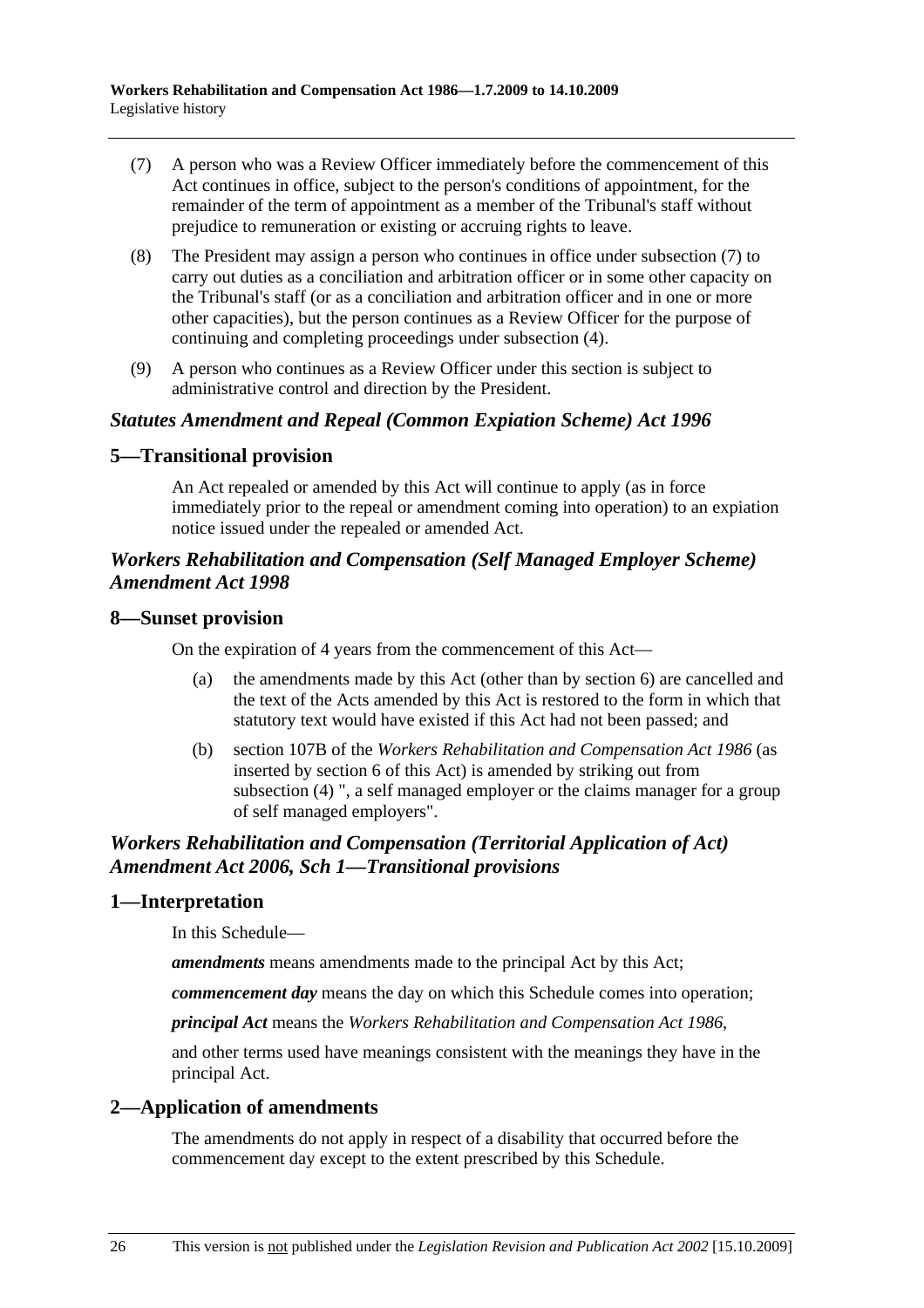(7) A person who was a Review Officer immediately before the commencement of this Act continues in office, subject to the person's conditions of appointment, for the remainder of the term of appointment as a member of the Tribunal's staff without prejudice to remuneration or existing or accruing rights to leave.

(8) The President may assign a person who continues in office under subsection (7) to carry out duties as a conciliation and arbitration officer or in some other capacity on the Tribunal's staff (or as a conciliation and arbitration officer and in one or more other capacities), but the person continues as a Review Officer for the purpose of continuing and completing proceedings under subsection (4).

(9) A person who continues as a Review Officer under this section is subject to administrative control and direction by the President.

### *Statutes Amendment and Repeal (Common Expiation Scheme) Act 1996*

## 5—Transitional provision

An Act repealed or amended by this Act will continue to apply (as in force immediately prior to the repeal or amendment coming into operation) to an expiation notice issued under the repealed or amended Act.

### *Workers Rehabilitation and Compensation (Self Managed Employer Scheme) Amendment Act 1998*

## 8—Sunset provision

On the expiration of 4 years from the commencement of this Act—

(a) the amendments made by this Act (other than by section 6) are cancelled and the text of the Acts amended by this Act is restored to the form in which that statutory text would have existed if this Act had not been passed; and

(b) section 107B of the *Workers Rehabilitation and Compensation Act 1986* (as inserted by section 6 of this Act) is amended by striking out from subsection (4) ", a self managed employer or the claims manager for a group of self managed employers".

### *Workers Rehabilitation and Compensation (Territorial Application of Act) Amendment Act 2006, Sch 1—Transitional provisions*

## 1—Interpretation

In this Schedule—

***amendments*** means amendments made to the principal Act by this Act;

***commencement day*** means the day on which this Schedule comes into operation;

***principal Act*** means the *Workers Rehabilitation and Compensation Act 1986*,

and other terms used have meanings consistent with the meanings they have in the principal Act.

## 2—Application of amendments

The amendments do not apply in respect of a disability that occurred before the commencement day except to the extent prescribed by this Schedule.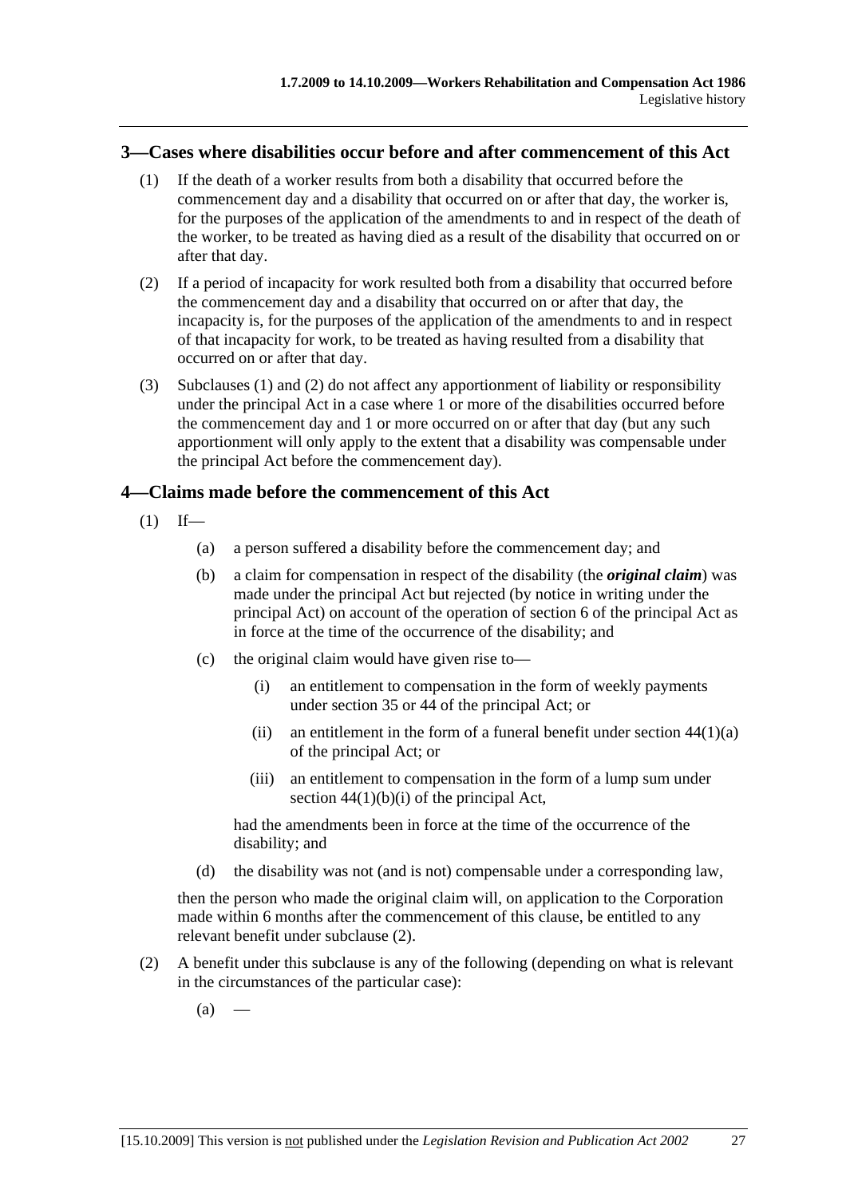## 3—Cases where disabilities occur before and after commencement of this Act

(1) If the death of a worker results from both a disability that occurred before the commencement day and a disability that occurred on or after that day, the worker is, for the purposes of the application of the amendments to and in respect of the death of the worker, to be treated as having died as a result of the disability that occurred on or after that day.

(2) If a period of incapacity for work resulted both from a disability that occurred before the commencement day and a disability that occurred on or after that day, the incapacity is, for the purposes of the application of the amendments to and in respect of that incapacity for work, to be treated as having resulted from a disability that occurred on or after that day.

(3) Subclauses (1) and (2) do not affect any apportionment of liability or responsibility under the principal Act in a case where 1 or more of the disabilities occurred before the commencement day and 1 or more occurred on or after that day (but any such apportionment will only apply to the extent that a disability was compensable under the principal Act before the commencement day).

## 4—Claims made before the commencement of this Act

(1) If—

(a) a person suffered a disability before the commencement day; and

(b) a claim for compensation in respect of the disability (the ***original claim***) was made under the principal Act but rejected (by notice in writing under the principal Act) on account of the operation of section 6 of the principal Act as in force at the time of the occurrence of the disability; and

(c) the original claim would have given rise to—

(i) an entitlement to compensation in the form of weekly payments under section 35 or 44 of the principal Act; or

(ii) an entitlement in the form of a funeral benefit under section 44(1)(a) of the principal Act; or

(iii) an entitlement to compensation in the form of a lump sum under section 44(1)(b)(i) of the principal Act,

had the amendments been in force at the time of the occurrence of the disability; and

(d) the disability was not (and is not) compensable under a corresponding law,

then the person who made the original claim will, on application to the Corporation made within 6 months after the commencement of this clause, be entitled to any relevant benefit under subclause (2).

(2) A benefit under this subclause is any of the following (depending on what is relevant in the circumstances of the particular case):

(a) —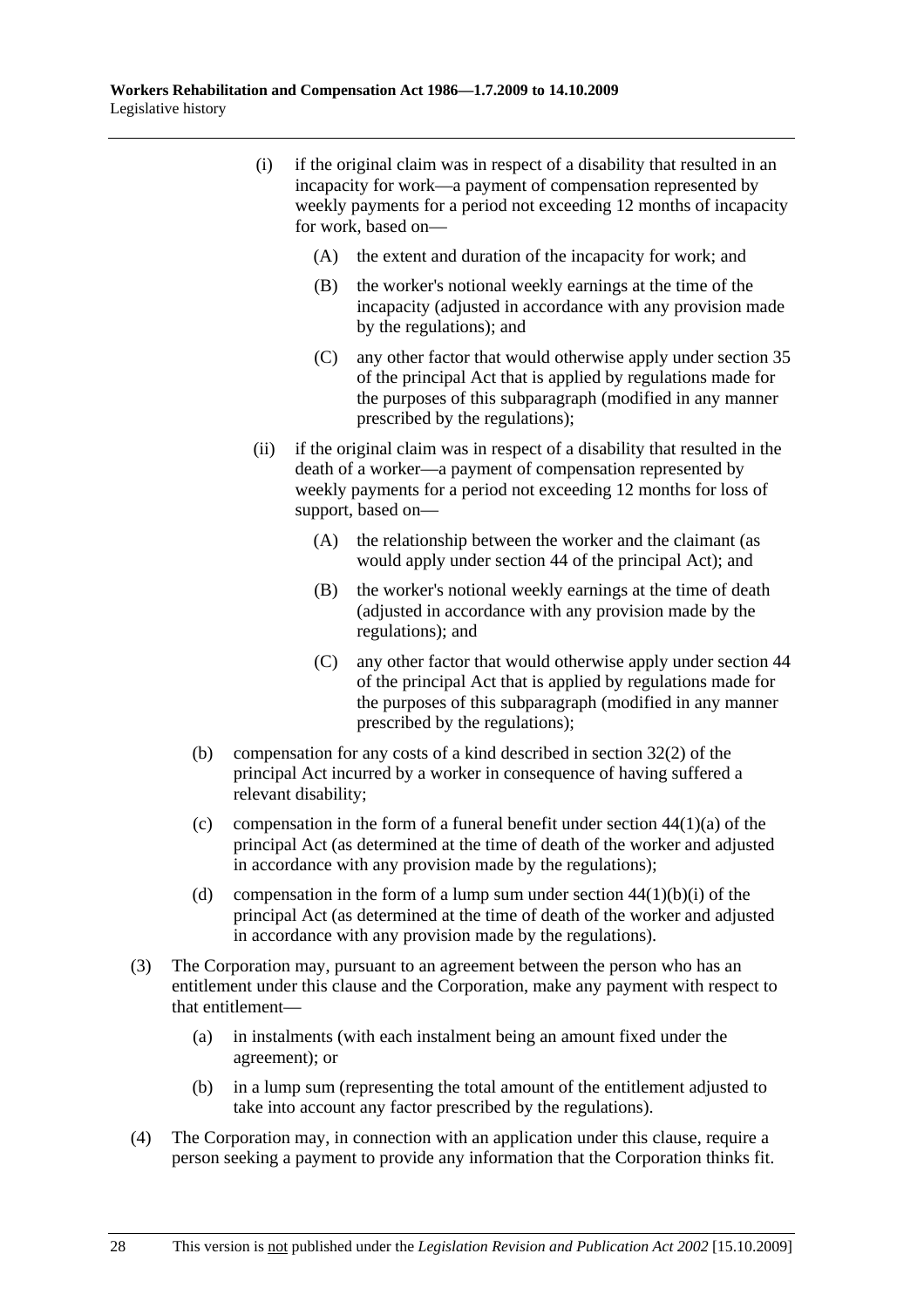(i) if the original claim was in respect of a disability that resulted in an incapacity for work—a payment of compensation represented by weekly payments for a period not exceeding 12 months of incapacity for work, based on—

(A) the extent and duration of the incapacity for work; and

(B) the worker's notional weekly earnings at the time of the incapacity (adjusted in accordance with any provision made by the regulations); and

(C) any other factor that would otherwise apply under section 35 of the principal Act that is applied by regulations made for the purposes of this subparagraph (modified in any manner prescribed by the regulations);

(ii) if the original claim was in respect of a disability that resulted in the death of a worker—a payment of compensation represented by weekly payments for a period not exceeding 12 months for loss of support, based on—

(A) the relationship between the worker and the claimant (as would apply under section 44 of the principal Act); and

(B) the worker's notional weekly earnings at the time of death (adjusted in accordance with any provision made by the regulations); and

(C) any other factor that would otherwise apply under section 44 of the principal Act that is applied by regulations made for the purposes of this subparagraph (modified in any manner prescribed by the regulations);

(b) compensation for any costs of a kind described in section 32(2) of the principal Act incurred by a worker in consequence of having suffered a relevant disability;

(c) compensation in the form of a funeral benefit under section 44(1)(a) of the principal Act (as determined at the time of death of the worker and adjusted in accordance with any provision made by the regulations);

(d) compensation in the form of a lump sum under section 44(1)(b)(i) of the principal Act (as determined at the time of death of the worker and adjusted in accordance with any provision made by the regulations).

(3) The Corporation may, pursuant to an agreement between the person who has an entitlement under this clause and the Corporation, make any payment with respect to that entitlement—

(a) in instalments (with each instalment being an amount fixed under the agreement); or

(b) in a lump sum (representing the total amount of the entitlement adjusted to take into account any factor prescribed by the regulations).

(4) The Corporation may, in connection with an application under this clause, require a person seeking a payment to provide any information that the Corporation thinks fit.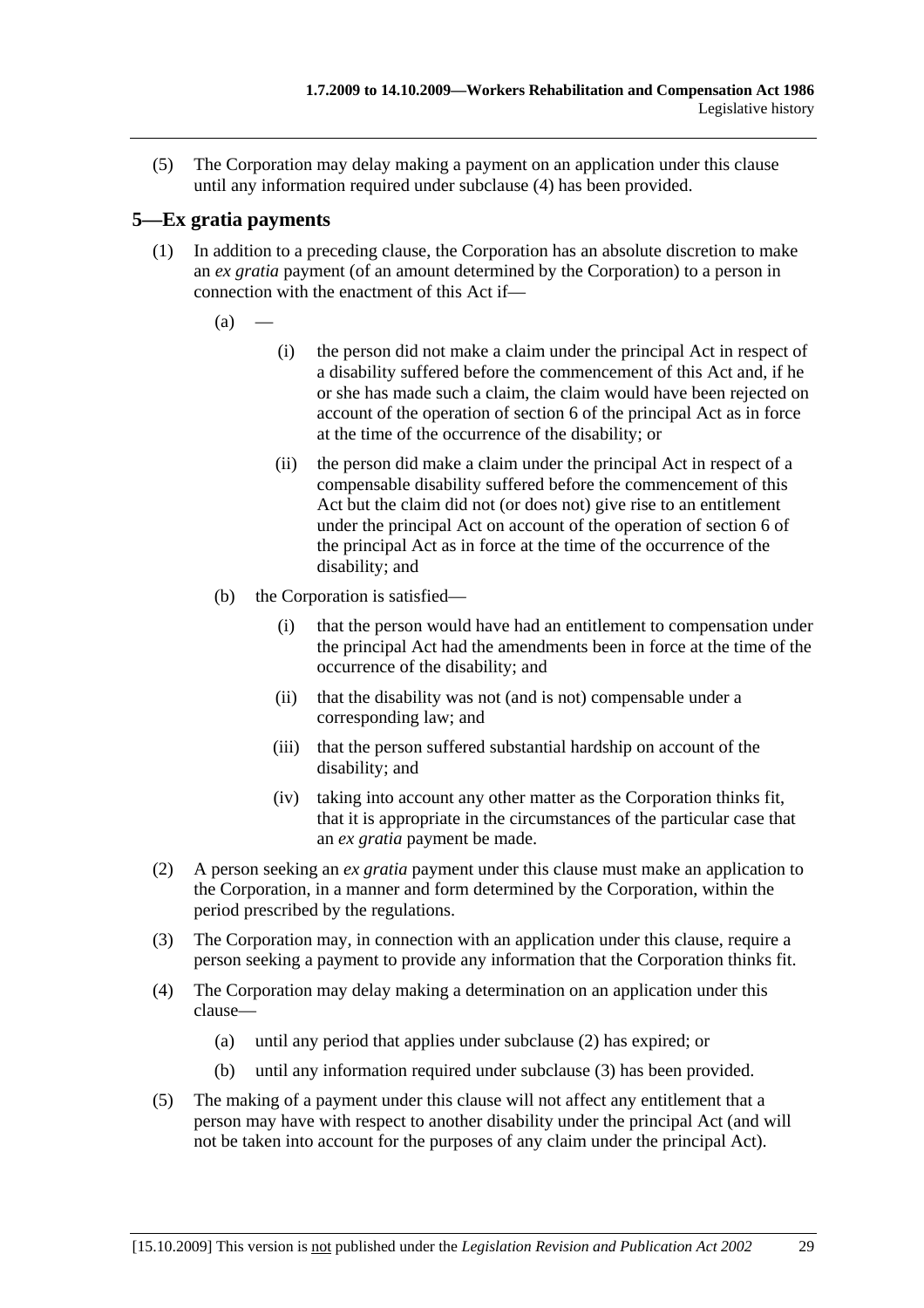(5) The Corporation may delay making a payment on an application under this clause until any information required under subclause (4) has been provided.

## 5—Ex gratia payments

(1) In addition to a preceding clause, the Corporation has an absolute discretion to make an *ex gratia* payment (of an amount determined by the Corporation) to a person in connection with the enactment of this Act if—

(a) —

(i) the person did not make a claim under the principal Act in respect of a disability suffered before the commencement of this Act and, if he or she has made such a claim, the claim would have been rejected on account of the operation of section 6 of the principal Act as in force at the time of the occurrence of the disability; or

(ii) the person did make a claim under the principal Act in respect of a compensable disability suffered before the commencement of this Act but the claim did not (or does not) give rise to an entitlement under the principal Act on account of the operation of section 6 of the principal Act as in force at the time of the occurrence of the disability; and

(b) the Corporation is satisfied—

(i) that the person would have had an entitlement to compensation under the principal Act had the amendments been in force at the time of the occurrence of the disability; and

(ii) that the disability was not (and is not) compensable under a corresponding law; and

(iii) that the person suffered substantial hardship on account of the disability; and

(iv) taking into account any other matter as the Corporation thinks fit, that it is appropriate in the circumstances of the particular case that an *ex gratia* payment be made.

(2) A person seeking an *ex gratia* payment under this clause must make an application to the Corporation, in a manner and form determined by the Corporation, within the period prescribed by the regulations.

(3) The Corporation may, in connection with an application under this clause, require a person seeking a payment to provide any information that the Corporation thinks fit.

(4) The Corporation may delay making a determination on an application under this clause—

(a) until any period that applies under subclause (2) has expired; or

(b) until any information required under subclause (3) has been provided.

(5) The making of a payment under this clause will not affect any entitlement that a person may have with respect to another disability under the principal Act (and will not be taken into account for the purposes of any claim under the principal Act).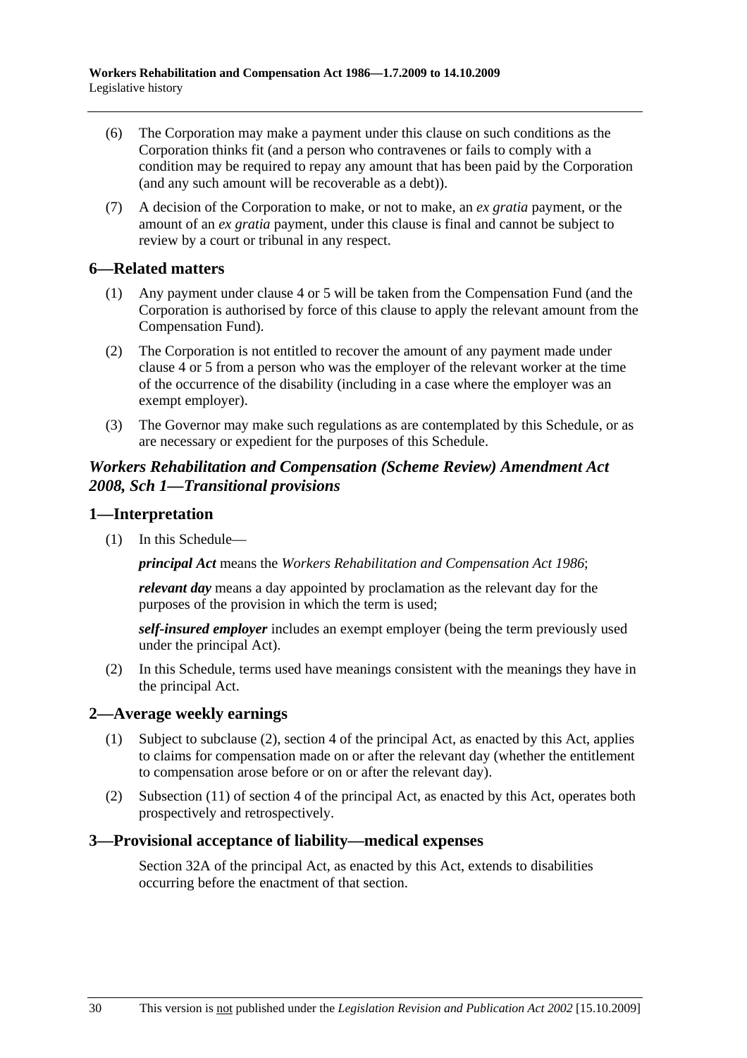(6) The Corporation may make a payment under this clause on such conditions as the Corporation thinks fit (and a person who contravenes or fails to comply with a condition may be required to repay any amount that has been paid by the Corporation (and any such amount will be recoverable as a debt)).

(7) A decision of the Corporation to make, or not to make, an *ex gratia* payment, or the amount of an *ex gratia* payment, under this clause is final and cannot be subject to review by a court or tribunal in any respect.

## 6—Related matters

(1) Any payment under clause 4 or 5 will be taken from the Compensation Fund (and the Corporation is authorised by force of this clause to apply the relevant amount from the Compensation Fund).

(2) The Corporation is not entitled to recover the amount of any payment made under clause 4 or 5 from a person who was the employer of the relevant worker at the time of the occurrence of the disability (including in a case where the employer was an exempt employer).

(3) The Governor may make such regulations as are contemplated by this Schedule, or as are necessary or expedient for the purposes of this Schedule.

## *Workers Rehabilitation and Compensation (Scheme Review) Amendment Act 2008, Sch 1—Transitional provisions*

## 1—Interpretation

(1) In this Schedule—

***principal Act*** means the *Workers Rehabilitation and Compensation Act 1986*;

***relevant day*** means a day appointed by proclamation as the relevant day for the purposes of the provision in which the term is used;

***self-insured employer*** includes an exempt employer (being the term previously used under the principal Act).

(2) In this Schedule, terms used have meanings consistent with the meanings they have in the principal Act.

## 2—Average weekly earnings

(1) Subject to subclause (2), section 4 of the principal Act, as enacted by this Act, applies to claims for compensation made on or after the relevant day (whether the entitlement to compensation arose before or on or after the relevant day).

(2) Subsection (11) of section 4 of the principal Act, as enacted by this Act, operates both prospectively and retrospectively.

## 3—Provisional acceptance of liability—medical expenses

Section 32A of the principal Act, as enacted by this Act, extends to disabilities occurring before the enactment of that section.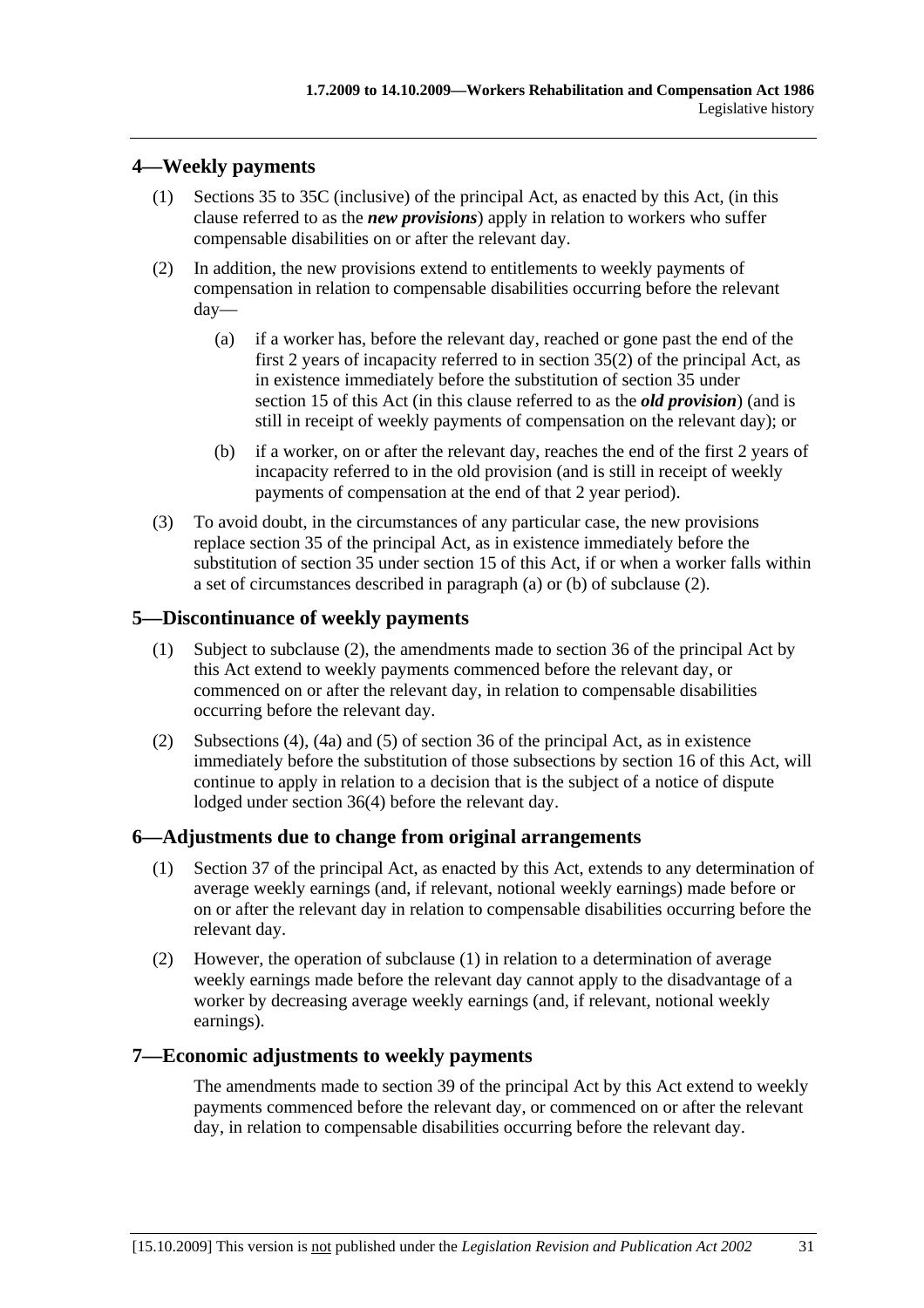## 4—Weekly payments

(1) Sections 35 to 35C (inclusive) of the principal Act, as enacted by this Act, (in this clause referred to as the ***new provisions***) apply in relation to workers who suffer compensable disabilities on or after the relevant day.

(2) In addition, the new provisions extend to entitlements to weekly payments of compensation in relation to compensable disabilities occurring before the relevant day—

(a) if a worker has, before the relevant day, reached or gone past the end of the first 2 years of incapacity referred to in section 35(2) of the principal Act, as in existence immediately before the substitution of section 35 under section 15 of this Act (in this clause referred to as the ***old provision***) (and is still in receipt of weekly payments of compensation on the relevant day); or

(b) if a worker, on or after the relevant day, reaches the end of the first 2 years of incapacity referred to in the old provision (and is still in receipt of weekly payments of compensation at the end of that 2 year period).

(3) To avoid doubt, in the circumstances of any particular case, the new provisions replace section 35 of the principal Act, as in existence immediately before the substitution of section 35 under section 15 of this Act, if or when a worker falls within a set of circumstances described in paragraph (a) or (b) of subclause (2).

## 5—Discontinuance of weekly payments

(1) Subject to subclause (2), the amendments made to section 36 of the principal Act by this Act extend to weekly payments commenced before the relevant day, or commenced on or after the relevant day, in relation to compensable disabilities occurring before the relevant day.

(2) Subsections (4), (4a) and (5) of section 36 of the principal Act, as in existence immediately before the substitution of those subsections by section 16 of this Act, will continue to apply in relation to a decision that is the subject of a notice of dispute lodged under section 36(4) before the relevant day.

## 6—Adjustments due to change from original arrangements

(1) Section 37 of the principal Act, as enacted by this Act, extends to any determination of average weekly earnings (and, if relevant, notional weekly earnings) made before or on or after the relevant day in relation to compensable disabilities occurring before the relevant day.

(2) However, the operation of subclause (1) in relation to a determination of average weekly earnings made before the relevant day cannot apply to the disadvantage of a worker by decreasing average weekly earnings (and, if relevant, notional weekly earnings).

## 7—Economic adjustments to weekly payments

The amendments made to section 39 of the principal Act by this Act extend to weekly payments commenced before the relevant day, or commenced on or after the relevant day, in relation to compensable disabilities occurring before the relevant day.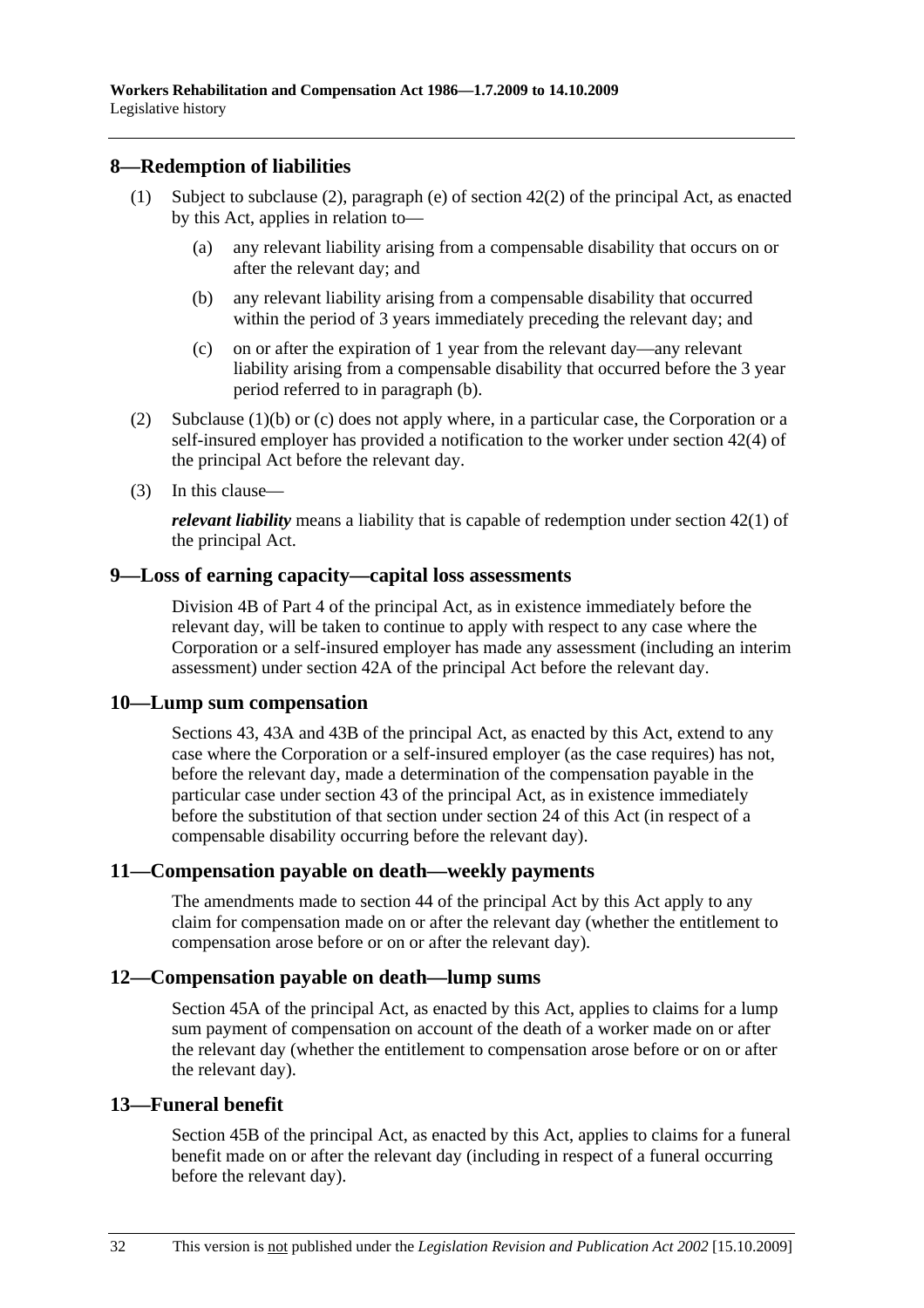## 8—Redemption of liabilities

(1) Subject to subclause (2), paragraph (e) of section 42(2) of the principal Act, as enacted by this Act, applies in relation to—

(a) any relevant liability arising from a compensable disability that occurs on or after the relevant day; and

(b) any relevant liability arising from a compensable disability that occurred within the period of 3 years immediately preceding the relevant day; and

(c) on or after the expiration of 1 year from the relevant day—any relevant liability arising from a compensable disability that occurred before the 3 year period referred to in paragraph (b).

(2) Subclause (1)(b) or (c) does not apply where, in a particular case, the Corporation or a self-insured employer has provided a notification to the worker under section 42(4) of the principal Act before the relevant day.

(3) In this clause—

***relevant liability*** means a liability that is capable of redemption under section 42(1) of the principal Act.

## 9—Loss of earning capacity—capital loss assessments

Division 4B of Part 4 of the principal Act, as in existence immediately before the relevant day, will be taken to continue to apply with respect to any case where the Corporation or a self-insured employer has made any assessment (including an interim assessment) under section 42A of the principal Act before the relevant day.

## 10—Lump sum compensation

Sections 43, 43A and 43B of the principal Act, as enacted by this Act, extend to any case where the Corporation or a self-insured employer (as the case requires) has not, before the relevant day, made a determination of the compensation payable in the particular case under section 43 of the principal Act, as in existence immediately before the substitution of that section under section 24 of this Act (in respect of a compensable disability occurring before the relevant day).

## 11—Compensation payable on death—weekly payments

The amendments made to section 44 of the principal Act by this Act apply to any claim for compensation made on or after the relevant day (whether the entitlement to compensation arose before or on or after the relevant day).

## 12—Compensation payable on death—lump sums

Section 45A of the principal Act, as enacted by this Act, applies to claims for a lump sum payment of compensation on account of the death of a worker made on or after the relevant day (whether the entitlement to compensation arose before or on or after the relevant day).

## 13—Funeral benefit

Section 45B of the principal Act, as enacted by this Act, applies to claims for a funeral benefit made on or after the relevant day (including in respect of a funeral occurring before the relevant day).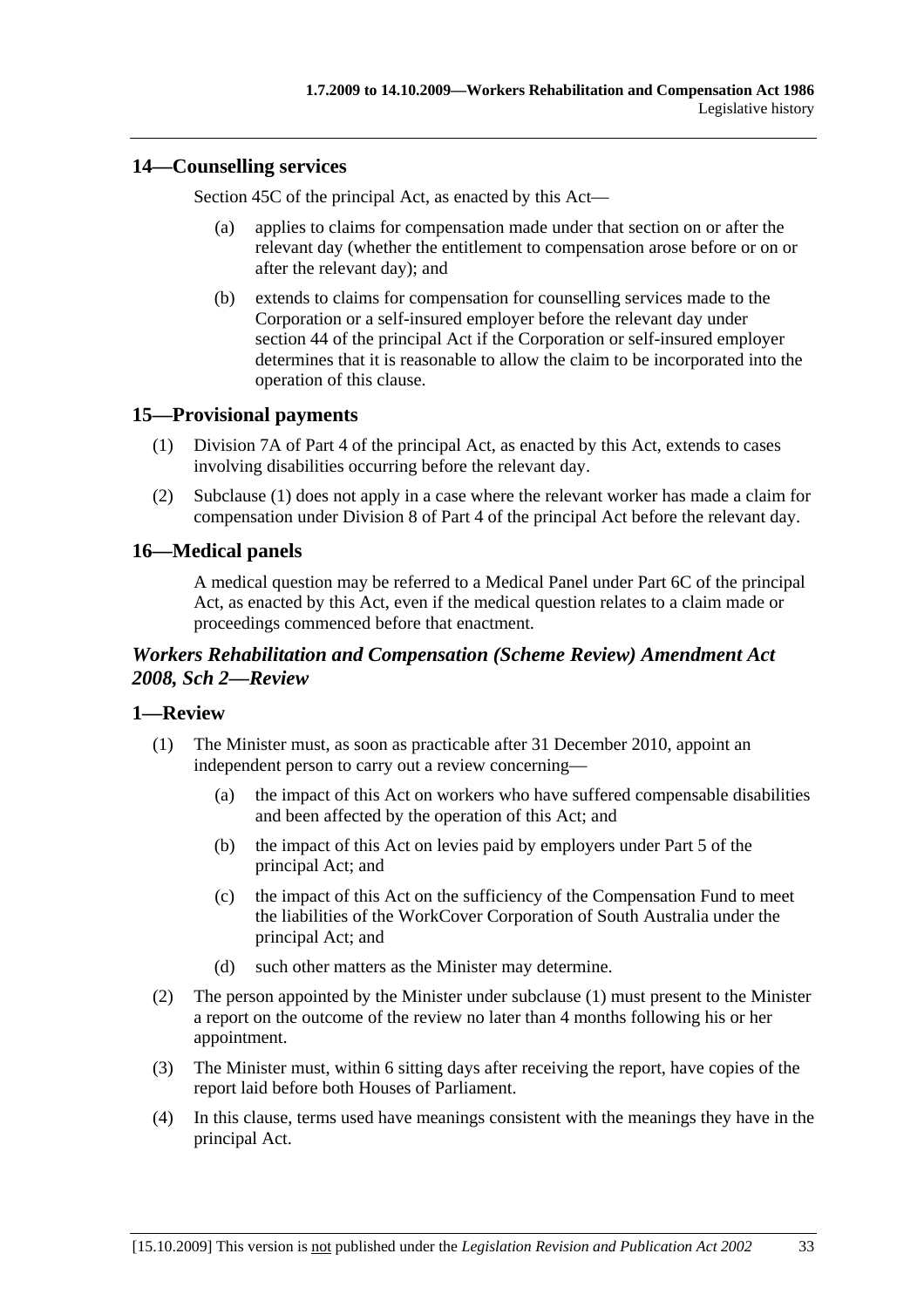## 14—Counselling services

Section 45C of the principal Act, as enacted by this Act—

(a) applies to claims for compensation made under that section on or after the relevant day (whether the entitlement to compensation arose before or on or after the relevant day); and

(b) extends to claims for compensation for counselling services made to the Corporation or a self-insured employer before the relevant day under section 44 of the principal Act if the Corporation or self-insured employer determines that it is reasonable to allow the claim to be incorporated into the operation of this clause.

## 15—Provisional payments

(1) Division 7A of Part 4 of the principal Act, as enacted by this Act, extends to cases involving disabilities occurring before the relevant day.

(2) Subclause (1) does not apply in a case where the relevant worker has made a claim for compensation under Division 8 of Part 4 of the principal Act before the relevant day.

## 16—Medical panels

A medical question may be referred to a Medical Panel under Part 6C of the principal Act, as enacted by this Act, even if the medical question relates to a claim made or proceedings commenced before that enactment.

### *Workers Rehabilitation and Compensation (Scheme Review) Amendment Act 2008, Sch 2—Review*

## 1—Review

(1) The Minister must, as soon as practicable after 31 December 2010, appoint an independent person to carry out a review concerning—

(a) the impact of this Act on workers who have suffered compensable disabilities and been affected by the operation of this Act; and

(b) the impact of this Act on levies paid by employers under Part 5 of the principal Act; and

(c) the impact of this Act on the sufficiency of the Compensation Fund to meet the liabilities of the WorkCover Corporation of South Australia under the principal Act; and

(d) such other matters as the Minister may determine.

(2) The person appointed by the Minister under subclause (1) must present to the Minister a report on the outcome of the review no later than 4 months following his or her appointment.

(3) The Minister must, within 6 sitting days after receiving the report, have copies of the report laid before both Houses of Parliament.

(4) In this clause, terms used have meanings consistent with the meanings they have in the principal Act.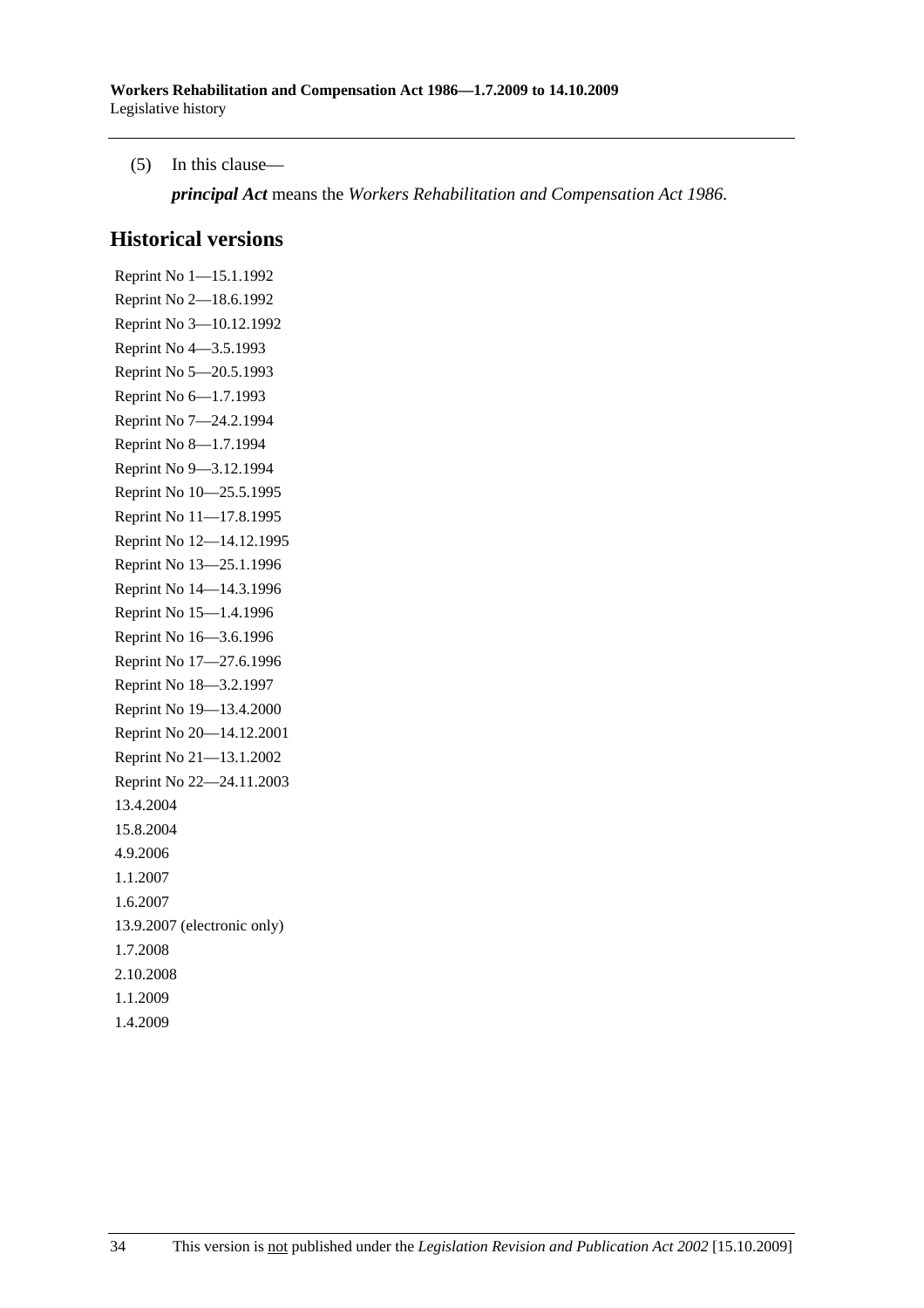(5) In this clause—

***principal Act*** means the *Workers Rehabilitation and Compensation Act 1986*.

## Historical versions

Reprint No 1—15.1.1992

Reprint No 2—18.6.1992

Reprint No 3—10.12.1992

Reprint No 4—3.5.1993

Reprint No 5—20.5.1993

Reprint No 6—1.7.1993

Reprint No 7—24.2.1994

Reprint No 8—1.7.1994

Reprint No 9—3.12.1994

Reprint No 10—25.5.1995

Reprint No 11—17.8.1995

Reprint No 12—14.12.1995

Reprint No 13—25.1.1996

Reprint No 14—14.3.1996

Reprint No 15—1.4.1996

Reprint No 16—3.6.1996

Reprint No 17—27.6.1996

Reprint No 18—3.2.1997

Reprint No 19—13.4.2000

Reprint No 20—14.12.2001

Reprint No 21—13.1.2002

Reprint No 22—24.11.2003

13.4.2004

15.8.2004

4.9.2006

1.1.2007

1.6.2007

13.9.2007 (electronic only)

1.7.2008

2.10.2008

1.1.2009

1.4.2009